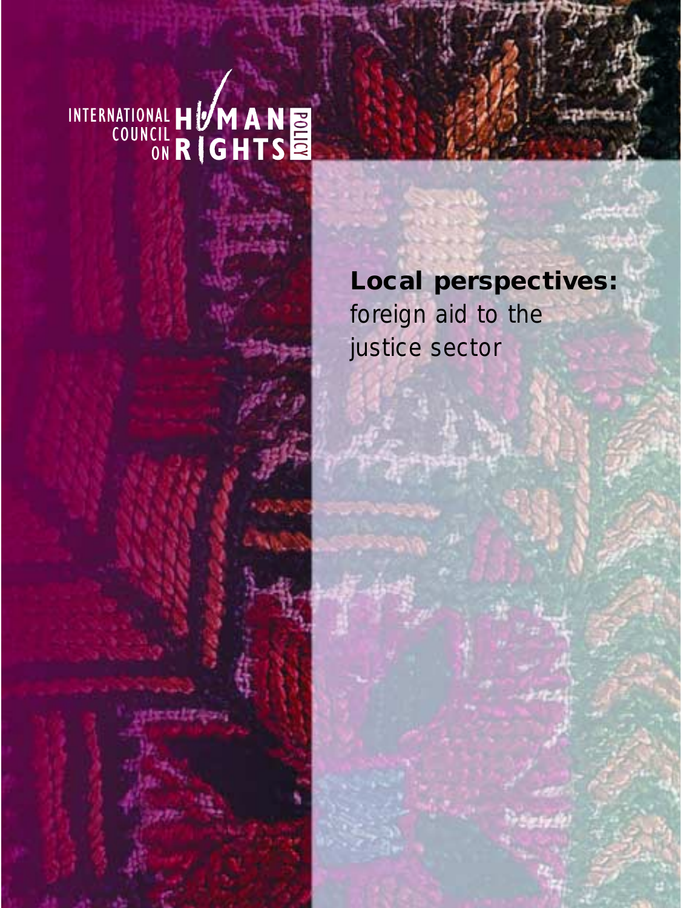INTERNATIONAL COUNCIL ON HUMAN RIGHTS POLICY

# Local perspectives:

foreign aid to the justice sector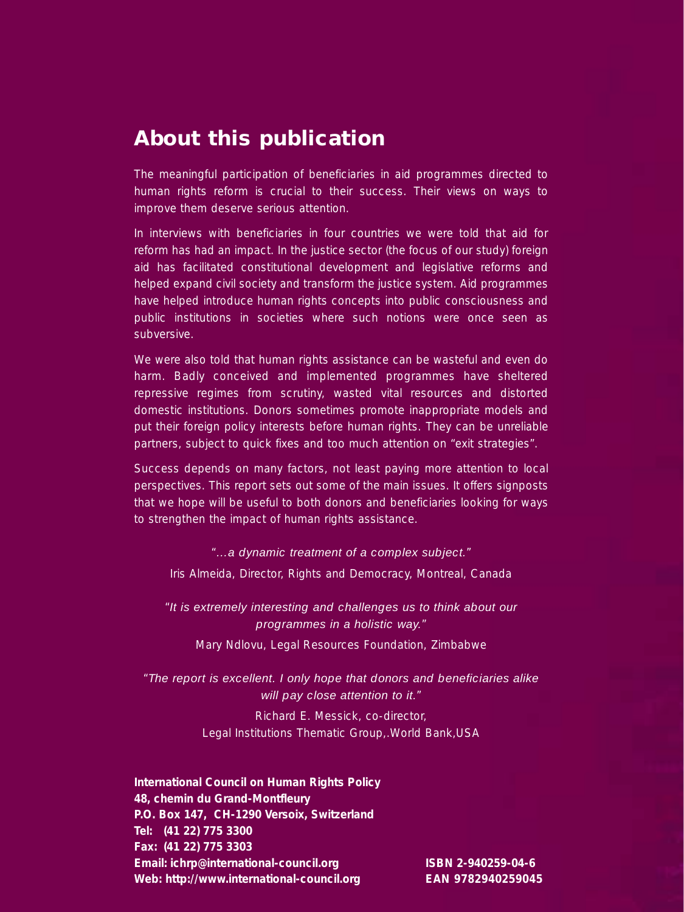## About this publication

The meaningful participation of beneficiaries in aid programmes directed to human rights reform is crucial to their success. Their views on ways to improve them deserve serious attention.

In interviews with beneficiaries in four countries we were told that aid for reform has had an impact. In the justice sector (the focus of our study) foreign aid has facilitated constitutional development and legislative reforms and helped expand civil society and transform the justice system. Aid programmes have helped introduce human rights concepts into public consciousness and public institutions in societies where such notions were once seen as subversive.

We were also told that human rights assistance can be wasteful and even do harm. Badly conceived and implemented programmes have sheltered repressive regimes from scrutiny, wasted vital resources and distorted domestic institutions. Donors sometimes promote inappropriate models and put their foreign policy interests before human rights. They can be unreliable partners, subject to quick fixes and too much attention on "exit strategies".

Success depends on many factors, not least paying more attention to local perspectives. This report sets out some of the main issues. It offers signposts that we hope will be useful to both donors and beneficiaries looking for ways to strengthen the impact of human rights assistance.

*"...a dynamic treatment of a complex subject."*

Iris Almeida, Director, Rights and Democracy, Montreal, Canada

*"It is extremely interesting and challenges us to think about our programmes in a holistic way."*

Mary Ndlovu, Legal Resources Foundation, Zimbabwe

*"The report is excellent. I only hope that donors and beneficiaries alike will pay close attention to it."*

Richard E. Messick, co-director,
Legal Institutions Thematic Group,.World Bank,USA

**International Council on Human Rights Policy**
**48, chemin du Grand-Montfleury**
**P.O. Box 147, CH-1290 Versoix, Switzerland**
**Tel: (41 22) 775 3300**
**Fax: (41 22) 775 3303**
**Email: ichrp@international-council.org**
**Web: http://www.international-council.org**

**ISBN 2-940259-04-6**
**EAN 9782940259045**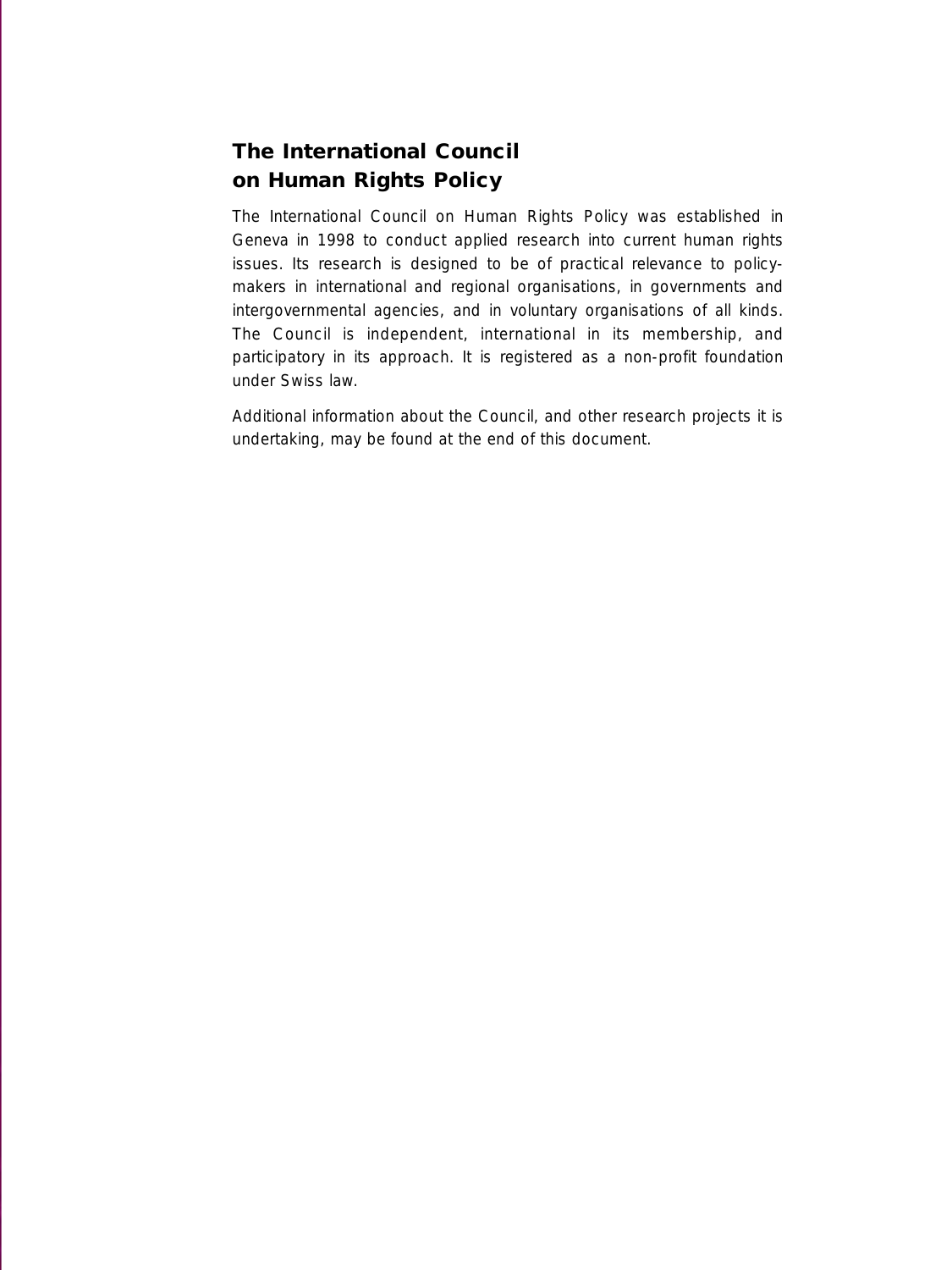## The International Council on Human Rights Policy

The International Council on Human Rights Policy was established in Geneva in 1998 to conduct applied research into current human rights issues. Its research is designed to be of practical relevance to policy-makers in international and regional organisations, in governments and intergovernmental agencies, and in voluntary organisations of all kinds. The Council is independent, international in its membership, and participatory in its approach. It is registered as a non-profit foundation under Swiss law.

Additional information about the Council, and other research projects it is undertaking, may be found at the end of this document.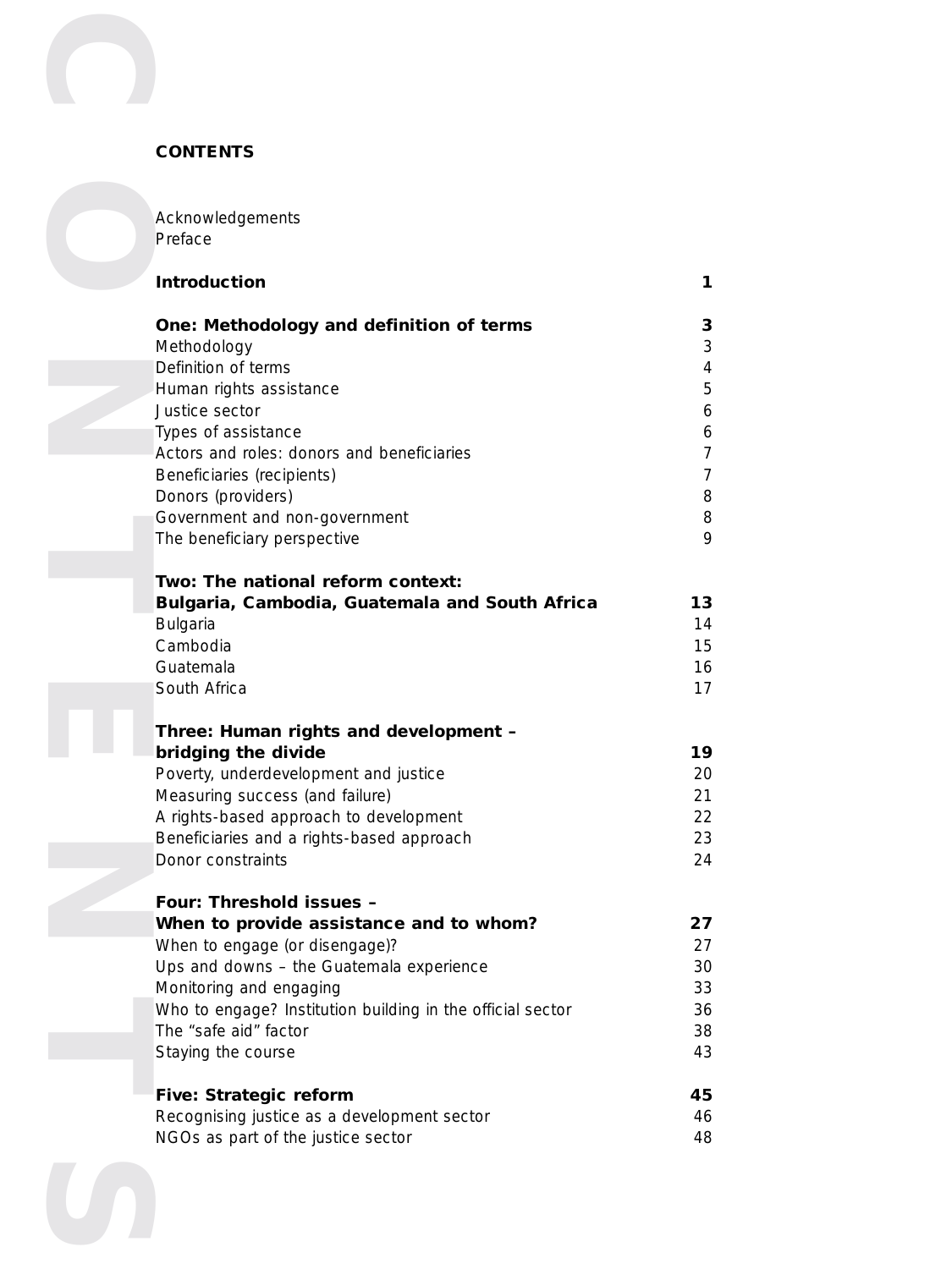# CONTENTS

| | |
|---|---|
| Acknowledgements | |
| Preface | |
| **Introduction** | **1** |
| **One: Methodology and definition of terms** | **3** |
| Methodology | 3 |
| Definition of terms | 4 |
| Human rights assistance | 5 |
| Justice sector | 6 |
| Types of assistance | 6 |
| Actors and roles: donors and beneficiaries | 7 |
| Beneficiaries (recipients) | 7 |
| Donors (providers) | 8 |
| Government and non-government | 8 |
| The beneficiary perspective | 9 |
| **Two: The national reform context: Bulgaria, Cambodia, Guatemala and South Africa** | **13** |
| Bulgaria | 14 |
| Cambodia | 15 |
| Guatemala | 16 |
| South Africa | 17 |
| **Three: Human rights and development – bridging the divide** | **19** |
| Poverty, underdevelopment and justice | 20 |
| Measuring success (and failure) | 21 |
| A rights-based approach to development | 22 |
| Beneficiaries and a rights-based approach | 23 |
| Donor constraints | 24 |
| **Four: Threshold issues – When to provide assistance and to whom?** | **27** |
| When to engage (or disengage)? | 27 |
| Ups and downs – the Guatemala experience | 30 |
| Monitoring and engaging | 33 |
| Who to engage? Institution building in the official sector | 36 |
| The "safe aid" factor | 38 |
| Staying the course | 43 |
| **Five: Strategic reform** | **45** |
| Recognising justice as a development sector | 46 |
| NGOs as part of the justice sector | 48 |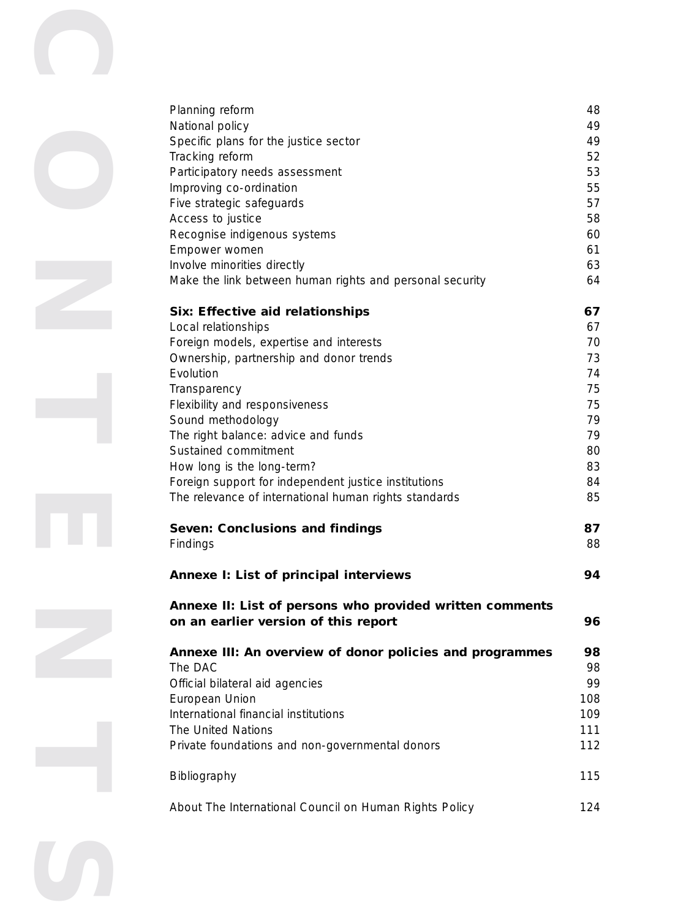| | |
|---|---|
| Planning reform | 48 |
| National policy | 49 |
| Specific plans for the justice sector | 49 |
| Tracking reform | 52 |
| Participatory needs assessment | 53 |
| Improving co-ordination | 55 |
| Five strategic safeguards | 57 |
| Access to justice | 58 |
| Recognise indigenous systems | 60 |
| Empower women | 61 |
| Involve minorities directly | 63 |
| Make the link between human rights and personal security | 64 |
| **Six: Effective aid relationships** | **67** |
| Local relationships | 67 |
| Foreign models, expertise and interests | 70 |
| Ownership, partnership and donor trends | 73 |
| Evolution | 74 |
| Transparency | 75 |
| Flexibility and responsiveness | 75 |
| Sound methodology | 79 |
| The right balance: advice and funds | 79 |
| Sustained commitment | 80 |
| How long is the long-term? | 83 |
| Foreign support for independent justice institutions | 84 |
| The relevance of international human rights standards | 85 |
| **Seven: Conclusions and findings** | **87** |
| Findings | 88 |
| **Annexe I: List of principal interviews** | **94** |
| **Annexe II: List of persons who provided written comments on an earlier version of this report** | **96** |
| **Annexe III: An overview of donor policies and programmes** | **98** |
| The DAC | 98 |
| Official bilateral aid agencies | 99 |
| European Union | 108 |
| International financial institutions | 109 |
| The United Nations | 111 |
| Private foundations and non-governmental donors | 112 |
| Bibliography | 115 |
| About The International Council on Human Rights Policy | 124 |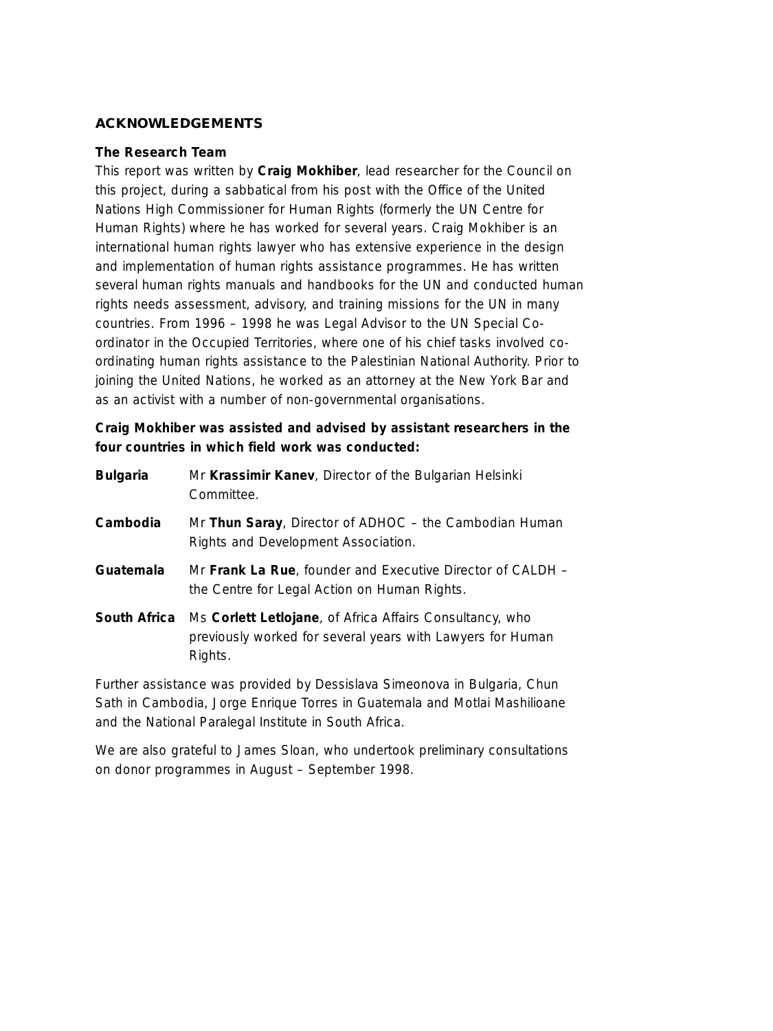## ACKNOWLEDGEMENTS

### The Research Team

This report was written by **Craig Mokhiber**, lead researcher for the Council on this project, during a sabbatical from his post with the Office of the United Nations High Commissioner for Human Rights (formerly the UN Centre for Human Rights) where he has worked for several years. Craig Mokhiber is an international human rights lawyer who has extensive experience in the design and implementation of human rights assistance programmes. He has written several human rights manuals and handbooks for the UN and conducted human rights needs assessment, advisory, and training missions for the UN in many countries. From 1996 – 1998 he was Legal Advisor to the UN Special Co-ordinator in the Occupied Territories, where one of his chief tasks involved co-ordinating human rights assistance to the Palestinian National Authority. Prior to joining the United Nations, he worked as an attorney at the New York Bar and as an activist with a number of non-governmental organisations.

**Craig Mokhiber was assisted and advised by assistant researchers in the four countries in which field work was conducted:**

| | |
|---|---|
| **Bulgaria** | Mr **Krassimir Kanev**, Director of the Bulgarian Helsinki Committee. |
| **Cambodia** | Mr **Thun Saray**, Director of ADHOC – the Cambodian Human Rights and Development Association. |
| **Guatemala** | Mr **Frank La Rue**, founder and Executive Director of CALDH – the Centre for Legal Action on Human Rights. |
| **South Africa** | Ms **Corlett Letlojane**, of Africa Affairs Consultancy, who previously worked for several years with Lawyers for Human Rights. |

Further assistance was provided by Dessislava Simeonova in Bulgaria, Chun Sath in Cambodia, Jorge Enrique Torres in Guatemala and Motlai Mashilioane and the National Paralegal Institute in South Africa.

We are also grateful to James Sloan, who undertook preliminary consultations on donor programmes in August – September 1998.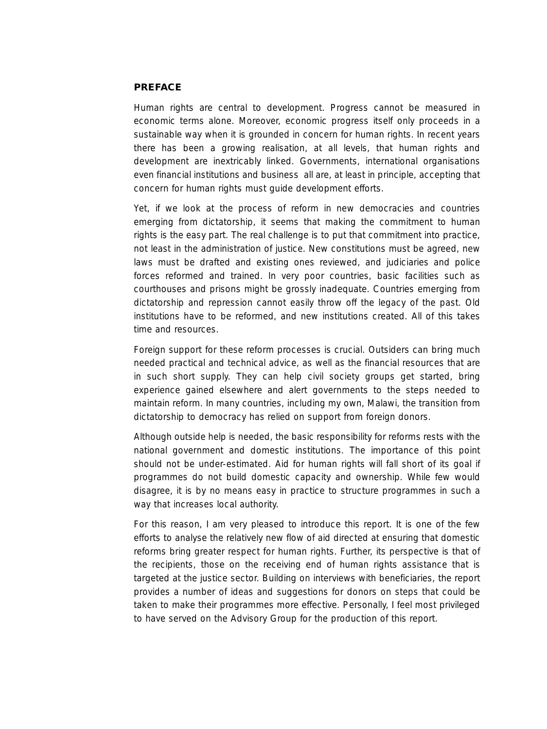## PREFACE

Human rights are central to development. Progress cannot be measured in economic terms alone. Moreover, economic progress itself only proceeds in a sustainable way when it is grounded in concern for human rights. In recent years there has been a growing realisation, at all levels, that human rights and development are inextricably linked. Governments, international organisations even financial institutions and business all are, at least in principle, accepting that concern for human rights must guide development efforts.

Yet, if we look at the process of reform in new democracies and countries emerging from dictatorship, it seems that making the commitment to human rights is the easy part. The real challenge is to put that commitment into practice, not least in the administration of justice. New constitutions must be agreed, new laws must be drafted and existing ones reviewed, and judiciaries and police forces reformed and trained. In very poor countries, basic facilities such as courthouses and prisons might be grossly inadequate. Countries emerging from dictatorship and repression cannot easily throw off the legacy of the past. Old institutions have to be reformed, and new institutions created. All of this takes time and resources.

Foreign support for these reform processes is crucial. Outsiders can bring much needed practical and technical advice, as well as the financial resources that are in such short supply. They can help civil society groups get started, bring experience gained elsewhere and alert governments to the steps needed to maintain reform. In many countries, including my own, Malawi, the transition from dictatorship to democracy has relied on support from foreign donors.

Although outside help is needed, the basic responsibility for reforms rests with the national government and domestic institutions. The importance of this point should not be under-estimated. Aid for human rights will fall short of its goal if programmes do not build domestic capacity and ownership. While few would disagree, it is by no means easy in practice to structure programmes in such a way that increases local authority.

For this reason, I am very pleased to introduce this report. It is one of the few efforts to analyse the relatively new flow of aid directed at ensuring that domestic reforms bring greater respect for human rights. Further, its perspective is that of the recipients, those on the receiving end of human rights assistance that is targeted at the justice sector. Building on interviews with beneficiaries, the report provides a number of ideas and suggestions for donors on steps that could be taken to make their programmes more effective. Personally, I feel most privileged to have served on the Advisory Group for the production of this report.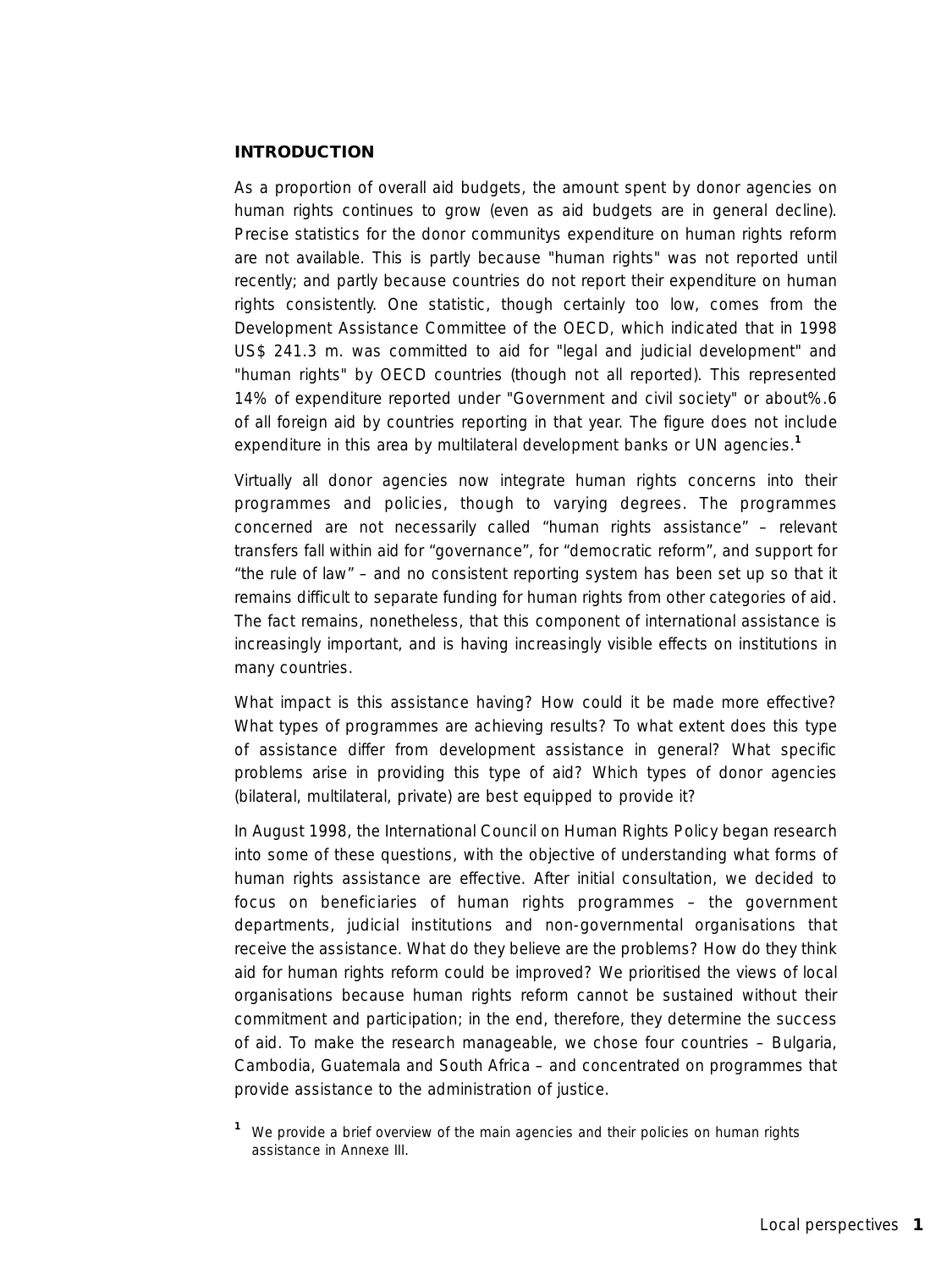## INTRODUCTION

As a proportion of overall aid budgets, the amount spent by donor agencies on human rights continues to grow (even as aid budgets are in general decline). Precise statistics for the donor communitys expenditure on human rights reform are not available. This is partly because "human rights" was not reported until recently; and partly because countries do not report their expenditure on human rights consistently. One statistic, though certainly too low, comes from the Development Assistance Committee of the OECD, which indicated that in 1998 US$ 241.3 m. was committed to aid for "legal and judicial development" and "human rights" by OECD countries (though not all reported). This represented 14% of expenditure reported under "Government and civil society" or about%.6 of all foreign aid by countries reporting in that year. The figure does not include expenditure in this area by multilateral development banks or UN agencies.[1]

Virtually all donor agencies now integrate human rights concerns into their programmes and policies, though to varying degrees. The programmes concerned are not necessarily called "human rights assistance" – relevant transfers fall within aid for "governance", for "democratic reform", and support for "the rule of law" – and no consistent reporting system has been set up so that it remains difficult to separate funding for human rights from other categories of aid. The fact remains, nonetheless, that this component of international assistance is increasingly important, and is having increasingly visible effects on institutions in many countries.

What impact is this assistance having? How could it be made more effective? What types of programmes are achieving results? To what extent does this type of assistance differ from development assistance in general? What specific problems arise in providing this type of aid? Which types of donor agencies (bilateral, multilateral, private) are best equipped to provide it?

In August 1998, the International Council on Human Rights Policy began research into some of these questions, with the objective of understanding what forms of human rights assistance are effective. After initial consultation, we decided to focus on beneficiaries of human rights programmes – the government departments, judicial institutions and non-governmental organisations that receive the assistance. What do they believe are the problems? How do they think aid for human rights reform could be improved? We prioritised the views of local organisations because human rights reform cannot be sustained without their commitment and participation; in the end, therefore, they determine the success of aid. To make the research manageable, we chose four countries – Bulgaria, Cambodia, Guatemala and South Africa – and concentrated on programmes that provide assistance to the administration of justice.

[1] We provide a brief overview of the main agencies and their policies on human rights assistance in Annexe III.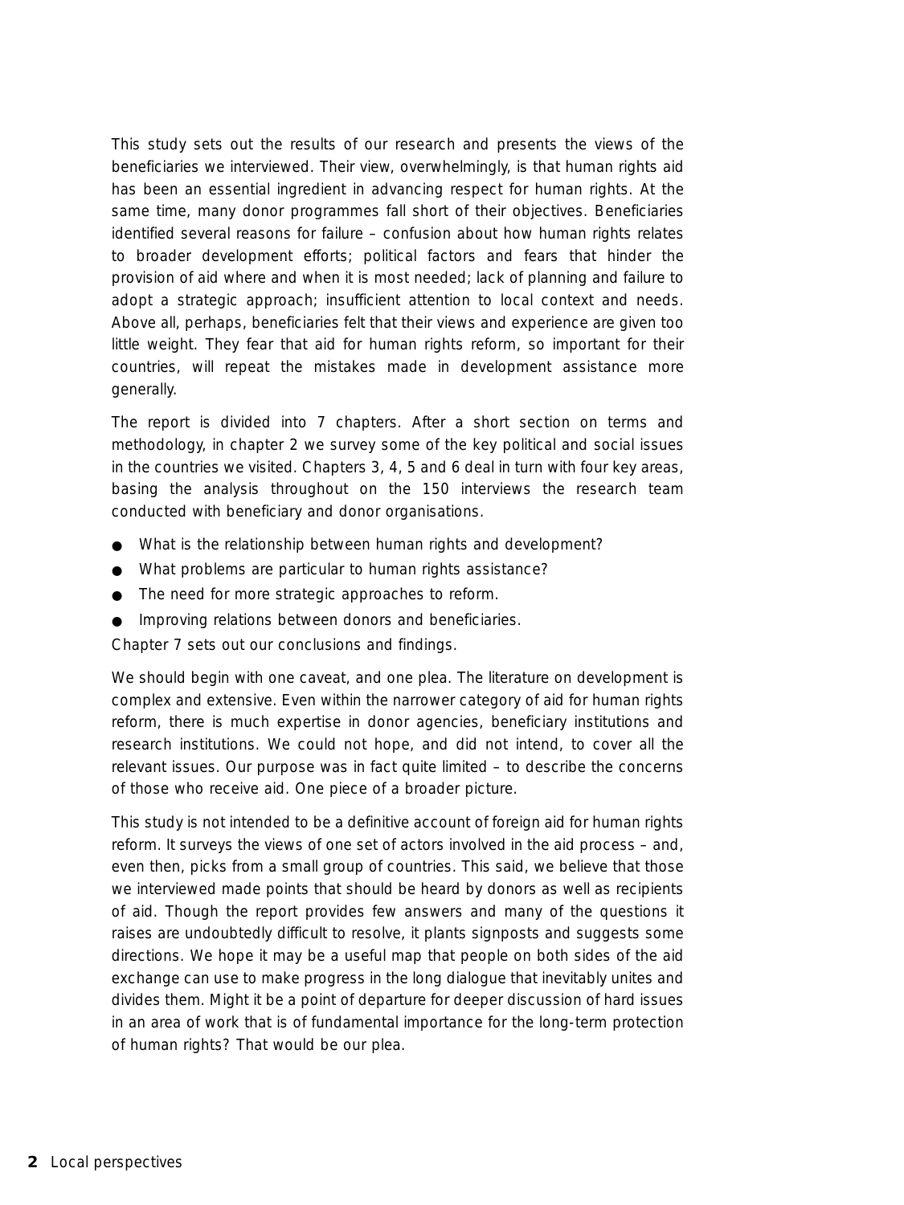This study sets out the results of our research and presents the views of the beneficiaries we interviewed. Their view, overwhelmingly, is that human rights aid has been an essential ingredient in advancing respect for human rights. At the same time, many donor programmes fall short of their objectives. Beneficiaries identified several reasons for failure – confusion about how human rights relates to broader development efforts; political factors and fears that hinder the provision of aid where and when it is most needed; lack of planning and failure to adopt a strategic approach; insufficient attention to local context and needs. Above all, perhaps, beneficiaries felt that their views and experience are given too little weight. They fear that aid for human rights reform, so important for their countries, will repeat the mistakes made in development assistance more generally.

The report is divided into 7 chapters. After a short section on terms and methodology, in chapter 2 we survey some of the key political and social issues in the countries we visited. Chapters 3, 4, 5 and 6 deal in turn with four key areas, basing the analysis throughout on the 150 interviews the research team conducted with beneficiary and donor organisations.

- What is the relationship between human rights and development?
- What problems are particular to human rights assistance?
- The need for more strategic approaches to reform.
- Improving relations between donors and beneficiaries.

Chapter 7 sets out our conclusions and findings.

We should begin with one caveat, and one plea. The literature on development is complex and extensive. Even within the narrower category of aid for human rights reform, there is much expertise in donor agencies, beneficiary institutions and research institutions. We could not hope, and did not intend, to cover all the relevant issues. Our purpose was in fact quite limited – to describe the concerns of those who receive aid. One piece of a broader picture.

This study is not intended to be a definitive account of foreign aid for human rights reform. It surveys the views of one set of actors involved in the aid process – and, even then, picks from a small group of countries. This said, we believe that those we interviewed made points that should be heard by donors as well as recipients of aid. Though the report provides few answers and many of the questions it raises are undoubtedly difficult to resolve, it plants signposts and suggests some directions. We hope it may be a useful map that people on both sides of the aid exchange can use to make progress in the long dialogue that inevitably unites and divides them. Might it be a point of departure for deeper discussion of hard issues in an area of work that is of fundamental importance for the long-term protection of human rights? That would be our plea.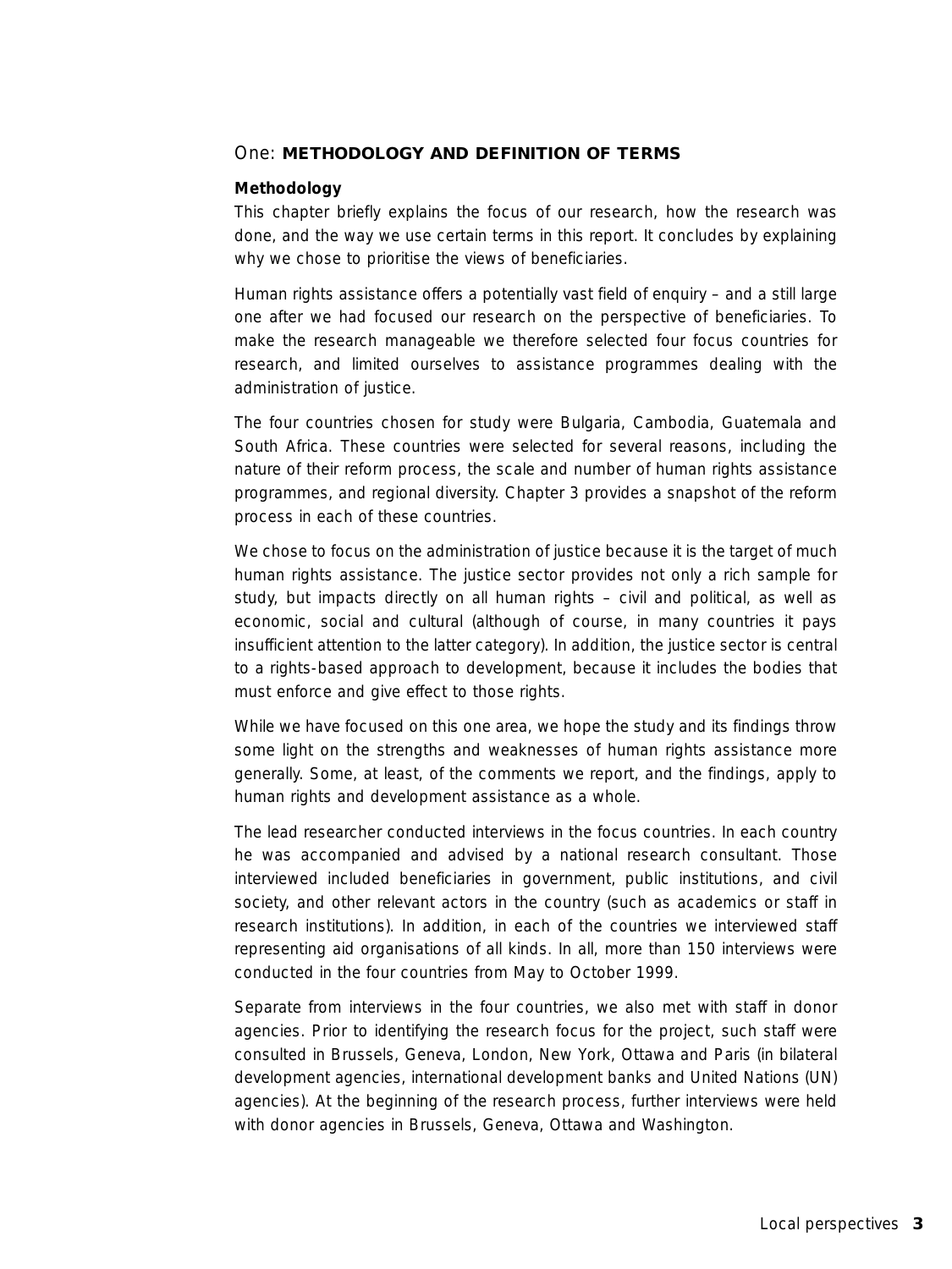## One: **METHODOLOGY AND DEFINITION OF TERMS**

### Methodology

This chapter briefly explains the focus of our research, how the research was done, and the way we use certain terms in this report. It concludes by explaining why we chose to prioritise the views of beneficiaries.

Human rights assistance offers a potentially vast field of enquiry – and a still large one after we had focused our research on the perspective of beneficiaries. To make the research manageable we therefore selected four focus countries for research, and limited ourselves to assistance programmes dealing with the administration of justice.

The four countries chosen for study were Bulgaria, Cambodia, Guatemala and South Africa. These countries were selected for several reasons, including the nature of their reform process, the scale and number of human rights assistance programmes, and regional diversity. Chapter 3 provides a snapshot of the reform process in each of these countries.

We chose to focus on the administration of justice because it is the target of much human rights assistance. The justice sector provides not only a rich sample for study, but impacts directly on all human rights – civil and political, as well as economic, social and cultural (although of course, in many countries it pays insufficient attention to the latter category). In addition, the justice sector is central to a rights-based approach to development, because it includes the bodies that must enforce and give effect to those rights.

While we have focused on this one area, we hope the study and its findings throw some light on the strengths and weaknesses of human rights assistance more generally. Some, at least, of the comments we report, and the findings, apply to human rights and development assistance as a whole.

The lead researcher conducted interviews in the focus countries. In each country he was accompanied and advised by a national research consultant. Those interviewed included beneficiaries in government, public institutions, and civil society, and other relevant actors in the country (such as academics or staff in research institutions). In addition, in each of the countries we interviewed staff representing aid organisations of all kinds. In all, more than 150 interviews were conducted in the four countries from May to October 1999.

Separate from interviews in the four countries, we also met with staff in donor agencies. Prior to identifying the research focus for the project, such staff were consulted in Brussels, Geneva, London, New York, Ottawa and Paris (in bilateral development agencies, international development banks and United Nations (UN) agencies). At the beginning of the research process, further interviews were held with donor agencies in Brussels, Geneva, Ottawa and Washington.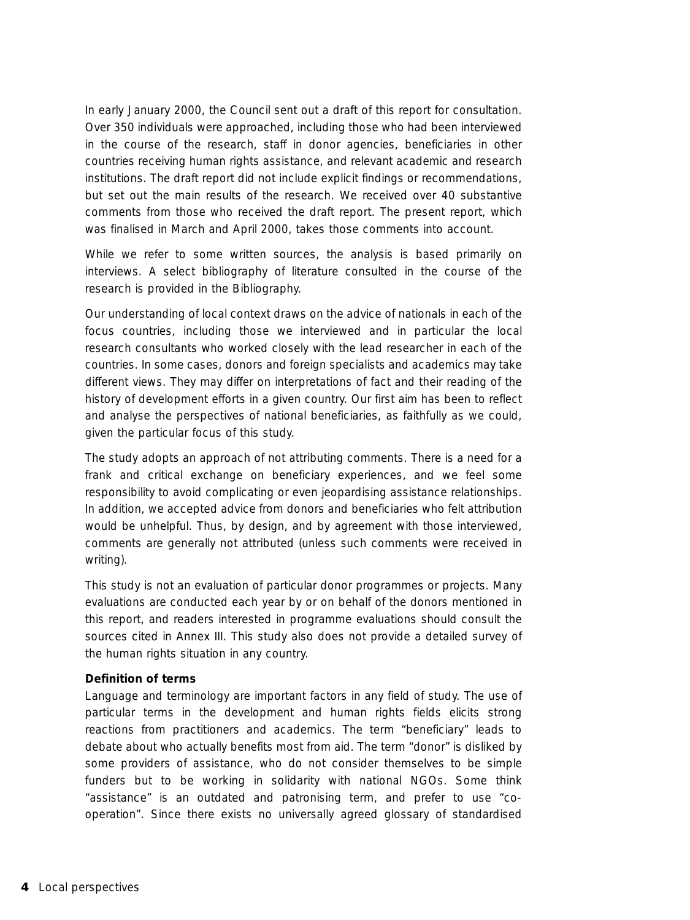In early January 2000, the Council sent out a draft of this report for consultation. Over 350 individuals were approached, including those who had been interviewed in the course of the research, staff in donor agencies, beneficiaries in other countries receiving human rights assistance, and relevant academic and research institutions. The draft report did not include explicit findings or recommendations, but set out the main results of the research. We received over 40 substantive comments from those who received the draft report. The present report, which was finalised in March and April 2000, takes those comments into account.

While we refer to some written sources, the analysis is based primarily on interviews. A select bibliography of literature consulted in the course of the research is provided in the Bibliography.

Our understanding of local context draws on the advice of nationals in each of the focus countries, including those we interviewed and in particular the local research consultants who worked closely with the lead researcher in each of the countries. In some cases, donors and foreign specialists and academics may take different views. They may differ on interpretations of fact and their reading of the history of development efforts in a given country. Our first aim has been to reflect and analyse the perspectives of national beneficiaries, as faithfully as we could, given the particular focus of this study.

The study adopts an approach of not attributing comments. There is a need for a frank and critical exchange on beneficiary experiences, and we feel some responsibility to avoid complicating or even jeopardising assistance relationships. In addition, we accepted advice from donors and beneficiaries who felt attribution would be unhelpful. Thus, by design, and by agreement with those interviewed, comments are generally not attributed (unless such comments were received in writing).

This study is not an evaluation of particular donor programmes or projects. Many evaluations are conducted each year by or on behalf of the donors mentioned in this report, and readers interested in programme evaluations should consult the sources cited in Annex III. This study also does not provide a detailed survey of the human rights situation in any country.

**Definition of terms**

Language and terminology are important factors in any field of study. The use of particular terms in the development and human rights fields elicits strong reactions from practitioners and academics. The term "beneficiary" leads to debate about who actually benefits most from aid. The term "donor" is disliked by some providers of assistance, who do not consider themselves to be simple funders but to be working in solidarity with national NGOs. Some think "assistance" is an outdated and patronising term, and prefer to use "co-operation". Since there exists no universally agreed glossary of standardised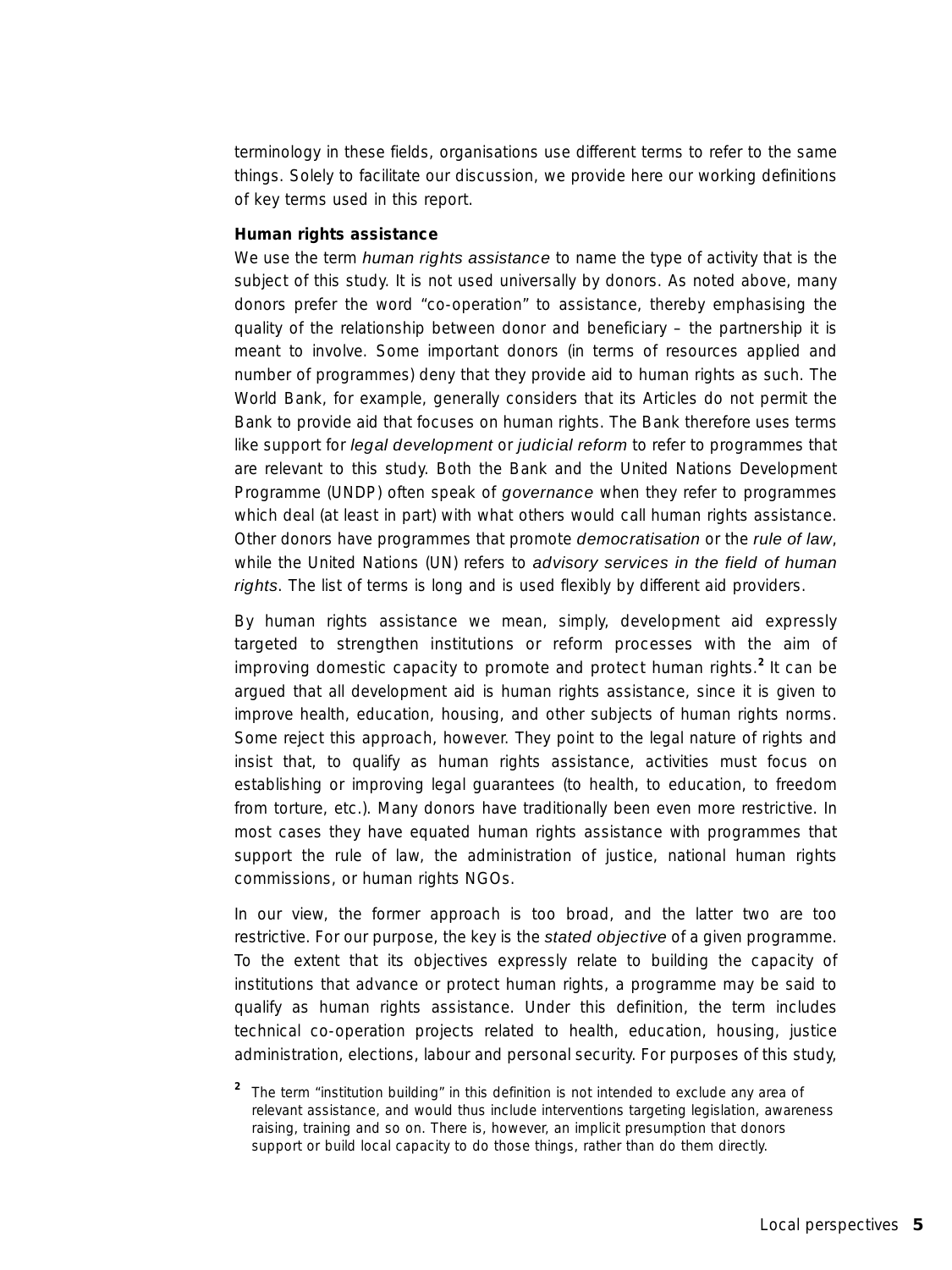terminology in these fields, organisations use different terms to refer to the same things. Solely to facilitate our discussion, we provide here our working definitions of key terms used in this report.

**Human rights assistance**

We use the term *human rights assistance* to name the type of activity that is the subject of this study. It is not used universally by donors. As noted above, many donors prefer the word "co-operation" to assistance, thereby emphasising the quality of the relationship between donor and beneficiary – the partnership it is meant to involve. Some important donors (in terms of resources applied and number of programmes) deny that they provide aid to human rights as such. The World Bank, for example, generally considers that its Articles do not permit the Bank to provide aid that focuses on human rights. The Bank therefore uses terms like support for *legal development* or *judicial reform* to refer to programmes that are relevant to this study. Both the Bank and the United Nations Development Programme (UNDP) often speak of *governance* when they refer to programmes which deal (at least in part) with what others would call human rights assistance. Other donors have programmes that promote *democratisation* or the *rule of law*, while the United Nations (UN) refers to *advisory services in the field of human rights*. The list of terms is long and is used flexibly by different aid providers.

By human rights assistance we mean, simply, development aid expressly targeted to strengthen institutions or reform processes with the aim of improving domestic capacity to promote and protect human rights.[2] It can be argued that all development aid is human rights assistance, since it is given to improve health, education, housing, and other subjects of human rights norms. Some reject this approach, however. They point to the legal nature of rights and insist that, to qualify as human rights assistance, activities must focus on establishing or improving legal guarantees (to health, to education, to freedom from torture, etc.). Many donors have traditionally been even more restrictive. In most cases they have equated human rights assistance with programmes that support the rule of law, the administration of justice, national human rights commissions, or human rights NGOs.

In our view, the former approach is too broad, and the latter two are too restrictive. For our purpose, the key is the *stated objective* of a given programme. To the extent that its objectives expressly relate to building the capacity of institutions that advance or protect human rights, a programme may be said to qualify as human rights assistance. Under this definition, the term includes technical co-operation projects related to health, education, housing, justice administration, elections, labour and personal security. For purposes of this study,

[2] The term "institution building" in this definition is not intended to exclude any area of relevant assistance, and would thus include interventions targeting legislation, awareness raising, training and so on. There is, however, an implicit presumption that donors support or build local capacity to do those things, rather than do them directly.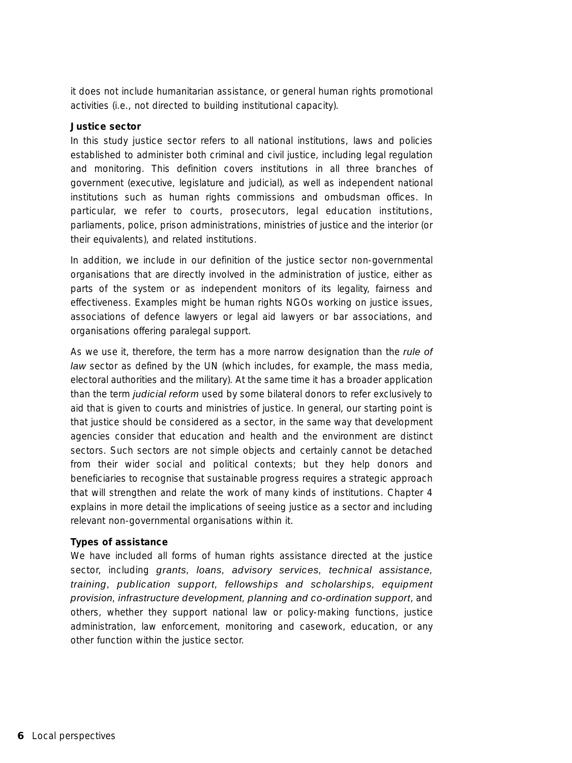it does not include humanitarian assistance, or general human rights promotional activities (i.e., not directed to building institutional capacity).

**Justice sector**

In this study justice sector refers to all national institutions, laws and policies established to administer both criminal and civil justice, including legal regulation and monitoring. This definition covers institutions in all three branches of government (executive, legislature and judicial), as well as independent national institutions such as human rights commissions and ombudsman offices. In particular, we refer to courts, prosecutors, legal education institutions, parliaments, police, prison administrations, ministries of justice and the interior (or their equivalents), and related institutions.

In addition, we include in our definition of the justice sector non-governmental organisations that are directly involved in the administration of justice, either as parts of the system or as independent monitors of its legality, fairness and effectiveness. Examples might be human rights NGOs working on justice issues, associations of defence lawyers or legal aid lawyers or bar associations, and organisations offering paralegal support.

As we use it, therefore, the term has a more narrow designation than the *rule of law* sector as defined by the UN (which includes, for example, the mass media, electoral authorities and the military). At the same time it has a broader application than the term *judicial reform* used by some bilateral donors to refer exclusively to aid that is given to courts and ministries of justice. In general, our starting point is that justice should be considered as a sector, in the same way that development agencies consider that education and health and the environment are distinct sectors. Such sectors are not simple objects and certainly cannot be detached from their wider social and political contexts; but they help donors and beneficiaries to recognise that sustainable progress requires a strategic approach that will strengthen and relate the work of many kinds of institutions. Chapter 4 explains in more detail the implications of seeing justice as a sector and including relevant non-governmental organisations within it.

**Types of assistance**

We have included all forms of human rights assistance directed at the justice sector, including *grants*, *loans*, *advisory services*, *technical assistance*, *training*, *publication support*, *fellowships and scholarships*, *equipment provision*, *infrastructure development*, *planning and co-ordination support*, and others, whether they support national law or policy-making functions, justice administration, law enforcement, monitoring and casework, education, or any other function within the justice sector.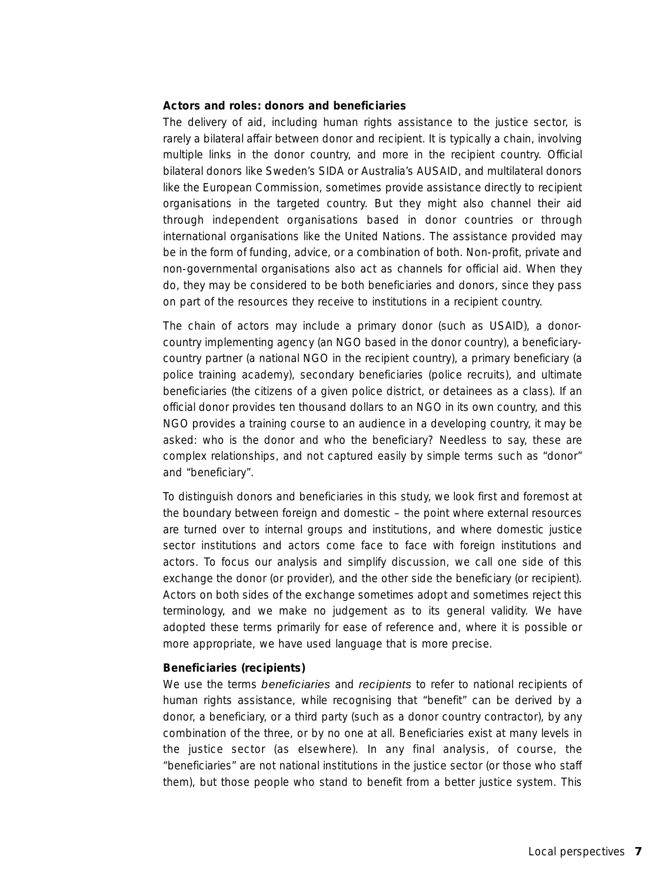**Actors and roles: donors and beneficiaries**

The delivery of aid, including human rights assistance to the justice sector, is rarely a bilateral affair between donor and recipient. It is typically a chain, involving multiple links in the donor country, and more in the recipient country. Official bilateral donors like Sweden's SIDA or Australia's AUSAID, and multilateral donors like the European Commission, sometimes provide assistance directly to recipient organisations in the targeted country. But they might also channel their aid through independent organisations based in donor countries or through international organisations like the United Nations. The assistance provided may be in the form of funding, advice, or a combination of both. Non-profit, private and non-governmental organisations also act as channels for official aid. When they do, they may be considered to be both beneficiaries and donors, since they pass on part of the resources they receive to institutions in a recipient country.

The chain of actors may include a primary donor (such as USAID), a donor-country implementing agency (an NGO based in the donor country), a beneficiary-country partner (a national NGO in the recipient country), a primary beneficiary (a police training academy), secondary beneficiaries (police recruits), and ultimate beneficiaries (the citizens of a given police district, or detainees as a class). If an official donor provides ten thousand dollars to an NGO in its own country, and this NGO provides a training course to an audience in a developing country, it may be asked: who is the donor and who the beneficiary? Needless to say, these are complex relationships, and not captured easily by simple terms such as "donor" and "beneficiary".

To distinguish donors and beneficiaries in this study, we look first and foremost at the boundary between foreign and domestic – the point where external resources are turned over to internal groups and institutions, and where domestic justice sector institutions and actors come face to face with foreign institutions and actors. To focus our analysis and simplify discussion, we call one side of this exchange the donor (or provider), and the other side the beneficiary (or recipient). Actors on both sides of the exchange sometimes adopt and sometimes reject this terminology, and we make no judgement as to its general validity. We have adopted these terms primarily for ease of reference and, where it is possible or more appropriate, we have used language that is more precise.

**Beneficiaries (recipients)**

We use the terms *beneficiaries* and *recipients* to refer to national recipients of human rights assistance, while recognising that "benefit" can be derived by a donor, a beneficiary, or a third party (such as a donor country contractor), by any combination of the three, or by no one at all. Beneficiaries exist at many levels in the justice sector (as elsewhere). In any final analysis, of course, the "beneficiaries" are not national institutions in the justice sector (or those who staff them), but those people who stand to benefit from a better justice system. This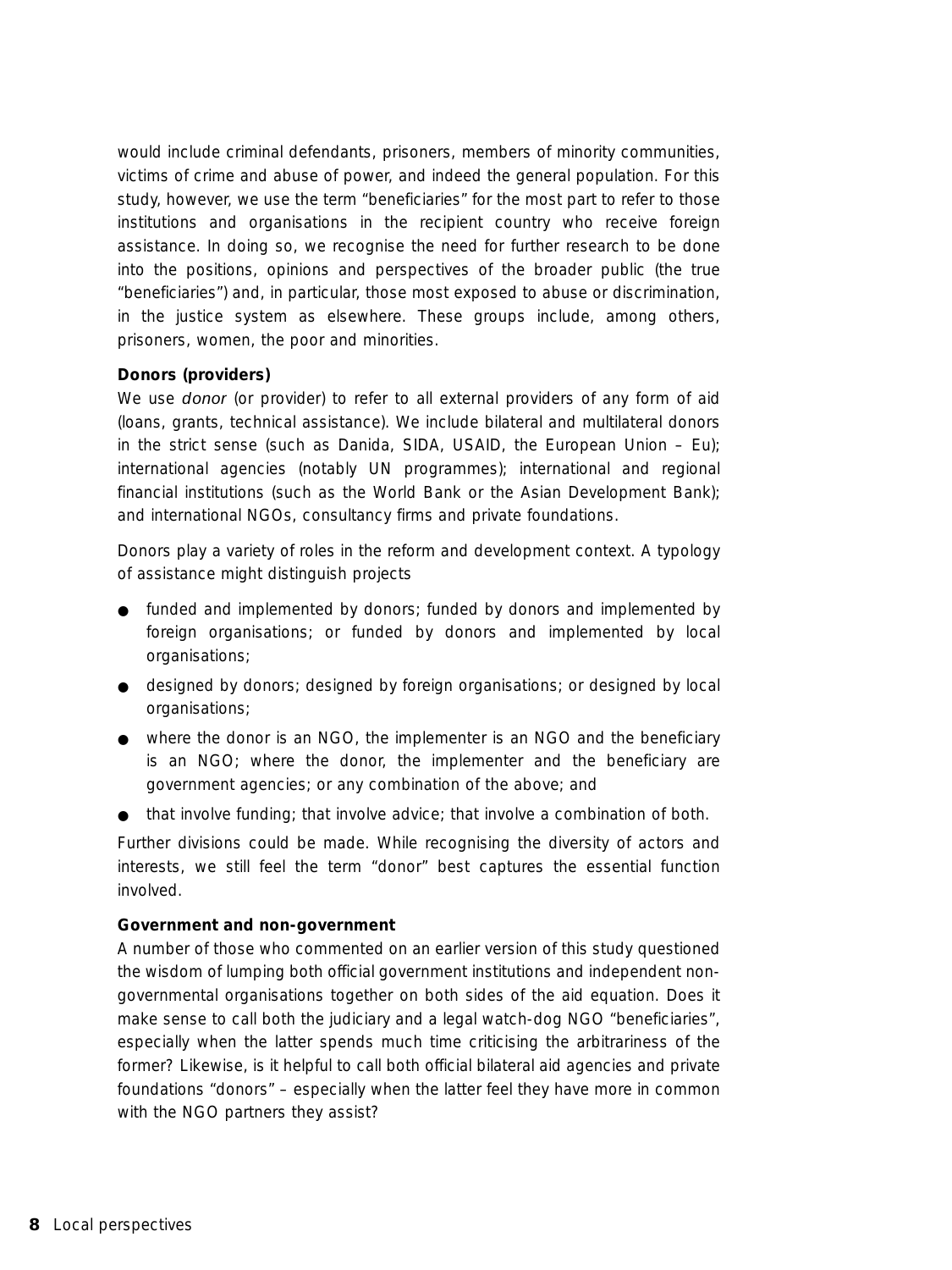would include criminal defendants, prisoners, members of minority communities, victims of crime and abuse of power, and indeed the general population. For this study, however, we use the term "beneficiaries" for the most part to refer to those institutions and organisations in the recipient country who receive foreign assistance. In doing so, we recognise the need for further research to be done into the positions, opinions and perspectives of the broader public (the true "beneficiaries") and, in particular, those most exposed to abuse or discrimination, in the justice system as elsewhere. These groups include, among others, prisoners, women, the poor and minorities.

**Donors (providers)**

We use *donor* (or provider) to refer to all external providers of any form of aid (loans, grants, technical assistance). We include bilateral and multilateral donors in the strict sense (such as Danida, SIDA, USAID, the European Union – Eu); international agencies (notably UN programmes); international and regional financial institutions (such as the World Bank or the Asian Development Bank); and international NGOs, consultancy firms and private foundations.

Donors play a variety of roles in the reform and development context. A typology of assistance might distinguish projects

- funded and implemented by donors; funded by donors and implemented by foreign organisations; or funded by donors and implemented by local organisations;
- designed by donors; designed by foreign organisations; or designed by local organisations;
- where the donor is an NGO, the implementer is an NGO and the beneficiary is an NGO; where the donor, the implementer and the beneficiary are government agencies; or any combination of the above; and
- that involve funding; that involve advice; that involve a combination of both.

Further divisions could be made. While recognising the diversity of actors and interests, we still feel the term "donor" best captures the essential function involved.

**Government and non-government**

A number of those who commented on an earlier version of this study questioned the wisdom of lumping both official government institutions and independent non-governmental organisations together on both sides of the aid equation. Does it make sense to call both the judiciary and a legal watch-dog NGO "beneficiaries", especially when the latter spends much time criticising the arbitrariness of the former? Likewise, is it helpful to call both official bilateral aid agencies and private foundations "donors" – especially when the latter feel they have more in common with the NGO partners they assist?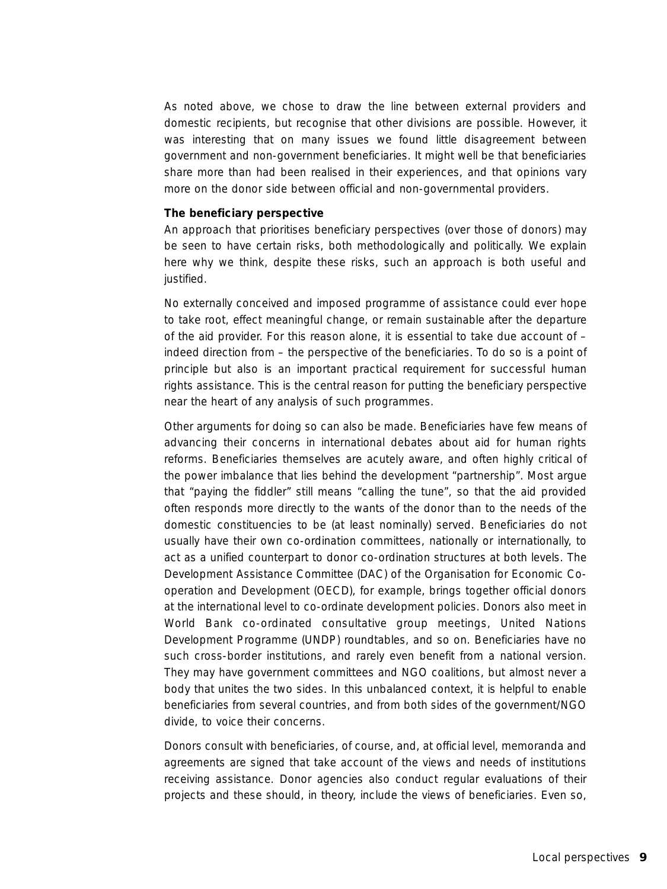As noted above, we chose to draw the line between external providers and domestic recipients, but recognise that other divisions are possible. However, it was interesting that on many issues we found little disagreement between government and non-government beneficiaries. It might well be that beneficiaries share more than had been realised in their experiences, and that opinions vary more on the donor side between official and non-governmental providers.

**The beneficiary perspective**

An approach that prioritises beneficiary perspectives (over those of donors) may be seen to have certain risks, both methodologically and politically. We explain here why we think, despite these risks, such an approach is both useful and justified.

No externally conceived and imposed programme of assistance could ever hope to take root, effect meaningful change, or remain sustainable after the departure of the aid provider. For this reason alone, it is essential to take due account of – indeed direction from – the perspective of the beneficiaries. To do so is a point of principle but also is an important practical requirement for successful human rights assistance. This is the central reason for putting the beneficiary perspective near the heart of any analysis of such programmes.

Other arguments for doing so can also be made. Beneficiaries have few means of advancing their concerns in international debates about aid for human rights reforms. Beneficiaries themselves are acutely aware, and often highly critical of the power imbalance that lies behind the development "partnership". Most argue that "paying the fiddler" still means "calling the tune", so that the aid provided often responds more directly to the wants of the donor than to the needs of the domestic constituencies to be (at least nominally) served. Beneficiaries do not usually have their own co-ordination committees, nationally or internationally, to act as a unified counterpart to donor co-ordination structures at both levels. The Development Assistance Committee (DAC) of the Organisation for Economic Co-operation and Development (OECD), for example, brings together official donors at the international level to co-ordinate development policies. Donors also meet in World Bank co-ordinated consultative group meetings, United Nations Development Programme (UNDP) roundtables, and so on. Beneficiaries have no such cross-border institutions, and rarely even benefit from a national version. They may have government committees and NGO coalitions, but almost never a body that unites the two sides. In this unbalanced context, it is helpful to enable beneficiaries from several countries, and from both sides of the government/NGO divide, to voice their concerns.

Donors consult with beneficiaries, of course, and, at official level, memoranda and agreements are signed that take account of the views and needs of institutions receiving assistance. Donor agencies also conduct regular evaluations of their projects and these should, in theory, include the views of beneficiaries. Even so,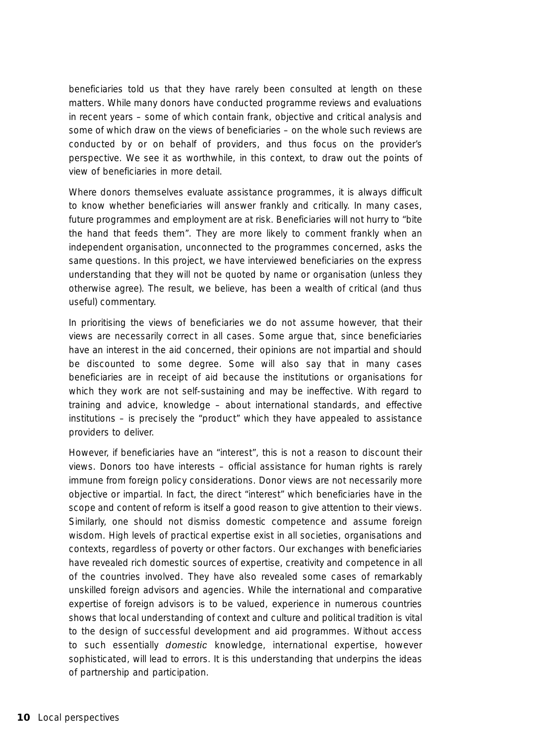beneficiaries told us that they have rarely been consulted at length on these matters. While many donors have conducted programme reviews and evaluations in recent years – some of which contain frank, objective and critical analysis and some of which draw on the views of beneficiaries – on the whole such reviews are conducted by or on behalf of providers, and thus focus on the provider's perspective. We see it as worthwhile, in this context, to draw out the points of view of beneficiaries in more detail.

Where donors themselves evaluate assistance programmes, it is always difficult to know whether beneficiaries will answer frankly and critically. In many cases, future programmes and employment are at risk. Beneficiaries will not hurry to "bite the hand that feeds them". They are more likely to comment frankly when an independent organisation, unconnected to the programmes concerned, asks the same questions. In this project, we have interviewed beneficiaries on the express understanding that they will not be quoted by name or organisation (unless they otherwise agree). The result, we believe, has been a wealth of critical (and thus useful) commentary.

In prioritising the views of beneficiaries we do not assume however, that their views are necessarily correct in all cases. Some argue that, since beneficiaries have an interest in the aid concerned, their opinions are not impartial and should be discounted to some degree. Some will also say that in many cases beneficiaries are in receipt of aid because the institutions or organisations for which they work are not self-sustaining and may be ineffective. With regard to training and advice, knowledge – about international standards, and effective institutions – is precisely the "product" which they have appealed to assistance providers to deliver.

However, if beneficiaries have an "interest", this is not a reason to discount their views. Donors too have interests – official assistance for human rights is rarely immune from foreign policy considerations. Donor views are not necessarily more objective or impartial. In fact, the direct "interest" which beneficiaries have in the scope and content of reform is itself a good reason to give attention to their views. Similarly, one should not dismiss domestic competence and assume foreign wisdom. High levels of practical expertise exist in all societies, organisations and contexts, regardless of poverty or other factors. Our exchanges with beneficiaries have revealed rich domestic sources of expertise, creativity and competence in all of the countries involved. They have also revealed some cases of remarkably unskilled foreign advisors and agencies. While the international and comparative expertise of foreign advisors is to be valued, experience in numerous countries shows that local understanding of context and culture and political tradition is vital to the design of successful development and aid programmes. Without access to such essentially *domestic* knowledge, international expertise, however sophisticated, will lead to errors. It is this understanding that underpins the ideas of partnership and participation.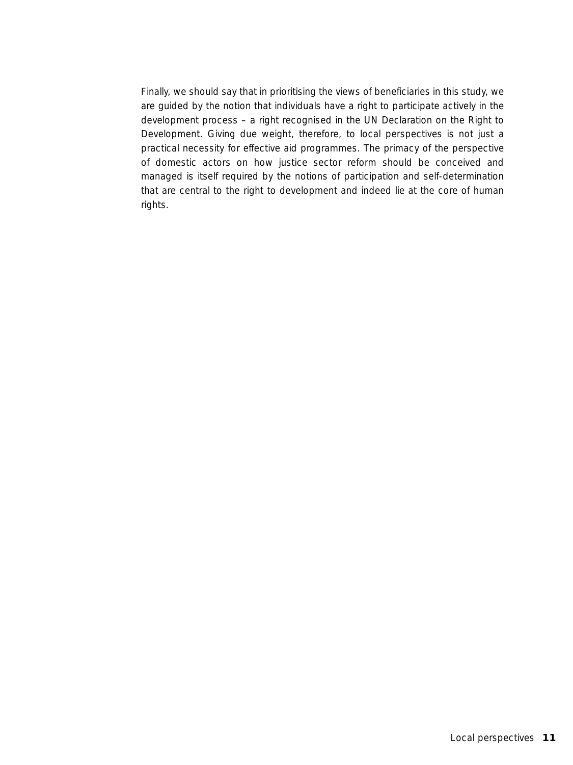Finally, we should say that in prioritising the views of beneficiaries in this study, we are guided by the notion that individuals have a right to participate actively in the development process – a right recognised in the UN Declaration on the Right to Development. Giving due weight, therefore, to local perspectives is not just a practical necessity for effective aid programmes. The primacy of the perspective of domestic actors on how justice sector reform should be conceived and managed is itself required by the notions of participation and self-determination that are central to the right to development and indeed lie at the core of human rights.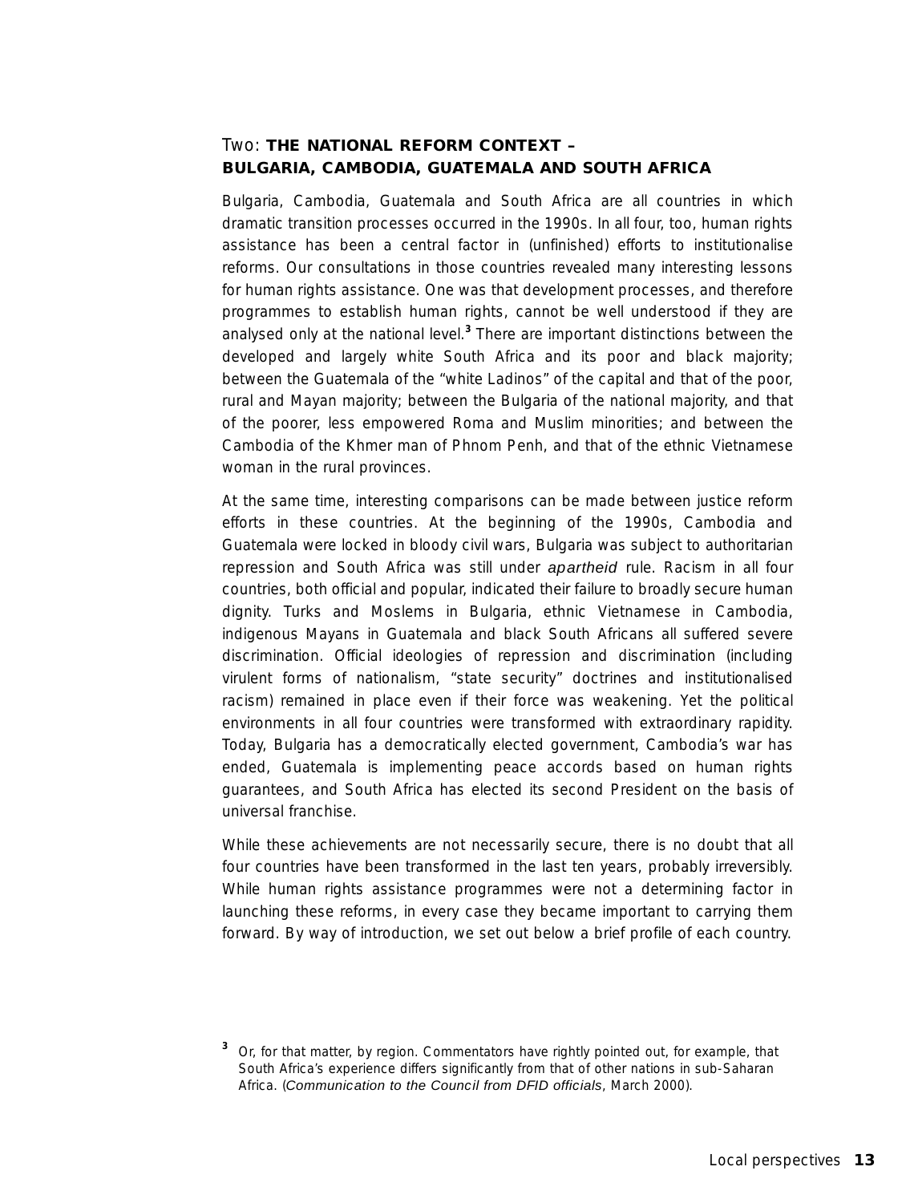## Two: **THE NATIONAL REFORM CONTEXT – BULGARIA, CAMBODIA, GUATEMALA AND SOUTH AFRICA**

Bulgaria, Cambodia, Guatemala and South Africa are all countries in which dramatic transition processes occurred in the 1990s. In all four, too, human rights assistance has been a central factor in (unfinished) efforts to institutionalise reforms. Our consultations in those countries revealed many interesting lessons for human rights assistance. One was that development processes, and therefore programmes to establish human rights, cannot be well understood if they are analysed only at the national level.[3] There are important distinctions between the developed and largely white South Africa and its poor and black majority; between the Guatemala of the "white Ladinos" of the capital and that of the poor, rural and Mayan majority; between the Bulgaria of the national majority, and that of the poorer, less empowered Roma and Muslim minorities; and between the Cambodia of the Khmer man of Phnom Penh, and that of the ethnic Vietnamese woman in the rural provinces.

At the same time, interesting comparisons can be made between justice reform efforts in these countries. At the beginning of the 1990s, Cambodia and Guatemala were locked in bloody civil wars, Bulgaria was subject to authoritarian repression and South Africa was still under *apartheid* rule. Racism in all four countries, both official and popular, indicated their failure to broadly secure human dignity. Turks and Moslems in Bulgaria, ethnic Vietnamese in Cambodia, indigenous Mayans in Guatemala and black South Africans all suffered severe discrimination. Official ideologies of repression and discrimination (including virulent forms of nationalism, "state security" doctrines and institutionalised racism) remained in place even if their force was weakening. Yet the political environments in all four countries were transformed with extraordinary rapidity. Today, Bulgaria has a democratically elected government, Cambodia's war has ended, Guatemala is implementing peace accords based on human rights guarantees, and South Africa has elected its second President on the basis of universal franchise.

While these achievements are not necessarily secure, there is no doubt that all four countries have been transformed in the last ten years, probably irreversibly. While human rights assistance programmes were not a determining factor in launching these reforms, in every case they became important to carrying them forward. By way of introduction, we set out below a brief profile of each country.

[3] Or, for that matter, by region. Commentators have rightly pointed out, for example, that South Africa's experience differs significantly from that of other nations in sub-Saharan Africa. (*Communication to the Council from DFID officials*, March 2000).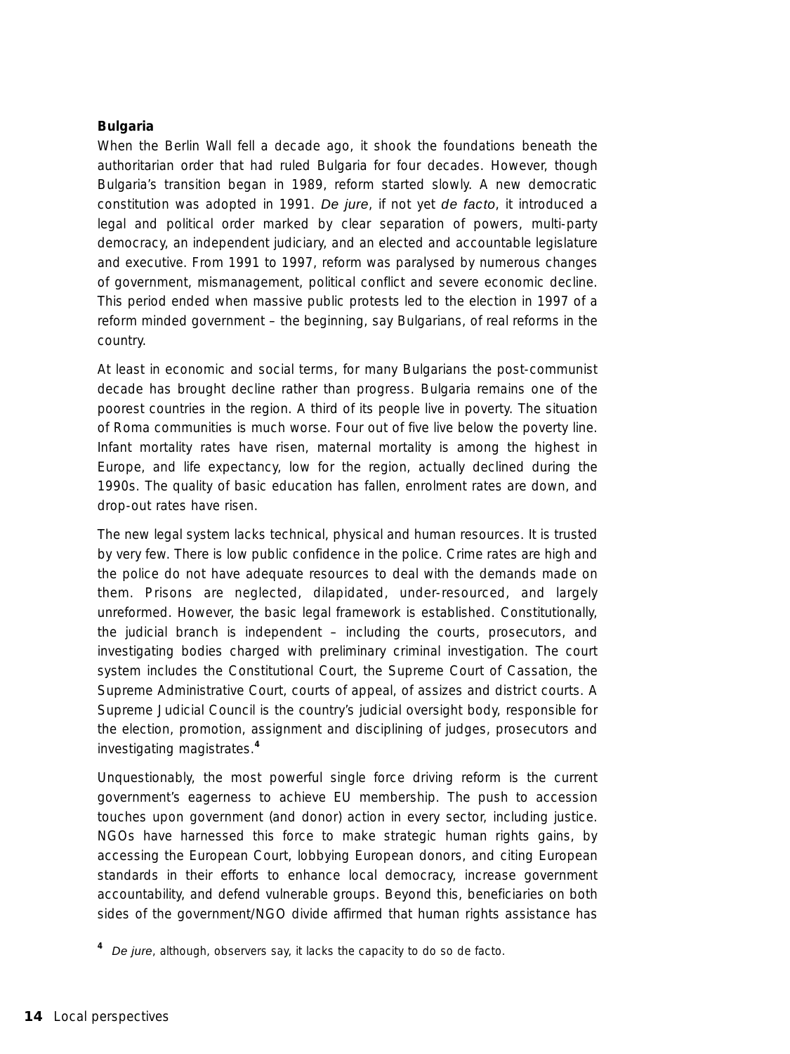**Bulgaria**

When the Berlin Wall fell a decade ago, it shook the foundations beneath the authoritarian order that had ruled Bulgaria for four decades. However, though Bulgaria's transition began in 1989, reform started slowly. A new democratic constitution was adopted in 1991. *De jure*, if not yet *de facto*, it introduced a legal and political order marked by clear separation of powers, multi-party democracy, an independent judiciary, and an elected and accountable legislature and executive. From 1991 to 1997, reform was paralysed by numerous changes of government, mismanagement, political conflict and severe economic decline. This period ended when massive public protests led to the election in 1997 of a reform minded government – the beginning, say Bulgarians, of real reforms in the country.

At least in economic and social terms, for many Bulgarians the post-communist decade has brought decline rather than progress. Bulgaria remains one of the poorest countries in the region. A third of its people live in poverty. The situation of Roma communities is much worse. Four out of five live below the poverty line. Infant mortality rates have risen, maternal mortality is among the highest in Europe, and life expectancy, low for the region, actually declined during the 1990s. The quality of basic education has fallen, enrolment rates are down, and drop-out rates have risen.

The new legal system lacks technical, physical and human resources. It is trusted by very few. There is low public confidence in the police. Crime rates are high and the police do not have adequate resources to deal with the demands made on them. Prisons are neglected, dilapidated, under-resourced, and largely unreformed. However, the basic legal framework is established. Constitutionally, the judicial branch is independent – including the courts, prosecutors, and investigating bodies charged with preliminary criminal investigation. The court system includes the Constitutional Court, the Supreme Court of Cassation, the Supreme Administrative Court, courts of appeal, of assizes and district courts. A Supreme Judicial Council is the country's judicial oversight body, responsible for the election, promotion, assignment and disciplining of judges, prosecutors and investigating magistrates.[4]

Unquestionably, the most powerful single force driving reform is the current government's eagerness to achieve EU membership. The push to accession touches upon government (and donor) action in every sector, including justice. NGOs have harnessed this force to make strategic human rights gains, by accessing the European Court, lobbying European donors, and citing European standards in their efforts to enhance local democracy, increase government accountability, and defend vulnerable groups. Beyond this, beneficiaries on both sides of the government/NGO divide affirmed that human rights assistance has

[4] *De jure*, although, observers say, it lacks the capacity to do so de facto.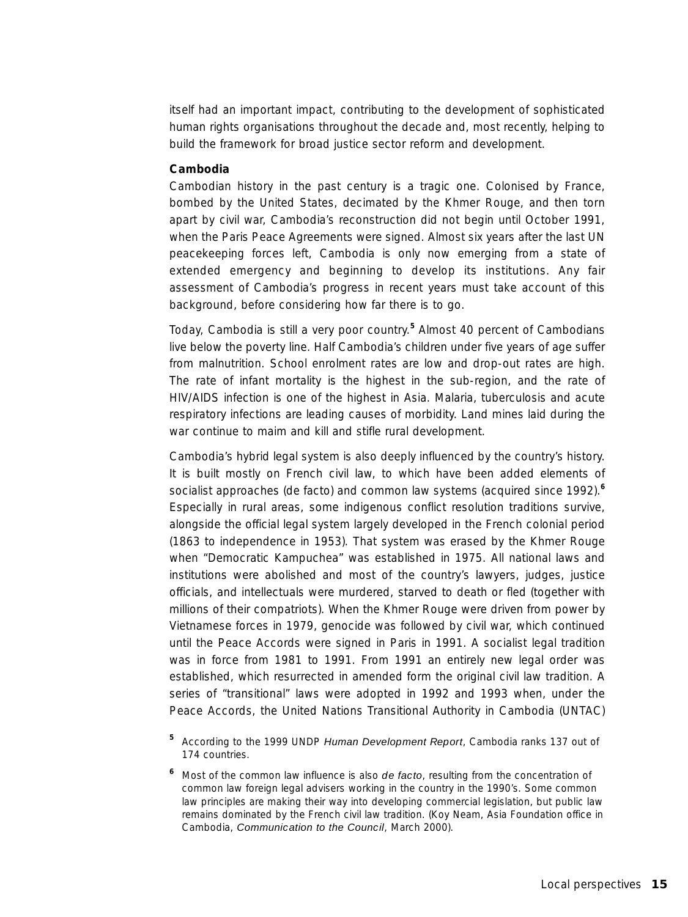itself had an important impact, contributing to the development of sophisticated human rights organisations throughout the decade and, most recently, helping to build the framework for broad justice sector reform and development.

**Cambodia**

Cambodian history in the past century is a tragic one. Colonised by France, bombed by the United States, decimated by the Khmer Rouge, and then torn apart by civil war, Cambodia's reconstruction did not begin until October 1991, when the Paris Peace Agreements were signed. Almost six years after the last UN peacekeeping forces left, Cambodia is only now emerging from a state of extended emergency and beginning to develop its institutions. Any fair assessment of Cambodia's progress in recent years must take account of this background, before considering how far there is to go.

Today, Cambodia is still a very poor country.[5] Almost 40 percent of Cambodians live below the poverty line. Half Cambodia's children under five years of age suffer from malnutrition. School enrolment rates are low and drop-out rates are high. The rate of infant mortality is the highest in the sub-region, and the rate of HIV/AIDS infection is one of the highest in Asia. Malaria, tuberculosis and acute respiratory infections are leading causes of morbidity. Land mines laid during the war continue to maim and kill and stifle rural development.

Cambodia's hybrid legal system is also deeply influenced by the country's history. It is built mostly on French civil law, to which have been added elements of socialist approaches (de facto) and common law systems (acquired since 1992).[6] Especially in rural areas, some indigenous conflict resolution traditions survive, alongside the official legal system largely developed in the French colonial period (1863 to independence in 1953). That system was erased by the Khmer Rouge when "Democratic Kampuchea" was established in 1975. All national laws and institutions were abolished and most of the country's lawyers, judges, justice officials, and intellectuals were murdered, starved to death or fled (together with millions of their compatriots). When the Khmer Rouge were driven from power by Vietnamese forces in 1979, genocide was followed by civil war, which continued until the Peace Accords were signed in Paris in 1991. A socialist legal tradition was in force from 1981 to 1991. From 1991 an entirely new legal order was established, which resurrected in amended form the original civil law tradition. A series of "transitional" laws were adopted in 1992 and 1993 when, under the Peace Accords, the United Nations Transitional Authority in Cambodia (UNTAC)

[5] According to the 1999 UNDP *Human Development Report*, Cambodia ranks 137 out of 174 countries.

[6] Most of the common law influence is also *de facto*, resulting from the concentration of common law foreign legal advisers working in the country in the 1990's. Some common law principles are making their way into developing commercial legislation, but public law remains dominated by the French civil law tradition. (Koy Neam, Asia Foundation office in Cambodia, *Communication to the Council*, March 2000).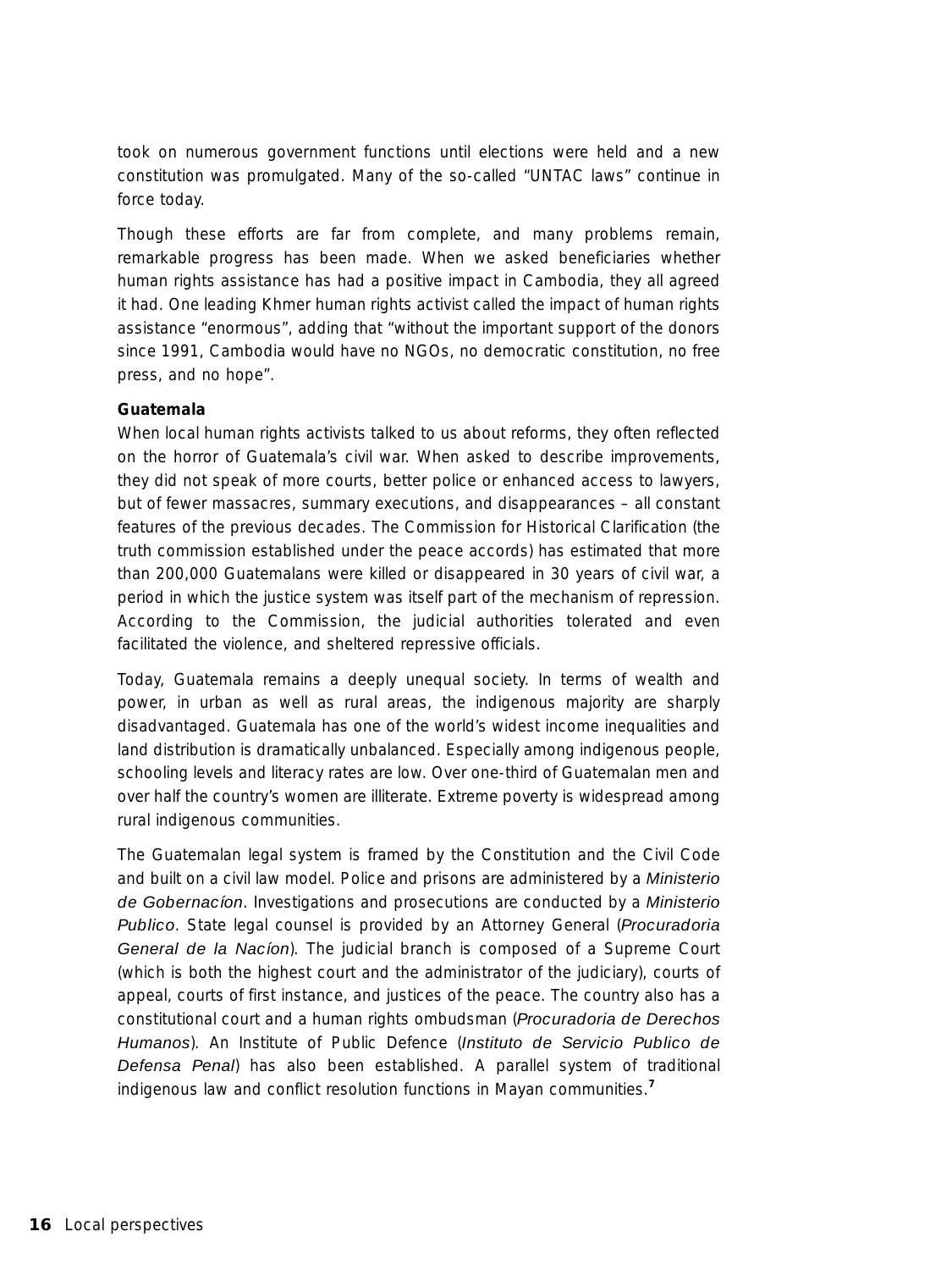took on numerous government functions until elections were held and a new constitution was promulgated. Many of the so-called "UNTAC laws" continue in force today.

Though these efforts are far from complete, and many problems remain, remarkable progress has been made. When we asked beneficiaries whether human rights assistance has had a positive impact in Cambodia, they all agreed it had. One leading Khmer human rights activist called the impact of human rights assistance "enormous", adding that "without the important support of the donors since 1991, Cambodia would have no NGOs, no democratic constitution, no free press, and no hope".

**Guatemala**

When local human rights activists talked to us about reforms, they often reflected on the horror of Guatemala's civil war. When asked to describe improvements, they did not speak of more courts, better police or enhanced access to lawyers, but of fewer massacres, summary executions, and disappearances – all constant features of the previous decades. The Commission for Historical Clarification (the truth commission established under the peace accords) has estimated that more than 200,000 Guatemalans were killed or disappeared in 30 years of civil war, a period in which the justice system was itself part of the mechanism of repression. According to the Commission, the judicial authorities tolerated and even facilitated the violence, and sheltered repressive officials.

Today, Guatemala remains a deeply unequal society. In terms of wealth and power, in urban as well as rural areas, the indigenous majority are sharply disadvantaged. Guatemala has one of the world's widest income inequalities and land distribution is dramatically unbalanced. Especially among indigenous people, schooling levels and literacy rates are low. Over one-third of Guatemalan men and over half the country's women are illiterate. Extreme poverty is widespread among rural indigenous communities.

The Guatemalan legal system is framed by the Constitution and the Civil Code and built on a civil law model. Police and prisons are administered by a *Ministerio de Gobernacíon*. Investigations and prosecutions are conducted by a *Ministerio Publico*. State legal counsel is provided by an Attorney General (*Procuradoria General de la Nacíon*). The judicial branch is composed of a Supreme Court (which is both the highest court and the administrator of the judiciary), courts of appeal, courts of first instance, and justices of the peace. The country also has a constitutional court and a human rights ombudsman (*Procuradoria de Derechos Humanos*). An Institute of Public Defence (*Instituto de Servicio Publico de Defensa Penal*) has also been established. A parallel system of traditional indigenous law and conflict resolution functions in Mayan communities.[7]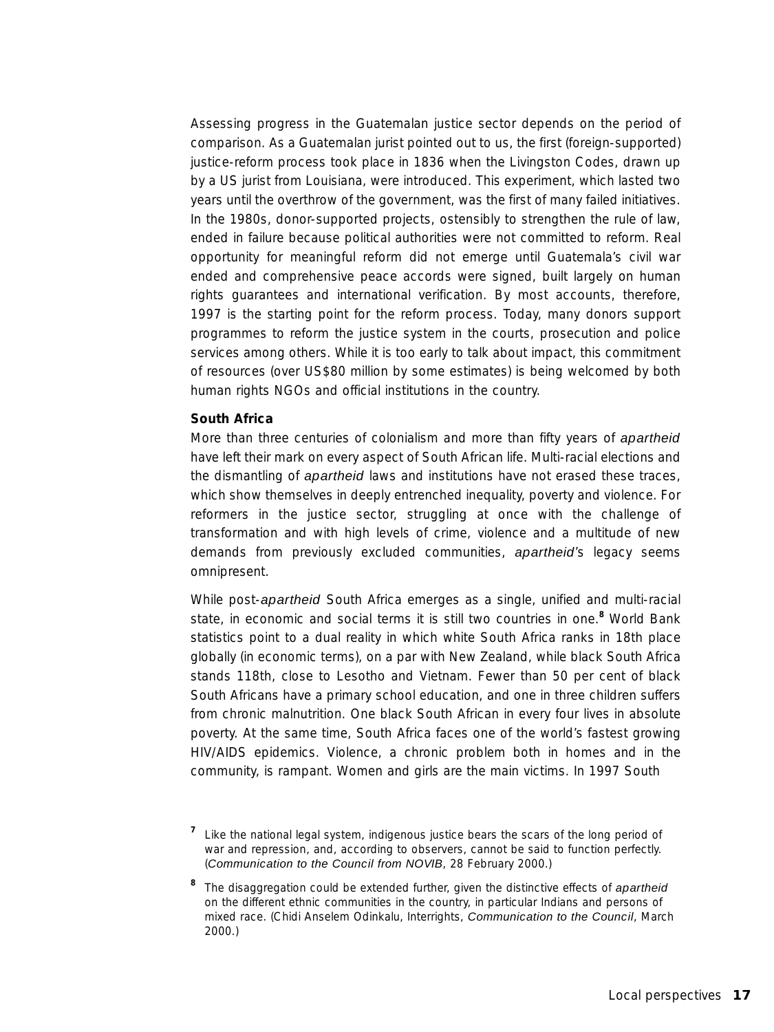Assessing progress in the Guatemalan justice sector depends on the period of comparison. As a Guatemalan jurist pointed out to us, the first (foreign-supported) justice-reform process took place in 1836 when the Livingston Codes, drawn up by a US jurist from Louisiana, were introduced. This experiment, which lasted two years until the overthrow of the government, was the first of many failed initiatives. In the 1980s, donor-supported projects, ostensibly to strengthen the rule of law, ended in failure because political authorities were not committed to reform. Real opportunity for meaningful reform did not emerge until Guatemala's civil war ended and comprehensive peace accords were signed, built largely on human rights guarantees and international verification. By most accounts, therefore, 1997 is the starting point for the reform process. Today, many donors support programmes to reform the justice system in the courts, prosecution and police services among others. While it is too early to talk about impact, this commitment of resources (over US$80 million by some estimates) is being welcomed by both human rights NGOs and official institutions in the country.

**South Africa**

More than three centuries of colonialism and more than fifty years of *apartheid* have left their mark on every aspect of South African life. Multi-racial elections and the dismantling of *apartheid* laws and institutions have not erased these traces, which show themselves in deeply entrenched inequality, poverty and violence. For reformers in the justice sector, struggling at once with the challenge of transformation and with high levels of crime, violence and a multitude of new demands from previously excluded communities, *apartheid*'s legacy seems omnipresent.

While post-*apartheid* South Africa emerges as a single, unified and multi-racial state, in economic and social terms it is still two countries in one.[8] World Bank statistics point to a dual reality in which white South Africa ranks in 18th place globally (in economic terms), on a par with New Zealand, while black South Africa stands 118th, close to Lesotho and Vietnam. Fewer than 50 per cent of black South Africans have a primary school education, and one in three children suffers from chronic malnutrition. One black South African in every four lives in absolute poverty. At the same time, South Africa faces one of the world's fastest growing HIV/AIDS epidemics. Violence, a chronic problem both in homes and in the community, is rampant. Women and girls are the main victims. In 1997 South

[7] Like the national legal system, indigenous justice bears the scars of the long period of war and repression, and, according to observers, cannot be said to function perfectly. (*Communication to the Council from NOVIB*, 28 February 2000.)

[8] The disaggregation could be extended further, given the distinctive effects of *apartheid* on the different ethnic communities in the country, in particular Indians and persons of mixed race. (Chidi Anselem Odinkalu, Interrights, *Communication to the Council*, March 2000.)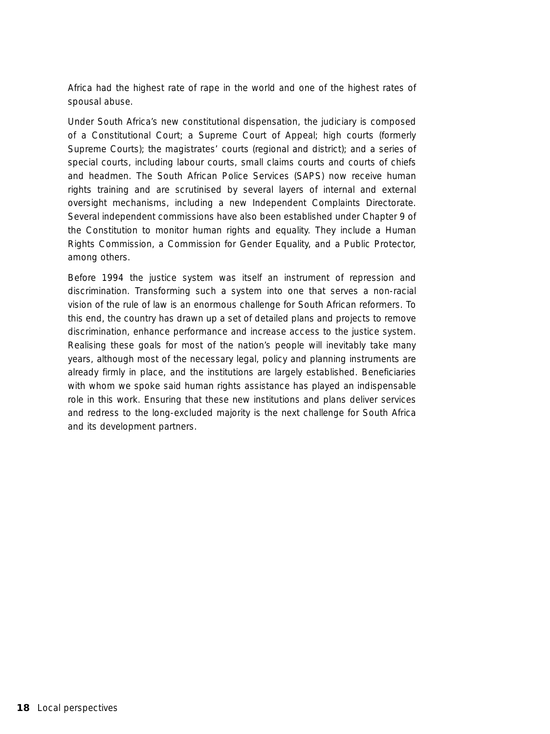Africa had the highest rate of rape in the world and one of the highest rates of spousal abuse.

Under South Africa's new constitutional dispensation, the judiciary is composed of a Constitutional Court; a Supreme Court of Appeal; high courts (formerly Supreme Courts); the magistrates' courts (regional and district); and a series of special courts, including labour courts, small claims courts and courts of chiefs and headmen. The South African Police Services (SAPS) now receive human rights training and are scrutinised by several layers of internal and external oversight mechanisms, including a new Independent Complaints Directorate. Several independent commissions have also been established under Chapter 9 of the Constitution to monitor human rights and equality. They include a Human Rights Commission, a Commission for Gender Equality, and a Public Protector, among others.

Before 1994 the justice system was itself an instrument of repression and discrimination. Transforming such a system into one that serves a non-racial vision of the rule of law is an enormous challenge for South African reformers. To this end, the country has drawn up a set of detailed plans and projects to remove discrimination, enhance performance and increase access to the justice system. Realising these goals for most of the nation's people will inevitably take many years, although most of the necessary legal, policy and planning instruments are already firmly in place, and the institutions are largely established. Beneficiaries with whom we spoke said human rights assistance has played an indispensable role in this work. Ensuring that these new institutions and plans deliver services and redress to the long-excluded majority is the next challenge for South Africa and its development partners.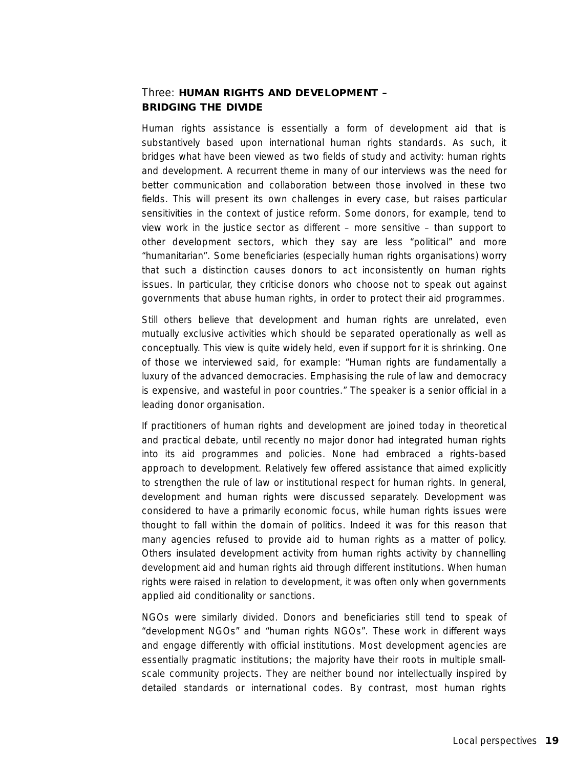## Three: **HUMAN RIGHTS AND DEVELOPMENT – BRIDGING THE DIVIDE**

Human rights assistance is essentially a form of development aid that is substantively based upon international human rights standards. As such, it bridges what have been viewed as two fields of study and activity: human rights and development. A recurrent theme in many of our interviews was the need for better communication and collaboration between those involved in these two fields. This will present its own challenges in every case, but raises particular sensitivities in the context of justice reform. Some donors, for example, tend to view work in the justice sector as different – more sensitive – than support to other development sectors, which they say are less "political" and more "humanitarian". Some beneficiaries (especially human rights organisations) worry that such a distinction causes donors to act inconsistently on human rights issues. In particular, they criticise donors who choose not to speak out against governments that abuse human rights, in order to protect their aid programmes.

Still others believe that development and human rights are unrelated, even mutually exclusive activities which should be separated operationally as well as conceptually. This view is quite widely held, even if support for it is shrinking. One of those we interviewed said, for example: "Human rights are fundamentally a luxury of the advanced democracies. Emphasising the rule of law and democracy is expensive, and wasteful in poor countries." The speaker is a senior official in a leading donor organisation.

If practitioners of human rights and development are joined today in theoretical and practical debate, until recently no major donor had integrated human rights into its aid programmes and policies. None had embraced a rights-based approach to development. Relatively few offered assistance that aimed explicitly to strengthen the rule of law or institutional respect for human rights. In general, development and human rights were discussed separately. Development was considered to have a primarily economic focus, while human rights issues were thought to fall within the domain of politics. Indeed it was for this reason that many agencies refused to provide aid to human rights as a matter of policy. Others insulated development activity from human rights activity by channelling development aid and human rights aid through different institutions. When human rights were raised in relation to development, it was often only when governments applied aid conditionality or sanctions.

NGOs were similarly divided. Donors and beneficiaries still tend to speak of "development NGOs" and "human rights NGOs". These work in different ways and engage differently with official institutions. Most development agencies are essentially pragmatic institutions; the majority have their roots in multiple small-scale community projects. They are neither bound nor intellectually inspired by detailed standards or international codes. By contrast, most human rights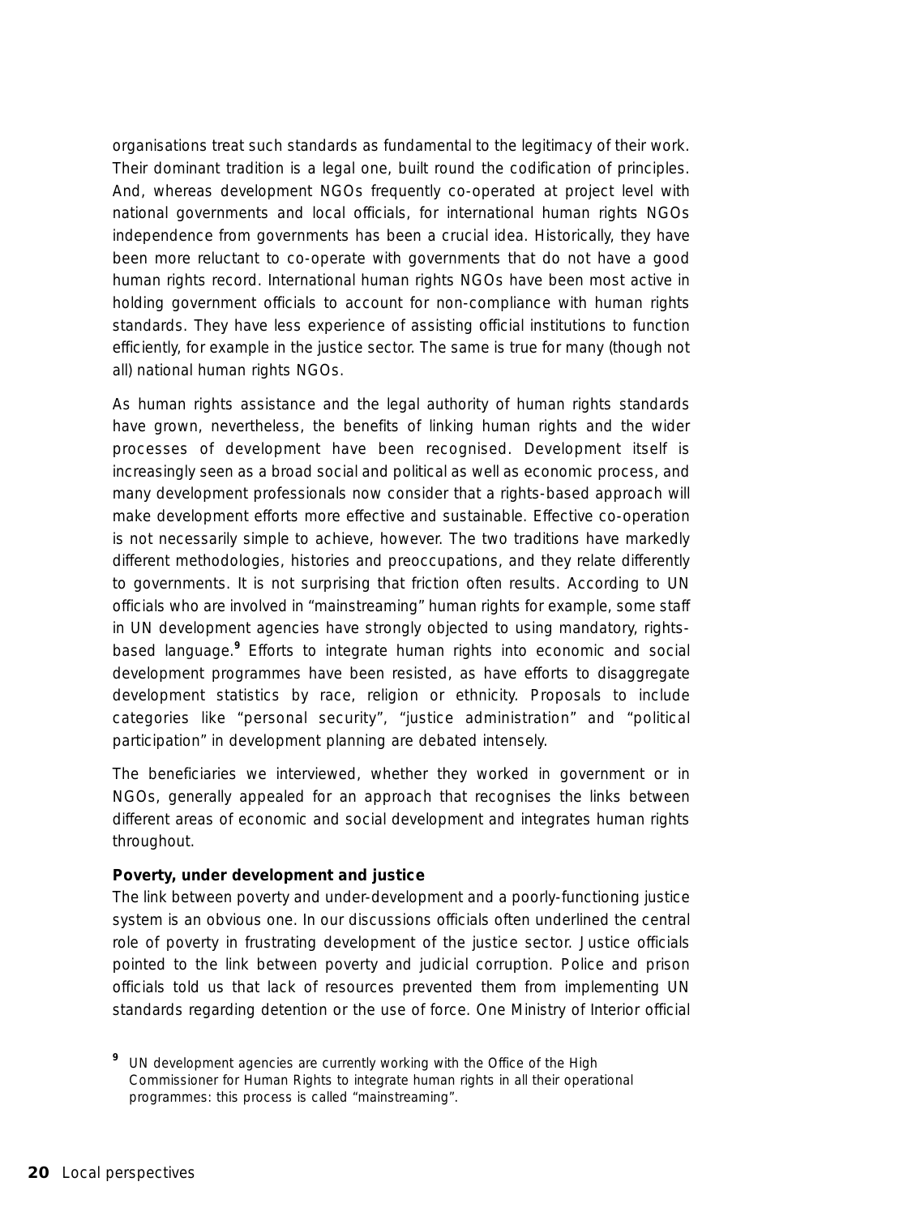organisations treat such standards as fundamental to the legitimacy of their work. Their dominant tradition is a legal one, built round the codification of principles. And, whereas development NGOs frequently co-operated at project level with national governments and local officials, for international human rights NGOs independence from governments has been a crucial idea. Historically, they have been more reluctant to co-operate with governments that do not have a good human rights record. International human rights NGOs have been most active in holding government officials to account for non-compliance with human rights standards. They have less experience of assisting official institutions to function efficiently, for example in the justice sector. The same is true for many (though not all) national human rights NGOs.

As human rights assistance and the legal authority of human rights standards have grown, nevertheless, the benefits of linking human rights and the wider processes of development have been recognised. Development itself is increasingly seen as a broad social and political as well as economic process, and many development professionals now consider that a rights-based approach will make development efforts more effective and sustainable. Effective co-operation is not necessarily simple to achieve, however. The two traditions have markedly different methodologies, histories and preoccupations, and they relate differently to governments. It is not surprising that friction often results. According to UN officials who are involved in "mainstreaming" human rights for example, some staff in UN development agencies have strongly objected to using mandatory, rights-based language.[9] Efforts to integrate human rights into economic and social development programmes have been resisted, as have efforts to disaggregate development statistics by race, religion or ethnicity. Proposals to include categories like "personal security", "justice administration" and "political participation" in development planning are debated intensely.

The beneficiaries we interviewed, whether they worked in government or in NGOs, generally appealed for an approach that recognises the links between different areas of economic and social development and integrates human rights throughout.

**Poverty, under development and justice**

The link between poverty and under-development and a poorly-functioning justice system is an obvious one. In our discussions officials often underlined the central role of poverty in frustrating development of the justice sector. Justice officials pointed to the link between poverty and judicial corruption. Police and prison officials told us that lack of resources prevented them from implementing UN standards regarding detention or the use of force. One Ministry of Interior official

[9] UN development agencies are currently working with the Office of the High Commissioner for Human Rights to integrate human rights in all their operational programmes: this process is called "mainstreaming".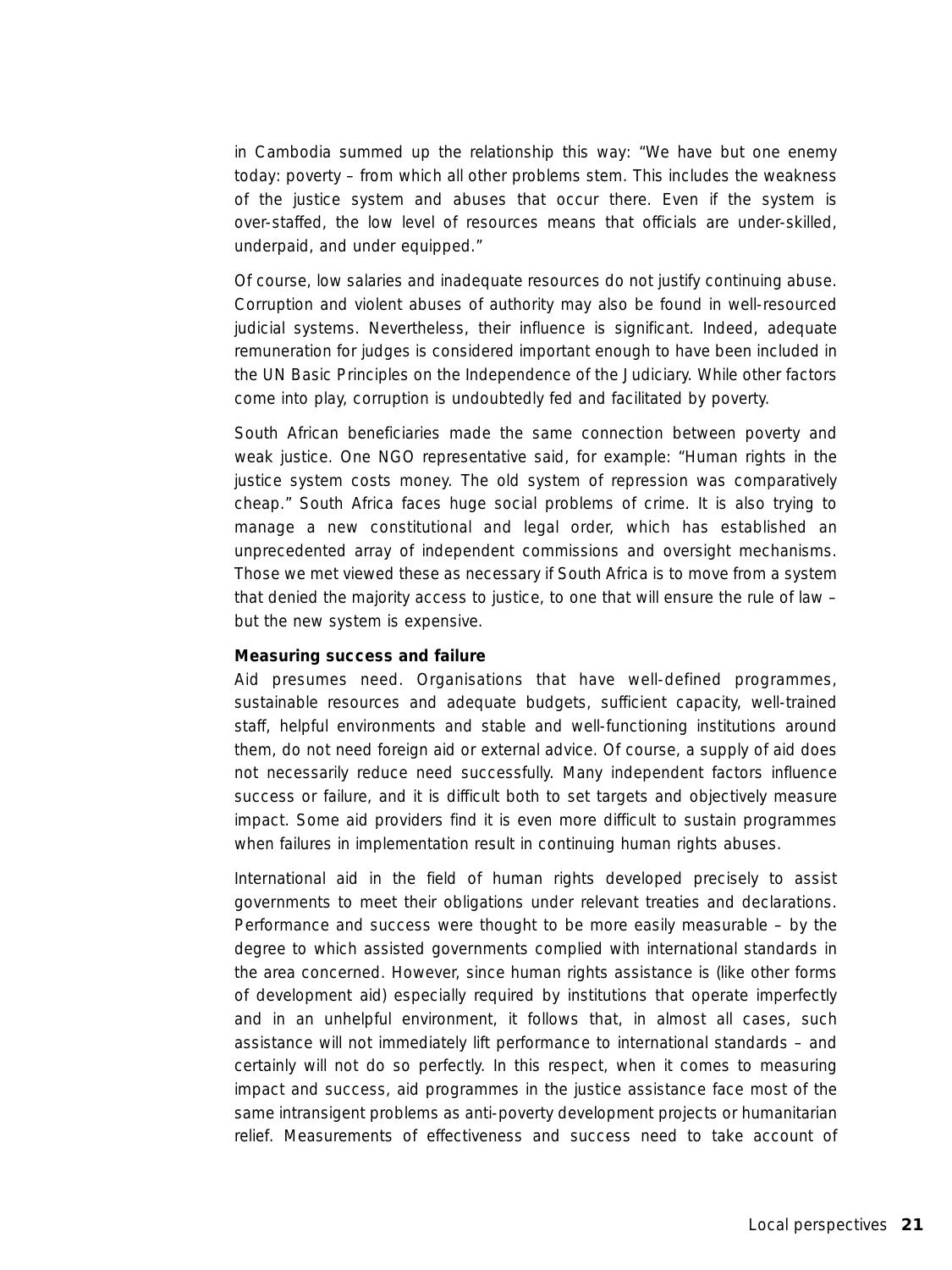in Cambodia summed up the relationship this way: "We have but one enemy today: poverty – from which all other problems stem. This includes the weakness of the justice system and abuses that occur there. Even if the system is over-staffed, the low level of resources means that officials are under-skilled, underpaid, and under equipped."

Of course, low salaries and inadequate resources do not justify continuing abuse. Corruption and violent abuses of authority may also be found in well-resourced judicial systems. Nevertheless, their influence is significant. Indeed, adequate remuneration for judges is considered important enough to have been included in the UN Basic Principles on the Independence of the Judiciary. While other factors come into play, corruption is undoubtedly fed and facilitated by poverty.

South African beneficiaries made the same connection between poverty and weak justice. One NGO representative said, for example: "Human rights in the justice system costs money. The old system of repression was comparatively cheap." South Africa faces huge social problems of crime. It is also trying to manage a new constitutional and legal order, which has established an unprecedented array of independent commissions and oversight mechanisms. Those we met viewed these as necessary if South Africa is to move from a system that denied the majority access to justice, to one that will ensure the rule of law – but the new system is expensive.

**Measuring success and failure**

Aid presumes need. Organisations that have well-defined programmes, sustainable resources and adequate budgets, sufficient capacity, well-trained staff, helpful environments and stable and well-functioning institutions around them, do not need foreign aid or external advice. Of course, a supply of aid does not necessarily reduce need successfully. Many independent factors influence success or failure, and it is difficult both to set targets and objectively measure impact. Some aid providers find it is even more difficult to sustain programmes when failures in implementation result in continuing human rights abuses.

International aid in the field of human rights developed precisely to assist governments to meet their obligations under relevant treaties and declarations. Performance and success were thought to be more easily measurable – by the degree to which assisted governments complied with international standards in the area concerned. However, since human rights assistance is (like other forms of development aid) especially required by institutions that operate imperfectly and in an unhelpful environment, it follows that, in almost all cases, such assistance will not immediately lift performance to international standards – and certainly will not do so perfectly. In this respect, when it comes to measuring impact and success, aid programmes in the justice assistance face most of the same intransigent problems as anti-poverty development projects or humanitarian relief. Measurements of effectiveness and success need to take account of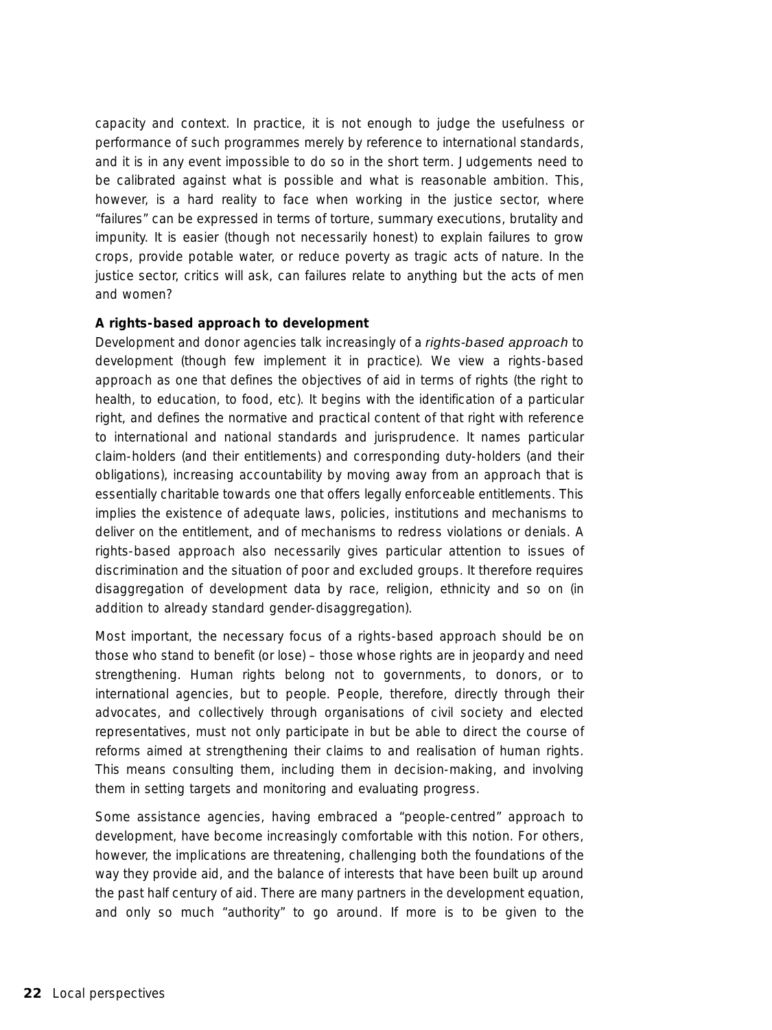capacity and context. In practice, it is not enough to judge the usefulness or performance of such programmes merely by reference to international standards, and it is in any event impossible to do so in the short term. Judgements need to be calibrated against what is possible and what is reasonable ambition. This, however, is a hard reality to face when working in the justice sector, where "failures" can be expressed in terms of torture, summary executions, brutality and impunity. It is easier (though not necessarily honest) to explain failures to grow crops, provide potable water, or reduce poverty as tragic acts of nature. In the justice sector, critics will ask, can failures relate to anything but the acts of men and women?

**A rights-based approach to development**

Development and donor agencies talk increasingly of a *rights-based approach* to development (though few implement it in practice). We view a rights-based approach as one that defines the objectives of aid in terms of rights (the right to health, to education, to food, etc). It begins with the identification of a particular right, and defines the normative and practical content of that right with reference to international and national standards and jurisprudence. It names particular claim-holders (and their entitlements) and corresponding duty-holders (and their obligations), increasing accountability by moving away from an approach that is essentially charitable towards one that offers legally enforceable entitlements. This implies the existence of adequate laws, policies, institutions and mechanisms to deliver on the entitlement, and of mechanisms to redress violations or denials. A rights-based approach also necessarily gives particular attention to issues of discrimination and the situation of poor and excluded groups. It therefore requires disaggregation of development data by race, religion, ethnicity and so on (in addition to already standard gender-disaggregation).

Most important, the necessary focus of a rights-based approach should be on those who stand to benefit (or lose) – those whose rights are in jeopardy and need strengthening. Human rights belong not to governments, to donors, or to international agencies, but to people. People, therefore, directly through their advocates, and collectively through organisations of civil society and elected representatives, must not only participate in but be able to direct the course of reforms aimed at strengthening their claims to and realisation of human rights. This means consulting them, including them in decision-making, and involving them in setting targets and monitoring and evaluating progress.

Some assistance agencies, having embraced a "people-centred" approach to development, have become increasingly comfortable with this notion. For others, however, the implications are threatening, challenging both the foundations of the way they provide aid, and the balance of interests that have been built up around the past half century of aid. There are many partners in the development equation, and only so much "authority" to go around. If more is to be given to the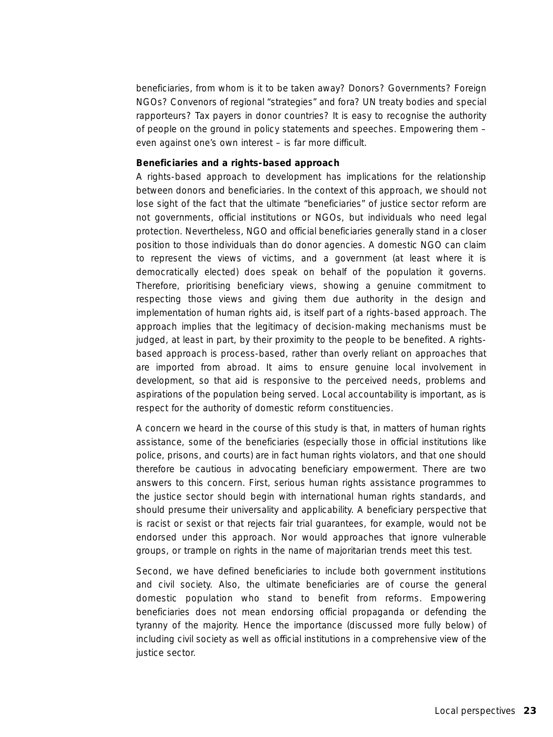beneficiaries, from whom is it to be taken away? Donors? Governments? Foreign NGOs? Convenors of regional "strategies" and fora? UN treaty bodies and special rapporteurs? Tax payers in donor countries? It is easy to recognise the authority of people on the ground in policy statements and speeches. Empowering them – even against one's own interest – is far more difficult.

**Beneficiaries and a rights-based approach**

A rights-based approach to development has implications for the relationship between donors and beneficiaries. In the context of this approach, we should not lose sight of the fact that the ultimate "beneficiaries" of justice sector reform are not governments, official institutions or NGOs, but individuals who need legal protection. Nevertheless, NGO and official beneficiaries generally stand in a closer position to those individuals than do donor agencies. A domestic NGO can claim to represent the views of victims, and a government (at least where it is democratically elected) does speak on behalf of the population it governs. Therefore, prioritising beneficiary views, showing a genuine commitment to respecting those views and giving them due authority in the design and implementation of human rights aid, is itself part of a rights-based approach. The approach implies that the legitimacy of decision-making mechanisms must be judged, at least in part, by their proximity to the people to be benefited. A rights-based approach is process-based, rather than overly reliant on approaches that are imported from abroad. It aims to ensure genuine local involvement in development, so that aid is responsive to the perceived needs, problems and aspirations of the population being served. Local accountability is important, as is respect for the authority of domestic reform constituencies.

A concern we heard in the course of this study is that, in matters of human rights assistance, some of the beneficiaries (especially those in official institutions like police, prisons, and courts) are in fact human rights violators, and that one should therefore be cautious in advocating beneficiary empowerment. There are two answers to this concern. First, serious human rights assistance programmes to the justice sector should begin with international human rights standards, and should presume their universality and applicability. A beneficiary perspective that is racist or sexist or that rejects fair trial guarantees, for example, would not be endorsed under this approach. Nor would approaches that ignore vulnerable groups, or trample on rights in the name of majoritarian trends meet this test.

Second, we have defined beneficiaries to include both government institutions and civil society. Also, the ultimate beneficiaries are of course the general domestic population who stand to benefit from reforms. Empowering beneficiaries does not mean endorsing official propaganda or defending the tyranny of the majority. Hence the importance (discussed more fully below) of including civil society as well as official institutions in a comprehensive view of the justice sector.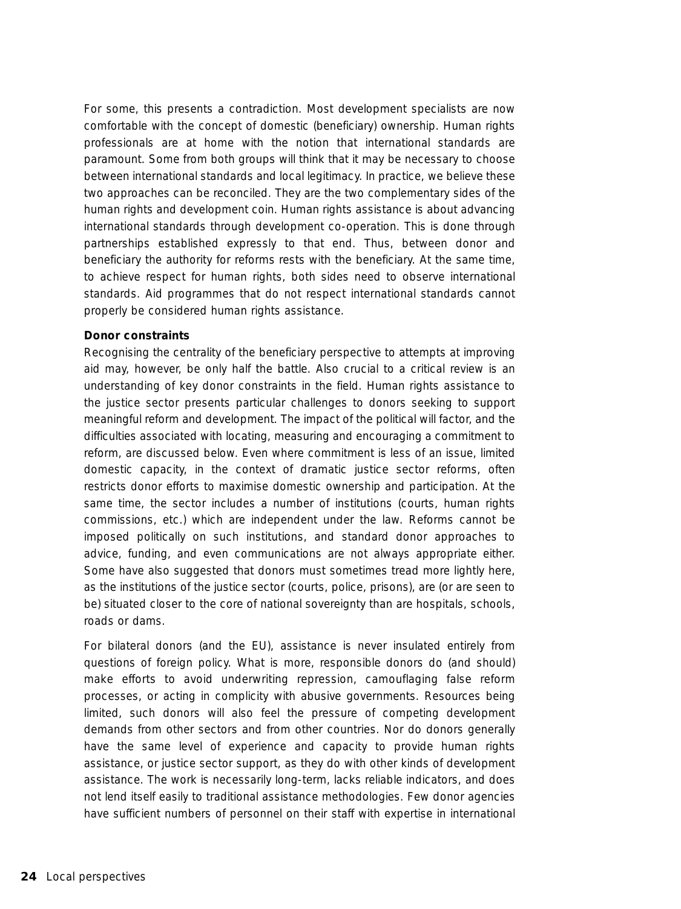For some, this presents a contradiction. Most development specialists are now comfortable with the concept of domestic (beneficiary) ownership. Human rights professionals are at home with the notion that international standards are paramount. Some from both groups will think that it may be necessary to choose between international standards and local legitimacy. In practice, we believe these two approaches can be reconciled. They are the two complementary sides of the human rights and development coin. Human rights assistance is about advancing international standards through development co-operation. This is done through partnerships established expressly to that end. Thus, between donor and beneficiary the authority for reforms rests with the beneficiary. At the same time, to achieve respect for human rights, both sides need to observe international standards. Aid programmes that do not respect international standards cannot properly be considered human rights assistance.

**Donor constraints**

Recognising the centrality of the beneficiary perspective to attempts at improving aid may, however, be only half the battle. Also crucial to a critical review is an understanding of key donor constraints in the field. Human rights assistance to the justice sector presents particular challenges to donors seeking to support meaningful reform and development. The impact of the political will factor, and the difficulties associated with locating, measuring and encouraging a commitment to reform, are discussed below. Even where commitment is less of an issue, limited domestic capacity, in the context of dramatic justice sector reforms, often restricts donor efforts to maximise domestic ownership and participation. At the same time, the sector includes a number of institutions (courts, human rights commissions, etc.) which are independent under the law. Reforms cannot be imposed politically on such institutions, and standard donor approaches to advice, funding, and even communications are not always appropriate either. Some have also suggested that donors must sometimes tread more lightly here, as the institutions of the justice sector (courts, police, prisons), are (or are seen to be) situated closer to the core of national sovereignty than are hospitals, schools, roads or dams.

For bilateral donors (and the EU), assistance is never insulated entirely from questions of foreign policy. What is more, responsible donors do (and should) make efforts to avoid underwriting repression, camouflaging false reform processes, or acting in complicity with abusive governments. Resources being limited, such donors will also feel the pressure of competing development demands from other sectors and from other countries. Nor do donors generally have the same level of experience and capacity to provide human rights assistance, or justice sector support, as they do with other kinds of development assistance. The work is necessarily long-term, lacks reliable indicators, and does not lend itself easily to traditional assistance methodologies. Few donor agencies have sufficient numbers of personnel on their staff with expertise in international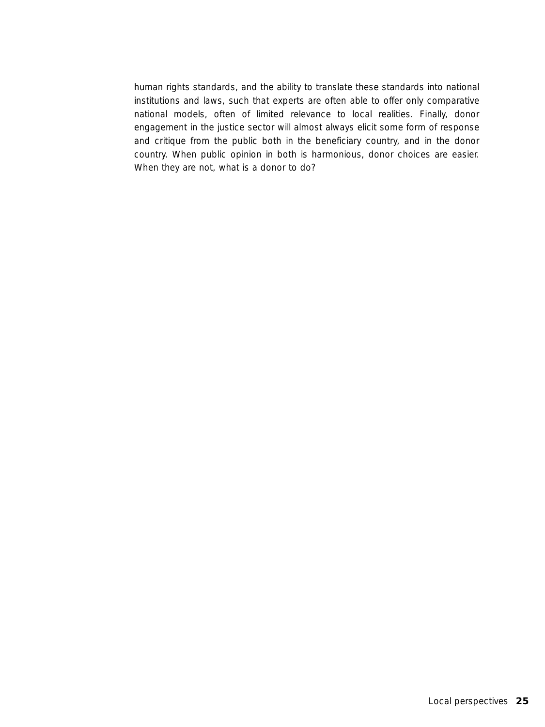human rights standards, and the ability to translate these standards into national institutions and laws, such that experts are often able to offer only comparative national models, often of limited relevance to local realities. Finally, donor engagement in the justice sector will almost always elicit some form of response and critique from the public both in the beneficiary country, and in the donor country. When public opinion in both is harmonious, donor choices are easier. When they are not, what is a donor to do?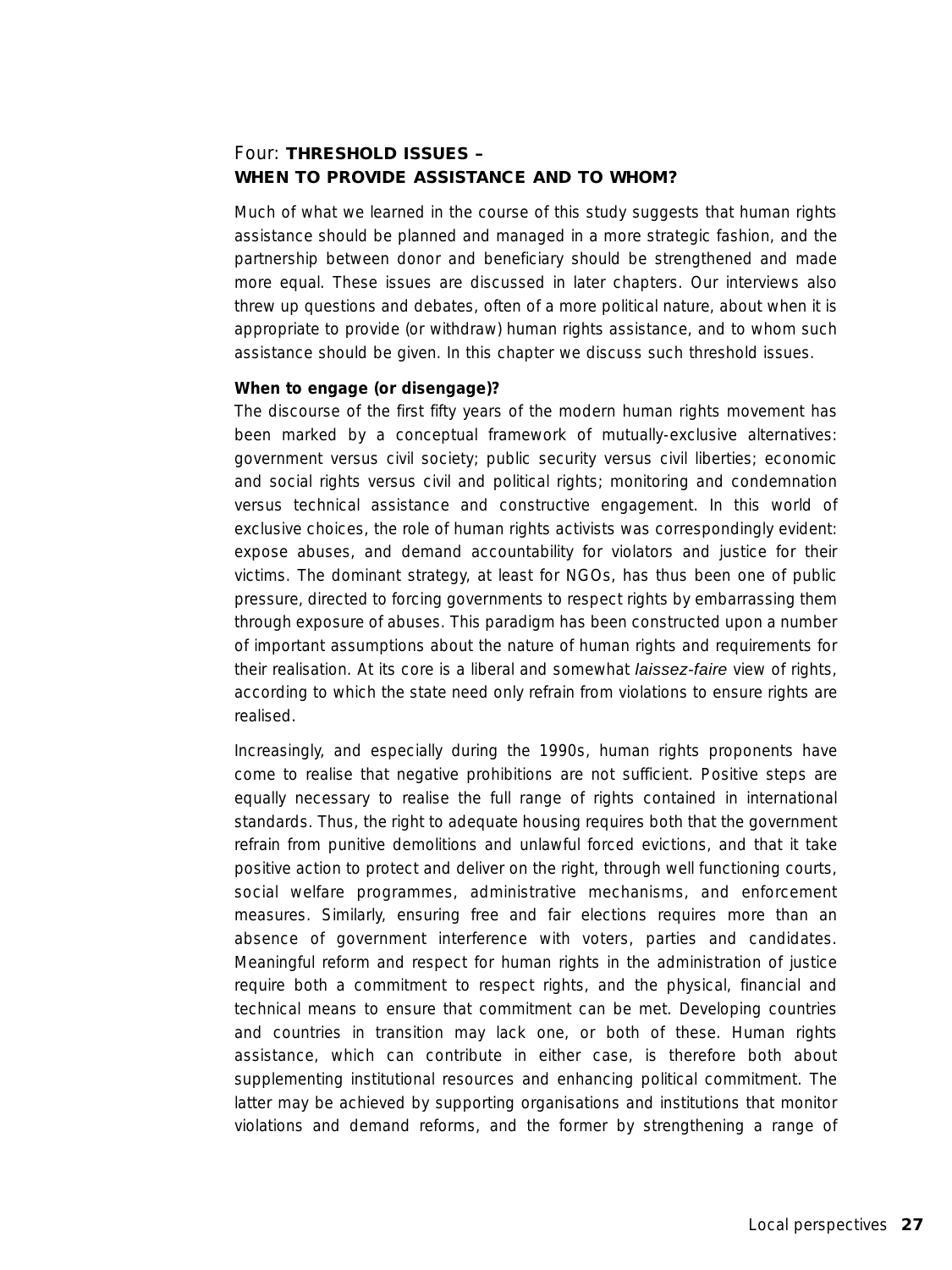## Four: **THRESHOLD ISSUES – WHEN TO PROVIDE ASSISTANCE AND TO WHOM?**

Much of what we learned in the course of this study suggests that human rights assistance should be planned and managed in a more strategic fashion, and the partnership between donor and beneficiary should be strengthened and made more equal. These issues are discussed in later chapters. Our interviews also threw up questions and debates, often of a more political nature, about when it is appropriate to provide (or withdraw) human rights assistance, and to whom such assistance should be given. In this chapter we discuss such threshold issues.

### When to engage (or disengage)?

The discourse of the first fifty years of the modern human rights movement has been marked by a conceptual framework of mutually-exclusive alternatives: government versus civil society; public security versus civil liberties; economic and social rights versus civil and political rights; monitoring and condemnation versus technical assistance and constructive engagement. In this world of exclusive choices, the role of human rights activists was correspondingly evident: expose abuses, and demand accountability for violators and justice for their victims. The dominant strategy, at least for NGOs, has thus been one of public pressure, directed to forcing governments to respect rights by embarrassing them through exposure of abuses. This paradigm has been constructed upon a number of important assumptions about the nature of human rights and requirements for their realisation. At its core is a liberal and somewhat *laissez-faire* view of rights, according to which the state need only refrain from violations to ensure rights are realised.

Increasingly, and especially during the 1990s, human rights proponents have come to realise that negative prohibitions are not sufficient. Positive steps are equally necessary to realise the full range of rights contained in international standards. Thus, the right to adequate housing requires both that the government refrain from punitive demolitions and unlawful forced evictions, and that it take positive action to protect and deliver on the right, through well functioning courts, social welfare programmes, administrative mechanisms, and enforcement measures. Similarly, ensuring free and fair elections requires more than an absence of government interference with voters, parties and candidates. Meaningful reform and respect for human rights in the administration of justice require both a commitment to respect rights, and the physical, financial and technical means to ensure that commitment can be met. Developing countries and countries in transition may lack one, or both of these. Human rights assistance, which can contribute in either case, is therefore both about supplementing institutional resources and enhancing political commitment. The latter may be achieved by supporting organisations and institutions that monitor violations and demand reforms, and the former by strengthening a range of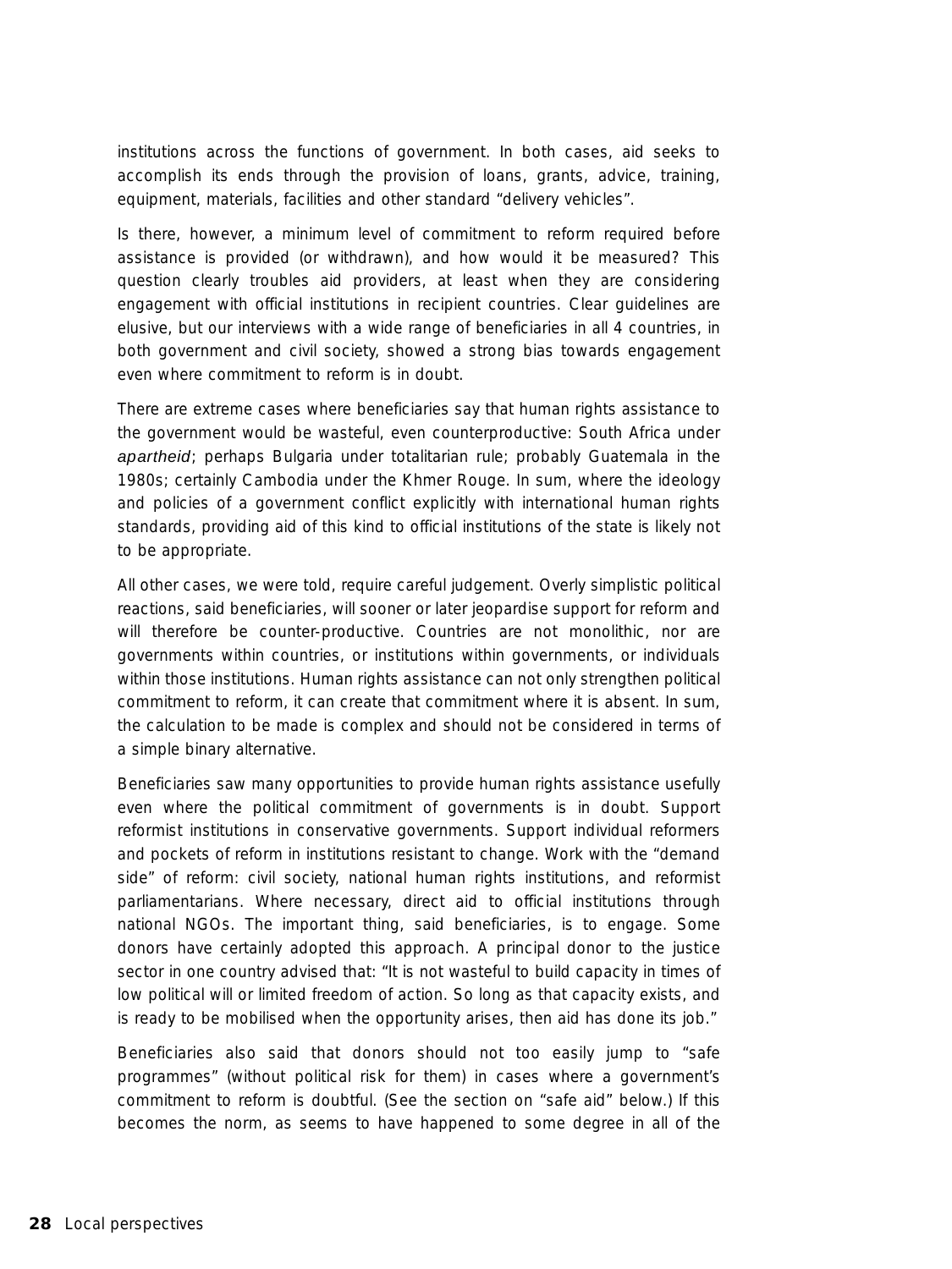institutions across the functions of government. In both cases, aid seeks to accomplish its ends through the provision of loans, grants, advice, training, equipment, materials, facilities and other standard "delivery vehicles".

Is there, however, a minimum level of commitment to reform required before assistance is provided (or withdrawn), and how would it be measured? This question clearly troubles aid providers, at least when they are considering engagement with official institutions in recipient countries. Clear guidelines are elusive, but our interviews with a wide range of beneficiaries in all 4 countries, in both government and civil society, showed a strong bias towards engagement even where commitment to reform is in doubt.

There are extreme cases where beneficiaries say that human rights assistance to the government would be wasteful, even counterproductive: South Africa under *apartheid*; perhaps Bulgaria under totalitarian rule; probably Guatemala in the 1980s; certainly Cambodia under the Khmer Rouge. In sum, where the ideology and policies of a government conflict explicitly with international human rights standards, providing aid of this kind to official institutions of the state is likely not to be appropriate.

All other cases, we were told, require careful judgement. Overly simplistic political reactions, said beneficiaries, will sooner or later jeopardise support for reform and will therefore be counter-productive. Countries are not monolithic, nor are governments within countries, or institutions within governments, or individuals within those institutions. Human rights assistance can not only strengthen political commitment to reform, it can create that commitment where it is absent. In sum, the calculation to be made is complex and should not be considered in terms of a simple binary alternative.

Beneficiaries saw many opportunities to provide human rights assistance usefully even where the political commitment of governments is in doubt. Support reformist institutions in conservative governments. Support individual reformers and pockets of reform in institutions resistant to change. Work with the "demand side" of reform: civil society, national human rights institutions, and reformist parliamentarians. Where necessary, direct aid to official institutions through national NGOs. The important thing, said beneficiaries, is to engage. Some donors have certainly adopted this approach. A principal donor to the justice sector in one country advised that: "It is not wasteful to build capacity in times of low political will or limited freedom of action. So long as that capacity exists, and is ready to be mobilised when the opportunity arises, then aid has done its job."

Beneficiaries also said that donors should not too easily jump to "safe programmes" (without political risk for them) in cases where a government's commitment to reform is doubtful. (See the section on "safe aid" below.) If this becomes the norm, as seems to have happened to some degree in all of the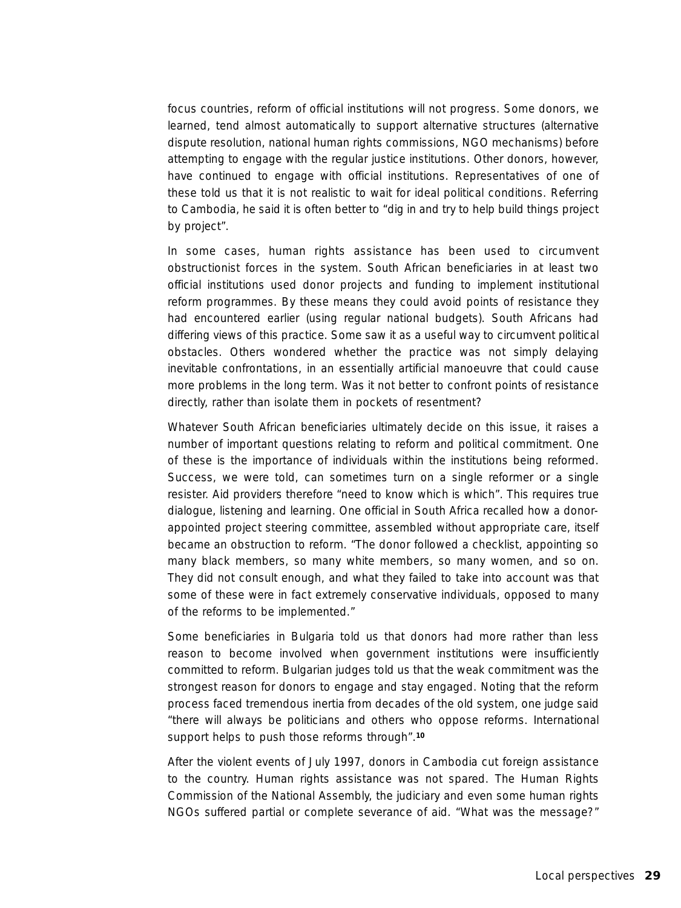focus countries, reform of official institutions will not progress. Some donors, we learned, tend almost automatically to support alternative structures (alternative dispute resolution, national human rights commissions, NGO mechanisms) before attempting to engage with the regular justice institutions. Other donors, however, have continued to engage with official institutions. Representatives of one of these told us that it is not realistic to wait for ideal political conditions. Referring to Cambodia, he said it is often better to "dig in and try to help build things project by project".

In some cases, human rights assistance has been used to circumvent obstructionist forces in the system. South African beneficiaries in at least two official institutions used donor projects and funding to implement institutional reform programmes. By these means they could avoid points of resistance they had encountered earlier (using regular national budgets). South Africans had differing views of this practice. Some saw it as a useful way to circumvent political obstacles. Others wondered whether the practice was not simply delaying inevitable confrontations, in an essentially artificial manoeuvre that could cause more problems in the long term. Was it not better to confront points of resistance directly, rather than isolate them in pockets of resentment?

Whatever South African beneficiaries ultimately decide on this issue, it raises a number of important questions relating to reform and political commitment. One of these is the importance of individuals within the institutions being reformed. Success, we were told, can sometimes turn on a single reformer or a single resister. Aid providers therefore "need to know which is which". This requires true dialogue, listening and learning. One official in South Africa recalled how a donor-appointed project steering committee, assembled without appropriate care, itself became an obstruction to reform. "The donor followed a checklist, appointing so many black members, so many white members, so many women, and so on. They did not consult enough, and what they failed to take into account was that some of these were in fact extremely conservative individuals, opposed to many of the reforms to be implemented."

Some beneficiaries in Bulgaria told us that donors had more rather than less reason to become involved when government institutions were insufficiently committed to reform. Bulgarian judges told us that the weak commitment was the strongest reason for donors to engage and stay engaged. Noting that the reform process faced tremendous inertia from decades of the old system, one judge said "there will always be politicians and others who oppose reforms. International support helps to push those reforms through".[10]

After the violent events of July 1997, donors in Cambodia cut foreign assistance to the country. Human rights assistance was not spared. The Human Rights Commission of the National Assembly, the judiciary and even some human rights NGOs suffered partial or complete severance of aid. "What was the message?"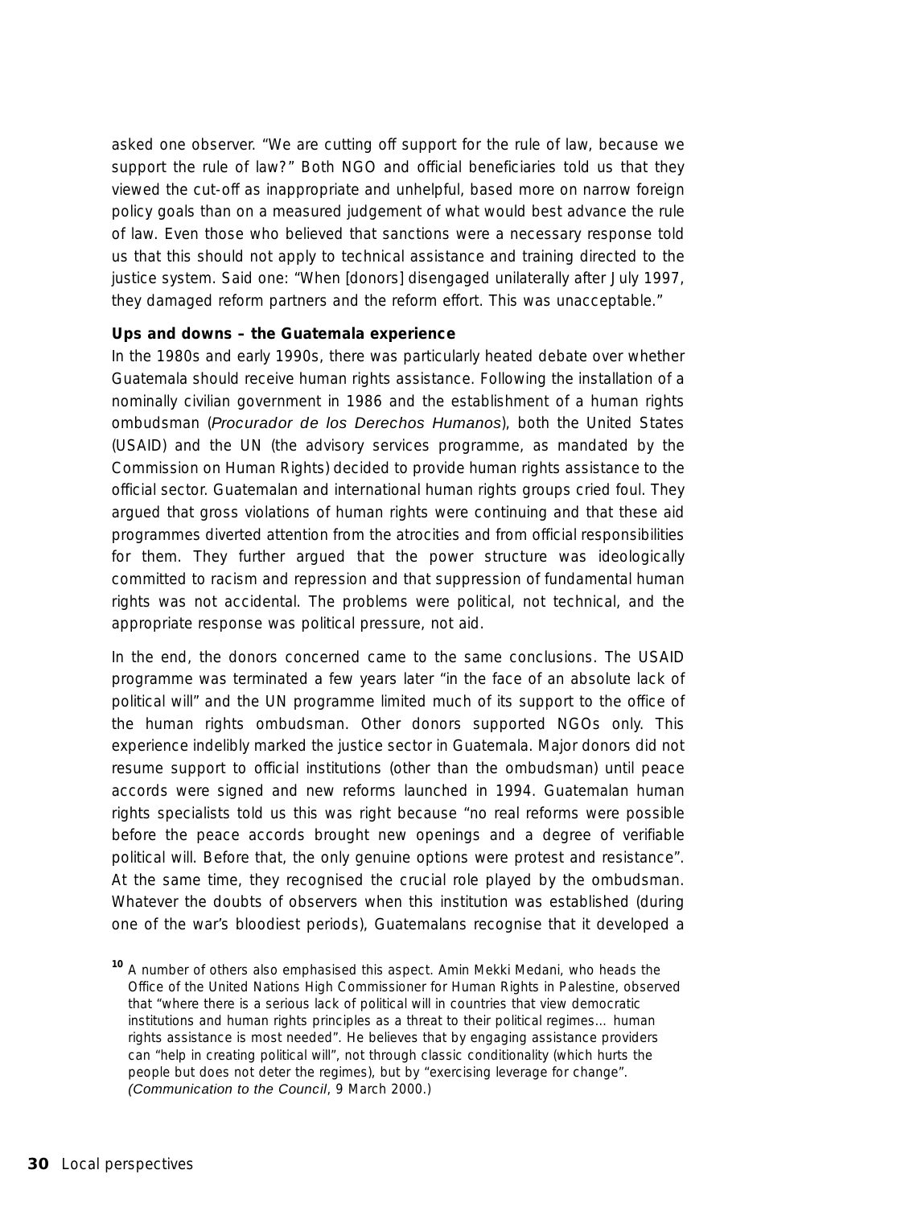asked one observer. "We are cutting off support for the rule of law, because we support the rule of law?" Both NGO and official beneficiaries told us that they viewed the cut-off as inappropriate and unhelpful, based more on narrow foreign policy goals than on a measured judgement of what would best advance the rule of law. Even those who believed that sanctions were a necessary response told us that this should not apply to technical assistance and training directed to the justice system. Said one: "When [donors] disengaged unilaterally after July 1997, they damaged reform partners and the reform effort. This was unacceptable."

**Ups and downs – the Guatemala experience**

In the 1980s and early 1990s, there was particularly heated debate over whether Guatemala should receive human rights assistance. Following the installation of a nominally civilian government in 1986 and the establishment of a human rights ombudsman (*Procurador de los Derechos Humanos*), both the United States (USAID) and the UN (the advisory services programme, as mandated by the Commission on Human Rights) decided to provide human rights assistance to the official sector. Guatemalan and international human rights groups cried foul. They argued that gross violations of human rights were continuing and that these aid programmes diverted attention from the atrocities and from official responsibilities for them. They further argued that the power structure was ideologically committed to racism and repression and that suppression of fundamental human rights was not accidental. The problems were political, not technical, and the appropriate response was political pressure, not aid.

In the end, the donors concerned came to the same conclusions. The USAID programme was terminated a few years later "in the face of an absolute lack of political will" and the UN programme limited much of its support to the office of the human rights ombudsman. Other donors supported NGOs only. This experience indelibly marked the justice sector in Guatemala. Major donors did not resume support to official institutions (other than the ombudsman) until peace accords were signed and new reforms launched in 1994. Guatemalan human rights specialists told us this was right because "no real reforms were possible before the peace accords brought new openings and a degree of verifiable political will. Before that, the only genuine options were protest and resistance". At the same time, they recognised the crucial role played by the ombudsman. Whatever the doubts of observers when this institution was established (during one of the war's bloodiest periods), Guatemalans recognise that it developed a

[10] A number of others also emphasised this aspect. Amin Mekki Medani, who heads the Office of the United Nations High Commissioner for Human Rights in Palestine, observed that "where there is a serious lack of political will in countries that view democratic institutions and human rights principles as a threat to their political regimes… human rights assistance is most needed". He believes that by engaging assistance providers can "help in creating political will", not through classic conditionality (which hurts the people but does not deter the regimes), but by "exercising leverage for change". (*Communication to the Council*, 9 March 2000.)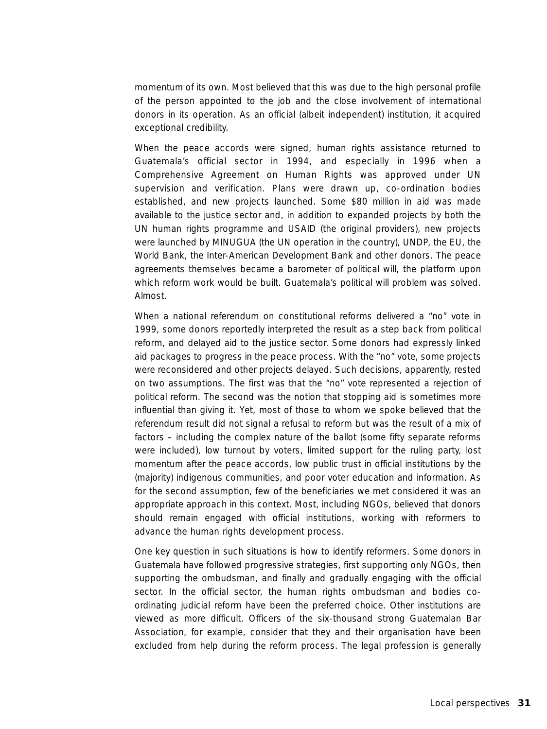momentum of its own. Most believed that this was due to the high personal profile of the person appointed to the job and the close involvement of international donors in its operation. As an official (albeit independent) institution, it acquired exceptional credibility.

When the peace accords were signed, human rights assistance returned to Guatemala's official sector in 1994, and especially in 1996 when a Comprehensive Agreement on Human Rights was approved under UN supervision and verification. Plans were drawn up, co-ordination bodies established, and new projects launched. Some $80 million in aid was made available to the justice sector and, in addition to expanded projects by both the UN human rights programme and USAID (the original providers), new projects were launched by MINUGUA (the UN operation in the country), UNDP, the EU, the World Bank, the Inter-American Development Bank and other donors. The peace agreements themselves became a barometer of political will, the platform upon which reform work would be built. Guatemala's political will problem was solved. Almost.

When a national referendum on constitutional reforms delivered a "no" vote in 1999, some donors reportedly interpreted the result as a step back from political reform, and delayed aid to the justice sector. Some donors had expressly linked aid packages to progress in the peace process. With the "no" vote, some projects were reconsidered and other projects delayed. Such decisions, apparently, rested on two assumptions. The first was that the "no" vote represented a rejection of political reform. The second was the notion that stopping aid is sometimes more influential than giving it. Yet, most of those to whom we spoke believed that the referendum result did not signal a refusal to reform but was the result of a mix of factors – including the complex nature of the ballot (some fifty separate reforms were included), low turnout by voters, limited support for the ruling party, lost momentum after the peace accords, low public trust in official institutions by the (majority) indigenous communities, and poor voter education and information. As for the second assumption, few of the beneficiaries we met considered it was an appropriate approach in this context. Most, including NGOs, believed that donors should remain engaged with official institutions, working with reformers to advance the human rights development process.

One key question in such situations is how to identify reformers. Some donors in Guatemala have followed progressive strategies, first supporting only NGOs, then supporting the ombudsman, and finally and gradually engaging with the official sector. In the official sector, the human rights ombudsman and bodies co-ordinating judicial reform have been the preferred choice. Other institutions are viewed as more difficult. Officers of the six-thousand strong Guatemalan Bar Association, for example, consider that they and their organisation have been excluded from help during the reform process. The legal profession is generally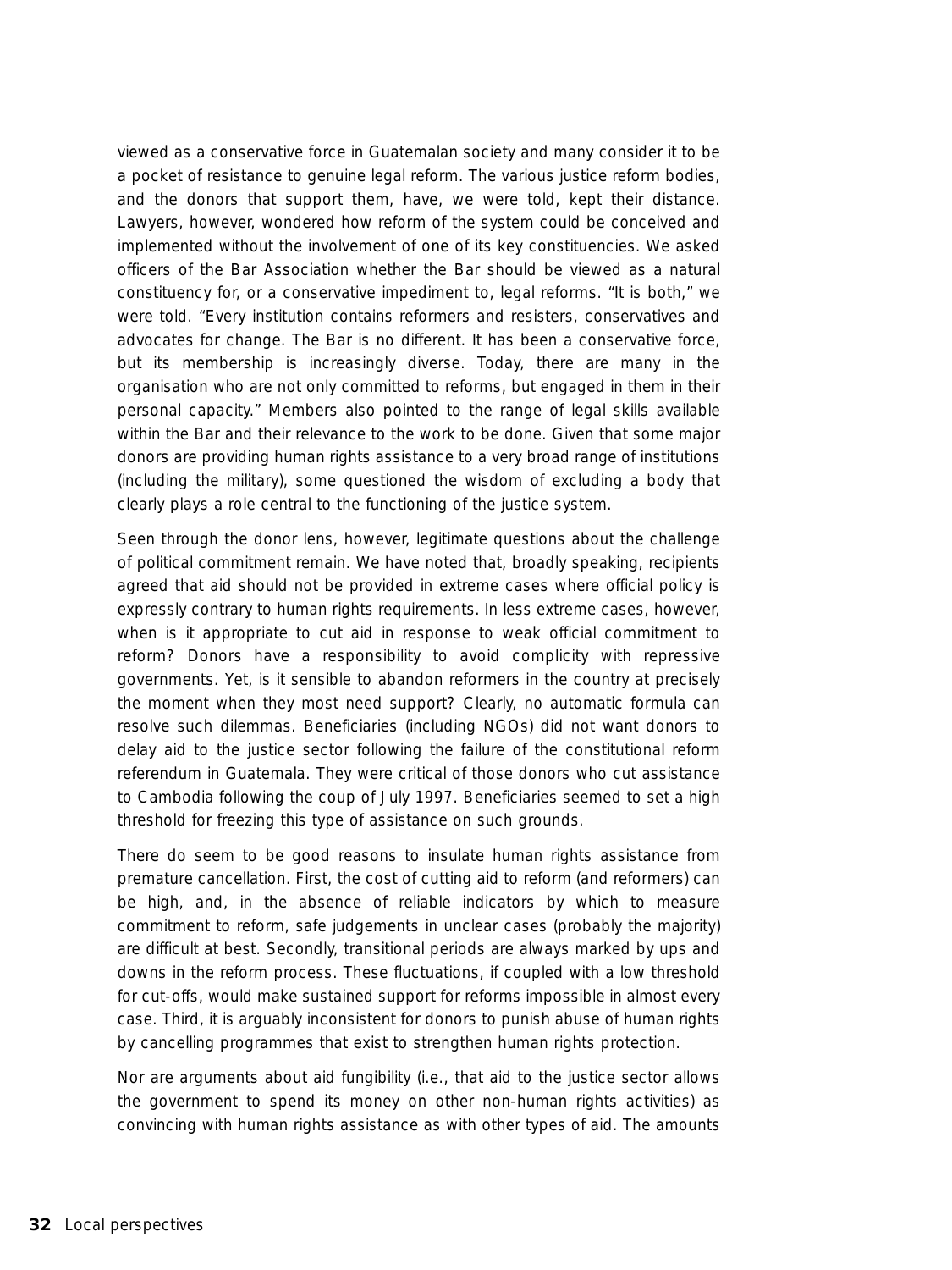viewed as a conservative force in Guatemalan society and many consider it to be a pocket of resistance to genuine legal reform. The various justice reform bodies, and the donors that support them, have, we were told, kept their distance. Lawyers, however, wondered how reform of the system could be conceived and implemented without the involvement of one of its key constituencies. We asked officers of the Bar Association whether the Bar should be viewed as a natural constituency for, or a conservative impediment to, legal reforms. "It is both," we were told. "Every institution contains reformers and resisters, conservatives and advocates for change. The Bar is no different. It has been a conservative force, but its membership is increasingly diverse. Today, there are many in the organisation who are not only committed to reforms, but engaged in them in their personal capacity." Members also pointed to the range of legal skills available within the Bar and their relevance to the work to be done. Given that some major donors are providing human rights assistance to a very broad range of institutions (including the military), some questioned the wisdom of excluding a body that clearly plays a role central to the functioning of the justice system.

Seen through the donor lens, however, legitimate questions about the challenge of political commitment remain. We have noted that, broadly speaking, recipients agreed that aid should not be provided in extreme cases where official policy is expressly contrary to human rights requirements. In less extreme cases, however, when is it appropriate to cut aid in response to weak official commitment to reform? Donors have a responsibility to avoid complicity with repressive governments. Yet, is it sensible to abandon reformers in the country at precisely the moment when they most need support? Clearly, no automatic formula can resolve such dilemmas. Beneficiaries (including NGOs) did not want donors to delay aid to the justice sector following the failure of the constitutional reform referendum in Guatemala. They were critical of those donors who cut assistance to Cambodia following the coup of July 1997. Beneficiaries seemed to set a high threshold for freezing this type of assistance on such grounds.

There do seem to be good reasons to insulate human rights assistance from premature cancellation. First, the cost of cutting aid to reform (and reformers) can be high, and, in the absence of reliable indicators by which to measure commitment to reform, safe judgements in unclear cases (probably the majority) are difficult at best. Secondly, transitional periods are always marked by ups and downs in the reform process. These fluctuations, if coupled with a low threshold for cut-offs, would make sustained support for reforms impossible in almost every case. Third, it is arguably inconsistent for donors to punish abuse of human rights by cancelling programmes that exist to strengthen human rights protection.

Nor are arguments about aid fungibility (i.e., that aid to the justice sector allows the government to spend its money on other non-human rights activities) as convincing with human rights assistance as with other types of aid. The amounts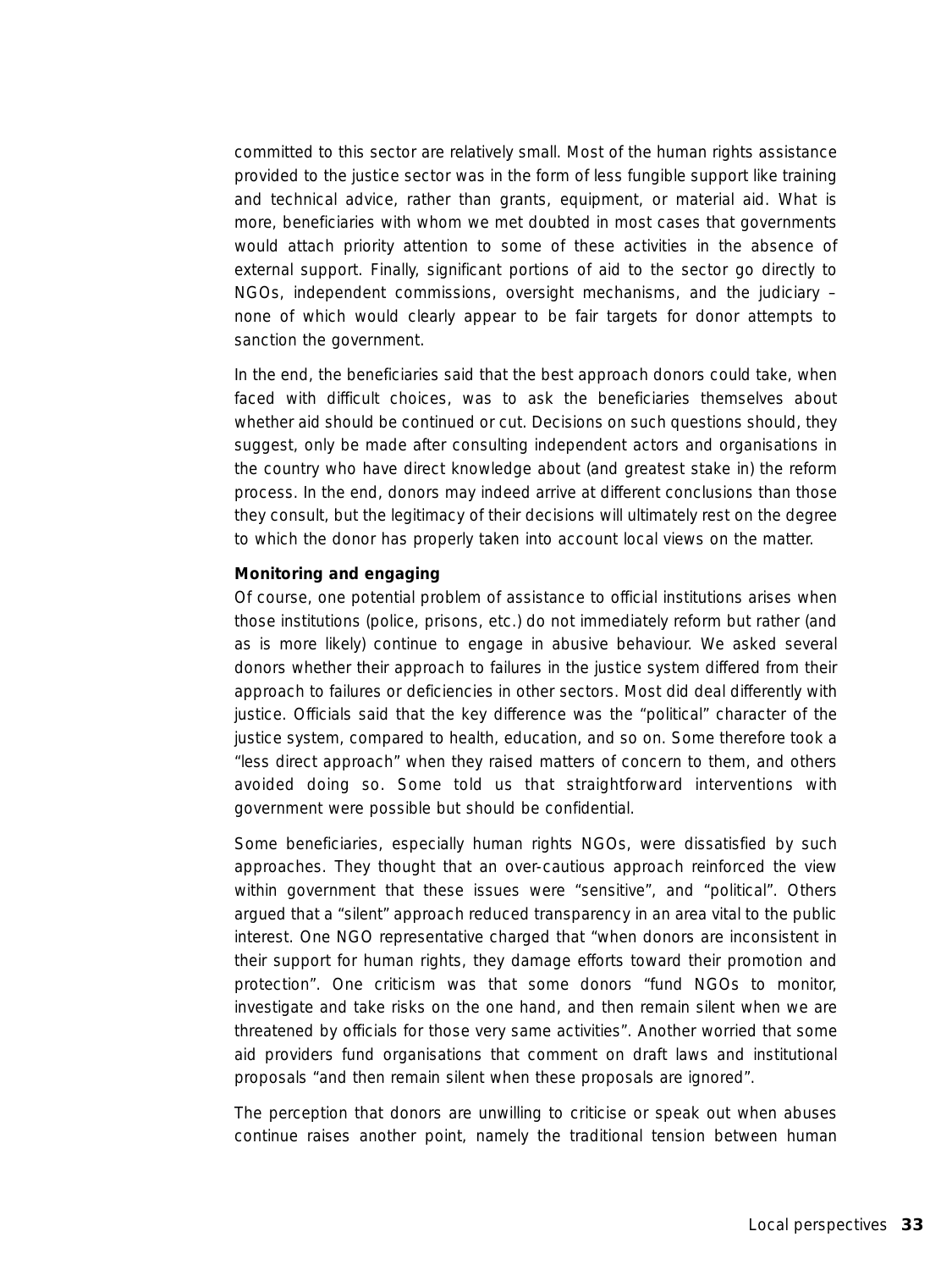committed to this sector are relatively small. Most of the human rights assistance provided to the justice sector was in the form of less fungible support like training and technical advice, rather than grants, equipment, or material aid. What is more, beneficiaries with whom we met doubted in most cases that governments would attach priority attention to some of these activities in the absence of external support. Finally, significant portions of aid to the sector go directly to NGOs, independent commissions, oversight mechanisms, and the judiciary – none of which would clearly appear to be fair targets for donor attempts to sanction the government.

In the end, the beneficiaries said that the best approach donors could take, when faced with difficult choices, was to ask the beneficiaries themselves about whether aid should be continued or cut. Decisions on such questions should, they suggest, only be made after consulting independent actors and organisations in the country who have direct knowledge about (and greatest stake in) the reform process. In the end, donors may indeed arrive at different conclusions than those they consult, but the legitimacy of their decisions will ultimately rest on the degree to which the donor has properly taken into account local views on the matter.

**Monitoring and engaging**

Of course, one potential problem of assistance to official institutions arises when those institutions (police, prisons, etc.) do not immediately reform but rather (and as is more likely) continue to engage in abusive behaviour. We asked several donors whether their approach to failures in the justice system differed from their approach to failures or deficiencies in other sectors. Most did deal differently with justice. Officials said that the key difference was the "political" character of the justice system, compared to health, education, and so on. Some therefore took a "less direct approach" when they raised matters of concern to them, and others avoided doing so. Some told us that straightforward interventions with government were possible but should be confidential.

Some beneficiaries, especially human rights NGOs, were dissatisfied by such approaches. They thought that an over-cautious approach reinforced the view within government that these issues were "sensitive", and "political". Others argued that a "silent" approach reduced transparency in an area vital to the public interest. One NGO representative charged that "when donors are inconsistent in their support for human rights, they damage efforts toward their promotion and protection". One criticism was that some donors "fund NGOs to monitor, investigate and take risks on the one hand, and then remain silent when we are threatened by officials for those very same activities". Another worried that some aid providers fund organisations that comment on draft laws and institutional proposals "and then remain silent when these proposals are ignored".

The perception that donors are unwilling to criticise or speak out when abuses continue raises another point, namely the traditional tension between human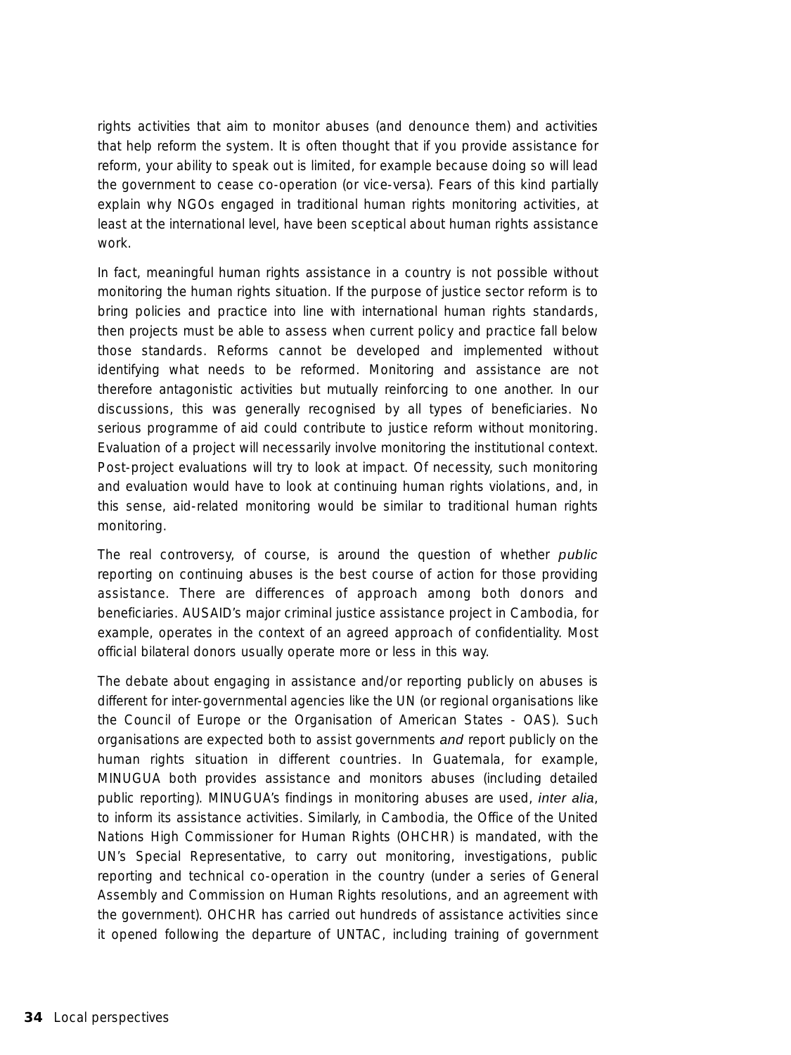rights activities that aim to monitor abuses (and denounce them) and activities that help reform the system. It is often thought that if you provide assistance for reform, your ability to speak out is limited, for example because doing so will lead the government to cease co-operation (or vice-versa). Fears of this kind partially explain why NGOs engaged in traditional human rights monitoring activities, at least at the international level, have been sceptical about human rights assistance work.

In fact, meaningful human rights assistance in a country is not possible without monitoring the human rights situation. If the purpose of justice sector reform is to bring policies and practice into line with international human rights standards, then projects must be able to assess when current policy and practice fall below those standards. Reforms cannot be developed and implemented without identifying what needs to be reformed. Monitoring and assistance are not therefore antagonistic activities but mutually reinforcing to one another. In our discussions, this was generally recognised by all types of beneficiaries. No serious programme of aid could contribute to justice reform without monitoring. Evaluation of a project will necessarily involve monitoring the institutional context. Post-project evaluations will try to look at impact. Of necessity, such monitoring and evaluation would have to look at continuing human rights violations, and, in this sense, aid-related monitoring would be similar to traditional human rights monitoring.

The real controversy, of course, is around the question of whether *public* reporting on continuing abuses is the best course of action for those providing assistance. There are differences of approach among both donors and beneficiaries. AUSAID's major criminal justice assistance project in Cambodia, for example, operates in the context of an agreed approach of confidentiality. Most official bilateral donors usually operate more or less in this way.

The debate about engaging in assistance and/or reporting publicly on abuses is different for inter-governmental agencies like the UN (or regional organisations like the Council of Europe or the Organisation of American States - OAS). Such organisations are expected both to assist governments *and* report publicly on the human rights situation in different countries. In Guatemala, for example, MINUGUA both provides assistance and monitors abuses (including detailed public reporting). MINUGUA's findings in monitoring abuses are used, *inter alia*, to inform its assistance activities. Similarly, in Cambodia, the Office of the United Nations High Commissioner for Human Rights (OHCHR) is mandated, with the UN's Special Representative, to carry out monitoring, investigations, public reporting and technical co-operation in the country (under a series of General Assembly and Commission on Human Rights resolutions, and an agreement with the government). OHCHR has carried out hundreds of assistance activities since it opened following the departure of UNTAC, including training of government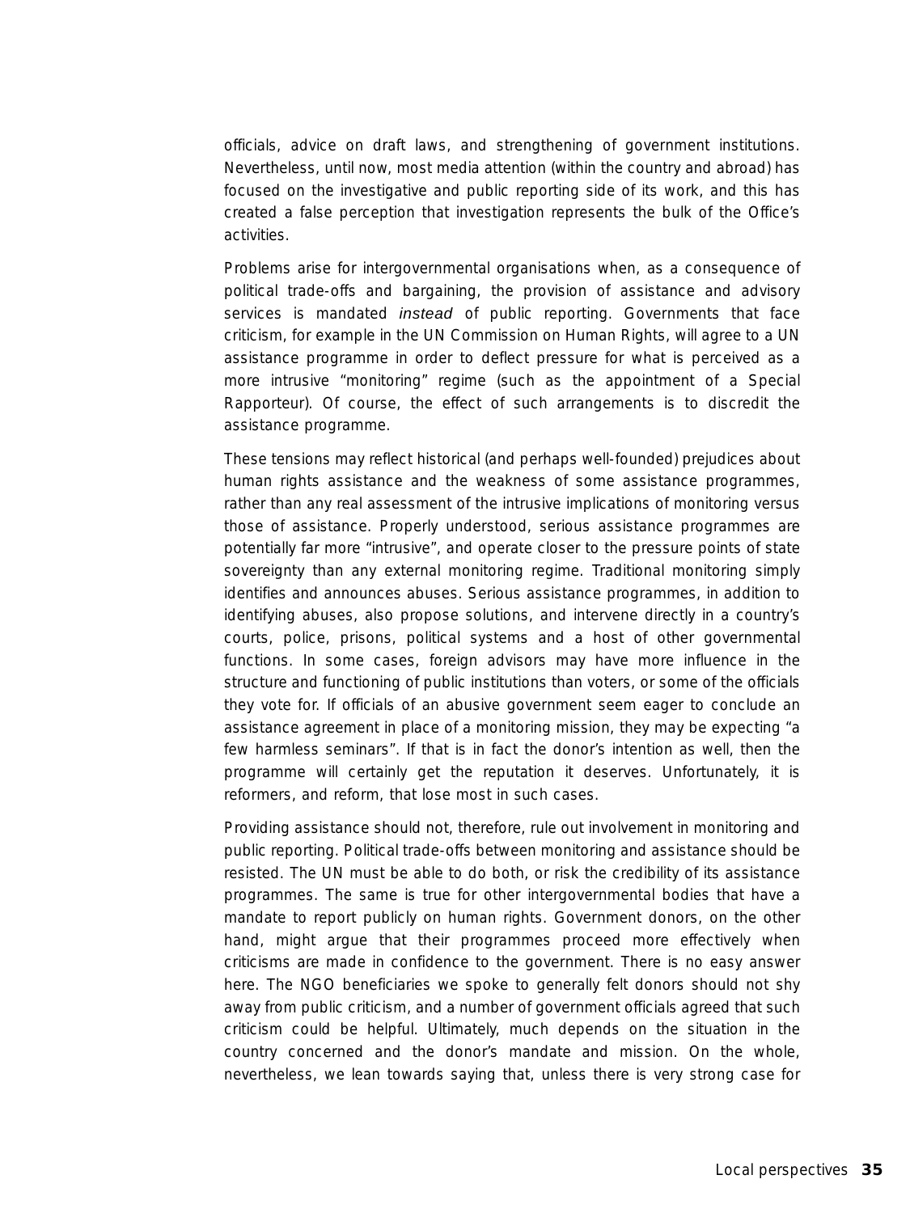officials, advice on draft laws, and strengthening of government institutions. Nevertheless, until now, most media attention (within the country and abroad) has focused on the investigative and public reporting side of its work, and this has created a false perception that investigation represents the bulk of the Office's activities.

Problems arise for intergovernmental organisations when, as a consequence of political trade-offs and bargaining, the provision of assistance and advisory services is mandated *instead* of public reporting. Governments that face criticism, for example in the UN Commission on Human Rights, will agree to a UN assistance programme in order to deflect pressure for what is perceived as a more intrusive "monitoring" regime (such as the appointment of a Special Rapporteur). Of course, the effect of such arrangements is to discredit the assistance programme.

These tensions may reflect historical (and perhaps well-founded) prejudices about human rights assistance and the weakness of some assistance programmes, rather than any real assessment of the intrusive implications of monitoring versus those of assistance. Properly understood, serious assistance programmes are potentially far more "intrusive", and operate closer to the pressure points of state sovereignty than any external monitoring regime. Traditional monitoring simply identifies and announces abuses. Serious assistance programmes, in addition to identifying abuses, also propose solutions, and intervene directly in a country's courts, police, prisons, political systems and a host of other governmental functions. In some cases, foreign advisors may have more influence in the structure and functioning of public institutions than voters, or some of the officials they vote for. If officials of an abusive government seem eager to conclude an assistance agreement in place of a monitoring mission, they may be expecting "a few harmless seminars". If that is in fact the donor's intention as well, then the programme will certainly get the reputation it deserves. Unfortunately, it is reformers, and reform, that lose most in such cases.

Providing assistance should not, therefore, rule out involvement in monitoring and public reporting. Political trade-offs between monitoring and assistance should be resisted. The UN must be able to do both, or risk the credibility of its assistance programmes. The same is true for other intergovernmental bodies that have a mandate to report publicly on human rights. Government donors, on the other hand, might argue that their programmes proceed more effectively when criticisms are made in confidence to the government. There is no easy answer here. The NGO beneficiaries we spoke to generally felt donors should not shy away from public criticism, and a number of government officials agreed that such criticism could be helpful. Ultimately, much depends on the situation in the country concerned and the donor's mandate and mission. On the whole, nevertheless, we lean towards saying that, unless there is very strong case for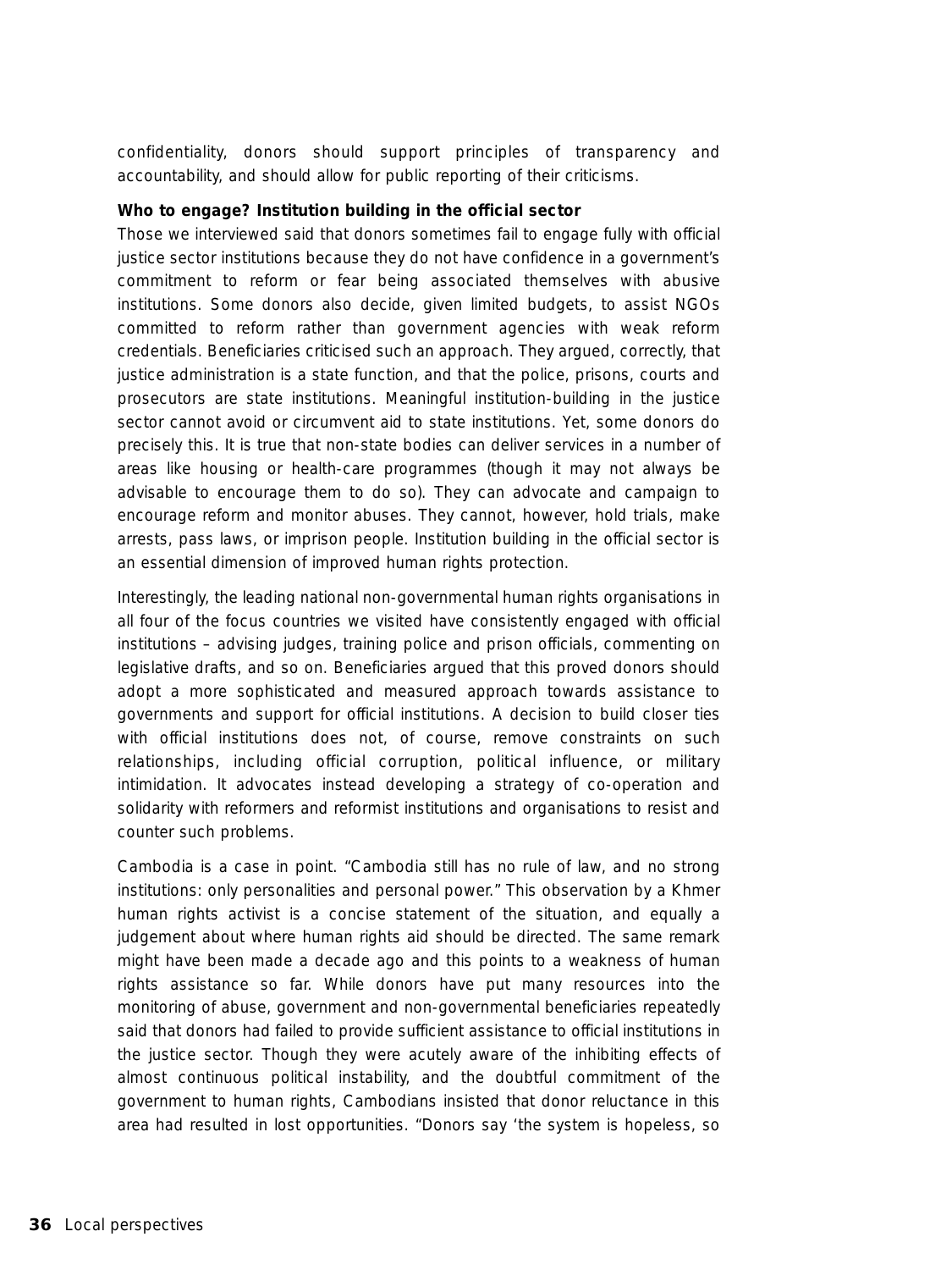confidentiality, donors should support principles of transparency and accountability, and should allow for public reporting of their criticisms.

**Who to engage? Institution building in the official sector**

Those we interviewed said that donors sometimes fail to engage fully with official justice sector institutions because they do not have confidence in a government's commitment to reform or fear being associated themselves with abusive institutions. Some donors also decide, given limited budgets, to assist NGOs committed to reform rather than government agencies with weak reform credentials. Beneficiaries criticised such an approach. They argued, correctly, that justice administration is a state function, and that the police, prisons, courts and prosecutors are state institutions. Meaningful institution-building in the justice sector cannot avoid or circumvent aid to state institutions. Yet, some donors do precisely this. It is true that non-state bodies can deliver services in a number of areas like housing or health-care programmes (though it may not always be advisable to encourage them to do so). They can advocate and campaign to encourage reform and monitor abuses. They cannot, however, hold trials, make arrests, pass laws, or imprison people. Institution building in the official sector is an essential dimension of improved human rights protection.

Interestingly, the leading national non-governmental human rights organisations in all four of the focus countries we visited have consistently engaged with official institutions – advising judges, training police and prison officials, commenting on legislative drafts, and so on. Beneficiaries argued that this proved donors should adopt a more sophisticated and measured approach towards assistance to governments and support for official institutions. A decision to build closer ties with official institutions does not, of course, remove constraints on such relationships, including official corruption, political influence, or military intimidation. It advocates instead developing a strategy of co-operation and solidarity with reformers and reformist institutions and organisations to resist and counter such problems.

Cambodia is a case in point. "Cambodia still has no rule of law, and no strong institutions: only personalities and personal power." This observation by a Khmer human rights activist is a concise statement of the situation, and equally a judgement about where human rights aid should be directed. The same remark might have been made a decade ago and this points to a weakness of human rights assistance so far. While donors have put many resources into the monitoring of abuse, government and non-governmental beneficiaries repeatedly said that donors had failed to provide sufficient assistance to official institutions in the justice sector. Though they were acutely aware of the inhibiting effects of almost continuous political instability, and the doubtful commitment of the government to human rights, Cambodians insisted that donor reluctance in this area had resulted in lost opportunities. "Donors say 'the system is hopeless, so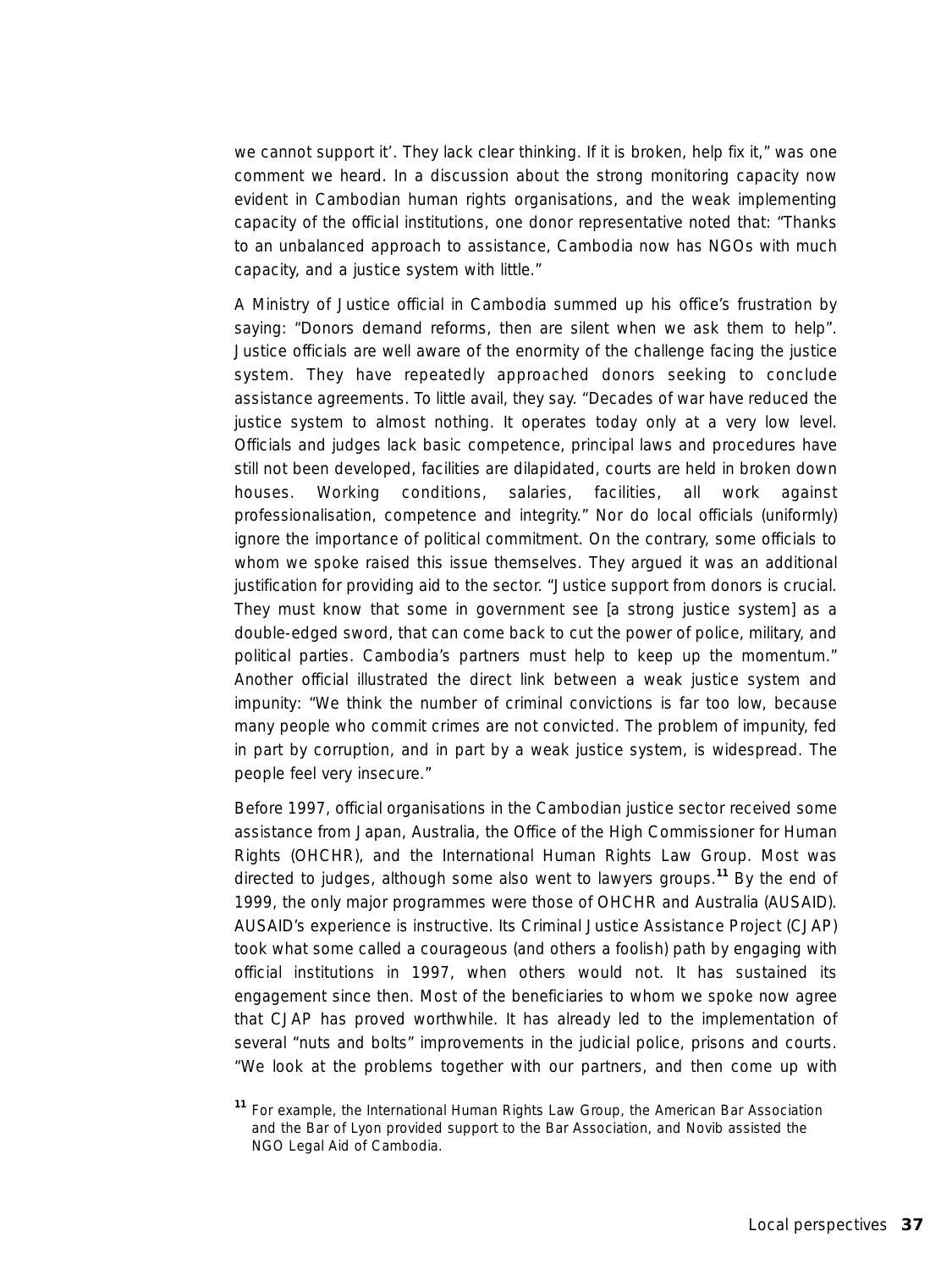we cannot support it'. They lack clear thinking. If it is broken, help fix it," was one comment we heard. In a discussion about the strong monitoring capacity now evident in Cambodian human rights organisations, and the weak implementing capacity of the official institutions, one donor representative noted that: "Thanks to an unbalanced approach to assistance, Cambodia now has NGOs with much capacity, and a justice system with little."

A Ministry of Justice official in Cambodia summed up his office's frustration by saying: "Donors demand reforms, then are silent when we ask them to help". Justice officials are well aware of the enormity of the challenge facing the justice system. They have repeatedly approached donors seeking to conclude assistance agreements. To little avail, they say. "Decades of war have reduced the justice system to almost nothing. It operates today only at a very low level. Officials and judges lack basic competence, principal laws and procedures have still not been developed, facilities are dilapidated, courts are held in broken down houses. Working conditions, salaries, facilities, all work against professionalisation, competence and integrity." Nor do local officials (uniformly) ignore the importance of political commitment. On the contrary, some officials to whom we spoke raised this issue themselves. They argued it was an additional justification for providing aid to the sector. "Justice support from donors is crucial. They must know that some in government see [a strong justice system] as a double-edged sword, that can come back to cut the power of police, military, and political parties. Cambodia's partners must help to keep up the momentum." Another official illustrated the direct link between a weak justice system and impunity: "We think the number of criminal convictions is far too low, because many people who commit crimes are not convicted. The problem of impunity, fed in part by corruption, and in part by a weak justice system, is widespread. The people feel very insecure."

Before 1997, official organisations in the Cambodian justice sector received some assistance from Japan, Australia, the Office of the High Commissioner for Human Rights (OHCHR), and the International Human Rights Law Group. Most was directed to judges, although some also went to lawyers groups.[11] By the end of 1999, the only major programmes were those of OHCHR and Australia (AUSAID). AUSAID's experience is instructive. Its Criminal Justice Assistance Project (CJAP) took what some called a courageous (and others a foolish) path by engaging with official institutions in 1997, when others would not. It has sustained its engagement since then. Most of the beneficiaries to whom we spoke now agree that CJAP has proved worthwhile. It has already led to the implementation of several "nuts and bolts" improvements in the judicial police, prisons and courts. "We look at the problems together with our partners, and then come up with

[11] For example, the International Human Rights Law Group, the American Bar Association and the Bar of Lyon provided support to the Bar Association, and Novib assisted the NGO Legal Aid of Cambodia.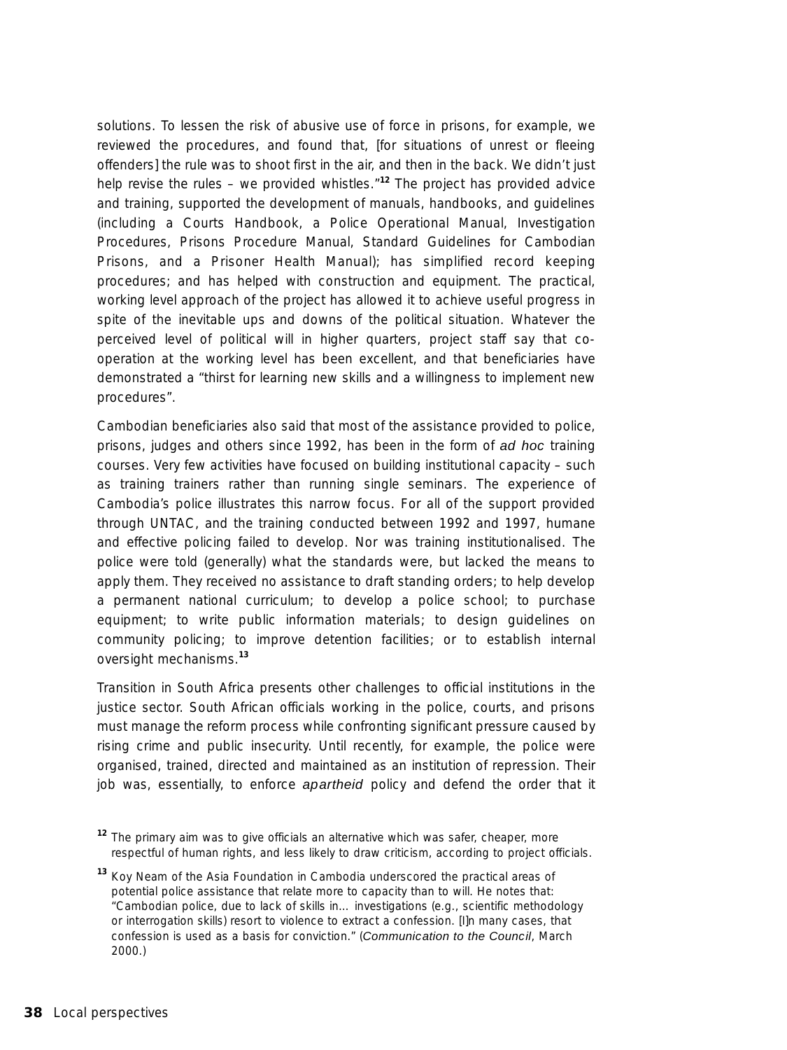solutions. To lessen the risk of abusive use of force in prisons, for example, we reviewed the procedures, and found that, [for situations of unrest or fleeing offenders] the rule was to shoot first in the air, and then in the back. We didn't just help revise the rules – we provided whistles."[12] The project has provided advice and training, supported the development of manuals, handbooks, and guidelines (including a Courts Handbook, a Police Operational Manual, Investigation Procedures, Prisons Procedure Manual, Standard Guidelines for Cambodian Prisons, and a Prisoner Health Manual); has simplified record keeping procedures; and has helped with construction and equipment. The practical, working level approach of the project has allowed it to achieve useful progress in spite of the inevitable ups and downs of the political situation. Whatever the perceived level of political will in higher quarters, project staff say that co-operation at the working level has been excellent, and that beneficiaries have demonstrated a "thirst for learning new skills and a willingness to implement new procedures".

Cambodian beneficiaries also said that most of the assistance provided to police, prisons, judges and others since 1992, has been in the form of *ad hoc* training courses. Very few activities have focused on building institutional capacity – such as training trainers rather than running single seminars. The experience of Cambodia's police illustrates this narrow focus. For all of the support provided through UNTAC, and the training conducted between 1992 and 1997, humane and effective policing failed to develop. Nor was training institutionalised. The police were told (generally) what the standards were, but lacked the means to apply them. They received no assistance to draft standing orders; to help develop a permanent national curriculum; to develop a police school; to purchase equipment; to write public information materials; to design guidelines on community policing; to improve detention facilities; or to establish internal oversight mechanisms.[13]

Transition in South Africa presents other challenges to official institutions in the justice sector. South African officials working in the police, courts, and prisons must manage the reform process while confronting significant pressure caused by rising crime and public insecurity. Until recently, for example, the police were organised, trained, directed and maintained as an institution of repression. Their job was, essentially, to enforce *apartheid* policy and defend the order that it

[12] The primary aim was to give officials an alternative which was safer, cheaper, more respectful of human rights, and less likely to draw criticism, according to project officials.

[13] Koy Neam of the Asia Foundation in Cambodia underscored the practical areas of potential police assistance that relate more to capacity than to will. He notes that: "Cambodian police, due to lack of skills in... investigations (e.g., scientific methodology or interrogation skills) resort to violence to extract a confession. [I]n many cases, that confession is used as a basis for conviction." (*Communication to the Council*, March 2000.)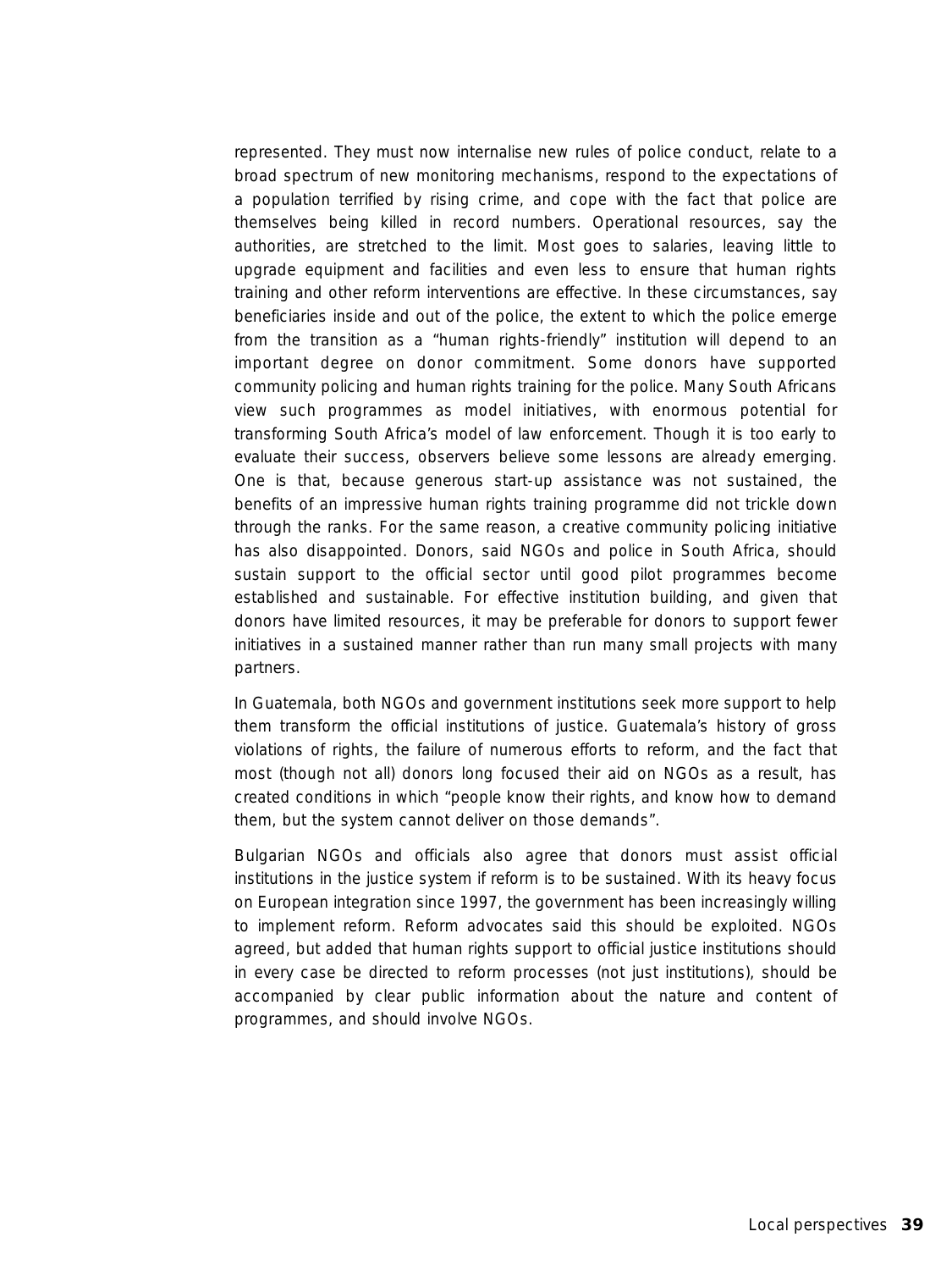represented. They must now internalise new rules of police conduct, relate to a broad spectrum of new monitoring mechanisms, respond to the expectations of a population terrified by rising crime, and cope with the fact that police are themselves being killed in record numbers. Operational resources, say the authorities, are stretched to the limit. Most goes to salaries, leaving little to upgrade equipment and facilities and even less to ensure that human rights training and other reform interventions are effective. In these circumstances, say beneficiaries inside and out of the police, the extent to which the police emerge from the transition as a "human rights-friendly" institution will depend to an important degree on donor commitment. Some donors have supported community policing and human rights training for the police. Many South Africans view such programmes as model initiatives, with enormous potential for transforming South Africa's model of law enforcement. Though it is too early to evaluate their success, observers believe some lessons are already emerging. One is that, because generous start-up assistance was not sustained, the benefits of an impressive human rights training programme did not trickle down through the ranks. For the same reason, a creative community policing initiative has also disappointed. Donors, said NGOs and police in South Africa, should sustain support to the official sector until good pilot programmes become established and sustainable. For effective institution building, and given that donors have limited resources, it may be preferable for donors to support fewer initiatives in a sustained manner rather than run many small projects with many partners.

In Guatemala, both NGOs and government institutions seek more support to help them transform the official institutions of justice. Guatemala's history of gross violations of rights, the failure of numerous efforts to reform, and the fact that most (though not all) donors long focused their aid on NGOs as a result, has created conditions in which "people know their rights, and know how to demand them, but the system cannot deliver on those demands".

Bulgarian NGOs and officials also agree that donors must assist official institutions in the justice system if reform is to be sustained. With its heavy focus on European integration since 1997, the government has been increasingly willing to implement reform. Reform advocates said this should be exploited. NGOs agreed, but added that human rights support to official justice institutions should in every case be directed to reform processes (not just institutions), should be accompanied by clear public information about the nature and content of programmes, and should involve NGOs.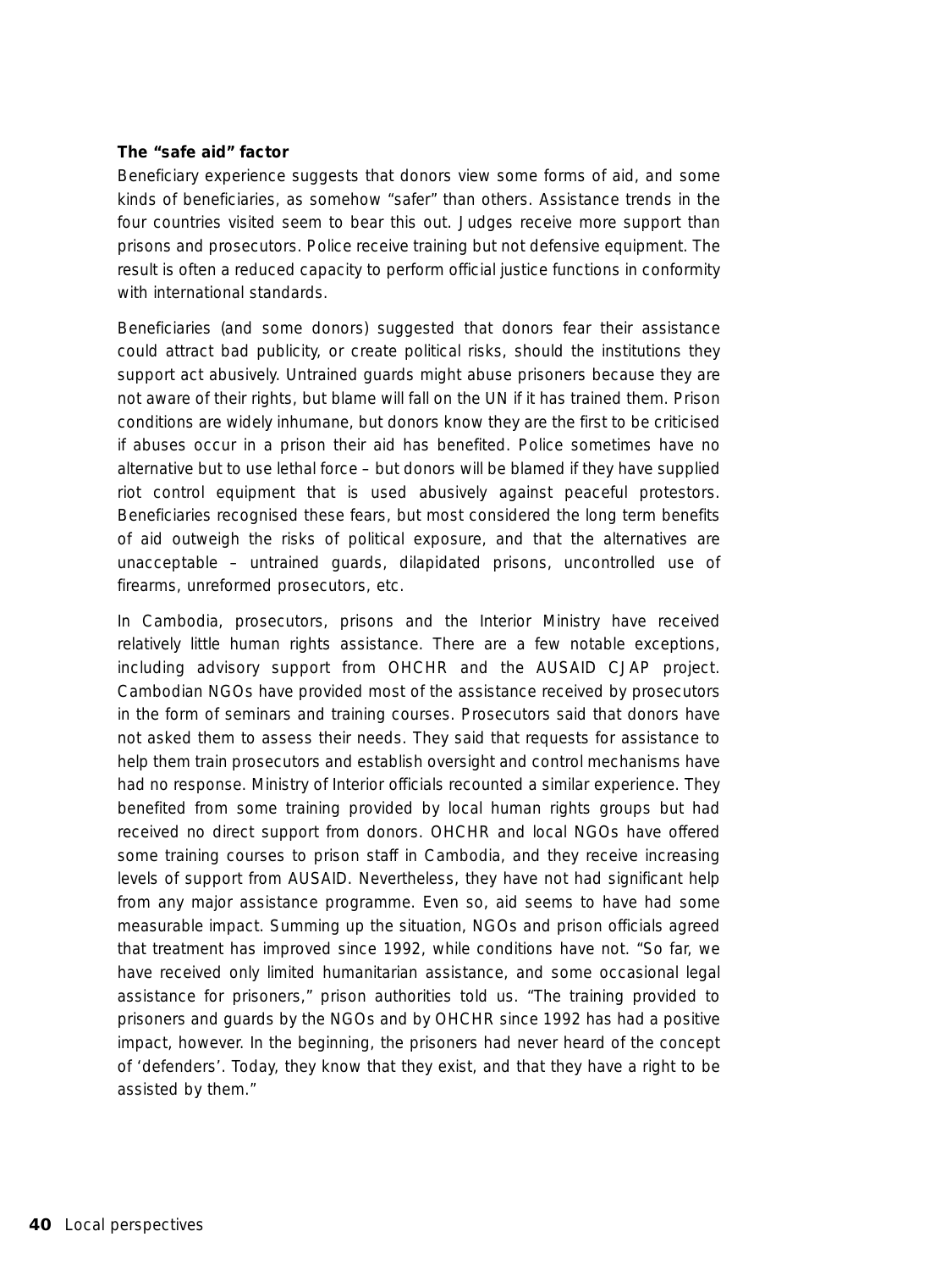**The "safe aid" factor**

Beneficiary experience suggests that donors view some forms of aid, and some kinds of beneficiaries, as somehow "safer" than others. Assistance trends in the four countries visited seem to bear this out. Judges receive more support than prisons and prosecutors. Police receive training but not defensive equipment. The result is often a reduced capacity to perform official justice functions in conformity with international standards.

Beneficiaries (and some donors) suggested that donors fear their assistance could attract bad publicity, or create political risks, should the institutions they support act abusively. Untrained guards might abuse prisoners because they are not aware of their rights, but blame will fall on the UN if it has trained them. Prison conditions are widely inhumane, but donors know they are the first to be criticised if abuses occur in a prison their aid has benefited. Police sometimes have no alternative but to use lethal force – but donors will be blamed if they have supplied riot control equipment that is used abusively against peaceful protestors. Beneficiaries recognised these fears, but most considered the long term benefits of aid outweigh the risks of political exposure, and that the alternatives are unacceptable – untrained guards, dilapidated prisons, uncontrolled use of firearms, unreformed prosecutors, etc.

In Cambodia, prosecutors, prisons and the Interior Ministry have received relatively little human rights assistance. There are a few notable exceptions, including advisory support from OHCHR and the AUSAID CJAP project. Cambodian NGOs have provided most of the assistance received by prosecutors in the form of seminars and training courses. Prosecutors said that donors have not asked them to assess their needs. They said that requests for assistance to help them train prosecutors and establish oversight and control mechanisms have had no response. Ministry of Interior officials recounted a similar experience. They benefited from some training provided by local human rights groups but had received no direct support from donors. OHCHR and local NGOs have offered some training courses to prison staff in Cambodia, and they receive increasing levels of support from AUSAID. Nevertheless, they have not had significant help from any major assistance programme. Even so, aid seems to have had some measurable impact. Summing up the situation, NGOs and prison officials agreed that treatment has improved since 1992, while conditions have not. "So far, we have received only limited humanitarian assistance, and some occasional legal assistance for prisoners," prison authorities told us. "The training provided to prisoners and guards by the NGOs and by OHCHR since 1992 has had a positive impact, however. In the beginning, the prisoners had never heard of the concept of 'defenders'. Today, they know that they exist, and that they have a right to be assisted by them."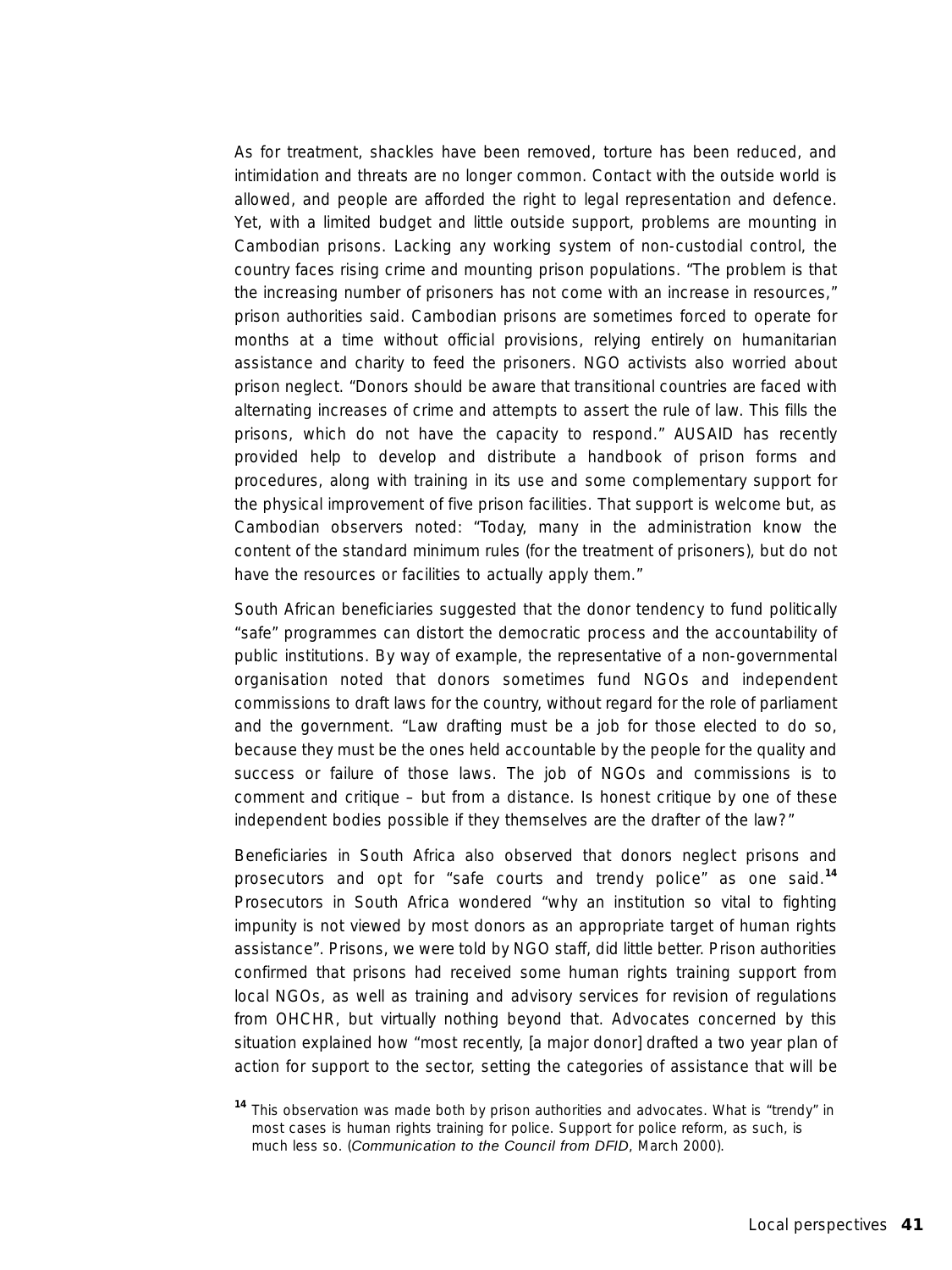As for treatment, shackles have been removed, torture has been reduced, and intimidation and threats are no longer common. Contact with the outside world is allowed, and people are afforded the right to legal representation and defence. Yet, with a limited budget and little outside support, problems are mounting in Cambodian prisons. Lacking any working system of non-custodial control, the country faces rising crime and mounting prison populations. "The problem is that the increasing number of prisoners has not come with an increase in resources," prison authorities said. Cambodian prisons are sometimes forced to operate for months at a time without official provisions, relying entirely on humanitarian assistance and charity to feed the prisoners. NGO activists also worried about prison neglect. "Donors should be aware that transitional countries are faced with alternating increases of crime and attempts to assert the rule of law. This fills the prisons, which do not have the capacity to respond." AUSAID has recently provided help to develop and distribute a handbook of prison forms and procedures, along with training in its use and some complementary support for the physical improvement of five prison facilities. That support is welcome but, as Cambodian observers noted: "Today, many in the administration know the content of the standard minimum rules (for the treatment of prisoners), but do not have the resources or facilities to actually apply them."

South African beneficiaries suggested that the donor tendency to fund politically "safe" programmes can distort the democratic process and the accountability of public institutions. By way of example, the representative of a non-governmental organisation noted that donors sometimes fund NGOs and independent commissions to draft laws for the country, without regard for the role of parliament and the government. "Law drafting must be a job for those elected to do so, because they must be the ones held accountable by the people for the quality and success or failure of those laws. The job of NGOs and commissions is to comment and critique – but from a distance. Is honest critique by one of these independent bodies possible if they themselves are the drafter of the law?"

Beneficiaries in South Africa also observed that donors neglect prisons and prosecutors and opt for "safe courts and trendy police" as one said.[14] Prosecutors in South Africa wondered "why an institution so vital to fighting impunity is not viewed by most donors as an appropriate target of human rights assistance". Prisons, we were told by NGO staff, did little better. Prison authorities confirmed that prisons had received some human rights training support from local NGOs, as well as training and advisory services for revision of regulations from OHCHR, but virtually nothing beyond that. Advocates concerned by this situation explained how "most recently, [a major donor] drafted a two year plan of action for support to the sector, setting the categories of assistance that will be

[14] This observation was made both by prison authorities and advocates. What is "trendy" in most cases is human rights training for police. Support for police reform, as such, is much less so. (*Communication to the Council from DFID*, March 2000).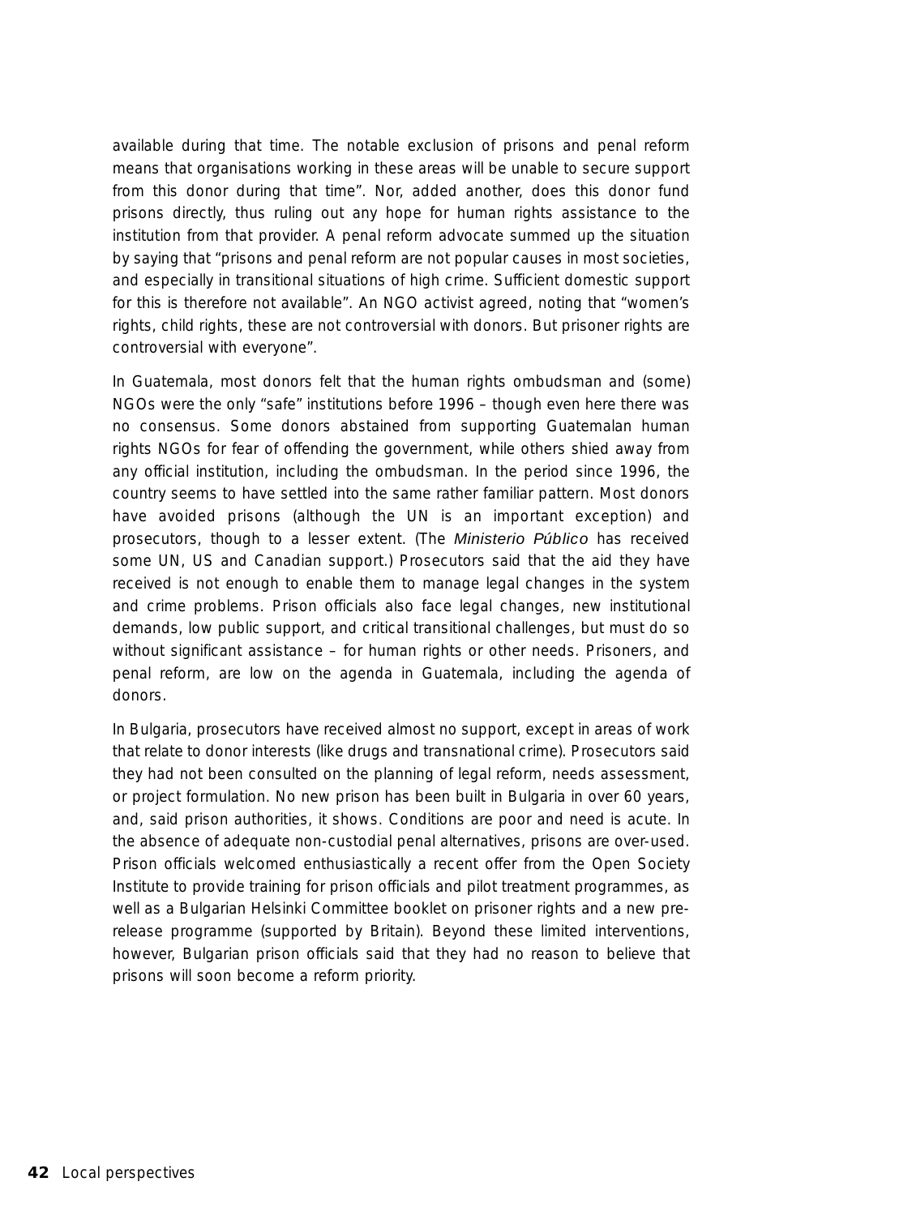available during that time. The notable exclusion of prisons and penal reform means that organisations working in these areas will be unable to secure support from this donor during that time". Nor, added another, does this donor fund prisons directly, thus ruling out any hope for human rights assistance to the institution from that provider. A penal reform advocate summed up the situation by saying that "prisons and penal reform are not popular causes in most societies, and especially in transitional situations of high crime. Sufficient domestic support for this is therefore not available". An NGO activist agreed, noting that "women's rights, child rights, these are not controversial with donors. But prisoner rights are controversial with everyone".

In Guatemala, most donors felt that the human rights ombudsman and (some) NGOs were the only "safe" institutions before 1996 – though even here there was no consensus. Some donors abstained from supporting Guatemalan human rights NGOs for fear of offending the government, while others shied away from any official institution, including the ombudsman. In the period since 1996, the country seems to have settled into the same rather familiar pattern. Most donors have avoided prisons (although the UN is an important exception) and prosecutors, though to a lesser extent. (The *Ministerio Público* has received some UN, US and Canadian support.) Prosecutors said that the aid they have received is not enough to enable them to manage legal changes in the system and crime problems. Prison officials also face legal changes, new institutional demands, low public support, and critical transitional challenges, but must do so without significant assistance – for human rights or other needs. Prisoners, and penal reform, are low on the agenda in Guatemala, including the agenda of donors.

In Bulgaria, prosecutors have received almost no support, except in areas of work that relate to donor interests (like drugs and transnational crime). Prosecutors said they had not been consulted on the planning of legal reform, needs assessment, or project formulation. No new prison has been built in Bulgaria in over 60 years, and, said prison authorities, it shows. Conditions are poor and need is acute. In the absence of adequate non-custodial penal alternatives, prisons are over-used. Prison officials welcomed enthusiastically a recent offer from the Open Society Institute to provide training for prison officials and pilot treatment programmes, as well as a Bulgarian Helsinki Committee booklet on prisoner rights and a new pre-release programme (supported by Britain). Beyond these limited interventions, however, Bulgarian prison officials said that they had no reason to believe that prisons will soon become a reform priority.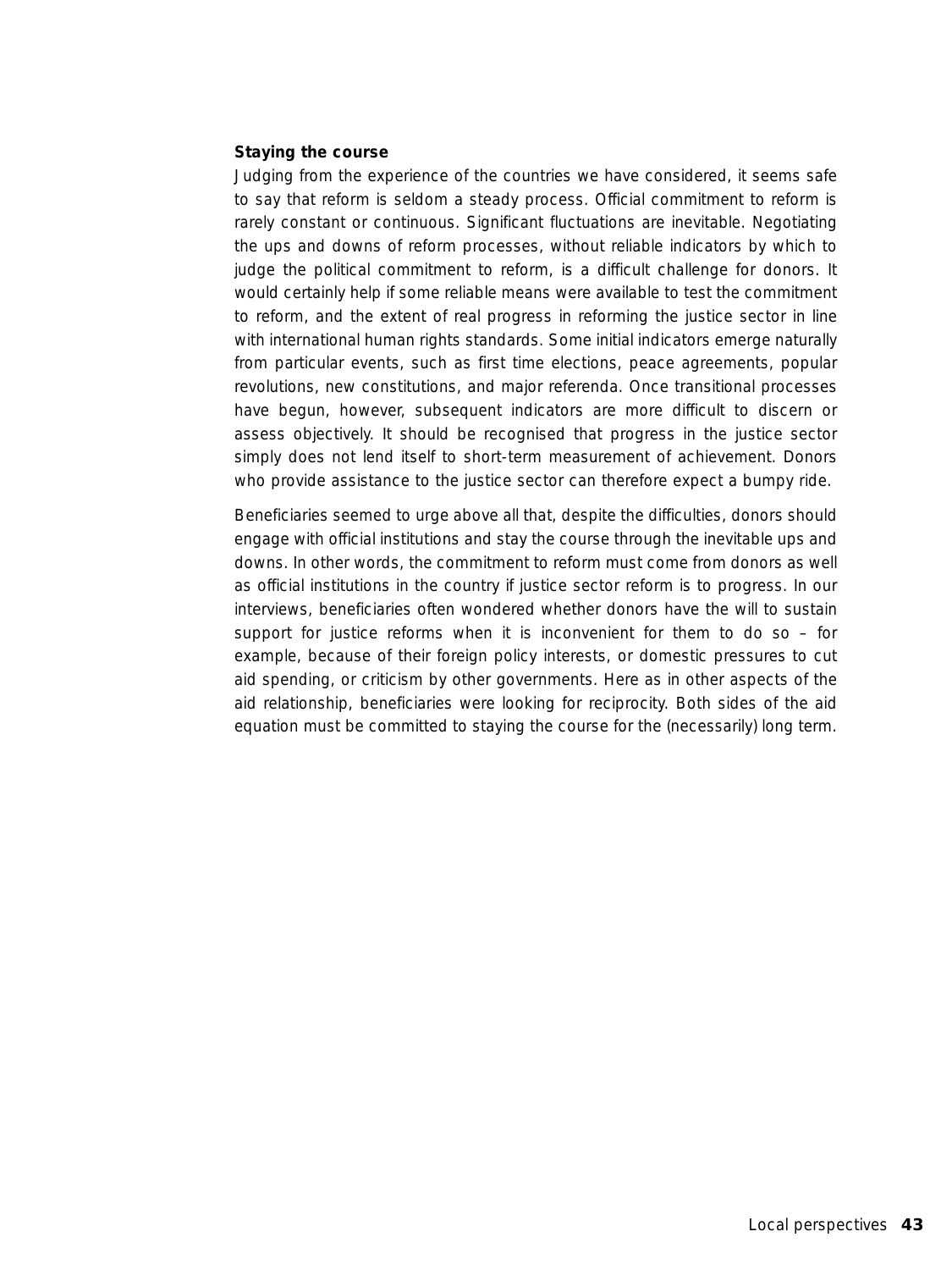**Staying the course**

Judging from the experience of the countries we have considered, it seems safe to say that reform is seldom a steady process. Official commitment to reform is rarely constant or continuous. Significant fluctuations are inevitable. Negotiating the ups and downs of reform processes, without reliable indicators by which to judge the political commitment to reform, is a difficult challenge for donors. It would certainly help if some reliable means were available to test the commitment to reform, and the extent of real progress in reforming the justice sector in line with international human rights standards. Some initial indicators emerge naturally from particular events, such as first time elections, peace agreements, popular revolutions, new constitutions, and major referenda. Once transitional processes have begun, however, subsequent indicators are more difficult to discern or assess objectively. It should be recognised that progress in the justice sector simply does not lend itself to short-term measurement of achievement. Donors who provide assistance to the justice sector can therefore expect a bumpy ride.

Beneficiaries seemed to urge above all that, despite the difficulties, donors should engage with official institutions and stay the course through the inevitable ups and downs. In other words, the commitment to reform must come from donors as well as official institutions in the country if justice sector reform is to progress. In our interviews, beneficiaries often wondered whether donors have the will to sustain support for justice reforms when it is inconvenient for them to do so – for example, because of their foreign policy interests, or domestic pressures to cut aid spending, or criticism by other governments. Here as in other aspects of the aid relationship, beneficiaries were looking for reciprocity. Both sides of the aid equation must be committed to staying the course for the (necessarily) long term.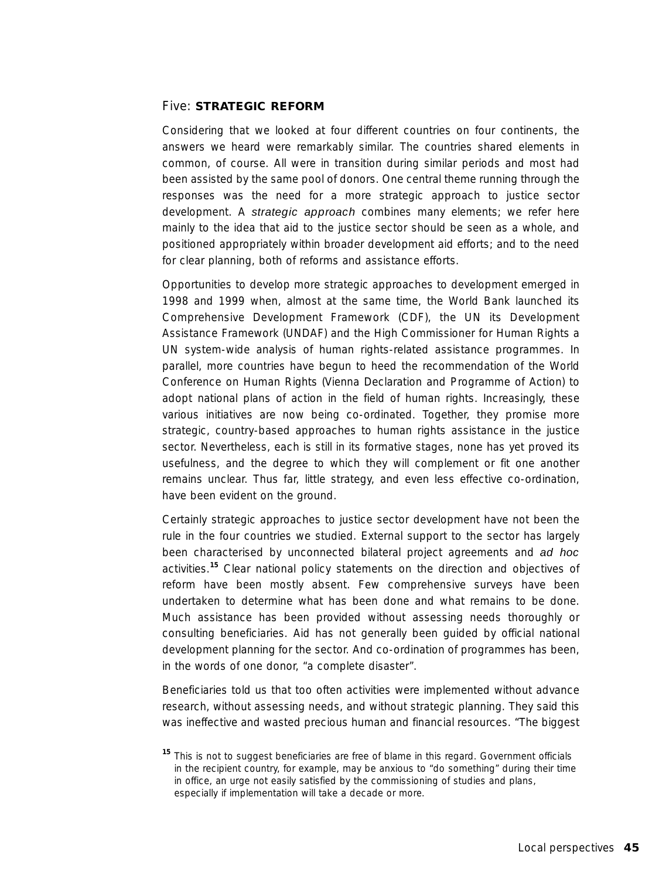## Five: **STRATEGIC REFORM**

Considering that we looked at four different countries on four continents, the answers we heard were remarkably similar. The countries shared elements in common, of course. All were in transition during similar periods and most had been assisted by the same pool of donors. One central theme running through the responses was the need for a more strategic approach to justice sector development. A *strategic approach* combines many elements; we refer here mainly to the idea that aid to the justice sector should be seen as a whole, and positioned appropriately within broader development aid efforts; and to the need for clear planning, both of reforms and assistance efforts.

Opportunities to develop more strategic approaches to development emerged in 1998 and 1999 when, almost at the same time, the World Bank launched its Comprehensive Development Framework (CDF), the UN its Development Assistance Framework (UNDAF) and the High Commissioner for Human Rights a UN system-wide analysis of human rights-related assistance programmes. In parallel, more countries have begun to heed the recommendation of the World Conference on Human Rights (Vienna Declaration and Programme of Action) to adopt national plans of action in the field of human rights. Increasingly, these various initiatives are now being co-ordinated. Together, they promise more strategic, country-based approaches to human rights assistance in the justice sector. Nevertheless, each is still in its formative stages, none has yet proved its usefulness, and the degree to which they will complement or fit one another remains unclear. Thus far, little strategy, and even less effective co-ordination, have been evident on the ground.

Certainly strategic approaches to justice sector development have not been the rule in the four countries we studied. External support to the sector has largely been characterised by unconnected bilateral project agreements and *ad hoc* activities.[15] Clear national policy statements on the direction and objectives of reform have been mostly absent. Few comprehensive surveys have been undertaken to determine what has been done and what remains to be done. Much assistance has been provided without assessing needs thoroughly or consulting beneficiaries. Aid has not generally been guided by official national development planning for the sector. And co-ordination of programmes has been, in the words of one donor, "a complete disaster".

Beneficiaries told us that too often activities were implemented without advance research, without assessing needs, and without strategic planning. They said this was ineffective and wasted precious human and financial resources. "The biggest

[15] This is not to suggest beneficiaries are free of blame in this regard. Government officials in the recipient country, for example, may be anxious to "do something" during their time in office, an urge not easily satisfied by the commissioning of studies and plans, especially if implementation will take a decade or more.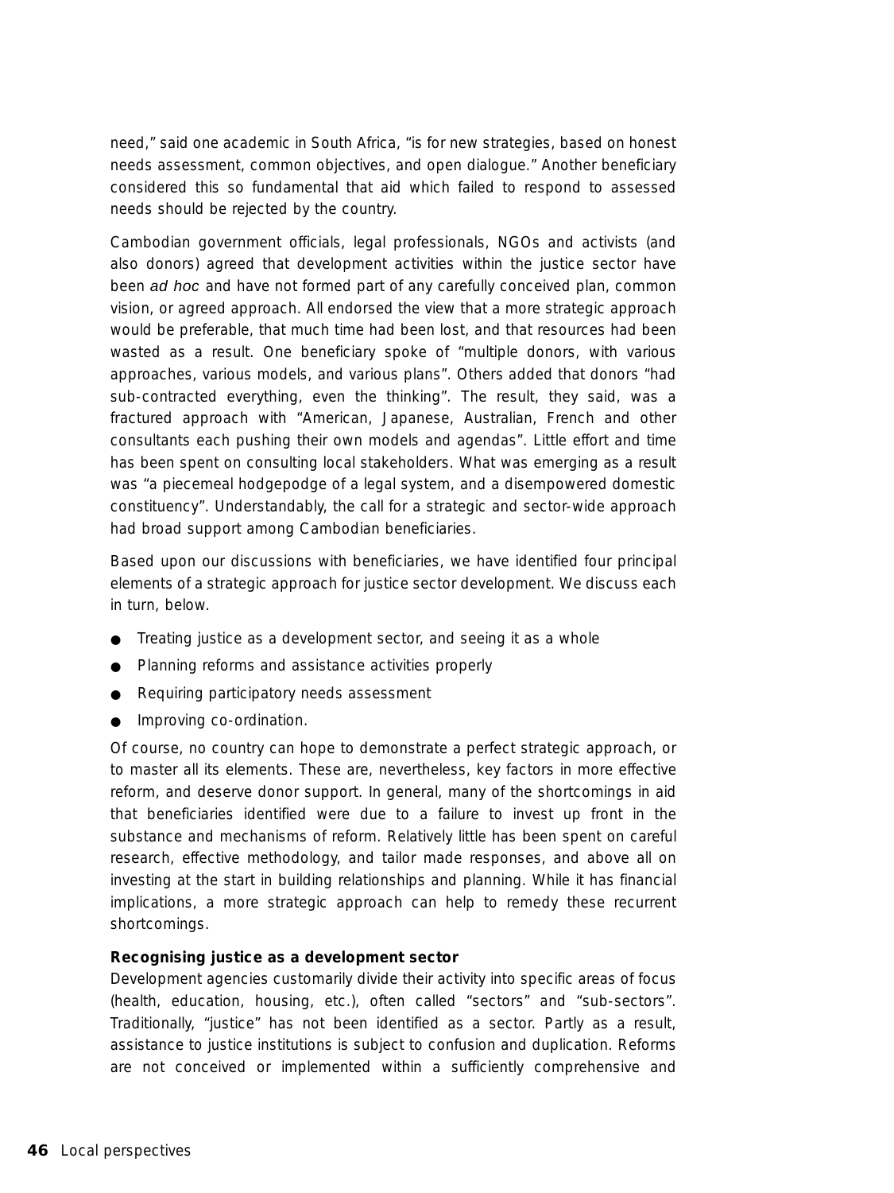need," said one academic in South Africa, "is for new strategies, based on honest needs assessment, common objectives, and open dialogue." Another beneficiary considered this so fundamental that aid which failed to respond to assessed needs should be rejected by the country.

Cambodian government officials, legal professionals, NGOs and activists (and also donors) agreed that development activities within the justice sector have been *ad hoc* and have not formed part of any carefully conceived plan, common vision, or agreed approach. All endorsed the view that a more strategic approach would be preferable, that much time had been lost, and that resources had been wasted as a result. One beneficiary spoke of "multiple donors, with various approaches, various models, and various plans". Others added that donors "had sub-contracted everything, even the thinking". The result, they said, was a fractured approach with "American, Japanese, Australian, French and other consultants each pushing their own models and agendas". Little effort and time has been spent on consulting local stakeholders. What was emerging as a result was "a piecemeal hodgepodge of a legal system, and a disempowered domestic constituency". Understandably, the call for a strategic and sector-wide approach had broad support among Cambodian beneficiaries.

Based upon our discussions with beneficiaries, we have identified four principal elements of a strategic approach for justice sector development. We discuss each in turn, below.

- Treating justice as a development sector, and seeing it as a whole
- Planning reforms and assistance activities properly
- Requiring participatory needs assessment
- Improving co-ordination.

Of course, no country can hope to demonstrate a perfect strategic approach, or to master all its elements. These are, nevertheless, key factors in more effective reform, and deserve donor support. In general, many of the shortcomings in aid that beneficiaries identified were due to a failure to invest up front in the substance and mechanisms of reform. Relatively little has been spent on careful research, effective methodology, and tailor made responses, and above all on investing at the start in building relationships and planning. While it has financial implications, a more strategic approach can help to remedy these recurrent shortcomings.

**Recognising justice as a development sector**

Development agencies customarily divide their activity into specific areas of focus (health, education, housing, etc.), often called "sectors" and "sub-sectors". Traditionally, "justice" has not been identified as a sector. Partly as a result, assistance to justice institutions is subject to confusion and duplication. Reforms are not conceived or implemented within a sufficiently comprehensive and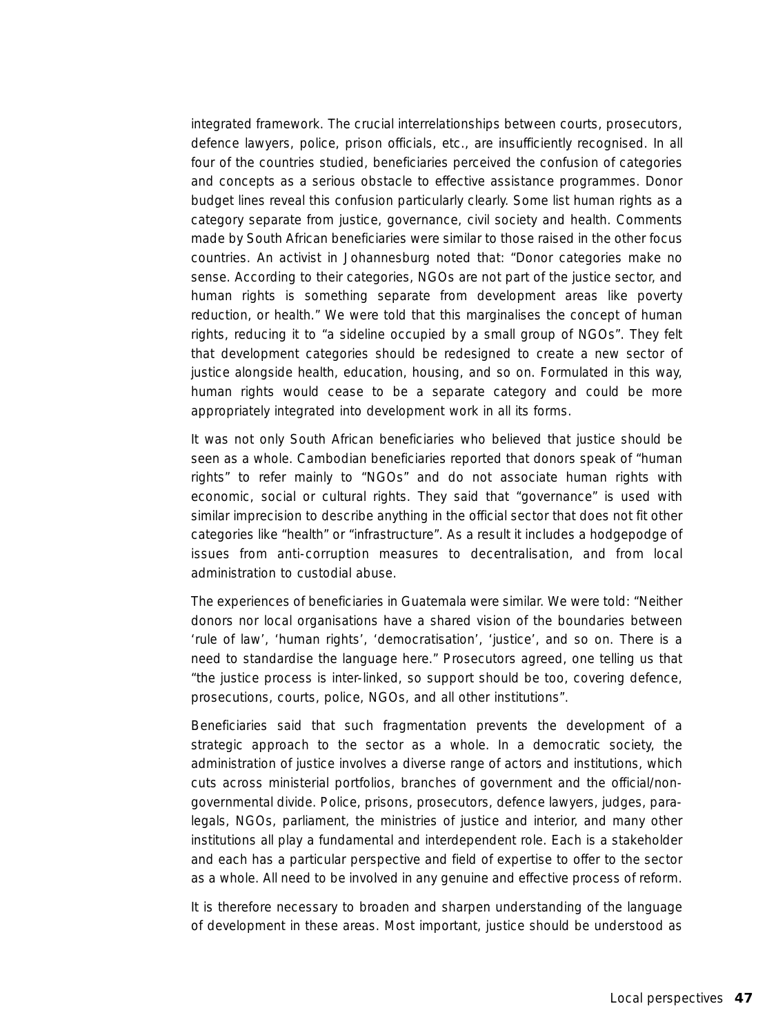integrated framework. The crucial interrelationships between courts, prosecutors, defence lawyers, police, prison officials, etc., are insufficiently recognised. In all four of the countries studied, beneficiaries perceived the confusion of categories and concepts as a serious obstacle to effective assistance programmes. Donor budget lines reveal this confusion particularly clearly. Some list human rights as a category separate from justice, governance, civil society and health. Comments made by South African beneficiaries were similar to those raised in the other focus countries. An activist in Johannesburg noted that: "Donor categories make no sense. According to their categories, NGOs are not part of the justice sector, and human rights is something separate from development areas like poverty reduction, or health." We were told that this marginalises the concept of human rights, reducing it to "a sideline occupied by a small group of NGOs". They felt that development categories should be redesigned to create a new sector of justice alongside health, education, housing, and so on. Formulated in this way, human rights would cease to be a separate category and could be more appropriately integrated into development work in all its forms.

It was not only South African beneficiaries who believed that justice should be seen as a whole. Cambodian beneficiaries reported that donors speak of "human rights" to refer mainly to "NGOs" and do not associate human rights with economic, social or cultural rights. They said that "governance" is used with similar imprecision to describe anything in the official sector that does not fit other categories like "health" or "infrastructure". As a result it includes a hodgepodge of issues from anti-corruption measures to decentralisation, and from local administration to custodial abuse.

The experiences of beneficiaries in Guatemala were similar. We were told: "Neither donors nor local organisations have a shared vision of the boundaries between 'rule of law', 'human rights', 'democratisation', 'justice', and so on. There is a need to standardise the language here." Prosecutors agreed, one telling us that "the justice process is inter-linked, so support should be too, covering defence, prosecutions, courts, police, NGOs, and all other institutions".

Beneficiaries said that such fragmentation prevents the development of a strategic approach to the sector as a whole. In a democratic society, the administration of justice involves a diverse range of actors and institutions, which cuts across ministerial portfolios, branches of government and the official/non-governmental divide. Police, prisons, prosecutors, defence lawyers, judges, para-legals, NGOs, parliament, the ministries of justice and interior, and many other institutions all play a fundamental and interdependent role. Each is a stakeholder and each has a particular perspective and field of expertise to offer to the sector as a whole. All need to be involved in any genuine and effective process of reform.

It is therefore necessary to broaden and sharpen understanding of the language of development in these areas. Most important, justice should be understood as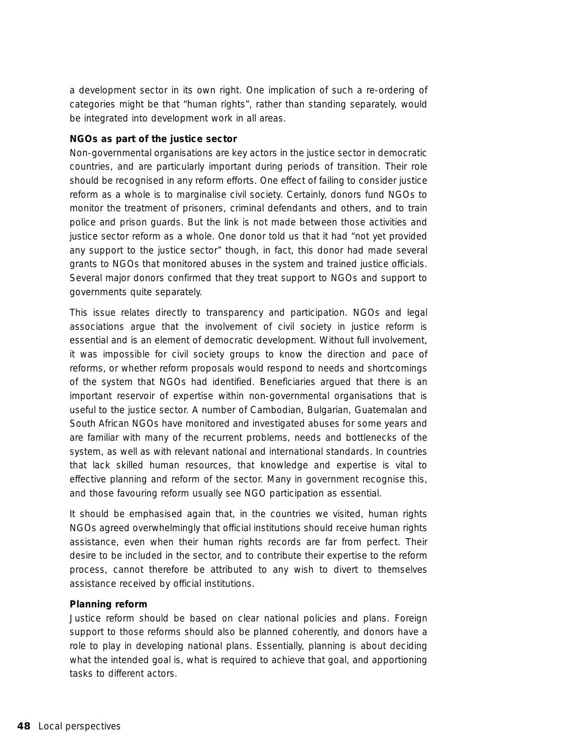a development sector in its own right. One implication of such a re-ordering of categories might be that "human rights", rather than standing separately, would be integrated into development work in all areas.

**NGOs as part of the justice sector**

Non-governmental organisations are key actors in the justice sector in democratic countries, and are particularly important during periods of transition. Their role should be recognised in any reform efforts. One effect of failing to consider justice reform as a whole is to marginalise civil society. Certainly, donors fund NGOs to monitor the treatment of prisoners, criminal defendants and others, and to train police and prison guards. But the link is not made between those activities and justice sector reform as a whole. One donor told us that it had "not yet provided any support to the justice sector" though, in fact, this donor had made several grants to NGOs that monitored abuses in the system and trained justice officials. Several major donors confirmed that they treat support to NGOs and support to governments quite separately.

This issue relates directly to transparency and participation. NGOs and legal associations argue that the involvement of civil society in justice reform is essential and is an element of democratic development. Without full involvement, it was impossible for civil society groups to know the direction and pace of reforms, or whether reform proposals would respond to needs and shortcomings of the system that NGOs had identified. Beneficiaries argued that there is an important reservoir of expertise within non-governmental organisations that is useful to the justice sector. A number of Cambodian, Bulgarian, Guatemalan and South African NGOs have monitored and investigated abuses for some years and are familiar with many of the recurrent problems, needs and bottlenecks of the system, as well as with relevant national and international standards. In countries that lack skilled human resources, that knowledge and expertise is vital to effective planning and reform of the sector. Many in government recognise this, and those favouring reform usually see NGO participation as essential.

It should be emphasised again that, in the countries we visited, human rights NGOs agreed overwhelmingly that official institutions should receive human rights assistance, even when their human rights records are far from perfect. Their desire to be included in the sector, and to contribute their expertise to the reform process, cannot therefore be attributed to any wish to divert to themselves assistance received by official institutions.

**Planning reform**

Justice reform should be based on clear national policies and plans. Foreign support to those reforms should also be planned coherently, and donors have a role to play in developing national plans. Essentially, planning is about deciding what the intended goal is, what is required to achieve that goal, and apportioning tasks to different actors.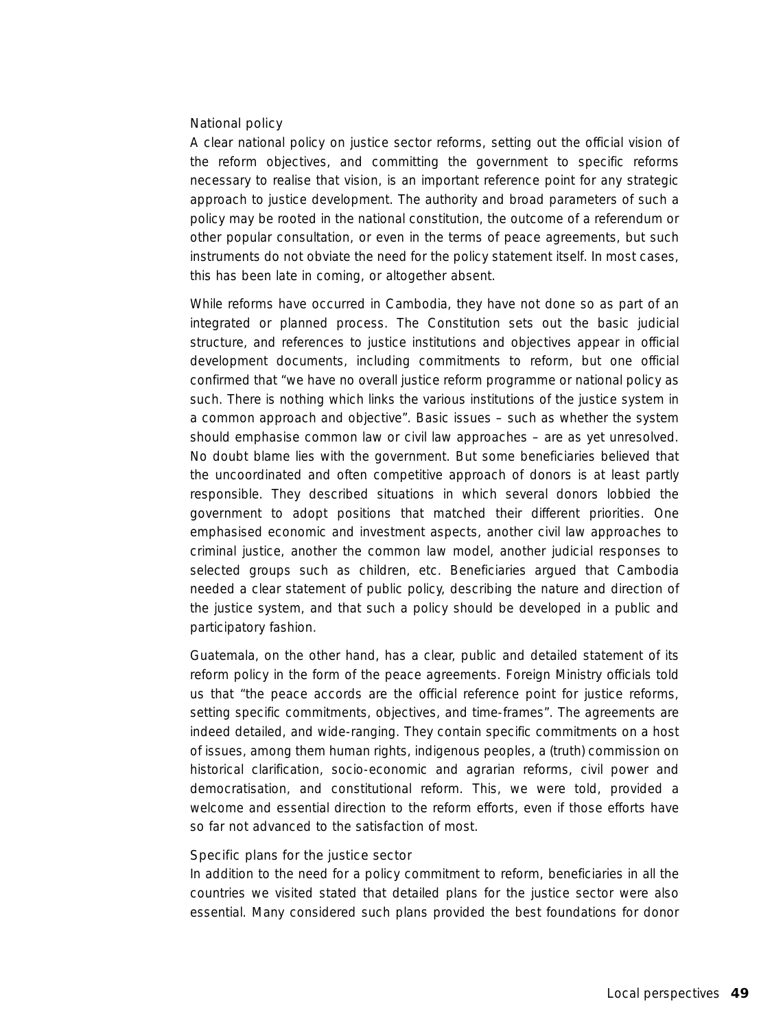### National policy

A clear national policy on justice sector reforms, setting out the official vision of the reform objectives, and committing the government to specific reforms necessary to realise that vision, is an important reference point for any strategic approach to justice development. The authority and broad parameters of such a policy may be rooted in the national constitution, the outcome of a referendum or other popular consultation, or even in the terms of peace agreements, but such instruments do not obviate the need for the policy statement itself. In most cases, this has been late in coming, or altogether absent.

While reforms have occurred in Cambodia, they have not done so as part of an integrated or planned process. The Constitution sets out the basic judicial structure, and references to justice institutions and objectives appear in official development documents, including commitments to reform, but one official confirmed that "we have no overall justice reform programme or national policy as such. There is nothing which links the various institutions of the justice system in a common approach and objective". Basic issues – such as whether the system should emphasise common law or civil law approaches – are as yet unresolved. No doubt blame lies with the government. But some beneficiaries believed that the uncoordinated and often competitive approach of donors is at least partly responsible. They described situations in which several donors lobbied the government to adopt positions that matched their different priorities. One emphasised economic and investment aspects, another civil law approaches to criminal justice, another the common law model, another judicial responses to selected groups such as children, etc. Beneficiaries argued that Cambodia needed a clear statement of public policy, describing the nature and direction of the justice system, and that such a policy should be developed in a public and participatory fashion.

Guatemala, on the other hand, has a clear, public and detailed statement of its reform policy in the form of the peace agreements. Foreign Ministry officials told us that "the peace accords are the official reference point for justice reforms, setting specific commitments, objectives, and time-frames". The agreements are indeed detailed, and wide-ranging. They contain specific commitments on a host of issues, among them human rights, indigenous peoples, a (truth) commission on historical clarification, socio-economic and agrarian reforms, civil power and democratisation, and constitutional reform. This, we were told, provided a welcome and essential direction to the reform efforts, even if those efforts have so far not advanced to the satisfaction of most.

### Specific plans for the justice sector

In addition to the need for a policy commitment to reform, beneficiaries in all the countries we visited stated that detailed plans for the justice sector were also essential. Many considered such plans provided the best foundations for donor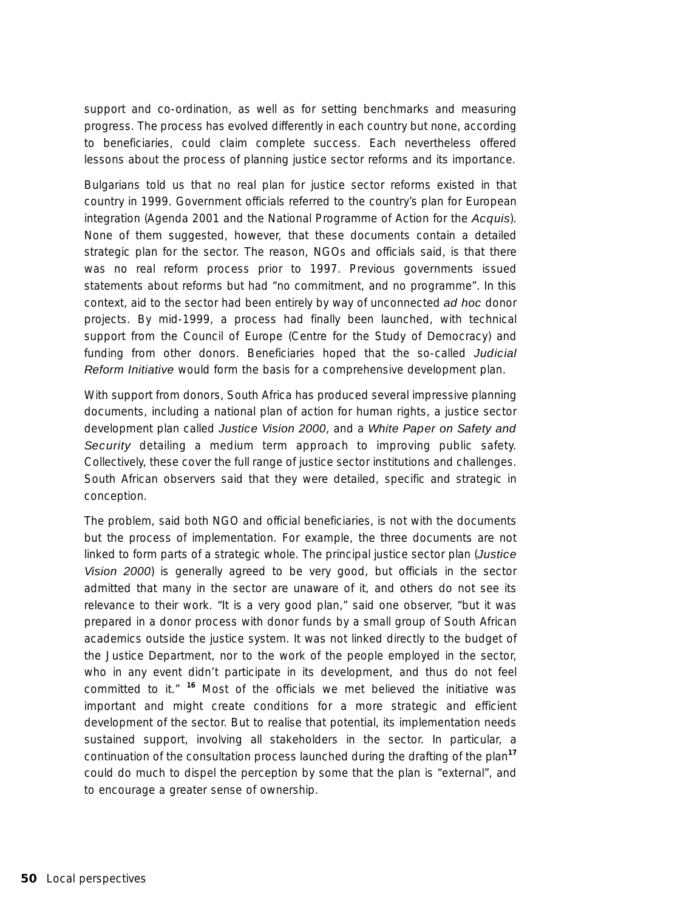support and co-ordination, as well as for setting benchmarks and measuring progress. The process has evolved differently in each country but none, according to beneficiaries, could claim complete success. Each nevertheless offered lessons about the process of planning justice sector reforms and its importance.

Bulgarians told us that no real plan for justice sector reforms existed in that country in 1999. Government officials referred to the country's plan for European integration (Agenda 2001 and the National Programme of Action for the *Acquis*). None of them suggested, however, that these documents contain a detailed strategic plan for the sector. The reason, NGOs and officials said, is that there was no real reform process prior to 1997. Previous governments issued statements about reforms but had "no commitment, and no programme". In this context, aid to the sector had been entirely by way of unconnected *ad hoc* donor projects. By mid-1999, a process had finally been launched, with technical support from the Council of Europe (Centre for the Study of Democracy) and funding from other donors. Beneficiaries hoped that the so-called *Judicial Reform Initiative* would form the basis for a comprehensive development plan.

With support from donors, South Africa has produced several impressive planning documents, including a national plan of action for human rights, a justice sector development plan called *Justice Vision 2000*, and a *White Paper on Safety and Security* detailing a medium term approach to improving public safety. Collectively, these cover the full range of justice sector institutions and challenges. South African observers said that they were detailed, specific and strategic in conception.

The problem, said both NGO and official beneficiaries, is not with the documents but the process of implementation. For example, the three documents are not linked to form parts of a strategic whole. The principal justice sector plan (*Justice Vision 2000*) is generally agreed to be very good, but officials in the sector admitted that many in the sector are unaware of it, and others do not see its relevance to their work. "It is a very good plan," said one observer, "but it was prepared in a donor process with donor funds by a small group of South African academics outside the justice system. It was not linked directly to the budget of the Justice Department, nor to the work of the people employed in the sector, who in any event didn't participate in its development, and thus do not feel committed to it." [16] Most of the officials we met believed the initiative was important and might create conditions for a more strategic and efficient development of the sector. But to realise that potential, its implementation needs sustained support, involving all stakeholders in the sector. In particular, a continuation of the consultation process launched during the drafting of the plan[17] could do much to dispel the perception by some that the plan is "external", and to encourage a greater sense of ownership.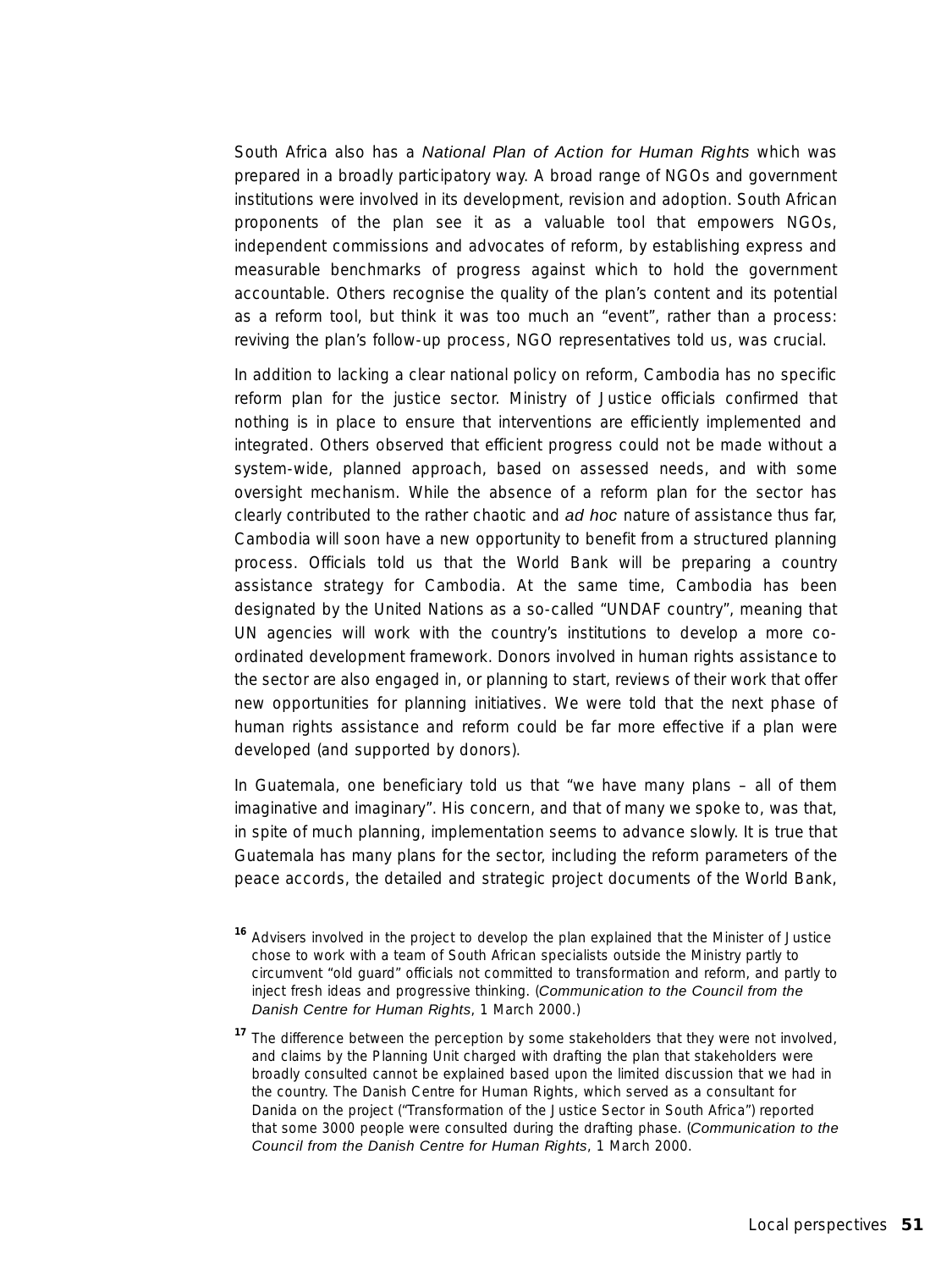South Africa also has a *National Plan of Action for Human Rights* which was prepared in a broadly participatory way. A broad range of NGOs and government institutions were involved in its development, revision and adoption. South African proponents of the plan see it as a valuable tool that empowers NGOs, independent commissions and advocates of reform, by establishing express and measurable benchmarks of progress against which to hold the government accountable. Others recognise the quality of the plan's content and its potential as a reform tool, but think it was too much an "event", rather than a process: reviving the plan's follow-up process, NGO representatives told us, was crucial.

In addition to lacking a clear national policy on reform, Cambodia has no specific reform plan for the justice sector. Ministry of Justice officials confirmed that nothing is in place to ensure that interventions are efficiently implemented and integrated. Others observed that efficient progress could not be made without a system-wide, planned approach, based on assessed needs, and with some oversight mechanism. While the absence of a reform plan for the sector has clearly contributed to the rather chaotic and *ad hoc* nature of assistance thus far, Cambodia will soon have a new opportunity to benefit from a structured planning process. Officials told us that the World Bank will be preparing a country assistance strategy for Cambodia. At the same time, Cambodia has been designated by the United Nations as a so-called "UNDAF country", meaning that UN agencies will work with the country's institutions to develop a more co-ordinated development framework. Donors involved in human rights assistance to the sector are also engaged in, or planning to start, reviews of their work that offer new opportunities for planning initiatives. We were told that the next phase of human rights assistance and reform could be far more effective if a plan were developed (and supported by donors).

In Guatemala, one beneficiary told us that "we have many plans – all of them imaginative and imaginary". His concern, and that of many we spoke to, was that, in spite of much planning, implementation seems to advance slowly. It is true that Guatemala has many plans for the sector, including the reform parameters of the peace accords, the detailed and strategic project documents of the World Bank,

[16] Advisers involved in the project to develop the plan explained that the Minister of Justice chose to work with a team of South African specialists outside the Ministry partly to circumvent "old guard" officials not committed to transformation and reform, and partly to inject fresh ideas and progressive thinking. (*Communication to the Council from the Danish Centre for Human Rights*, 1 March 2000.)

[17] The difference between the perception by some stakeholders that they were not involved, and claims by the Planning Unit charged with drafting the plan that stakeholders were broadly consulted cannot be explained based upon the limited discussion that we had in the country. The Danish Centre for Human Rights, which served as a consultant for Danida on the project ("Transformation of the Justice Sector in South Africa") reported that some 3000 people were consulted during the drafting phase. (*Communication to the Council from the Danish Centre for Human Rights*, 1 March 2000.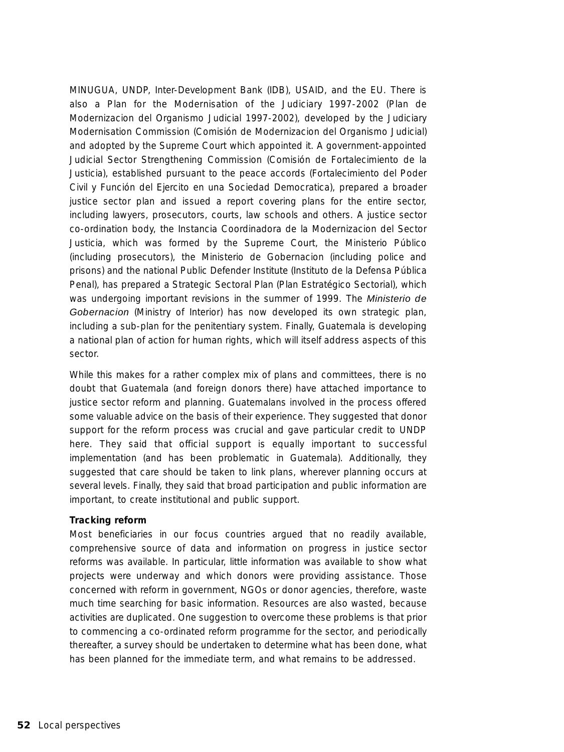MINUGUA, UNDP, Inter-Development Bank (IDB), USAID, and the EU. There is also a Plan for the Modernisation of the Judiciary 1997-2002 (Plan de Modernizacion del Organismo Judicial 1997-2002), developed by the Judiciary Modernisation Commission (Comisión de Modernizacion del Organismo Judicial) and adopted by the Supreme Court which appointed it. A government-appointed Judicial Sector Strengthening Commission (Comisión de Fortalecimiento de la Justicia), established pursuant to the peace accords (Fortalecimiento del Poder Civil y Función del Ejercito en una Sociedad Democratica), prepared a broader justice sector plan and issued a report covering plans for the entire sector, including lawyers, prosecutors, courts, law schools and others. A justice sector co-ordination body, the Instancia Coordinadora de la Modernizacion del Sector Justicia, which was formed by the Supreme Court, the Ministerio Público (including prosecutors), the Ministerio de Gobernacion (including police and prisons) and the national Public Defender Institute (Instituto de la Defensa Pública Penal), has prepared a Strategic Sectoral Plan (Plan Estratégico Sectorial), which was undergoing important revisions in the summer of 1999. The *Ministerio de Gobernacion* (Ministry of Interior) has now developed its own strategic plan, including a sub-plan for the penitentiary system. Finally, Guatemala is developing a national plan of action for human rights, which will itself address aspects of this sector.

While this makes for a rather complex mix of plans and committees, there is no doubt that Guatemala (and foreign donors there) have attached importance to justice sector reform and planning. Guatemalans involved in the process offered some valuable advice on the basis of their experience. They suggested that donor support for the reform process was crucial and gave particular credit to UNDP here. They said that official support is equally important to successful implementation (and has been problematic in Guatemala). Additionally, they suggested that care should be taken to link plans, wherever planning occurs at several levels. Finally, they said that broad participation and public information are important, to create institutional and public support.

**Tracking reform**

Most beneficiaries in our focus countries argued that no readily available, comprehensive source of data and information on progress in justice sector reforms was available. In particular, little information was available to show what projects were underway and which donors were providing assistance. Those concerned with reform in government, NGOs or donor agencies, therefore, waste much time searching for basic information. Resources are also wasted, because activities are duplicated. One suggestion to overcome these problems is that prior to commencing a co-ordinated reform programme for the sector, and periodically thereafter, a survey should be undertaken to determine what has been done, what has been planned for the immediate term, and what remains to be addressed.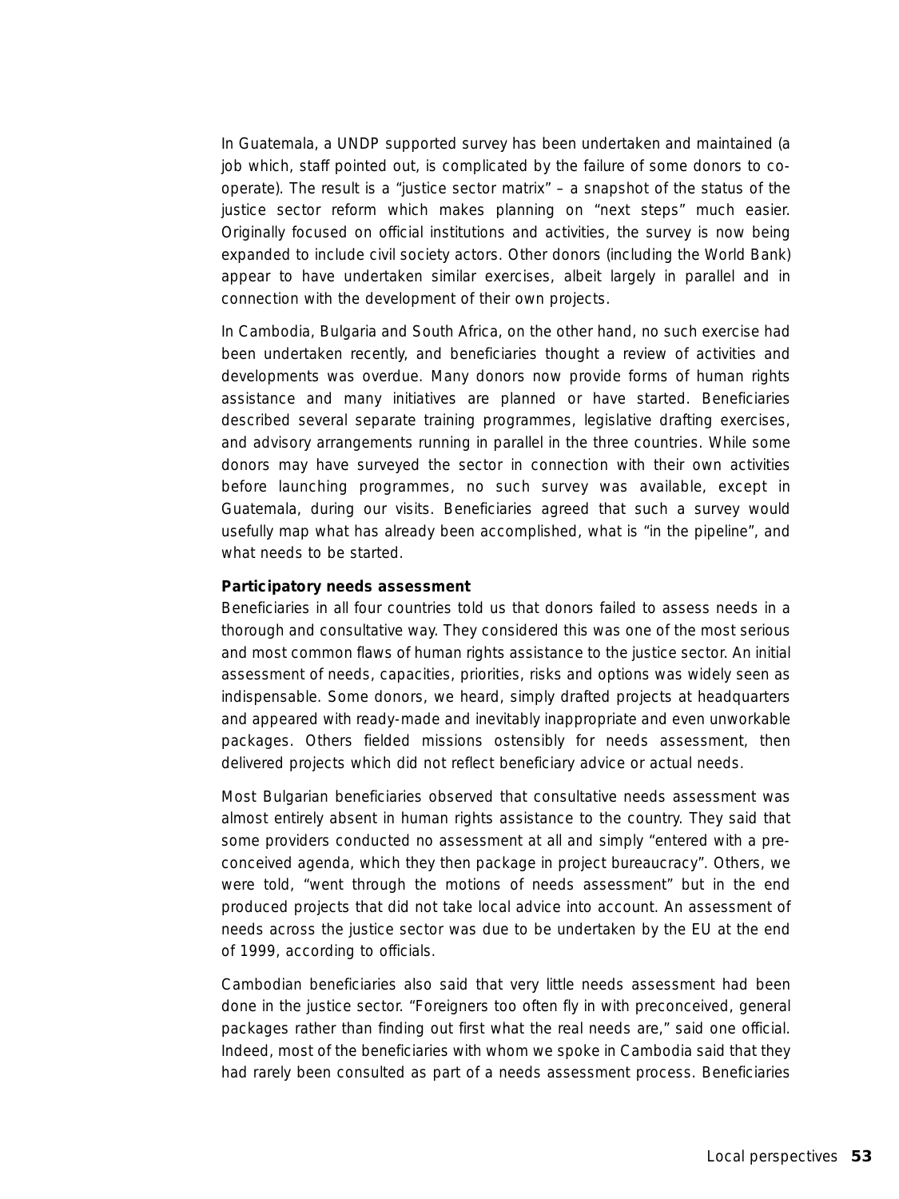In Guatemala, a UNDP supported survey has been undertaken and maintained (a job which, staff pointed out, is complicated by the failure of some donors to co-operate). The result is a "justice sector matrix" – a snapshot of the status of the justice sector reform which makes planning on "next steps" much easier. Originally focused on official institutions and activities, the survey is now being expanded to include civil society actors. Other donors (including the World Bank) appear to have undertaken similar exercises, albeit largely in parallel and in connection with the development of their own projects.

In Cambodia, Bulgaria and South Africa, on the other hand, no such exercise had been undertaken recently, and beneficiaries thought a review of activities and developments was overdue. Many donors now provide forms of human rights assistance and many initiatives are planned or have started. Beneficiaries described several separate training programmes, legislative drafting exercises, and advisory arrangements running in parallel in the three countries. While some donors may have surveyed the sector in connection with their own activities before launching programmes, no such survey was available, except in Guatemala, during our visits. Beneficiaries agreed that such a survey would usefully map what has already been accomplished, what is "in the pipeline", and what needs to be started.

**Participatory needs assessment**

Beneficiaries in all four countries told us that donors failed to assess needs in a thorough and consultative way. They considered this was one of the most serious and most common flaws of human rights assistance to the justice sector. An initial assessment of needs, capacities, priorities, risks and options was widely seen as indispensable. Some donors, we heard, simply drafted projects at headquarters and appeared with ready-made and inevitably inappropriate and even unworkable packages. Others fielded missions ostensibly for needs assessment, then delivered projects which did not reflect beneficiary advice or actual needs.

Most Bulgarian beneficiaries observed that consultative needs assessment was almost entirely absent in human rights assistance to the country. They said that some providers conducted no assessment at all and simply "entered with a pre-conceived agenda, which they then package in project bureaucracy". Others, we were told, "went through the motions of needs assessment" but in the end produced projects that did not take local advice into account. An assessment of needs across the justice sector was due to be undertaken by the EU at the end of 1999, according to officials.

Cambodian beneficiaries also said that very little needs assessment had been done in the justice sector. "Foreigners too often fly in with preconceived, general packages rather than finding out first what the real needs are," said one official. Indeed, most of the beneficiaries with whom we spoke in Cambodia said that they had rarely been consulted as part of a needs assessment process. Beneficiaries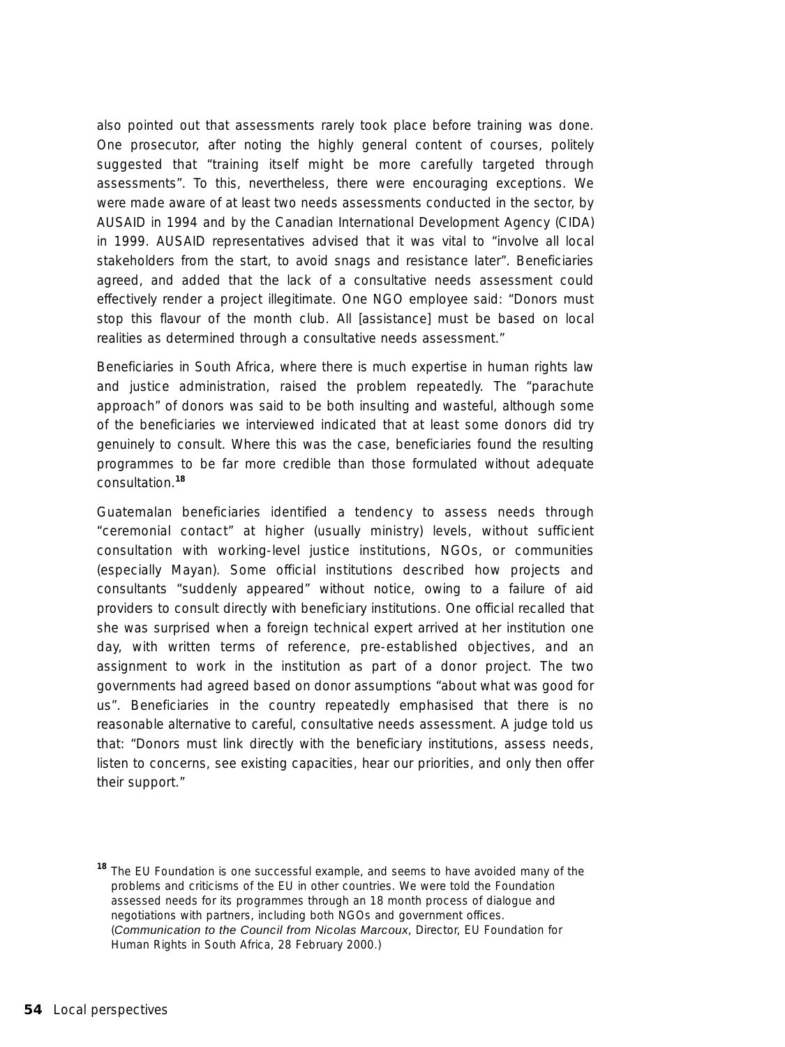also pointed out that assessments rarely took place before training was done. One prosecutor, after noting the highly general content of courses, politely suggested that "training itself might be more carefully targeted through assessments". To this, nevertheless, there were encouraging exceptions. We were made aware of at least two needs assessments conducted in the sector, by AUSAID in 1994 and by the Canadian International Development Agency (CIDA) in 1999. AUSAID representatives advised that it was vital to "involve all local stakeholders from the start, to avoid snags and resistance later". Beneficiaries agreed, and added that the lack of a consultative needs assessment could effectively render a project illegitimate. One NGO employee said: "Donors must stop this flavour of the month club. All [assistance] must be based on local realities as determined through a consultative needs assessment."

Beneficiaries in South Africa, where there is much expertise in human rights law and justice administration, raised the problem repeatedly. The "parachute approach" of donors was said to be both insulting and wasteful, although some of the beneficiaries we interviewed indicated that at least some donors did try genuinely to consult. Where this was the case, beneficiaries found the resulting programmes to be far more credible than those formulated without adequate consultation.[18]

Guatemalan beneficiaries identified a tendency to assess needs through "ceremonial contact" at higher (usually ministry) levels, without sufficient consultation with working-level justice institutions, NGOs, or communities (especially Mayan). Some official institutions described how projects and consultants "suddenly appeared" without notice, owing to a failure of aid providers to consult directly with beneficiary institutions. One official recalled that she was surprised when a foreign technical expert arrived at her institution one day, with written terms of reference, pre-established objectives, and an assignment to work in the institution as part of a donor project. The two governments had agreed based on donor assumptions "about what was good for us". Beneficiaries in the country repeatedly emphasised that there is no reasonable alternative to careful, consultative needs assessment. A judge told us that: "Donors must link directly with the beneficiary institutions, assess needs, listen to concerns, see existing capacities, hear our priorities, and only then offer their support."

[18] The EU Foundation is one successful example, and seems to have avoided many of the problems and criticisms of the EU in other countries. We were told the Foundation assessed needs for its programmes through an 18 month process of dialogue and negotiations with partners, including both NGOs and government offices. (*Communication to the Council from Nicolas Marcoux*, Director, EU Foundation for Human Rights in South Africa, 28 February 2000.)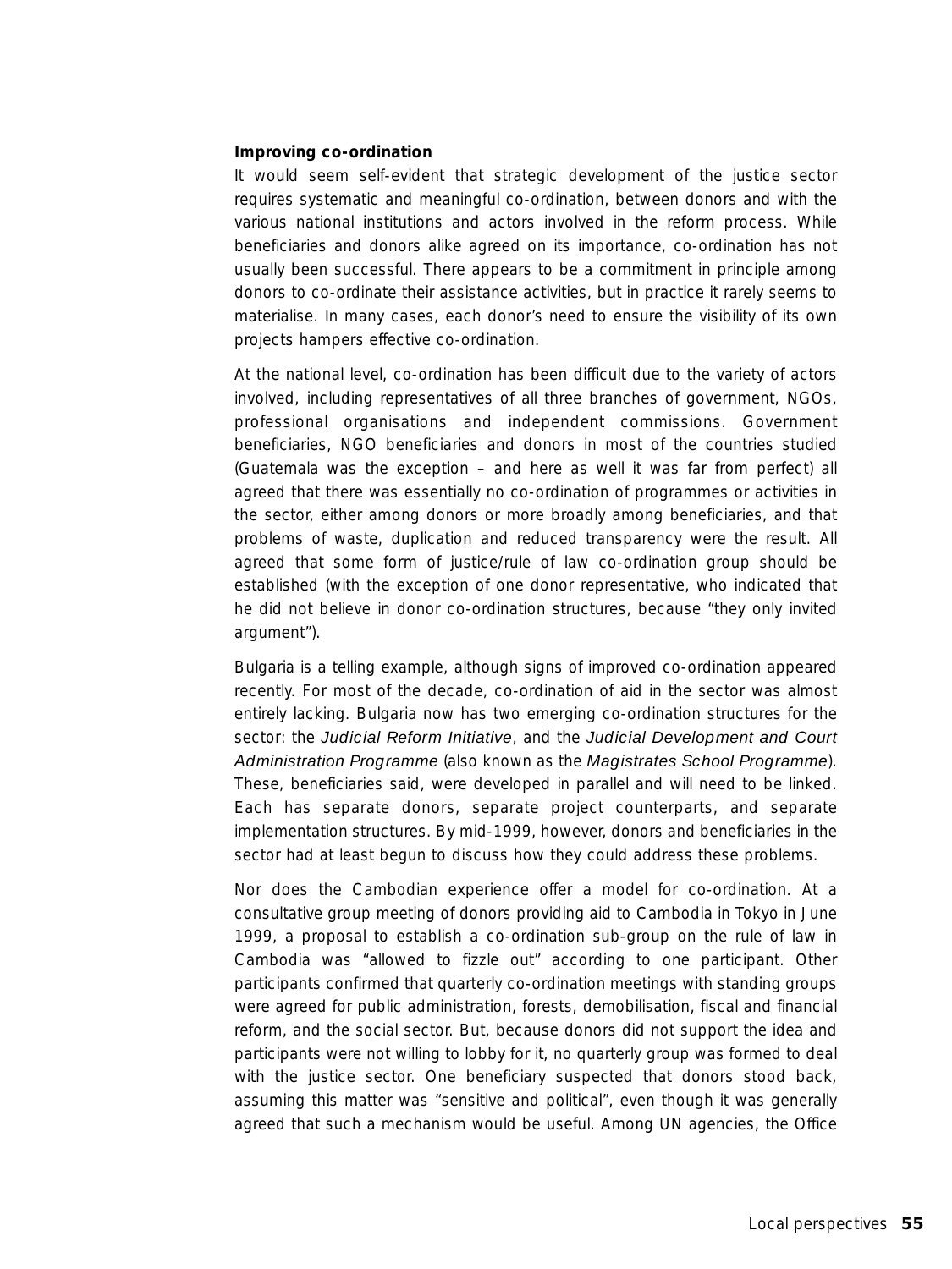**Improving co-ordination**

It would seem self-evident that strategic development of the justice sector requires systematic and meaningful co-ordination, between donors and with the various national institutions and actors involved in the reform process. While beneficiaries and donors alike agreed on its importance, co-ordination has not usually been successful. There appears to be a commitment in principle among donors to co-ordinate their assistance activities, but in practice it rarely seems to materialise. In many cases, each donor's need to ensure the visibility of its own projects hampers effective co-ordination.

At the national level, co-ordination has been difficult due to the variety of actors involved, including representatives of all three branches of government, NGOs, professional organisations and independent commissions. Government beneficiaries, NGO beneficiaries and donors in most of the countries studied (Guatemala was the exception – and here as well it was far from perfect) all agreed that there was essentially no co-ordination of programmes or activities in the sector, either among donors or more broadly among beneficiaries, and that problems of waste, duplication and reduced transparency were the result. All agreed that some form of justice/rule of law co-ordination group should be established (with the exception of one donor representative, who indicated that he did not believe in donor co-ordination structures, because "they only invited argument").

Bulgaria is a telling example, although signs of improved co-ordination appeared recently. For most of the decade, co-ordination of aid in the sector was almost entirely lacking. Bulgaria now has two emerging co-ordination structures for the sector: the *Judicial Reform Initiative*, and the *Judicial Development and Court Administration Programme* (also known as the *Magistrates School Programme*). These, beneficiaries said, were developed in parallel and will need to be linked. Each has separate donors, separate project counterparts, and separate implementation structures. By mid-1999, however, donors and beneficiaries in the sector had at least begun to discuss how they could address these problems.

Nor does the Cambodian experience offer a model for co-ordination. At a consultative group meeting of donors providing aid to Cambodia in Tokyo in June 1999, a proposal to establish a co-ordination sub-group on the rule of law in Cambodia was "allowed to fizzle out" according to one participant. Other participants confirmed that quarterly co-ordination meetings with standing groups were agreed for public administration, forests, demobilisation, fiscal and financial reform, and the social sector. But, because donors did not support the idea and participants were not willing to lobby for it, no quarterly group was formed to deal with the justice sector. One beneficiary suspected that donors stood back, assuming this matter was "sensitive and political", even though it was generally agreed that such a mechanism would be useful. Among UN agencies, the Office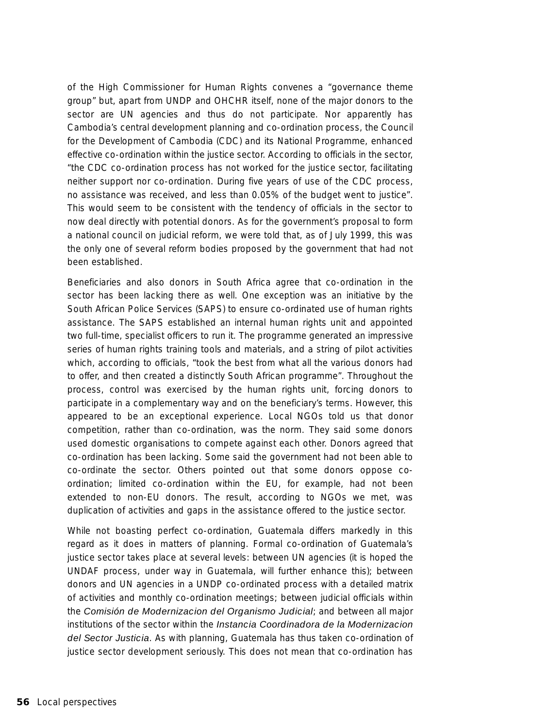of the High Commissioner for Human Rights convenes a "governance theme group" but, apart from UNDP and OHCHR itself, none of the major donors to the sector are UN agencies and thus do not participate. Nor apparently has Cambodia's central development planning and co-ordination process, the Council for the Development of Cambodia (CDC) and its National Programme, enhanced effective co-ordination within the justice sector. According to officials in the sector, "the CDC co-ordination process has not worked for the justice sector, facilitating neither support nor co-ordination. During five years of use of the CDC process, no assistance was received, and less than 0.05% of the budget went to justice". This would seem to be consistent with the tendency of officials in the sector to now deal directly with potential donors. As for the government's proposal to form a national council on judicial reform, we were told that, as of July 1999, this was the only one of several reform bodies proposed by the government that had not been established.

Beneficiaries and also donors in South Africa agree that co-ordination in the sector has been lacking there as well. One exception was an initiative by the South African Police Services (SAPS) to ensure co-ordinated use of human rights assistance. The SAPS established an internal human rights unit and appointed two full-time, specialist officers to run it. The programme generated an impressive series of human rights training tools and materials, and a string of pilot activities which, according to officials, "took the best from what all the various donors had to offer, and then created a distinctly South African programme". Throughout the process, control was exercised by the human rights unit, forcing donors to participate in a complementary way and on the beneficiary's terms. However, this appeared to be an exceptional experience. Local NGOs told us that donor competition, rather than co-ordination, was the norm. They said some donors used domestic organisations to compete against each other. Donors agreed that co-ordination has been lacking. Some said the government had not been able to co-ordinate the sector. Others pointed out that some donors oppose co-ordination; limited co-ordination within the EU, for example, had not been extended to non-EU donors. The result, according to NGOs we met, was duplication of activities and gaps in the assistance offered to the justice sector.

While not boasting perfect co-ordination, Guatemala differs markedly in this regard as it does in matters of planning. Formal co-ordination of Guatemala's justice sector takes place at several levels: between UN agencies (it is hoped the UNDAF process, under way in Guatemala, will further enhance this); between donors and UN agencies in a UNDP co-ordinated process with a detailed matrix of activities and monthly co-ordination meetings; between judicial officials within the *Comisión de Modernizacion del Organismo Judicial*; and between all major institutions of the sector within the *Instancia Coordinadora de la Modernizacion del Sector Justicia*. As with planning, Guatemala has thus taken co-ordination of justice sector development seriously. This does not mean that co-ordination has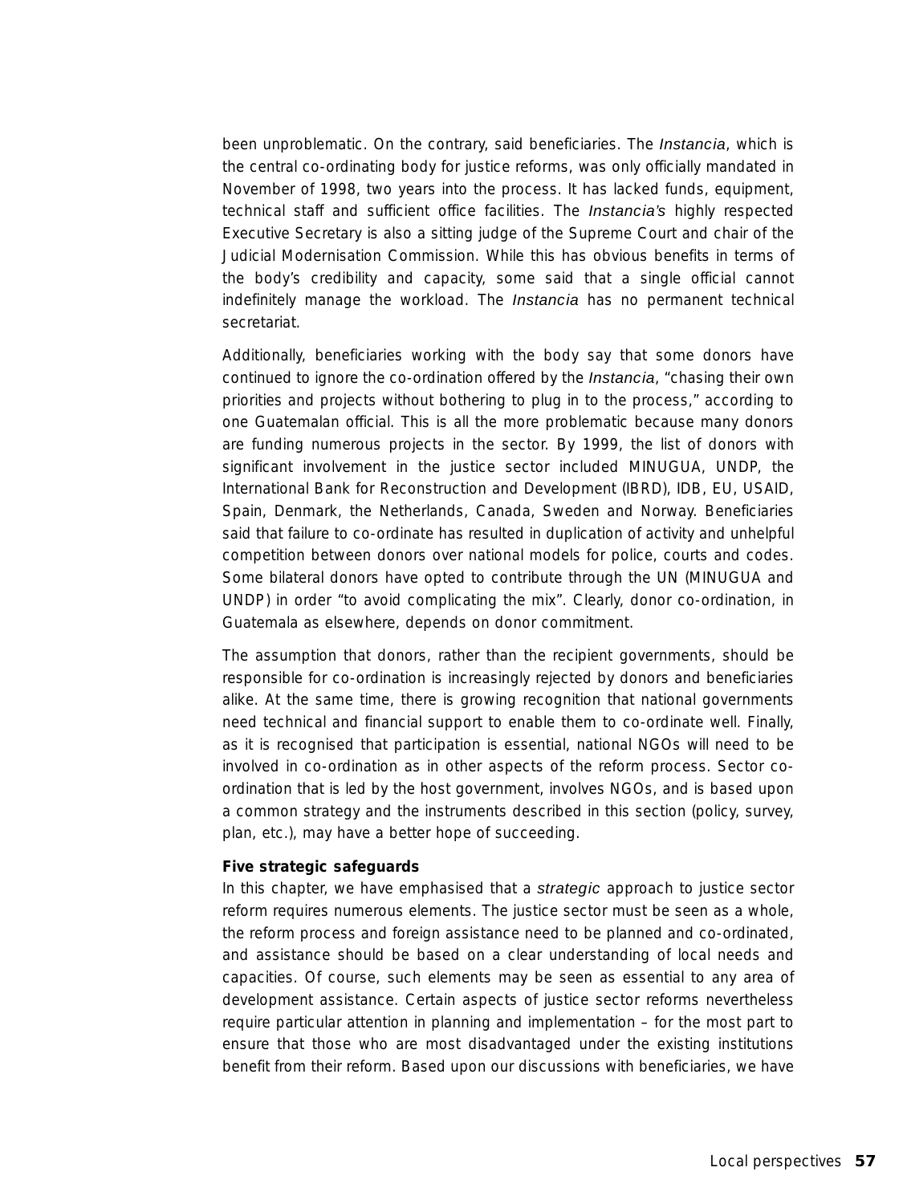been unproblematic. On the contrary, said beneficiaries. The *Instancia*, which is the central co-ordinating body for justice reforms, was only officially mandated in November of 1998, two years into the process. It has lacked funds, equipment, technical staff and sufficient office facilities. The *Instancia's* highly respected Executive Secretary is also a sitting judge of the Supreme Court and chair of the Judicial Modernisation Commission. While this has obvious benefits in terms of the body's credibility and capacity, some said that a single official cannot indefinitely manage the workload. The *Instancia* has no permanent technical secretariat.

Additionally, beneficiaries working with the body say that some donors have continued to ignore the co-ordination offered by the *Instancia*, "chasing their own priorities and projects without bothering to plug in to the process," according to one Guatemalan official. This is all the more problematic because many donors are funding numerous projects in the sector. By 1999, the list of donors with significant involvement in the justice sector included MINUGUA, UNDP, the International Bank for Reconstruction and Development (IBRD), IDB, EU, USAID, Spain, Denmark, the Netherlands, Canada, Sweden and Norway. Beneficiaries said that failure to co-ordinate has resulted in duplication of activity and unhelpful competition between donors over national models for police, courts and codes. Some bilateral donors have opted to contribute through the UN (MINUGUA and UNDP) in order "to avoid complicating the mix". Clearly, donor co-ordination, in Guatemala as elsewhere, depends on donor commitment.

The assumption that donors, rather than the recipient governments, should be responsible for co-ordination is increasingly rejected by donors and beneficiaries alike. At the same time, there is growing recognition that national governments need technical and financial support to enable them to co-ordinate well. Finally, as it is recognised that participation is essential, national NGOs will need to be involved in co-ordination as in other aspects of the reform process. Sector co-ordination that is led by the host government, involves NGOs, and is based upon a common strategy and the instruments described in this section (policy, survey, plan, etc.), may have a better hope of succeeding.

**Five strategic safeguards**

In this chapter, we have emphasised that a *strategic* approach to justice sector reform requires numerous elements. The justice sector must be seen as a whole, the reform process and foreign assistance need to be planned and co-ordinated, and assistance should be based on a clear understanding of local needs and capacities. Of course, such elements may be seen as essential to any area of development assistance. Certain aspects of justice sector reforms nevertheless require particular attention in planning and implementation – for the most part to ensure that those who are most disadvantaged under the existing institutions benefit from their reform. Based upon our discussions with beneficiaries, we have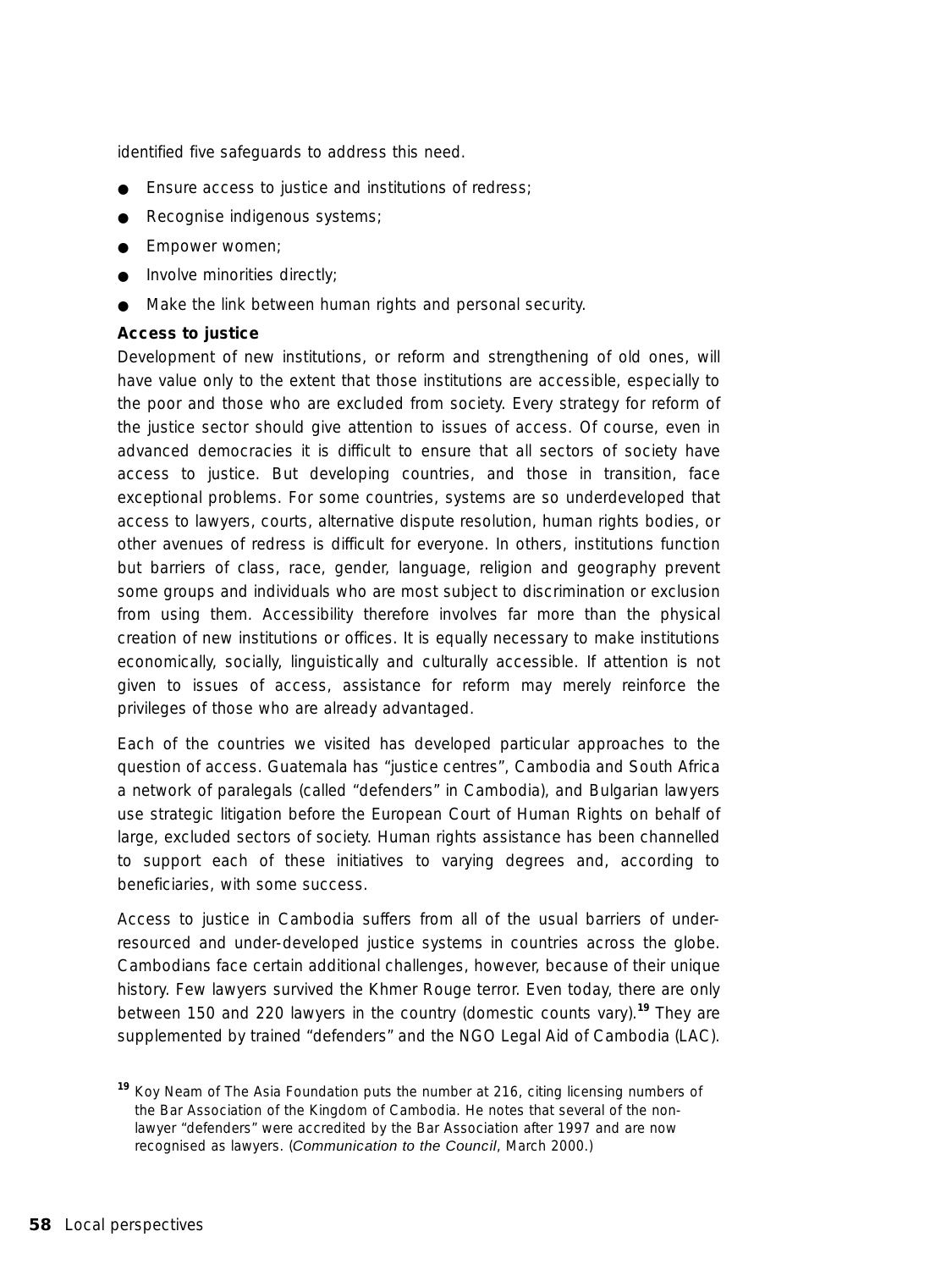identified five safeguards to address this need.

- Ensure access to justice and institutions of redress;
- Recognise indigenous systems;
- Empower women;
- Involve minorities directly;
- Make the link between human rights and personal security.

**Access to justice**

Development of new institutions, or reform and strengthening of old ones, will have value only to the extent that those institutions are accessible, especially to the poor and those who are excluded from society. Every strategy for reform of the justice sector should give attention to issues of access. Of course, even in advanced democracies it is difficult to ensure that all sectors of society have access to justice. But developing countries, and those in transition, face exceptional problems. For some countries, systems are so underdeveloped that access to lawyers, courts, alternative dispute resolution, human rights bodies, or other avenues of redress is difficult for everyone. In others, institutions function but barriers of class, race, gender, language, religion and geography prevent some groups and individuals who are most subject to discrimination or exclusion from using them. Accessibility therefore involves far more than the physical creation of new institutions or offices. It is equally necessary to make institutions economically, socially, linguistically and culturally accessible. If attention is not given to issues of access, assistance for reform may merely reinforce the privileges of those who are already advantaged.

Each of the countries we visited has developed particular approaches to the question of access. Guatemala has "justice centres", Cambodia and South Africa a network of paralegals (called "defenders" in Cambodia), and Bulgarian lawyers use strategic litigation before the European Court of Human Rights on behalf of large, excluded sectors of society. Human rights assistance has been channelled to support each of these initiatives to varying degrees and, according to beneficiaries, with some success.

Access to justice in Cambodia suffers from all of the usual barriers of under-resourced and under-developed justice systems in countries across the globe. Cambodians face certain additional challenges, however, because of their unique history. Few lawyers survived the Khmer Rouge terror. Even today, there are only between 150 and 220 lawyers in the country (domestic counts vary).[19] They are supplemented by trained "defenders" and the NGO Legal Aid of Cambodia (LAC).

[19] Koy Neam of The Asia Foundation puts the number at 216, citing licensing numbers of the Bar Association of the Kingdom of Cambodia. He notes that several of the non-lawyer "defenders" were accredited by the Bar Association after 1997 and are now recognised as lawyers. (*Communication to the Council*, March 2000.)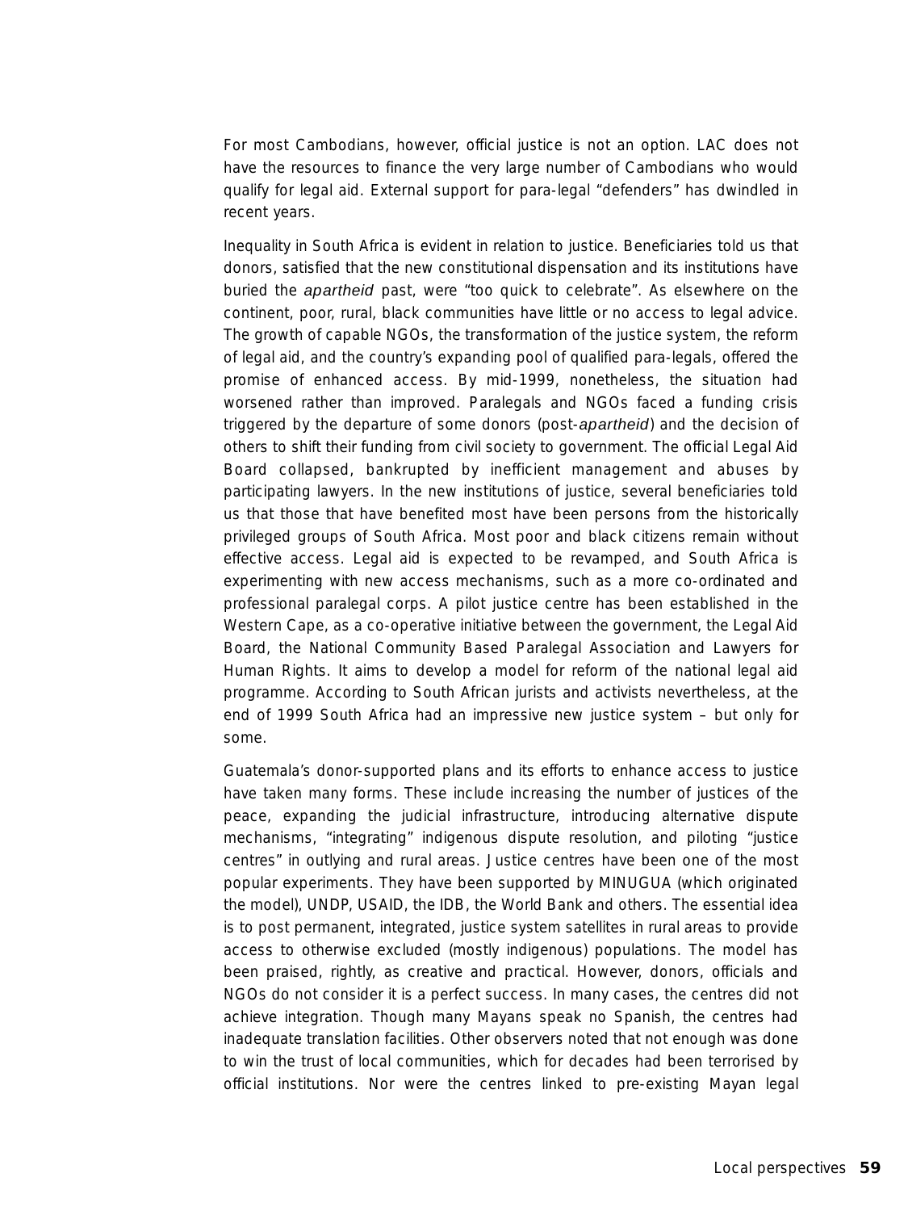For most Cambodians, however, official justice is not an option. LAC does not have the resources to finance the very large number of Cambodians who would qualify for legal aid. External support for para-legal "defenders" has dwindled in recent years.

Inequality in South Africa is evident in relation to justice. Beneficiaries told us that donors, satisfied that the new constitutional dispensation and its institutions have buried the *apartheid* past, were "too quick to celebrate". As elsewhere on the continent, poor, rural, black communities have little or no access to legal advice. The growth of capable NGOs, the transformation of the justice system, the reform of legal aid, and the country's expanding pool of qualified para-legals, offered the promise of enhanced access. By mid-1999, nonetheless, the situation had worsened rather than improved. Paralegals and NGOs faced a funding crisis triggered by the departure of some donors (post-*apartheid*) and the decision of others to shift their funding from civil society to government. The official Legal Aid Board collapsed, bankrupted by inefficient management and abuses by participating lawyers. In the new institutions of justice, several beneficiaries told us that those that have benefited most have been persons from the historically privileged groups of South Africa. Most poor and black citizens remain without effective access. Legal aid is expected to be revamped, and South Africa is experimenting with new access mechanisms, such as a more co-ordinated and professional paralegal corps. A pilot justice centre has been established in the Western Cape, as a co-operative initiative between the government, the Legal Aid Board, the National Community Based Paralegal Association and Lawyers for Human Rights. It aims to develop a model for reform of the national legal aid programme. According to South African jurists and activists nevertheless, at the end of 1999 South Africa had an impressive new justice system – but only for some.

Guatemala's donor-supported plans and its efforts to enhance access to justice have taken many forms. These include increasing the number of justices of the peace, expanding the judicial infrastructure, introducing alternative dispute mechanisms, "integrating" indigenous dispute resolution, and piloting "justice centres" in outlying and rural areas. Justice centres have been one of the most popular experiments. They have been supported by MINUGUA (which originated the model), UNDP, USAID, the IDB, the World Bank and others. The essential idea is to post permanent, integrated, justice system satellites in rural areas to provide access to otherwise excluded (mostly indigenous) populations. The model has been praised, rightly, as creative and practical. However, donors, officials and NGOs do not consider it is a perfect success. In many cases, the centres did not achieve integration. Though many Mayans speak no Spanish, the centres had inadequate translation facilities. Other observers noted that not enough was done to win the trust of local communities, which for decades had been terrorised by official institutions. Nor were the centres linked to pre-existing Mayan legal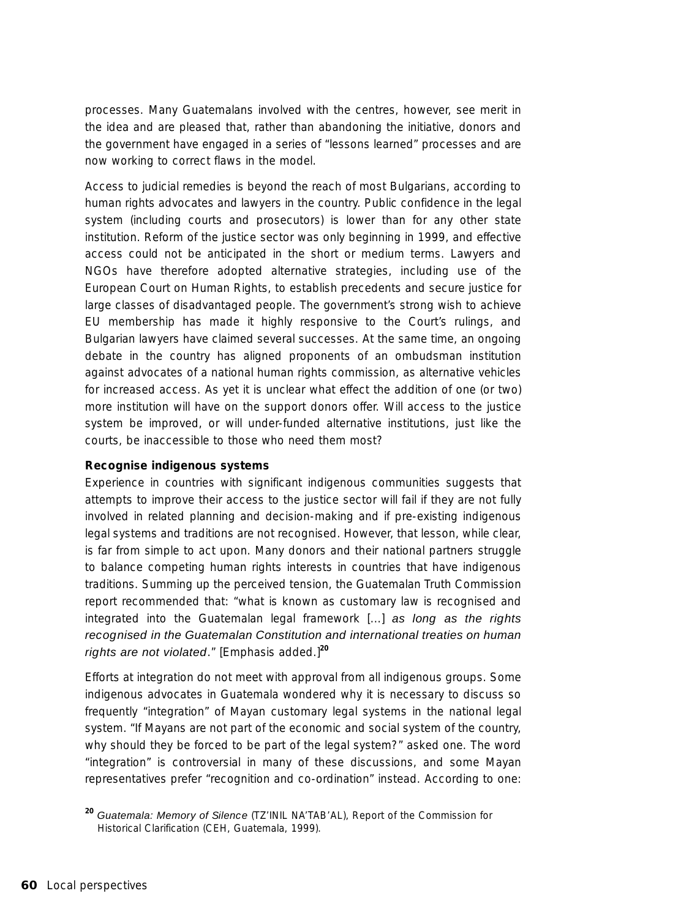processes. Many Guatemalans involved with the centres, however, see merit in the idea and are pleased that, rather than abandoning the initiative, donors and the government have engaged in a series of "lessons learned" processes and are now working to correct flaws in the model.

Access to judicial remedies is beyond the reach of most Bulgarians, according to human rights advocates and lawyers in the country. Public confidence in the legal system (including courts and prosecutors) is lower than for any other state institution. Reform of the justice sector was only beginning in 1999, and effective access could not be anticipated in the short or medium terms. Lawyers and NGOs have therefore adopted alternative strategies, including use of the European Court on Human Rights, to establish precedents and secure justice for large classes of disadvantaged people. The government's strong wish to achieve EU membership has made it highly responsive to the Court's rulings, and Bulgarian lawyers have claimed several successes. At the same time, an ongoing debate in the country has aligned proponents of an ombudsman institution against advocates of a national human rights commission, as alternative vehicles for increased access. As yet it is unclear what effect the addition of one (or two) more institution will have on the support donors offer. Will access to the justice system be improved, or will under-funded alternative institutions, just like the courts, be inaccessible to those who need them most?

**Recognise indigenous systems**

Experience in countries with significant indigenous communities suggests that attempts to improve their access to the justice sector will fail if they are not fully involved in related planning and decision-making and if pre-existing indigenous legal systems and traditions are not recognised. However, that lesson, while clear, is far from simple to act upon. Many donors and their national partners struggle to balance competing human rights interests in countries that have indigenous traditions. Summing up the perceived tension, the Guatemalan Truth Commission report recommended that: "what is known as customary law is recognised and integrated into the Guatemalan legal framework [...] *as long as the rights recognised in the Guatemalan Constitution and international treaties on human rights are not violated*." [Emphasis added.][20]

Efforts at integration do not meet with approval from all indigenous groups. Some indigenous advocates in Guatemala wondered why it is necessary to discuss so frequently "integration" of Mayan customary legal systems in the national legal system. "If Mayans are not part of the economic and social system of the country, why should they be forced to be part of the legal system?" asked one. The word "integration" is controversial in many of these discussions, and some Mayan representatives prefer "recognition and co-ordination" instead. According to one:

[20] *Guatemala: Memory of Silence* (TZ'INIL NA'TAB'AL), Report of the Commission for Historical Clarification (CEH, Guatemala, 1999).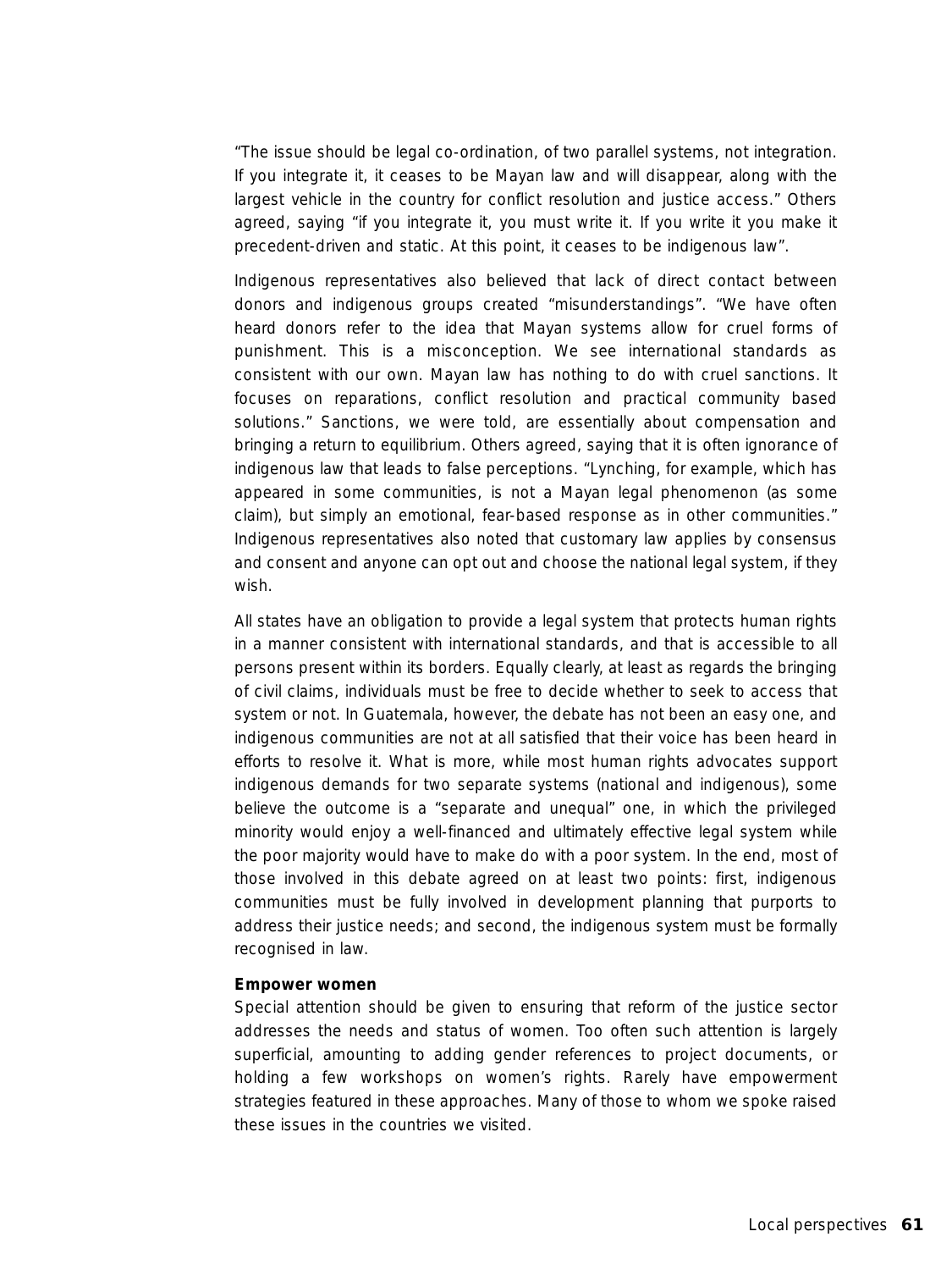"The issue should be legal co-ordination, of two parallel systems, not integration. If you integrate it, it ceases to be Mayan law and will disappear, along with the largest vehicle in the country for conflict resolution and justice access." Others agreed, saying "if you integrate it, you must write it. If you write it you make it precedent-driven and static. At this point, it ceases to be indigenous law".

Indigenous representatives also believed that lack of direct contact between donors and indigenous groups created "misunderstandings". "We have often heard donors refer to the idea that Mayan systems allow for cruel forms of punishment. This is a misconception. We see international standards as consistent with our own. Mayan law has nothing to do with cruel sanctions. It focuses on reparations, conflict resolution and practical community based solutions." Sanctions, we were told, are essentially about compensation and bringing a return to equilibrium. Others agreed, saying that it is often ignorance of indigenous law that leads to false perceptions. "Lynching, for example, which has appeared in some communities, is not a Mayan legal phenomenon (as some claim), but simply an emotional, fear-based response as in other communities." Indigenous representatives also noted that customary law applies by consensus and consent and anyone can opt out and choose the national legal system, if they wish.

All states have an obligation to provide a legal system that protects human rights in a manner consistent with international standards, and that is accessible to all persons present within its borders. Equally clearly, at least as regards the bringing of civil claims, individuals must be free to decide whether to seek to access that system or not. In Guatemala, however, the debate has not been an easy one, and indigenous communities are not at all satisfied that their voice has been heard in efforts to resolve it. What is more, while most human rights advocates support indigenous demands for two separate systems (national and indigenous), some believe the outcome is a "separate and unequal" one, in which the privileged minority would enjoy a well-financed and ultimately effective legal system while the poor majority would have to make do with a poor system. In the end, most of those involved in this debate agreed on at least two points: first, indigenous communities must be fully involved in development planning that purports to address their justice needs; and second, the indigenous system must be formally recognised in law.

**Empower women**

Special attention should be given to ensuring that reform of the justice sector addresses the needs and status of women. Too often such attention is largely superficial, amounting to adding gender references to project documents, or holding a few workshops on women's rights. Rarely have empowerment strategies featured in these approaches. Many of those to whom we spoke raised these issues in the countries we visited.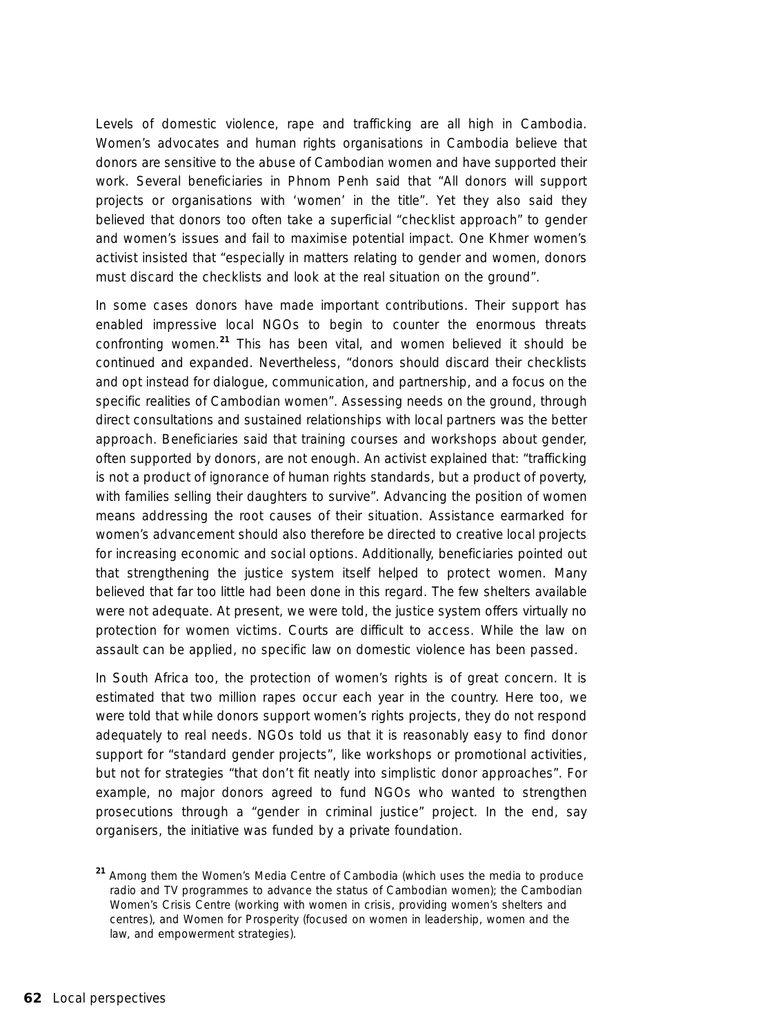Levels of domestic violence, rape and trafficking are all high in Cambodia. Women's advocates and human rights organisations in Cambodia believe that donors are sensitive to the abuse of Cambodian women and have supported their work. Several beneficiaries in Phnom Penh said that "All donors will support projects or organisations with 'women' in the title". Yet they also said they believed that donors too often take a superficial "checklist approach" to gender and women's issues and fail to maximise potential impact. One Khmer women's activist insisted that "especially in matters relating to gender and women, donors must discard the checklists and look at the real situation on the ground".

In some cases donors have made important contributions. Their support has enabled impressive local NGOs to begin to counter the enormous threats confronting women.[21] This has been vital, and women believed it should be continued and expanded. Nevertheless, "donors should discard their checklists and opt instead for dialogue, communication, and partnership, and a focus on the specific realities of Cambodian women". Assessing needs on the ground, through direct consultations and sustained relationships with local partners was the better approach. Beneficiaries said that training courses and workshops about gender, often supported by donors, are not enough. An activist explained that: "trafficking is not a product of ignorance of human rights standards, but a product of poverty, with families selling their daughters to survive". Advancing the position of women means addressing the root causes of their situation. Assistance earmarked for women's advancement should also therefore be directed to creative local projects for increasing economic and social options. Additionally, beneficiaries pointed out that strengthening the justice system itself helped to protect women. Many believed that far too little had been done in this regard. The few shelters available were not adequate. At present, we were told, the justice system offers virtually no protection for women victims. Courts are difficult to access. While the law on assault can be applied, no specific law on domestic violence has been passed.

In South Africa too, the protection of women's rights is of great concern. It is estimated that two million rapes occur each year in the country. Here too, we were told that while donors support women's rights projects, they do not respond adequately to real needs. NGOs told us that it is reasonably easy to find donor support for "standard gender projects", like workshops or promotional activities, but not for strategies "that don't fit neatly into simplistic donor approaches". For example, no major donors agreed to fund NGOs who wanted to strengthen prosecutions through a "gender in criminal justice" project. In the end, say organisers, the initiative was funded by a private foundation.

[21] Among them the Women's Media Centre of Cambodia (which uses the media to produce radio and TV programmes to advance the status of Cambodian women); the Cambodian Women's Crisis Centre (working with women in crisis, providing women's shelters and centres), and Women for Prosperity (focused on women in leadership, women and the law, and empowerment strategies).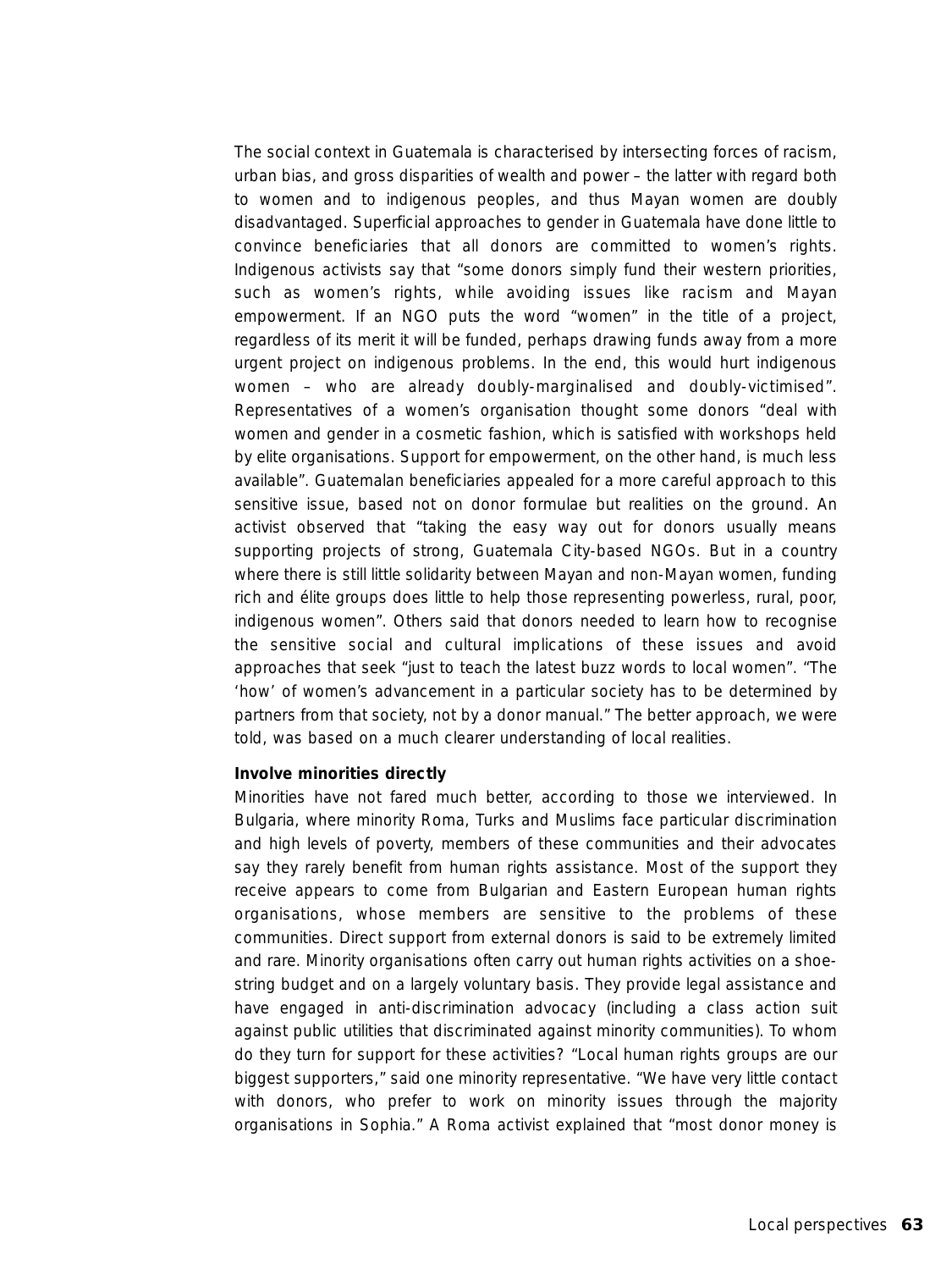The social context in Guatemala is characterised by intersecting forces of racism, urban bias, and gross disparities of wealth and power – the latter with regard both to women and to indigenous peoples, and thus Mayan women are doubly disadvantaged. Superficial approaches to gender in Guatemala have done little to convince beneficiaries that all donors are committed to women's rights. Indigenous activists say that "some donors simply fund their western priorities, such as women's rights, while avoiding issues like racism and Mayan empowerment. If an NGO puts the word "women" in the title of a project, regardless of its merit it will be funded, perhaps drawing funds away from a more urgent project on indigenous problems. In the end, this would hurt indigenous women – who are already doubly-marginalised and doubly-victimised". Representatives of a women's organisation thought some donors "deal with women and gender in a cosmetic fashion, which is satisfied with workshops held by elite organisations. Support for empowerment, on the other hand, is much less available". Guatemalan beneficiaries appealed for a more careful approach to this sensitive issue, based not on donor formulae but realities on the ground. An activist observed that "taking the easy way out for donors usually means supporting projects of strong, Guatemala City-based NGOs. But in a country where there is still little solidarity between Mayan and non-Mayan women, funding rich and élite groups does little to help those representing powerless, rural, poor, indigenous women". Others said that donors needed to learn how to recognise the sensitive social and cultural implications of these issues and avoid approaches that seek "just to teach the latest buzz words to local women". "The 'how' of women's advancement in a particular society has to be determined by partners from that society, not by a donor manual." The better approach, we were told, was based on a much clearer understanding of local realities.

**Involve minorities directly**

Minorities have not fared much better, according to those we interviewed. In Bulgaria, where minority Roma, Turks and Muslims face particular discrimination and high levels of poverty, members of these communities and their advocates say they rarely benefit from human rights assistance. Most of the support they receive appears to come from Bulgarian and Eastern European human rights organisations, whose members are sensitive to the problems of these communities. Direct support from external donors is said to be extremely limited and rare. Minority organisations often carry out human rights activities on a shoe-string budget and on a largely voluntary basis. They provide legal assistance and have engaged in anti-discrimination advocacy (including a class action suit against public utilities that discriminated against minority communities). To whom do they turn for support for these activities? "Local human rights groups are our biggest supporters," said one minority representative. "We have very little contact with donors, who prefer to work on minority issues through the majority organisations in Sophia." A Roma activist explained that "most donor money is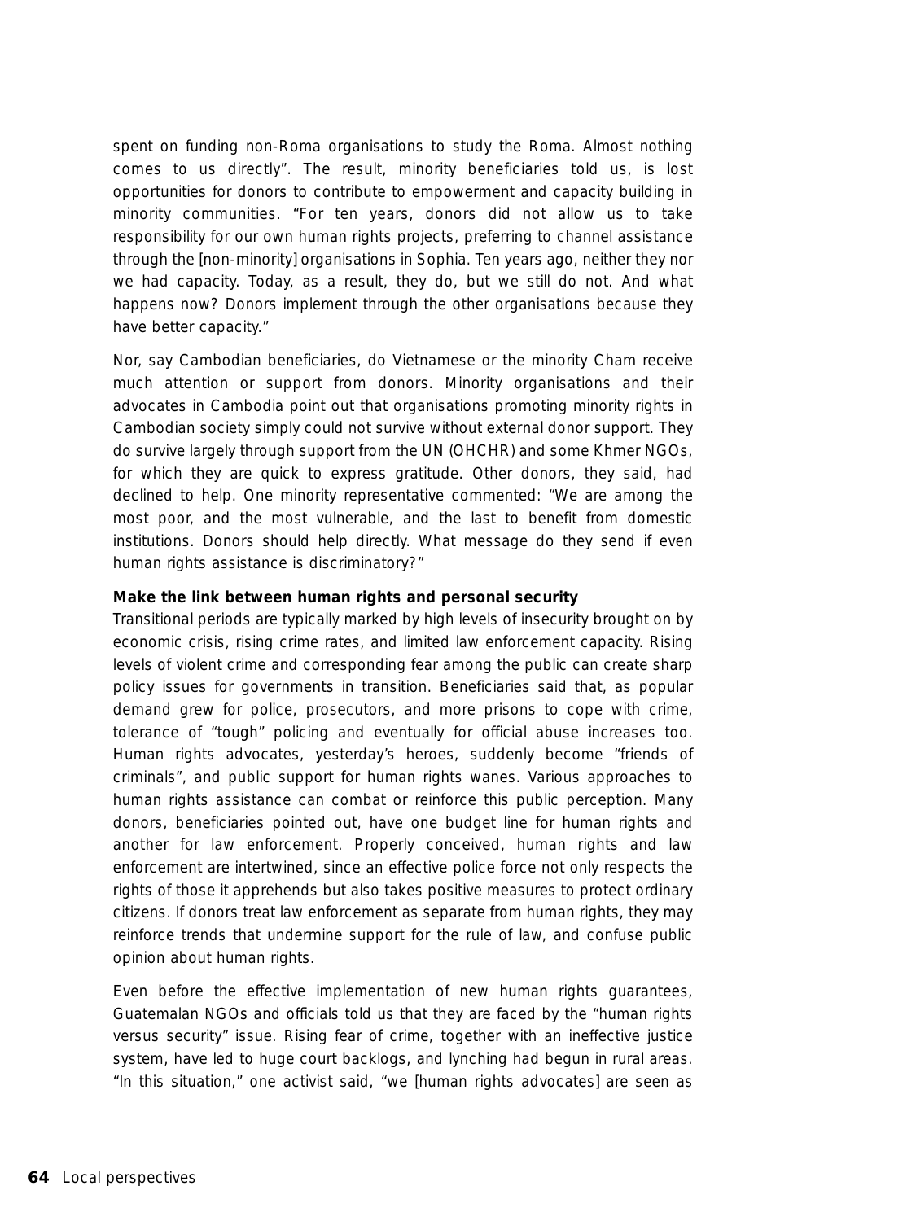spent on funding non-Roma organisations to study the Roma. Almost nothing comes to us directly". The result, minority beneficiaries told us, is lost opportunities for donors to contribute to empowerment and capacity building in minority communities. "For ten years, donors did not allow us to take responsibility for our own human rights projects, preferring to channel assistance through the [non-minority] organisations in Sophia. Ten years ago, neither they nor we had capacity. Today, as a result, they do, but we still do not. And what happens now? Donors implement through the other organisations because they have better capacity."

Nor, say Cambodian beneficiaries, do Vietnamese or the minority Cham receive much attention or support from donors. Minority organisations and their advocates in Cambodia point out that organisations promoting minority rights in Cambodian society simply could not survive without external donor support. They do survive largely through support from the UN (OHCHR) and some Khmer NGOs, for which they are quick to express gratitude. Other donors, they said, had declined to help. One minority representative commented: "We are among the most poor, and the most vulnerable, and the last to benefit from domestic institutions. Donors should help directly. What message do they send if even human rights assistance is discriminatory?"

**Make the link between human rights and personal security**

Transitional periods are typically marked by high levels of insecurity brought on by economic crisis, rising crime rates, and limited law enforcement capacity. Rising levels of violent crime and corresponding fear among the public can create sharp policy issues for governments in transition. Beneficiaries said that, as popular demand grew for police, prosecutors, and more prisons to cope with crime, tolerance of "tough" policing and eventually for official abuse increases too. Human rights advocates, yesterday's heroes, suddenly become "friends of criminals", and public support for human rights wanes. Various approaches to human rights assistance can combat or reinforce this public perception. Many donors, beneficiaries pointed out, have one budget line for human rights and another for law enforcement. Properly conceived, human rights and law enforcement are intertwined, since an effective police force not only respects the rights of those it apprehends but also takes positive measures to protect ordinary citizens. If donors treat law enforcement as separate from human rights, they may reinforce trends that undermine support for the rule of law, and confuse public opinion about human rights.

Even before the effective implementation of new human rights guarantees, Guatemalan NGOs and officials told us that they are faced by the "human rights versus security" issue. Rising fear of crime, together with an ineffective justice system, have led to huge court backlogs, and lynching had begun in rural areas. "In this situation," one activist said, "we [human rights advocates] are seen as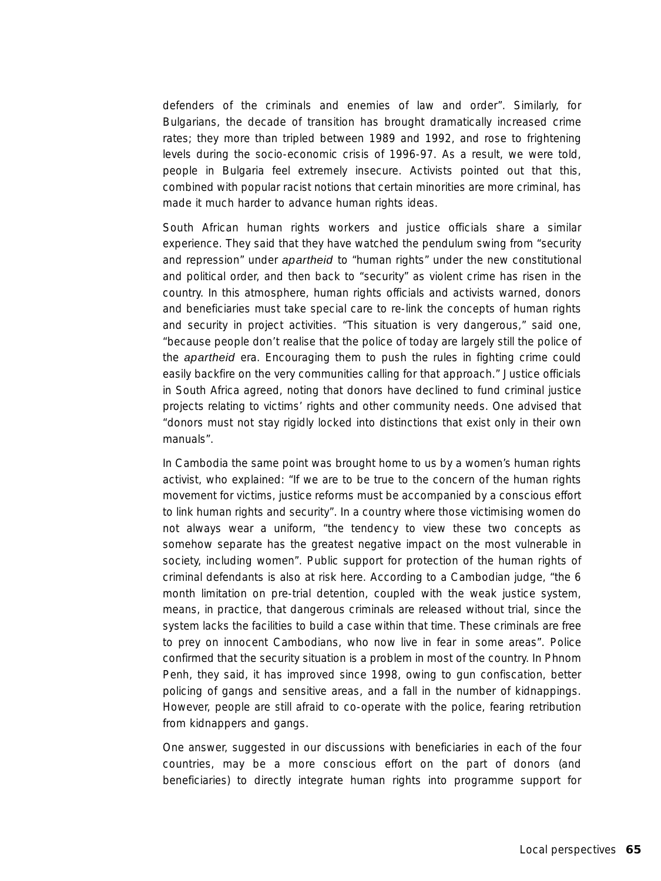defenders of the criminals and enemies of law and order". Similarly, for Bulgarians, the decade of transition has brought dramatically increased crime rates; they more than tripled between 1989 and 1992, and rose to frightening levels during the socio-economic crisis of 1996-97. As a result, we were told, people in Bulgaria feel extremely insecure. Activists pointed out that this, combined with popular racist notions that certain minorities are more criminal, has made it much harder to advance human rights ideas.

South African human rights workers and justice officials share a similar experience. They said that they have watched the pendulum swing from "security and repression" under *apartheid* to "human rights" under the new constitutional and political order, and then back to "security" as violent crime has risen in the country. In this atmosphere, human rights officials and activists warned, donors and beneficiaries must take special care to re-link the concepts of human rights and security in project activities. "This situation is very dangerous," said one, "because people don't realise that the police of today are largely still the police of the *apartheid* era. Encouraging them to push the rules in fighting crime could easily backfire on the very communities calling for that approach." Justice officials in South Africa agreed, noting that donors have declined to fund criminal justice projects relating to victims' rights and other community needs. One advised that "donors must not stay rigidly locked into distinctions that exist only in their own manuals".

In Cambodia the same point was brought home to us by a women's human rights activist, who explained: "If we are to be true to the concern of the human rights movement for victims, justice reforms must be accompanied by a conscious effort to link human rights and security". In a country where those victimising women do not always wear a uniform, "the tendency to view these two concepts as somehow separate has the greatest negative impact on the most vulnerable in society, including women". Public support for protection of the human rights of criminal defendants is also at risk here. According to a Cambodian judge, "the 6 month limitation on pre-trial detention, coupled with the weak justice system, means, in practice, that dangerous criminals are released without trial, since the system lacks the facilities to build a case within that time. These criminals are free to prey on innocent Cambodians, who now live in fear in some areas". Police confirmed that the security situation is a problem in most of the country. In Phnom Penh, they said, it has improved since 1998, owing to gun confiscation, better policing of gangs and sensitive areas, and a fall in the number of kidnappings. However, people are still afraid to co-operate with the police, fearing retribution from kidnappers and gangs.

One answer, suggested in our discussions with beneficiaries in each of the four countries, may be a more conscious effort on the part of donors (and beneficiaries) to directly integrate human rights into programme support for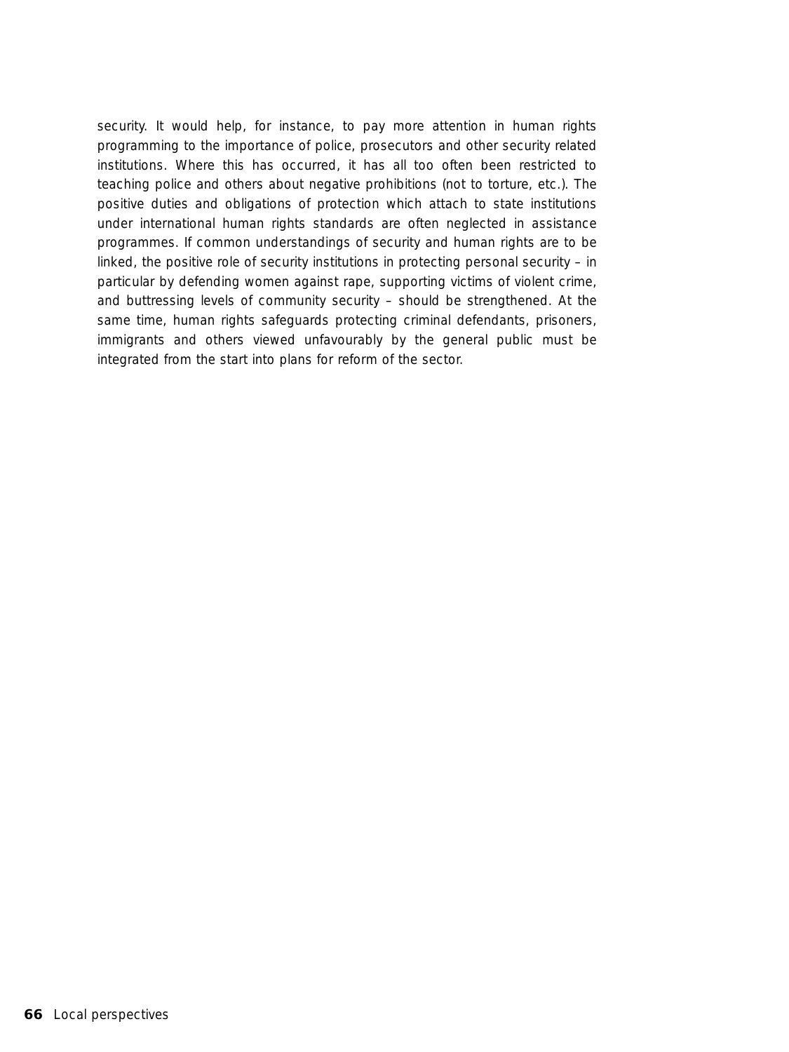security. It would help, for instance, to pay more attention in human rights programming to the importance of police, prosecutors and other security related institutions. Where this has occurred, it has all too often been restricted to teaching police and others about negative prohibitions (not to torture, etc.). The positive duties and obligations of protection which attach to state institutions under international human rights standards are often neglected in assistance programmes. If common understandings of security and human rights are to be linked, the positive role of security institutions in protecting personal security – in particular by defending women against rape, supporting victims of violent crime, and buttressing levels of community security – should be strengthened. At the same time, human rights safeguards protecting criminal defendants, prisoners, immigrants and others viewed unfavourably by the general public must be integrated from the start into plans for reform of the sector.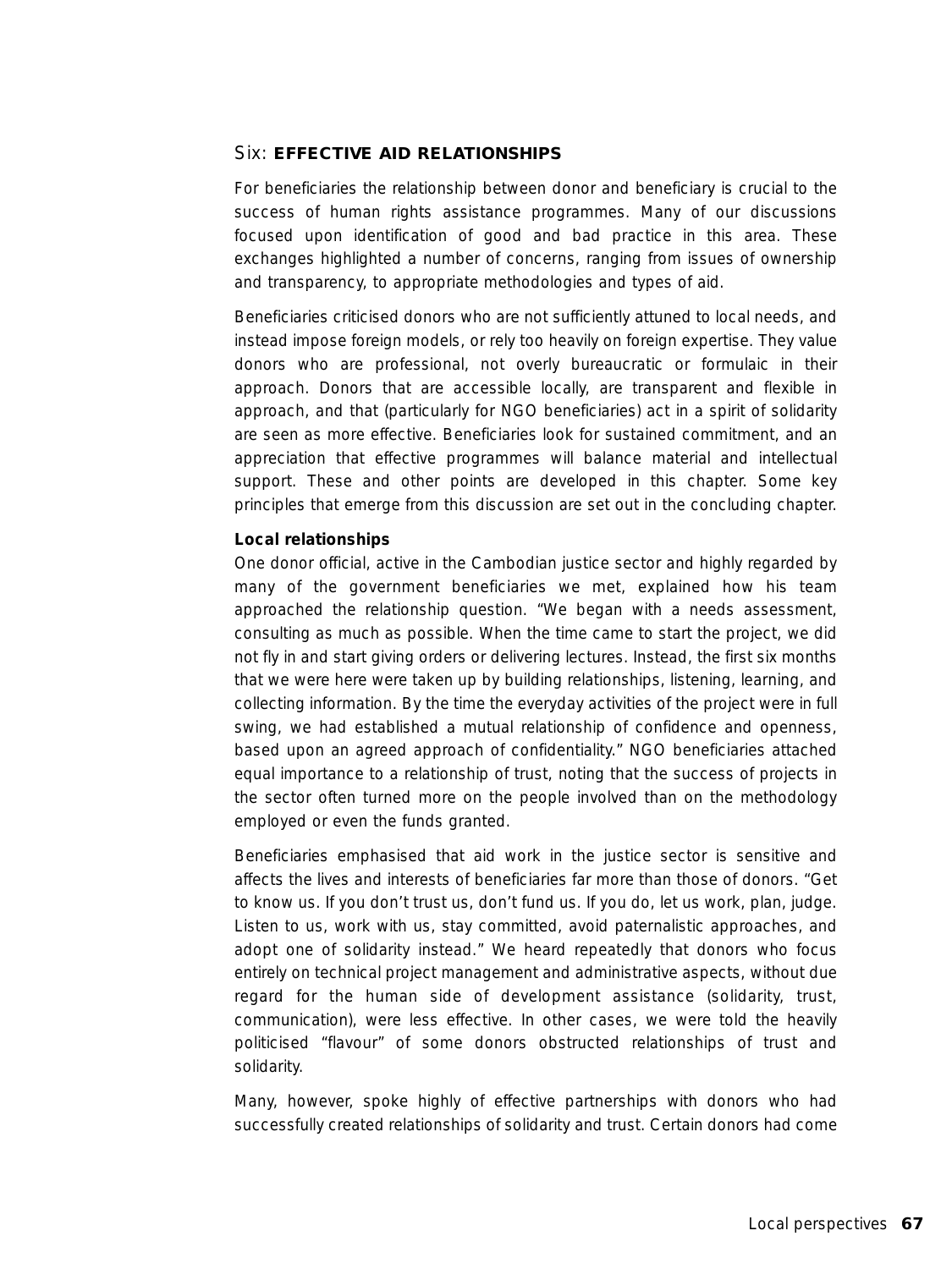## Six: **EFFECTIVE AID RELATIONSHIPS**

For beneficiaries the relationship between donor and beneficiary is crucial to the success of human rights assistance programmes. Many of our discussions focused upon identification of good and bad practice in this area. These exchanges highlighted a number of concerns, ranging from issues of ownership and transparency, to appropriate methodologies and types of aid.

Beneficiaries criticised donors who are not sufficiently attuned to local needs, and instead impose foreign models, or rely too heavily on foreign expertise. They value donors who are professional, not overly bureaucratic or formulaic in their approach. Donors that are accessible locally, are transparent and flexible in approach, and that (particularly for NGO beneficiaries) act in a spirit of solidarity are seen as more effective. Beneficiaries look for sustained commitment, and an appreciation that effective programmes will balance material and intellectual support. These and other points are developed in this chapter. Some key principles that emerge from this discussion are set out in the concluding chapter.

### Local relationships

One donor official, active in the Cambodian justice sector and highly regarded by many of the government beneficiaries we met, explained how his team approached the relationship question. "We began with a needs assessment, consulting as much as possible. When the time came to start the project, we did not fly in and start giving orders or delivering lectures. Instead, the first six months that we were here were taken up by building relationships, listening, learning, and collecting information. By the time the everyday activities of the project were in full swing, we had established a mutual relationship of confidence and openness, based upon an agreed approach of confidentiality." NGO beneficiaries attached equal importance to a relationship of trust, noting that the success of projects in the sector often turned more on the people involved than on the methodology employed or even the funds granted.

Beneficiaries emphasised that aid work in the justice sector is sensitive and affects the lives and interests of beneficiaries far more than those of donors. "Get to know us. If you don't trust us, don't fund us. If you do, let us work, plan, judge. Listen to us, work with us, stay committed, avoid paternalistic approaches, and adopt one of solidarity instead." We heard repeatedly that donors who focus entirely on technical project management and administrative aspects, without due regard for the human side of development assistance (solidarity, trust, communication), were less effective. In other cases, we were told the heavily politicised "flavour" of some donors obstructed relationships of trust and solidarity.

Many, however, spoke highly of effective partnerships with donors who had successfully created relationships of solidarity and trust. Certain donors had come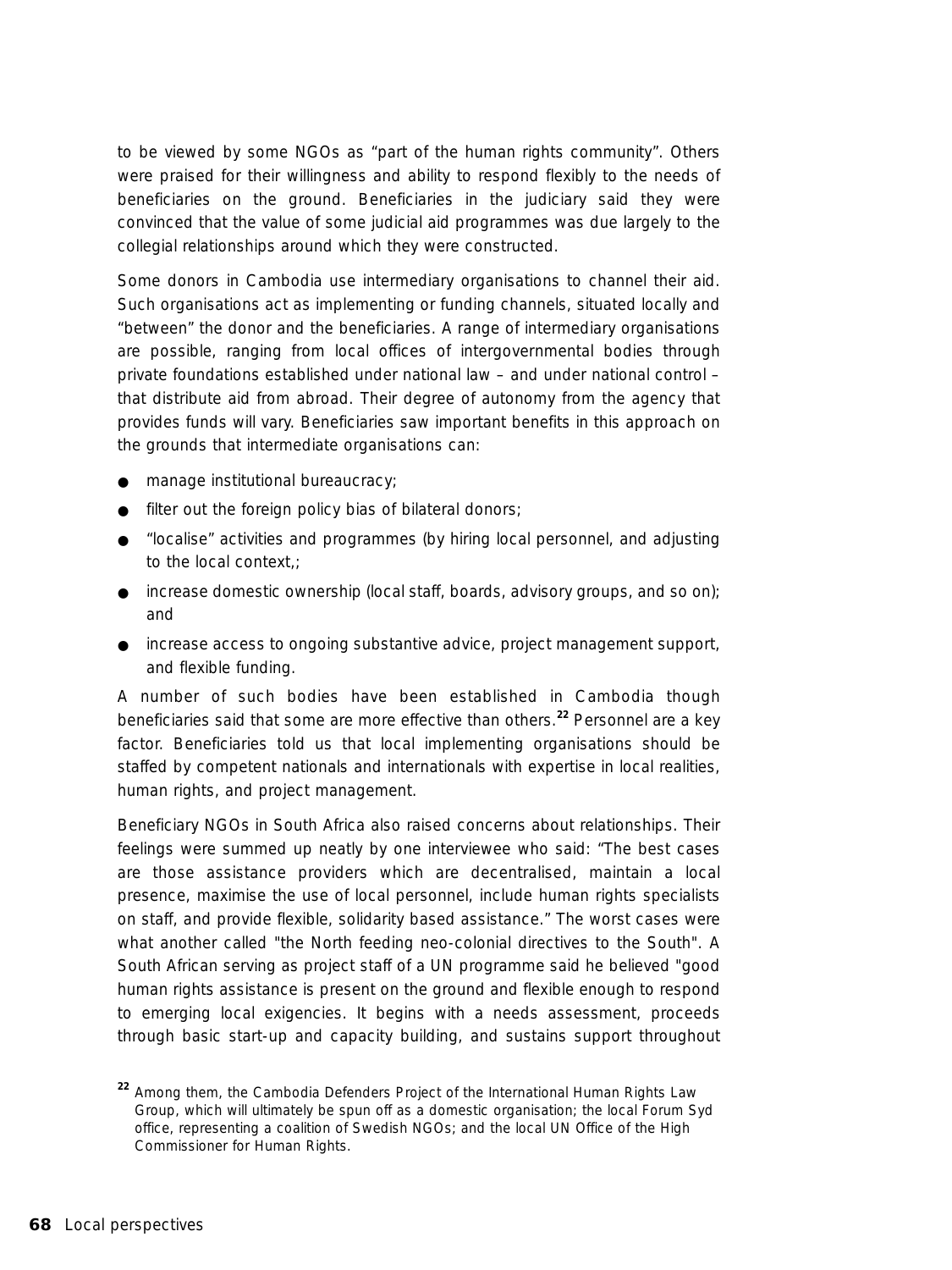to be viewed by some NGOs as "part of the human rights community". Others were praised for their willingness and ability to respond flexibly to the needs of beneficiaries on the ground. Beneficiaries in the judiciary said they were convinced that the value of some judicial aid programmes was due largely to the collegial relationships around which they were constructed.

Some donors in Cambodia use intermediary organisations to channel their aid. Such organisations act as implementing or funding channels, situated locally and "between" the donor and the beneficiaries. A range of intermediary organisations are possible, ranging from local offices of intergovernmental bodies through private foundations established under national law – and under national control – that distribute aid from abroad. Their degree of autonomy from the agency that provides funds will vary. Beneficiaries saw important benefits in this approach on the grounds that intermediate organisations can:

- manage institutional bureaucracy;
- filter out the foreign policy bias of bilateral donors;
- "localise" activities and programmes (by hiring local personnel, and adjusting to the local context,;
- increase domestic ownership (local staff, boards, advisory groups, and so on); and
- increase access to ongoing substantive advice, project management support, and flexible funding.

A number of such bodies have been established in Cambodia though beneficiaries said that some are more effective than others.[22] Personnel are a key factor. Beneficiaries told us that local implementing organisations should be staffed by competent nationals and internationals with expertise in local realities, human rights, and project management.

Beneficiary NGOs in South Africa also raised concerns about relationships. Their feelings were summed up neatly by one interviewee who said: "The best cases are those assistance providers which are decentralised, maintain a local presence, maximise the use of local personnel, include human rights specialists on staff, and provide flexible, solidarity based assistance." The worst cases were what another called "the North feeding neo-colonial directives to the South". A South African serving as project staff of a UN programme said he believed "good human rights assistance is present on the ground and flexible enough to respond to emerging local exigencies. It begins with a needs assessment, proceeds through basic start-up and capacity building, and sustains support throughout

[22] Among them, the Cambodia Defenders Project of the International Human Rights Law Group, which will ultimately be spun off as a domestic organisation; the local Forum Syd office, representing a coalition of Swedish NGOs; and the local UN Office of the High Commissioner for Human Rights.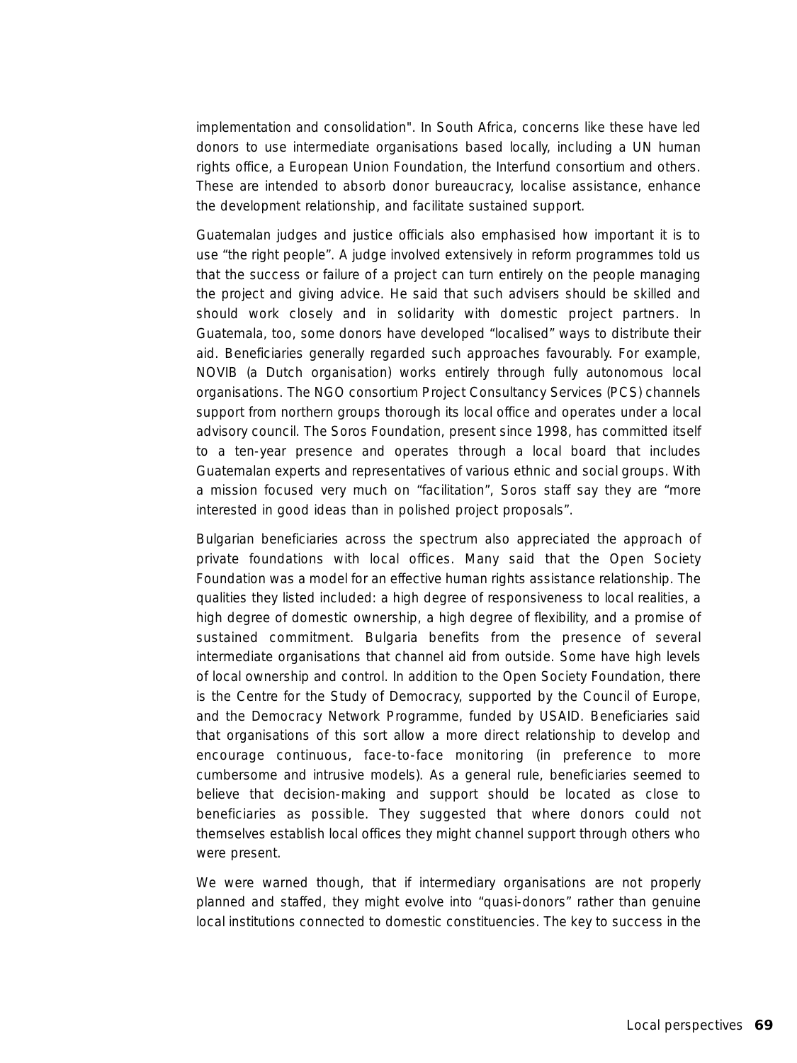implementation and consolidation". In South Africa, concerns like these have led donors to use intermediate organisations based locally, including a UN human rights office, a European Union Foundation, the Interfund consortium and others. These are intended to absorb donor bureaucracy, localise assistance, enhance the development relationship, and facilitate sustained support.

Guatemalan judges and justice officials also emphasised how important it is to use "the right people". A judge involved extensively in reform programmes told us that the success or failure of a project can turn entirely on the people managing the project and giving advice. He said that such advisers should be skilled and should work closely and in solidarity with domestic project partners. In Guatemala, too, some donors have developed "localised" ways to distribute their aid. Beneficiaries generally regarded such approaches favourably. For example, NOVIB (a Dutch organisation) works entirely through fully autonomous local organisations. The NGO consortium Project Consultancy Services (PCS) channels support from northern groups thorough its local office and operates under a local advisory council. The Soros Foundation, present since 1998, has committed itself to a ten-year presence and operates through a local board that includes Guatemalan experts and representatives of various ethnic and social groups. With a mission focused very much on "facilitation", Soros staff say they are "more interested in good ideas than in polished project proposals".

Bulgarian beneficiaries across the spectrum also appreciated the approach of private foundations with local offices. Many said that the Open Society Foundation was a model for an effective human rights assistance relationship. The qualities they listed included: a high degree of responsiveness to local realities, a high degree of domestic ownership, a high degree of flexibility, and a promise of sustained commitment. Bulgaria benefits from the presence of several intermediate organisations that channel aid from outside. Some have high levels of local ownership and control. In addition to the Open Society Foundation, there is the Centre for the Study of Democracy, supported by the Council of Europe, and the Democracy Network Programme, funded by USAID. Beneficiaries said that organisations of this sort allow a more direct relationship to develop and encourage continuous, face-to-face monitoring (in preference to more cumbersome and intrusive models). As a general rule, beneficiaries seemed to believe that decision-making and support should be located as close to beneficiaries as possible. They suggested that where donors could not themselves establish local offices they might channel support through others who were present.

We were warned though, that if intermediary organisations are not properly planned and staffed, they might evolve into "quasi-donors" rather than genuine local institutions connected to domestic constituencies. The key to success in the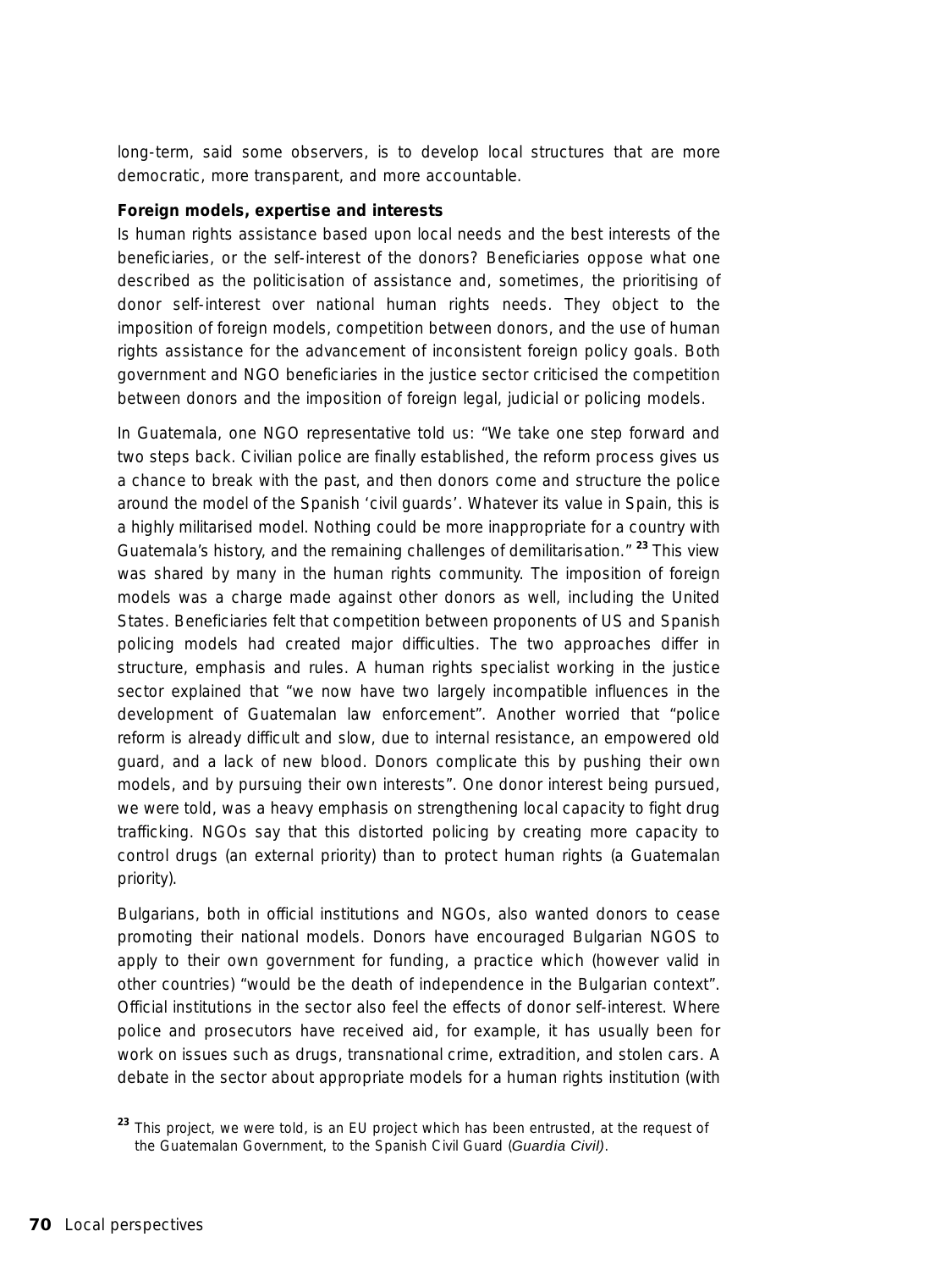long-term, said some observers, is to develop local structures that are more democratic, more transparent, and more accountable.

**Foreign models, expertise and interests**

Is human rights assistance based upon local needs and the best interests of the beneficiaries, or the self-interest of the donors? Beneficiaries oppose what one described as the politicisation of assistance and, sometimes, the prioritising of donor self-interest over national human rights needs. They object to the imposition of foreign models, competition between donors, and the use of human rights assistance for the advancement of inconsistent foreign policy goals. Both government and NGO beneficiaries in the justice sector criticised the competition between donors and the imposition of foreign legal, judicial or policing models.

In Guatemala, one NGO representative told us: "We take one step forward and two steps back. Civilian police are finally established, the reform process gives us a chance to break with the past, and then donors come and structure the police around the model of the Spanish 'civil guards'. Whatever its value in Spain, this is a highly militarised model. Nothing could be more inappropriate for a country with Guatemala's history, and the remaining challenges of demilitarisation." [23] This view was shared by many in the human rights community. The imposition of foreign models was a charge made against other donors as well, including the United States. Beneficiaries felt that competition between proponents of US and Spanish policing models had created major difficulties. The two approaches differ in structure, emphasis and rules. A human rights specialist working in the justice sector explained that "we now have two largely incompatible influences in the development of Guatemalan law enforcement". Another worried that "police reform is already difficult and slow, due to internal resistance, an empowered old guard, and a lack of new blood. Donors complicate this by pushing their own models, and by pursuing their own interests". One donor interest being pursued, we were told, was a heavy emphasis on strengthening local capacity to fight drug trafficking. NGOs say that this distorted policing by creating more capacity to control drugs (an external priority) than to protect human rights (a Guatemalan priority).

Bulgarians, both in official institutions and NGOs, also wanted donors to cease promoting their national models. Donors have encouraged Bulgarian NGOS to apply to their own government for funding, a practice which (however valid in other countries) "would be the death of independence in the Bulgarian context". Official institutions in the sector also feel the effects of donor self-interest. Where police and prosecutors have received aid, for example, it has usually been for work on issues such as drugs, transnational crime, extradition, and stolen cars. A debate in the sector about appropriate models for a human rights institution (with

[23] This project, we were told, is an EU project which has been entrusted, at the request of the Guatemalan Government, to the Spanish Civil Guard (*Guardia Civil)*.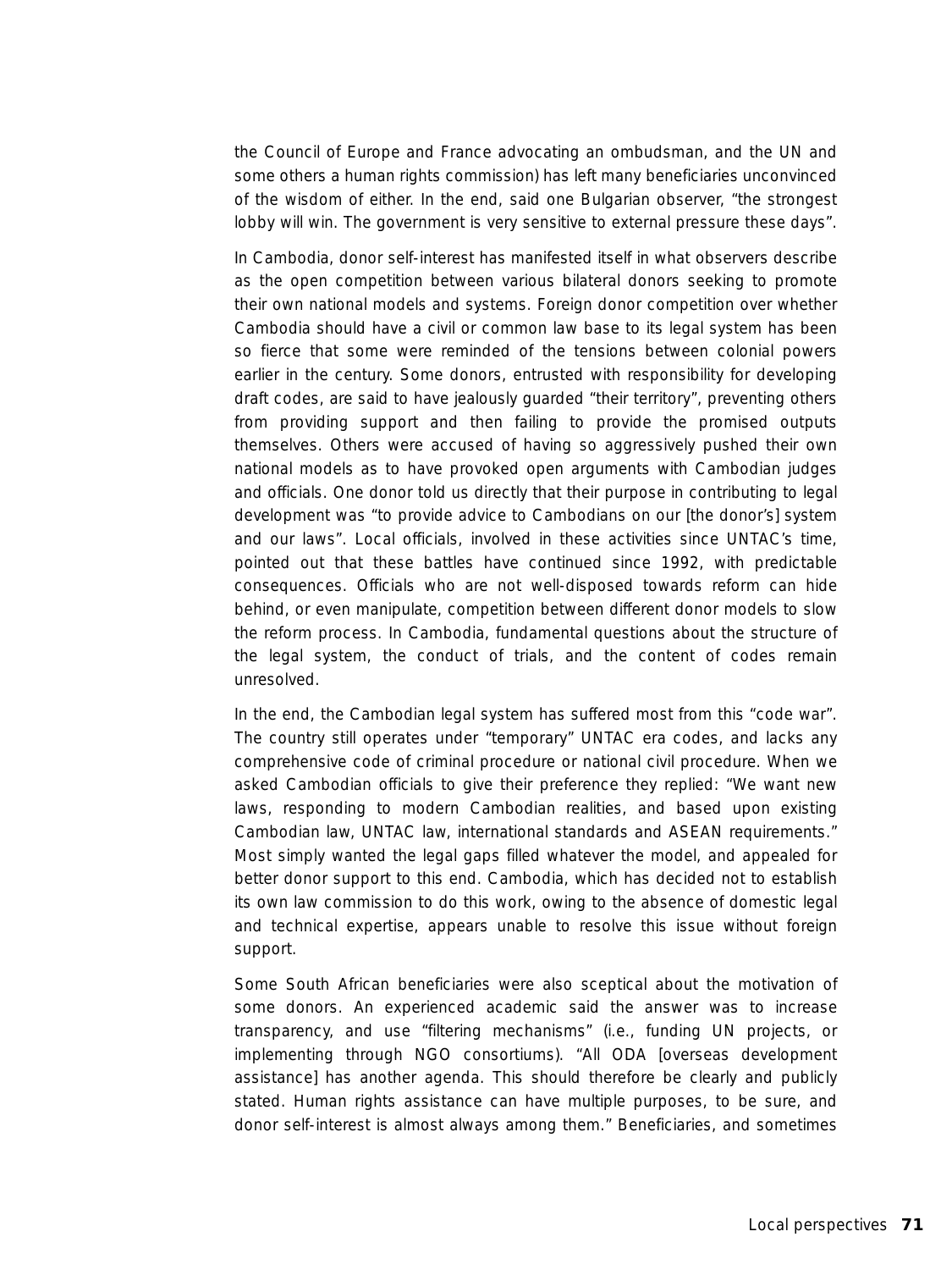the Council of Europe and France advocating an ombudsman, and the UN and some others a human rights commission) has left many beneficiaries unconvinced of the wisdom of either. In the end, said one Bulgarian observer, "the strongest lobby will win. The government is very sensitive to external pressure these days".

In Cambodia, donor self-interest has manifested itself in what observers describe as the open competition between various bilateral donors seeking to promote their own national models and systems. Foreign donor competition over whether Cambodia should have a civil or common law base to its legal system has been so fierce that some were reminded of the tensions between colonial powers earlier in the century. Some donors, entrusted with responsibility for developing draft codes, are said to have jealously guarded "their territory", preventing others from providing support and then failing to provide the promised outputs themselves. Others were accused of having so aggressively pushed their own national models as to have provoked open arguments with Cambodian judges and officials. One donor told us directly that their purpose in contributing to legal development was "to provide advice to Cambodians on our [the donor's] system and our laws". Local officials, involved in these activities since UNTAC's time, pointed out that these battles have continued since 1992, with predictable consequences. Officials who are not well-disposed towards reform can hide behind, or even manipulate, competition between different donor models to slow the reform process. In Cambodia, fundamental questions about the structure of the legal system, the conduct of trials, and the content of codes remain unresolved.

In the end, the Cambodian legal system has suffered most from this "code war". The country still operates under "temporary" UNTAC era codes, and lacks any comprehensive code of criminal procedure or national civil procedure. When we asked Cambodian officials to give their preference they replied: "We want new laws, responding to modern Cambodian realities, and based upon existing Cambodian law, UNTAC law, international standards and ASEAN requirements." Most simply wanted the legal gaps filled whatever the model, and appealed for better donor support to this end. Cambodia, which has decided not to establish its own law commission to do this work, owing to the absence of domestic legal and technical expertise, appears unable to resolve this issue without foreign support.

Some South African beneficiaries were also sceptical about the motivation of some donors. An experienced academic said the answer was to increase transparency, and use "filtering mechanisms" (i.e., funding UN projects, or implementing through NGO consortiums). "All ODA [overseas development assistance] has another agenda. This should therefore be clearly and publicly stated. Human rights assistance can have multiple purposes, to be sure, and donor self-interest is almost always among them." Beneficiaries, and sometimes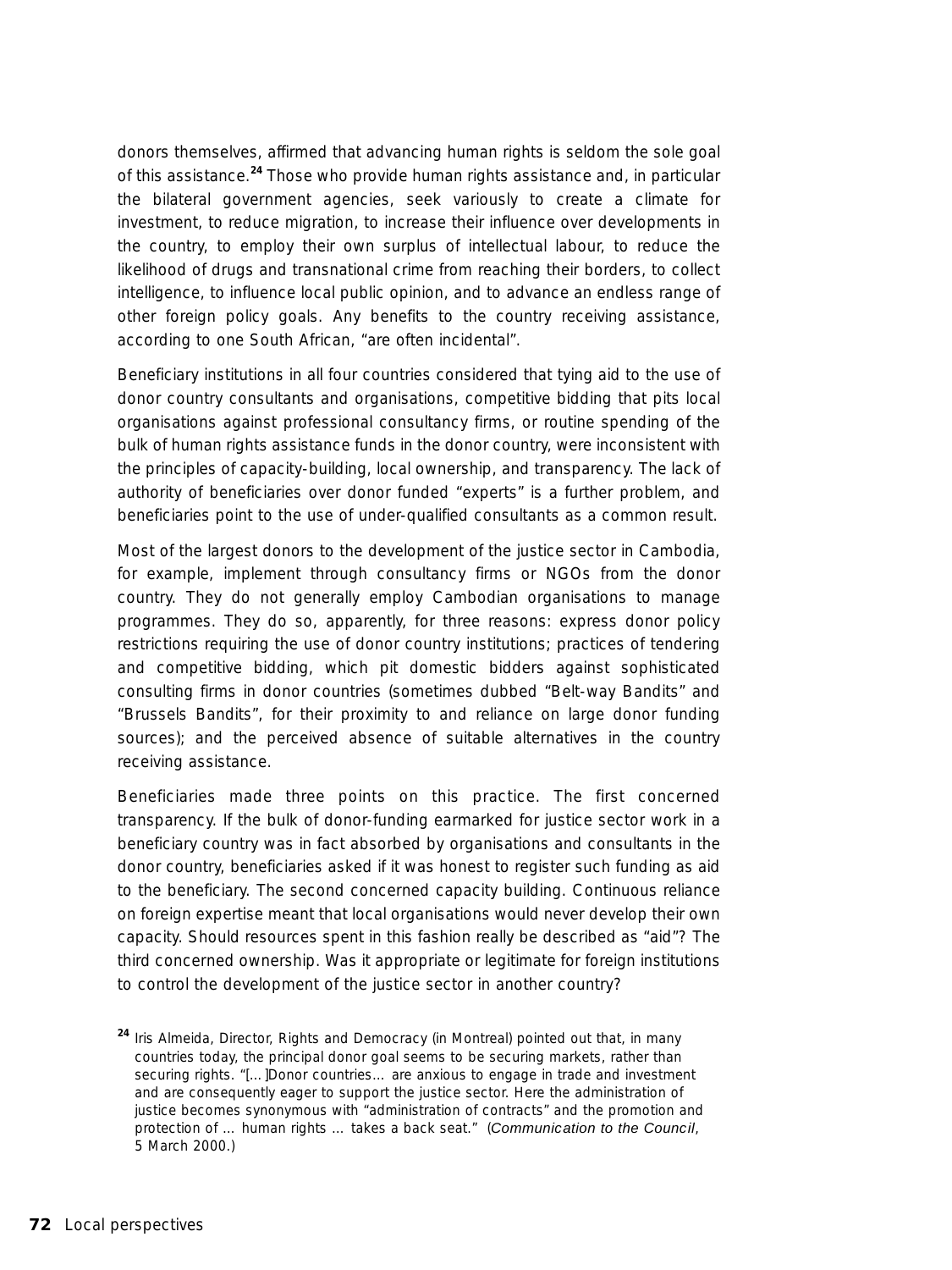donors themselves, affirmed that advancing human rights is seldom the sole goal of this assistance.[24] Those who provide human rights assistance and, in particular the bilateral government agencies, seek variously to create a climate for investment, to reduce migration, to increase their influence over developments in the country, to employ their own surplus of intellectual labour, to reduce the likelihood of drugs and transnational crime from reaching their borders, to collect intelligence, to influence local public opinion, and to advance an endless range of other foreign policy goals. Any benefits to the country receiving assistance, according to one South African, "are often incidental".

Beneficiary institutions in all four countries considered that tying aid to the use of donor country consultants and organisations, competitive bidding that pits local organisations against professional consultancy firms, or routine spending of the bulk of human rights assistance funds in the donor country, were inconsistent with the principles of capacity-building, local ownership, and transparency. The lack of authority of beneficiaries over donor funded "experts" is a further problem, and beneficiaries point to the use of under-qualified consultants as a common result.

Most of the largest donors to the development of the justice sector in Cambodia, for example, implement through consultancy firms or NGOs from the donor country. They do not generally employ Cambodian organisations to manage programmes. They do so, apparently, for three reasons: express donor policy restrictions requiring the use of donor country institutions; practices of tendering and competitive bidding, which pit domestic bidders against sophisticated consulting firms in donor countries (sometimes dubbed "Belt-way Bandits" and "Brussels Bandits", for their proximity to and reliance on large donor funding sources); and the perceived absence of suitable alternatives in the country receiving assistance.

Beneficiaries made three points on this practice. The first concerned transparency. If the bulk of donor-funding earmarked for justice sector work in a beneficiary country was in fact absorbed by organisations and consultants in the donor country, beneficiaries asked if it was honest to register such funding as aid to the beneficiary. The second concerned capacity building. Continuous reliance on foreign expertise meant that local organisations would never develop their own capacity. Should resources spent in this fashion really be described as "aid"? The third concerned ownership. Was it appropriate or legitimate for foreign institutions to control the development of the justice sector in another country?

[24] Iris Almeida, Director, Rights and Democracy (in Montreal) pointed out that, in many countries today, the principal donor goal seems to be securing markets, rather than securing rights. "[…]Donor countries… are anxious to engage in trade and investment and are consequently eager to support the justice sector. Here the administration of justice becomes synonymous with "administration of contracts" and the promotion and protection of … human rights … takes a back seat." (*Communication to the Council*, 5 March 2000.)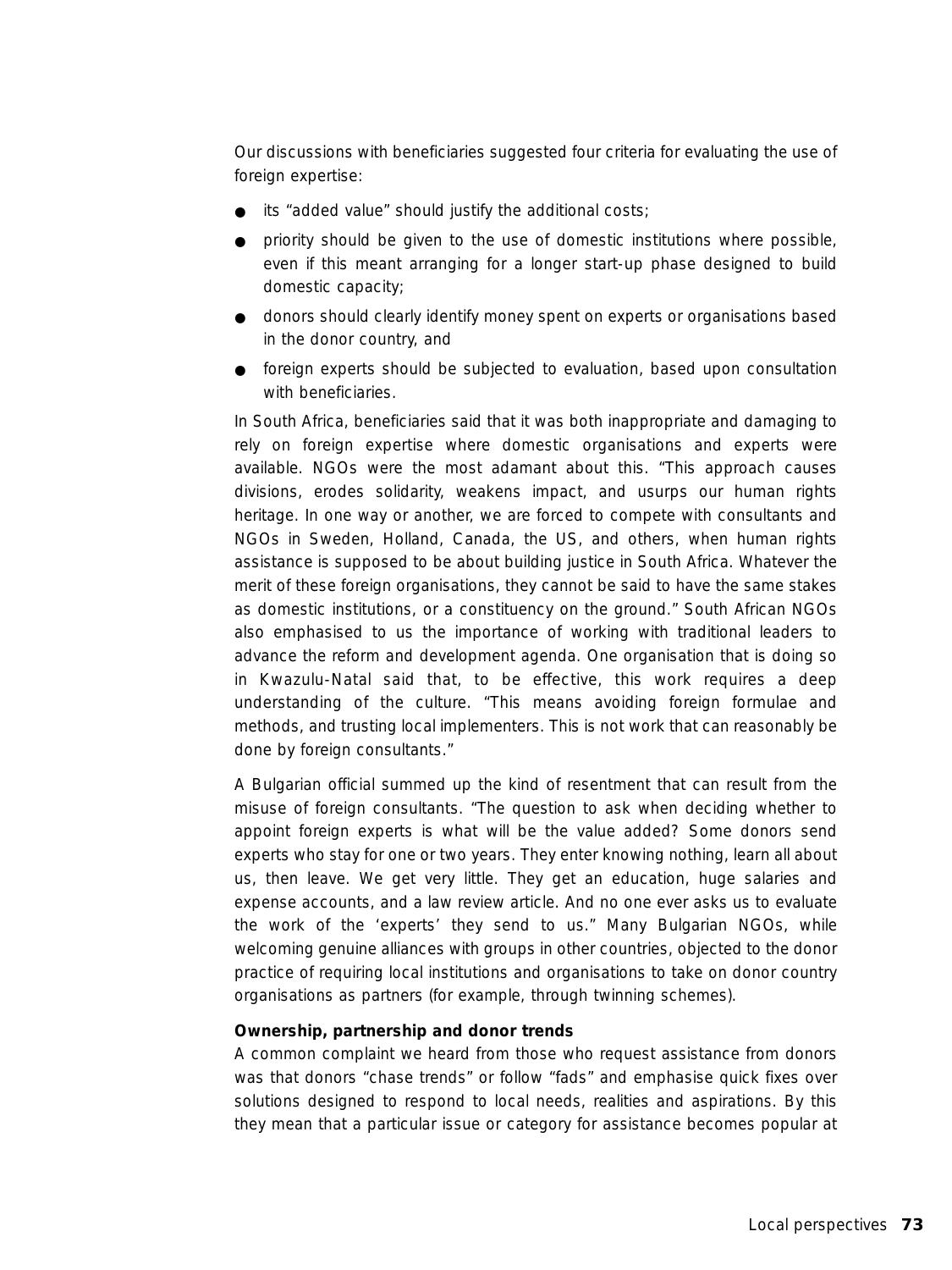Our discussions with beneficiaries suggested four criteria for evaluating the use of foreign expertise:

- its “added value” should justify the additional costs;
- priority should be given to the use of domestic institutions where possible, even if this meant arranging for a longer start-up phase designed to build domestic capacity;
- donors should clearly identify money spent on experts or organisations based in the donor country, and
- foreign experts should be subjected to evaluation, based upon consultation with beneficiaries.

In South Africa, beneficiaries said that it was both inappropriate and damaging to rely on foreign expertise where domestic organisations and experts were available. NGOs were the most adamant about this. “This approach causes divisions, erodes solidarity, weakens impact, and usurps our human rights heritage. In one way or another, we are forced to compete with consultants and NGOs in Sweden, Holland, Canada, the US, and others, when human rights assistance is supposed to be about building justice in South Africa. Whatever the merit of these foreign organisations, they cannot be said to have the same stakes as domestic institutions, or a constituency on the ground.” South African NGOs also emphasised to us the importance of working with traditional leaders to advance the reform and development agenda. One organisation that is doing so in Kwazulu-Natal said that, to be effective, this work requires a deep understanding of the culture. “This means avoiding foreign formulae and methods, and trusting local implementers. This is not work that can reasonably be done by foreign consultants.”

A Bulgarian official summed up the kind of resentment that can result from the misuse of foreign consultants. “The question to ask when deciding whether to appoint foreign experts is what will be the value added? Some donors send experts who stay for one or two years. They enter knowing nothing, learn all about us, then leave. We get very little. They get an education, huge salaries and expense accounts, and a law review article. And no one ever asks us to evaluate the work of the ‘experts’ they send to us.” Many Bulgarian NGOs, while welcoming genuine alliances with groups in other countries, objected to the donor practice of requiring local institutions and organisations to take on donor country organisations as partners (for example, through twinning schemes).

**Ownership, partnership and donor trends**

A common complaint we heard from those who request assistance from donors was that donors “chase trends” or follow “fads” and emphasise quick fixes over solutions designed to respond to local needs, realities and aspirations. By this they mean that a particular issue or category for assistance becomes popular at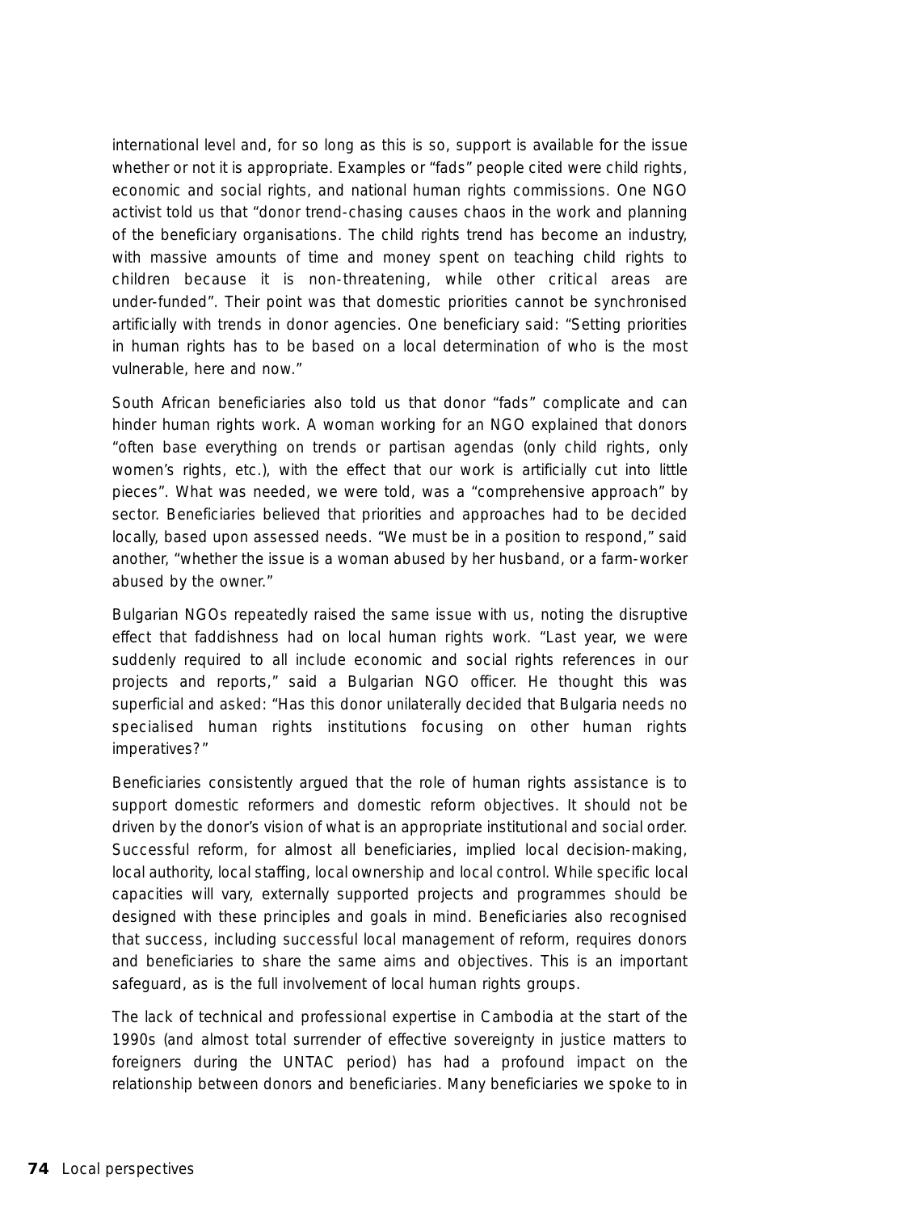international level and, for so long as this is so, support is available for the issue whether or not it is appropriate. Examples or "fads" people cited were child rights, economic and social rights, and national human rights commissions. One NGO activist told us that "donor trend-chasing causes chaos in the work and planning of the beneficiary organisations. The child rights trend has become an industry, with massive amounts of time and money spent on teaching child rights to children because it is non-threatening, while other critical areas are under-funded". Their point was that domestic priorities cannot be synchronised artificially with trends in donor agencies. One beneficiary said: "Setting priorities in human rights has to be based on a local determination of who is the most vulnerable, here and now."

South African beneficiaries also told us that donor "fads" complicate and can hinder human rights work. A woman working for an NGO explained that donors "often base everything on trends or partisan agendas (only child rights, only women's rights, etc.), with the effect that our work is artificially cut into little pieces". What was needed, we were told, was a "comprehensive approach" by sector. Beneficiaries believed that priorities and approaches had to be decided locally, based upon assessed needs. "We must be in a position to respond," said another, "whether the issue is a woman abused by her husband, or a farm-worker abused by the owner."

Bulgarian NGOs repeatedly raised the same issue with us, noting the disruptive effect that faddishness had on local human rights work. "Last year, we were suddenly required to all include economic and social rights references in our projects and reports," said a Bulgarian NGO officer. He thought this was superficial and asked: "Has this donor unilaterally decided that Bulgaria needs no specialised human rights institutions focusing on other human rights imperatives?"

Beneficiaries consistently argued that the role of human rights assistance is to support domestic reformers and domestic reform objectives. It should not be driven by the donor's vision of what is an appropriate institutional and social order. Successful reform, for almost all beneficiaries, implied local decision-making, local authority, local staffing, local ownership and local control. While specific local capacities will vary, externally supported projects and programmes should be designed with these principles and goals in mind. Beneficiaries also recognised that success, including successful local management of reform, requires donors and beneficiaries to share the same aims and objectives. This is an important safeguard, as is the full involvement of local human rights groups.

The lack of technical and professional expertise in Cambodia at the start of the 1990s (and almost total surrender of effective sovereignty in justice matters to foreigners during the UNTAC period) has had a profound impact on the relationship between donors and beneficiaries. Many beneficiaries we spoke to in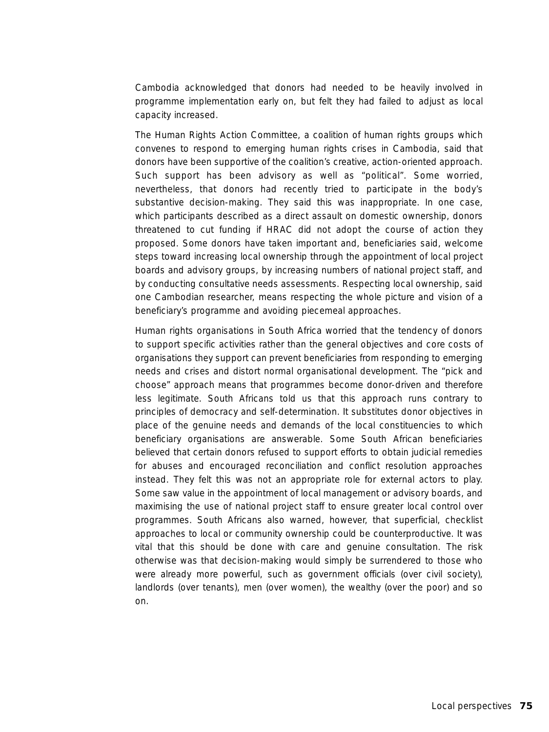Cambodia acknowledged that donors had needed to be heavily involved in programme implementation early on, but felt they had failed to adjust as local capacity increased.

The Human Rights Action Committee, a coalition of human rights groups which convenes to respond to emerging human rights crises in Cambodia, said that donors have been supportive of the coalition's creative, action-oriented approach. Such support has been advisory as well as "political". Some worried, nevertheless, that donors had recently tried to participate in the body's substantive decision-making. They said this was inappropriate. In one case, which participants described as a direct assault on domestic ownership, donors threatened to cut funding if HRAC did not adopt the course of action they proposed. Some donors have taken important and, beneficiaries said, welcome steps toward increasing local ownership through the appointment of local project boards and advisory groups, by increasing numbers of national project staff, and by conducting consultative needs assessments. Respecting local ownership, said one Cambodian researcher, means respecting the whole picture and vision of a beneficiary's programme and avoiding piecemeal approaches.

Human rights organisations in South Africa worried that the tendency of donors to support specific activities rather than the general objectives and core costs of organisations they support can prevent beneficiaries from responding to emerging needs and crises and distort normal organisational development. The "pick and choose" approach means that programmes become donor-driven and therefore less legitimate. South Africans told us that this approach runs contrary to principles of democracy and self-determination. It substitutes donor objectives in place of the genuine needs and demands of the local constituencies to which beneficiary organisations are answerable. Some South African beneficiaries believed that certain donors refused to support efforts to obtain judicial remedies for abuses and encouraged reconciliation and conflict resolution approaches instead. They felt this was not an appropriate role for external actors to play. Some saw value in the appointment of local management or advisory boards, and maximising the use of national project staff to ensure greater local control over programmes. South Africans also warned, however, that superficial, checklist approaches to local or community ownership could be counterproductive. It was vital that this should be done with care and genuine consultation. The risk otherwise was that decision-making would simply be surrendered to those who were already more powerful, such as government officials (over civil society), landlords (over tenants), men (over women), the wealthy (over the poor) and so on.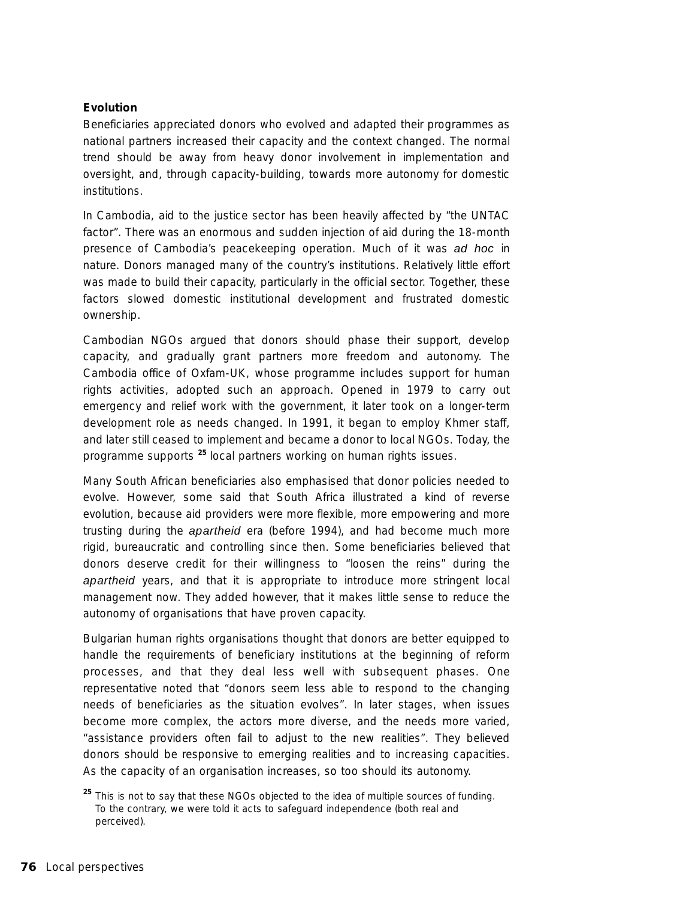**Evolution**

Beneficiaries appreciated donors who evolved and adapted their programmes as national partners increased their capacity and the context changed. The normal trend should be away from heavy donor involvement in implementation and oversight, and, through capacity-building, towards more autonomy for domestic institutions.

In Cambodia, aid to the justice sector has been heavily affected by "the UNTAC factor". There was an enormous and sudden injection of aid during the 18-month presence of Cambodia's peacekeeping operation. Much of it was *ad hoc* in nature. Donors managed many of the country's institutions. Relatively little effort was made to build their capacity, particularly in the official sector. Together, these factors slowed domestic institutional development and frustrated domestic ownership.

Cambodian NGOs argued that donors should phase their support, develop capacity, and gradually grant partners more freedom and autonomy. The Cambodia office of Oxfam-UK, whose programme includes support for human rights activities, adopted such an approach. Opened in 1979 to carry out emergency and relief work with the government, it later took on a longer-term development role as needs changed. In 1991, it began to employ Khmer staff, and later still ceased to implement and became a donor to local NGOs. Today, the programme supports [25] local partners working on human rights issues.

Many South African beneficiaries also emphasised that donor policies needed to evolve. However, some said that South Africa illustrated a kind of reverse evolution, because aid providers were more flexible, more empowering and more trusting during the *apartheid* era (before 1994), and had become much more rigid, bureaucratic and controlling since then. Some beneficiaries believed that donors deserve credit for their willingness to "loosen the reins" during the *apartheid* years, and that it is appropriate to introduce more stringent local management now. They added however, that it makes little sense to reduce the autonomy of organisations that have proven capacity.

Bulgarian human rights organisations thought that donors are better equipped to handle the requirements of beneficiary institutions at the beginning of reform processes, and that they deal less well with subsequent phases. One representative noted that "donors seem less able to respond to the changing needs of beneficiaries as the situation evolves". In later stages, when issues become more complex, the actors more diverse, and the needs more varied, "assistance providers often fail to adjust to the new realities". They believed donors should be responsive to emerging realities and to increasing capacities. As the capacity of an organisation increases, so too should its autonomy.

[25] This is not to say that these NGOs objected to the idea of multiple sources of funding. To the contrary, we were told it acts to safeguard independence (both real and perceived).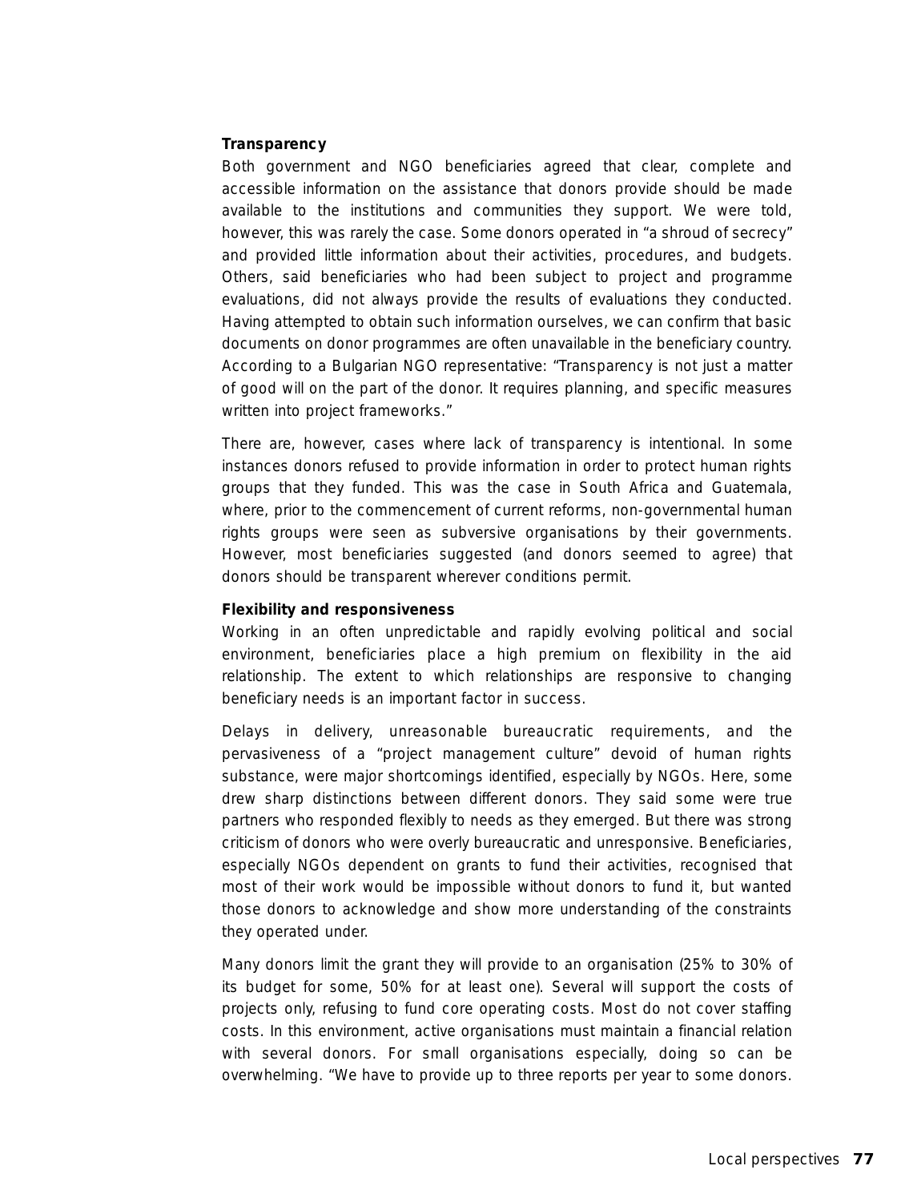### Transparency

Both government and NGO beneficiaries agreed that clear, complete and accessible information on the assistance that donors provide should be made available to the institutions and communities they support. We were told, however, this was rarely the case. Some donors operated in "a shroud of secrecy" and provided little information about their activities, procedures, and budgets. Others, said beneficiaries who had been subject to project and programme evaluations, did not always provide the results of evaluations they conducted. Having attempted to obtain such information ourselves, we can confirm that basic documents on donor programmes are often unavailable in the beneficiary country. According to a Bulgarian NGO representative: "Transparency is not just a matter of good will on the part of the donor. It requires planning, and specific measures written into project frameworks."

There are, however, cases where lack of transparency is intentional. In some instances donors refused to provide information in order to protect human rights groups that they funded. This was the case in South Africa and Guatemala, where, prior to the commencement of current reforms, non-governmental human rights groups were seen as subversive organisations by their governments. However, most beneficiaries suggested (and donors seemed to agree) that donors should be transparent wherever conditions permit.

### Flexibility and responsiveness

Working in an often unpredictable and rapidly evolving political and social environment, beneficiaries place a high premium on flexibility in the aid relationship. The extent to which relationships are responsive to changing beneficiary needs is an important factor in success.

Delays in delivery, unreasonable bureaucratic requirements, and the pervasiveness of a "project management culture" devoid of human rights substance, were major shortcomings identified, especially by NGOs. Here, some drew sharp distinctions between different donors. They said some were true partners who responded flexibly to needs as they emerged. But there was strong criticism of donors who were overly bureaucratic and unresponsive. Beneficiaries, especially NGOs dependent on grants to fund their activities, recognised that most of their work would be impossible without donors to fund it, but wanted those donors to acknowledge and show more understanding of the constraints they operated under.

Many donors limit the grant they will provide to an organisation (25% to 30% of its budget for some, 50% for at least one). Several will support the costs of projects only, refusing to fund core operating costs. Most do not cover staffing costs. In this environment, active organisations must maintain a financial relation with several donors. For small organisations especially, doing so can be overwhelming. "We have to provide up to three reports per year to some donors.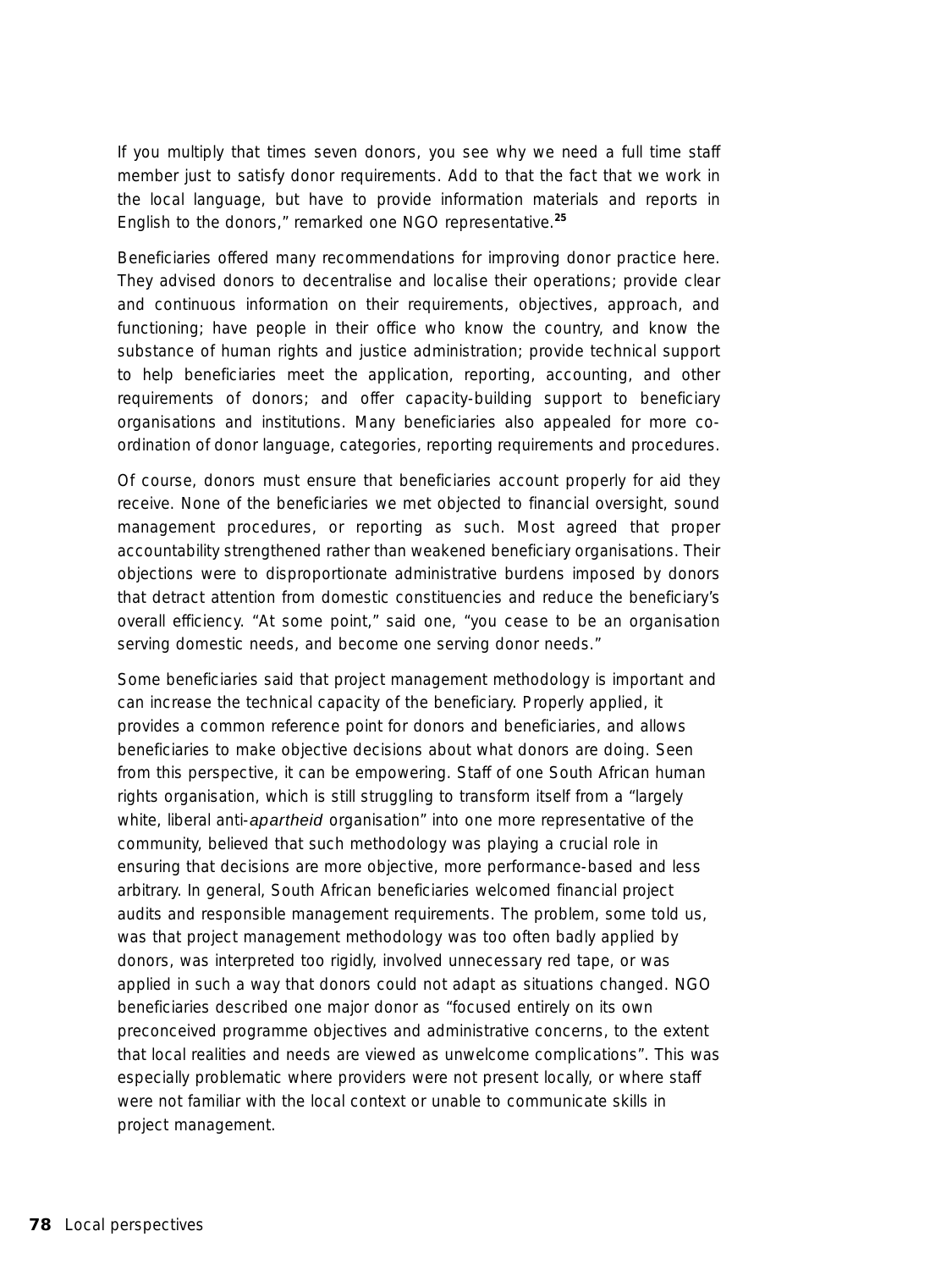If you multiply that times seven donors, you see why we need a full time staff member just to satisfy donor requirements. Add to that the fact that we work in the local language, but have to provide information materials and reports in English to the donors," remarked one NGO representative.[25]

Beneficiaries offered many recommendations for improving donor practice here. They advised donors to decentralise and localise their operations; provide clear and continuous information on their requirements, objectives, approach, and functioning; have people in their office who know the country, and know the substance of human rights and justice administration; provide technical support to help beneficiaries meet the application, reporting, accounting, and other requirements of donors; and offer capacity-building support to beneficiary organisations and institutions. Many beneficiaries also appealed for more co-ordination of donor language, categories, reporting requirements and procedures.

Of course, donors must ensure that beneficiaries account properly for aid they receive. None of the beneficiaries we met objected to financial oversight, sound management procedures, or reporting as such. Most agreed that proper accountability strengthened rather than weakened beneficiary organisations. Their objections were to disproportionate administrative burdens imposed by donors that detract attention from domestic constituencies and reduce the beneficiary's overall efficiency. "At some point," said one, "you cease to be an organisation serving domestic needs, and become one serving donor needs."

Some beneficiaries said that project management methodology is important and can increase the technical capacity of the beneficiary. Properly applied, it provides a common reference point for donors and beneficiaries, and allows beneficiaries to make objective decisions about what donors are doing. Seen from this perspective, it can be empowering. Staff of one South African human rights organisation, which is still struggling to transform itself from a "largely white, liberal anti-*apartheid* organisation" into one more representative of the community, believed that such methodology was playing a crucial role in ensuring that decisions are more objective, more performance-based and less arbitrary. In general, South African beneficiaries welcomed financial project audits and responsible management requirements. The problem, some told us, was that project management methodology was too often badly applied by donors, was interpreted too rigidly, involved unnecessary red tape, or was applied in such a way that donors could not adapt as situations changed. NGO beneficiaries described one major donor as "focused entirely on its own preconceived programme objectives and administrative concerns, to the extent that local realities and needs are viewed as unwelcome complications". This was especially problematic where providers were not present locally, or where staff were not familiar with the local context or unable to communicate skills in project management.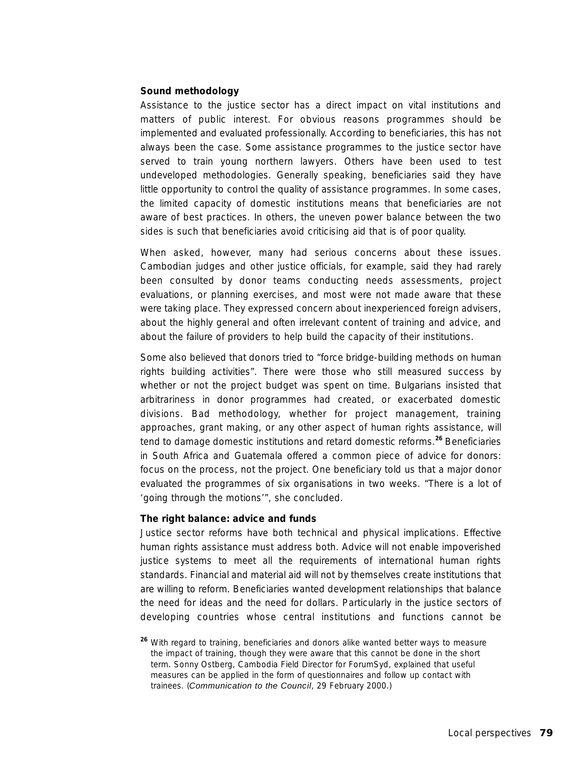**Sound methodology**

Assistance to the justice sector has a direct impact on vital institutions and matters of public interest. For obvious reasons programmes should be implemented and evaluated professionally. According to beneficiaries, this has not always been the case. Some assistance programmes to the justice sector have served to train young northern lawyers. Others have been used to test undeveloped methodologies. Generally speaking, beneficiaries said they have little opportunity to control the quality of assistance programmes. In some cases, the limited capacity of domestic institutions means that beneficiaries are not aware of best practices. In others, the uneven power balance between the two sides is such that beneficiaries avoid criticising aid that is of poor quality.

When asked, however, many had serious concerns about these issues. Cambodian judges and other justice officials, for example, said they had rarely been consulted by donor teams conducting needs assessments, project evaluations, or planning exercises, and most were not made aware that these were taking place. They expressed concern about inexperienced foreign advisers, about the highly general and often irrelevant content of training and advice, and about the failure of providers to help build the capacity of their institutions.

Some also believed that donors tried to "force bridge-building methods on human rights building activities". There were those who still measured success by whether or not the project budget was spent on time. Bulgarians insisted that arbitrariness in donor programmes had created, or exacerbated domestic divisions. Bad methodology, whether for project management, training approaches, grant making, or any other aspect of human rights assistance, will tend to damage domestic institutions and retard domestic reforms.[26] Beneficiaries in South Africa and Guatemala offered a common piece of advice for donors: focus on the process, not the project. One beneficiary told us that a major donor evaluated the programmes of six organisations in two weeks. "There is a lot of 'going through the motions'", she concluded.

**The right balance: advice and funds**

Justice sector reforms have both technical and physical implications. Effective human rights assistance must address both. Advice will not enable impoverished justice systems to meet all the requirements of international human rights standards. Financial and material aid will not by themselves create institutions that are willing to reform. Beneficiaries wanted development relationships that balance the need for ideas and the need for dollars. Particularly in the justice sectors of developing countries whose central institutions and functions cannot be

[26] With regard to training, beneficiaries and donors alike wanted better ways to measure the impact of training, though they were aware that this cannot be done in the short term. Sonny Ostberg, Cambodia Field Director for ForumSyd, explained that useful measures can be applied in the form of questionnaires and follow up contact with trainees. (*Communication to the Council*, 29 February 2000.)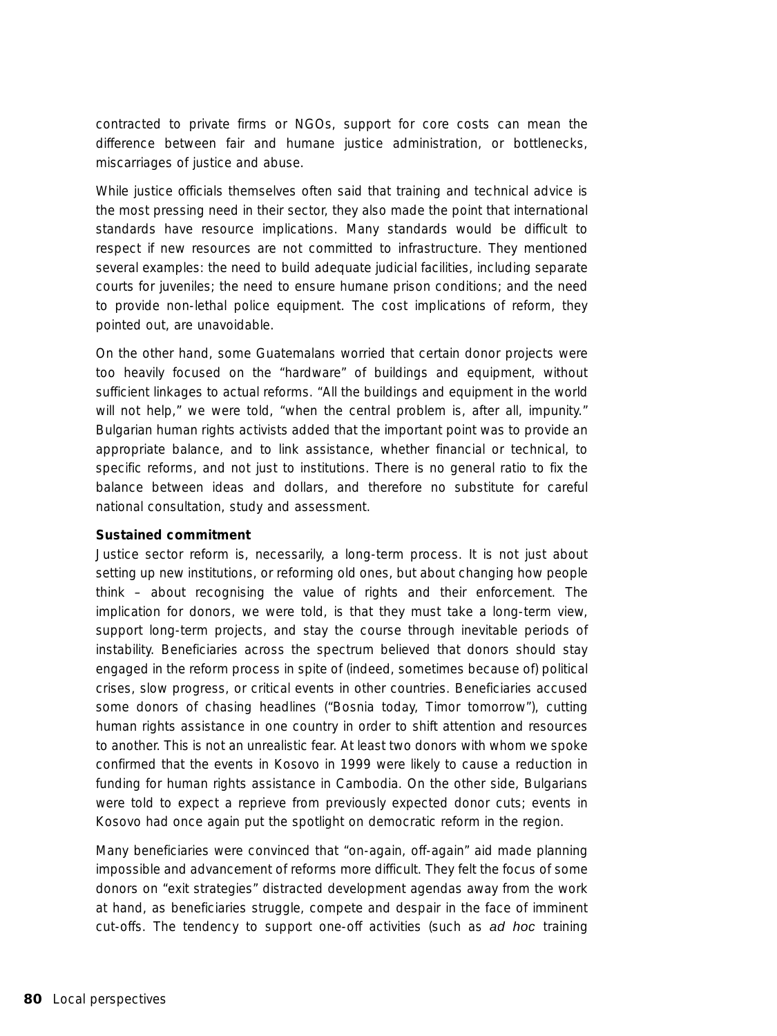contracted to private firms or NGOs, support for core costs can mean the difference between fair and humane justice administration, or bottlenecks, miscarriages of justice and abuse.

While justice officials themselves often said that training and technical advice is the most pressing need in their sector, they also made the point that international standards have resource implications. Many standards would be difficult to respect if new resources are not committed to infrastructure. They mentioned several examples: the need to build adequate judicial facilities, including separate courts for juveniles; the need to ensure humane prison conditions; and the need to provide non-lethal police equipment. The cost implications of reform, they pointed out, are unavoidable.

On the other hand, some Guatemalans worried that certain donor projects were too heavily focused on the "hardware" of buildings and equipment, without sufficient linkages to actual reforms. "All the buildings and equipment in the world will not help," we were told, "when the central problem is, after all, impunity." Bulgarian human rights activists added that the important point was to provide an appropriate balance, and to link assistance, whether financial or technical, to specific reforms, and not just to institutions. There is no general ratio to fix the balance between ideas and dollars, and therefore no substitute for careful national consultation, study and assessment.

**Sustained commitment**

Justice sector reform is, necessarily, a long-term process. It is not just about setting up new institutions, or reforming old ones, but about changing how people think – about recognising the value of rights and their enforcement. The implication for donors, we were told, is that they must take a long-term view, support long-term projects, and stay the course through inevitable periods of instability. Beneficiaries across the spectrum believed that donors should stay engaged in the reform process in spite of (indeed, sometimes because of) political crises, slow progress, or critical events in other countries. Beneficiaries accused some donors of chasing headlines ("Bosnia today, Timor tomorrow"), cutting human rights assistance in one country in order to shift attention and resources to another. This is not an unrealistic fear. At least two donors with whom we spoke confirmed that the events in Kosovo in 1999 were likely to cause a reduction in funding for human rights assistance in Cambodia. On the other side, Bulgarians were told to expect a reprieve from previously expected donor cuts; events in Kosovo had once again put the spotlight on democratic reform in the region.

Many beneficiaries were convinced that "on-again, off-again" aid made planning impossible and advancement of reforms more difficult. They felt the focus of some donors on "exit strategies" distracted development agendas away from the work at hand, as beneficiaries struggle, compete and despair in the face of imminent cut-offs. The tendency to support one-off activities (such as *ad hoc* training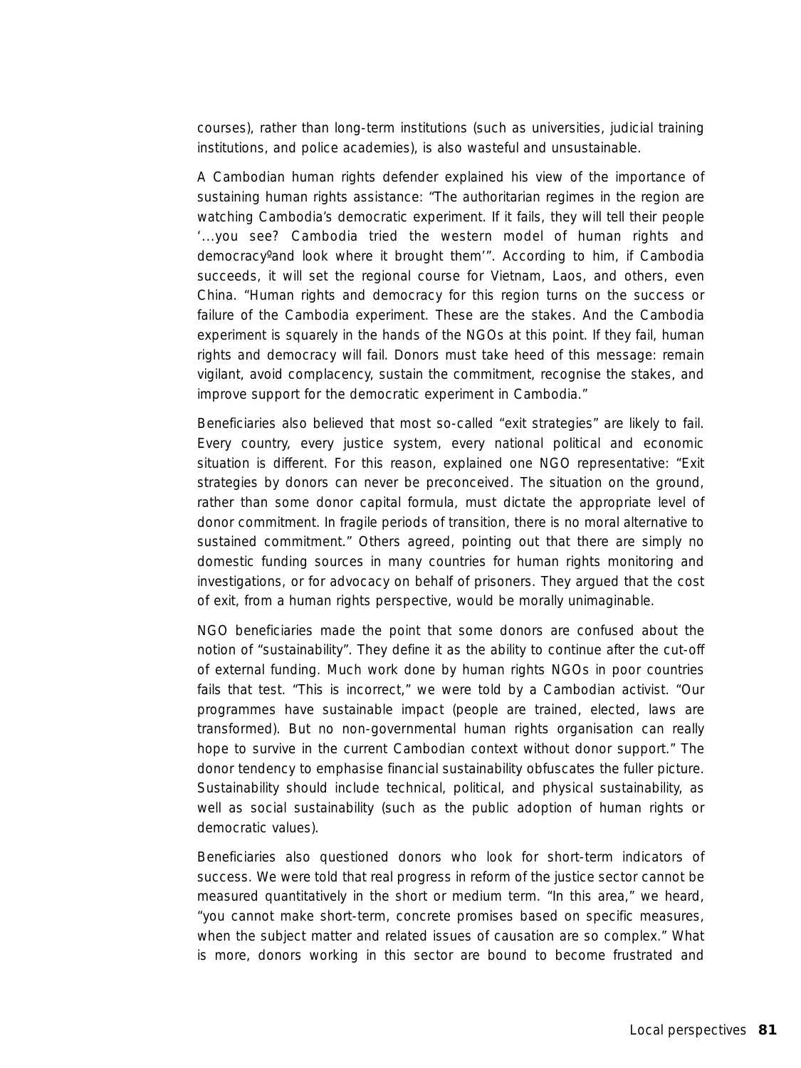courses), rather than long-term institutions (such as universities, judicial training institutions, and police academies), is also wasteful and unsustainable.

A Cambodian human rights defender explained his view of the importance of sustaining human rights assistance: "The authoritarian regimes in the region are watching Cambodia's democratic experiment. If it fails, they will tell their people '...you see? Cambodia tried the western model of human rights and democracyºand look where it brought them'". According to him, if Cambodia succeeds, it will set the regional course for Vietnam, Laos, and others, even China. "Human rights and democracy for this region turns on the success or failure of the Cambodia experiment. These are the stakes. And the Cambodia experiment is squarely in the hands of the NGOs at this point. If they fail, human rights and democracy will fail. Donors must take heed of this message: remain vigilant, avoid complacency, sustain the commitment, recognise the stakes, and improve support for the democratic experiment in Cambodia."

Beneficiaries also believed that most so-called "exit strategies" are likely to fail. Every country, every justice system, every national political and economic situation is different. For this reason, explained one NGO representative: "Exit strategies by donors can never be preconceived. The situation on the ground, rather than some donor capital formula, must dictate the appropriate level of donor commitment. In fragile periods of transition, there is no moral alternative to sustained commitment." Others agreed, pointing out that there are simply no domestic funding sources in many countries for human rights monitoring and investigations, or for advocacy on behalf of prisoners. They argued that the cost of exit, from a human rights perspective, would be morally unimaginable.

NGO beneficiaries made the point that some donors are confused about the notion of "sustainability". They define it as the ability to continue after the cut-off of external funding. Much work done by human rights NGOs in poor countries fails that test. "This is incorrect," we were told by a Cambodian activist. "Our programmes have sustainable impact (people are trained, elected, laws are transformed). But no non-governmental human rights organisation can really hope to survive in the current Cambodian context without donor support." The donor tendency to emphasise financial sustainability obfuscates the fuller picture. Sustainability should include technical, political, and physical sustainability, as well as social sustainability (such as the public adoption of human rights or democratic values).

Beneficiaries also questioned donors who look for short-term indicators of success. We were told that real progress in reform of the justice sector cannot be measured quantitatively in the short or medium term. "In this area," we heard, "you cannot make short-term, concrete promises based on specific measures, when the subject matter and related issues of causation are so complex." What is more, donors working in this sector are bound to become frustrated and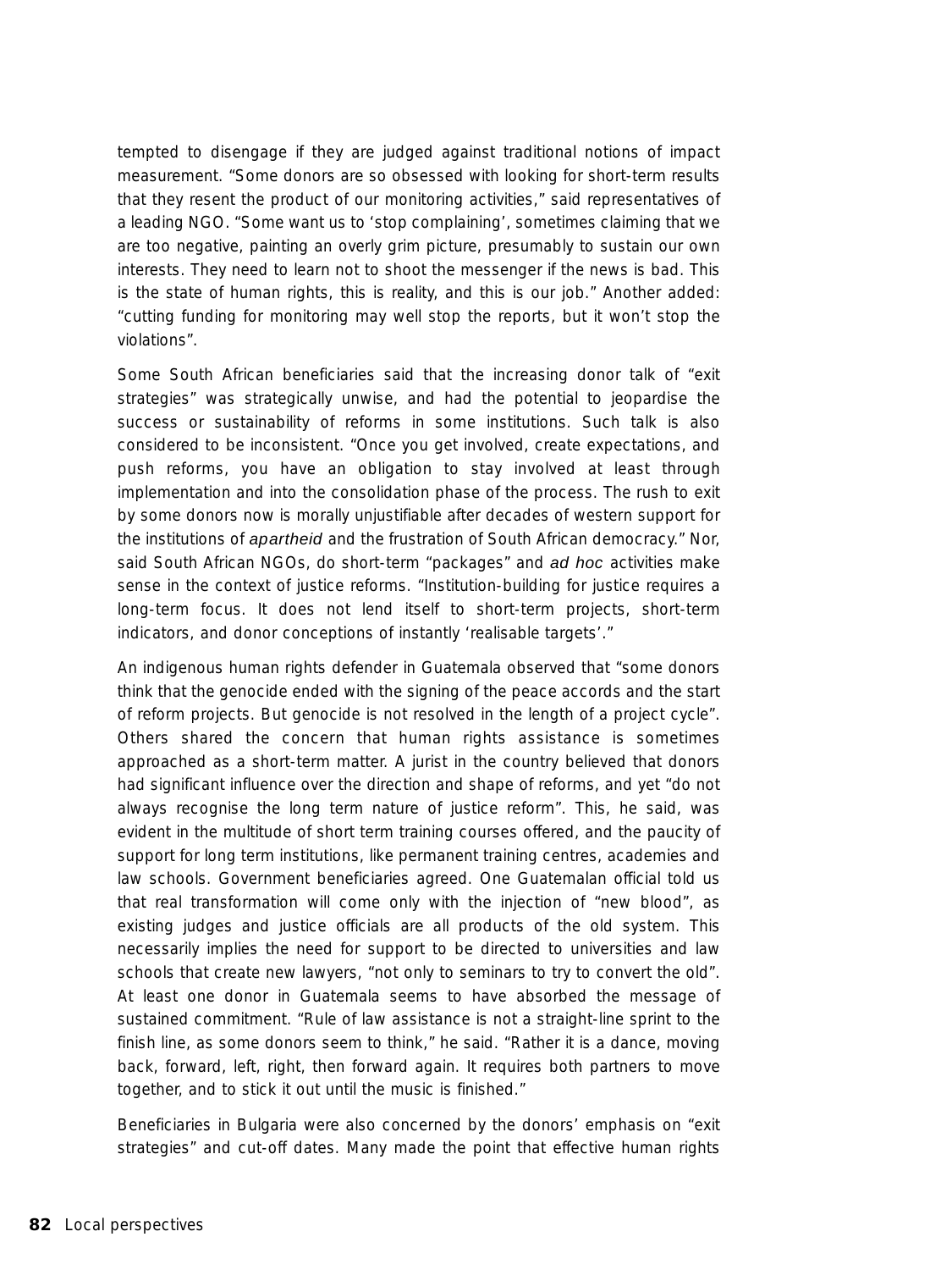tempted to disengage if they are judged against traditional notions of impact measurement. "Some donors are so obsessed with looking for short-term results that they resent the product of our monitoring activities," said representatives of a leading NGO. "Some want us to 'stop complaining', sometimes claiming that we are too negative, painting an overly grim picture, presumably to sustain our own interests. They need to learn not to shoot the messenger if the news is bad. This is the state of human rights, this is reality, and this is our job." Another added: "cutting funding for monitoring may well stop the reports, but it won't stop the violations".

Some South African beneficiaries said that the increasing donor talk of "exit strategies" was strategically unwise, and had the potential to jeopardise the success or sustainability of reforms in some institutions. Such talk is also considered to be inconsistent. "Once you get involved, create expectations, and push reforms, you have an obligation to stay involved at least through implementation and into the consolidation phase of the process. The rush to exit by some donors now is morally unjustifiable after decades of western support for the institutions of *apartheid* and the frustration of South African democracy." Nor, said South African NGOs, do short-term "packages" and *ad hoc* activities make sense in the context of justice reforms. "Institution-building for justice requires a long-term focus. It does not lend itself to short-term projects, short-term indicators, and donor conceptions of instantly 'realisable targets'."

An indigenous human rights defender in Guatemala observed that "some donors think that the genocide ended with the signing of the peace accords and the start of reform projects. But genocide is not resolved in the length of a project cycle". Others shared the concern that human rights assistance is sometimes approached as a short-term matter. A jurist in the country believed that donors had significant influence over the direction and shape of reforms, and yet "do not always recognise the long term nature of justice reform". This, he said, was evident in the multitude of short term training courses offered, and the paucity of support for long term institutions, like permanent training centres, academies and law schools. Government beneficiaries agreed. One Guatemalan official told us that real transformation will come only with the injection of "new blood", as existing judges and justice officials are all products of the old system. This necessarily implies the need for support to be directed to universities and law schools that create new lawyers, "not only to seminars to try to convert the old". At least one donor in Guatemala seems to have absorbed the message of sustained commitment. "Rule of law assistance is not a straight-line sprint to the finish line, as some donors seem to think," he said. "Rather it is a dance, moving back, forward, left, right, then forward again. It requires both partners to move together, and to stick it out until the music is finished."

Beneficiaries in Bulgaria were also concerned by the donors' emphasis on "exit strategies" and cut-off dates. Many made the point that effective human rights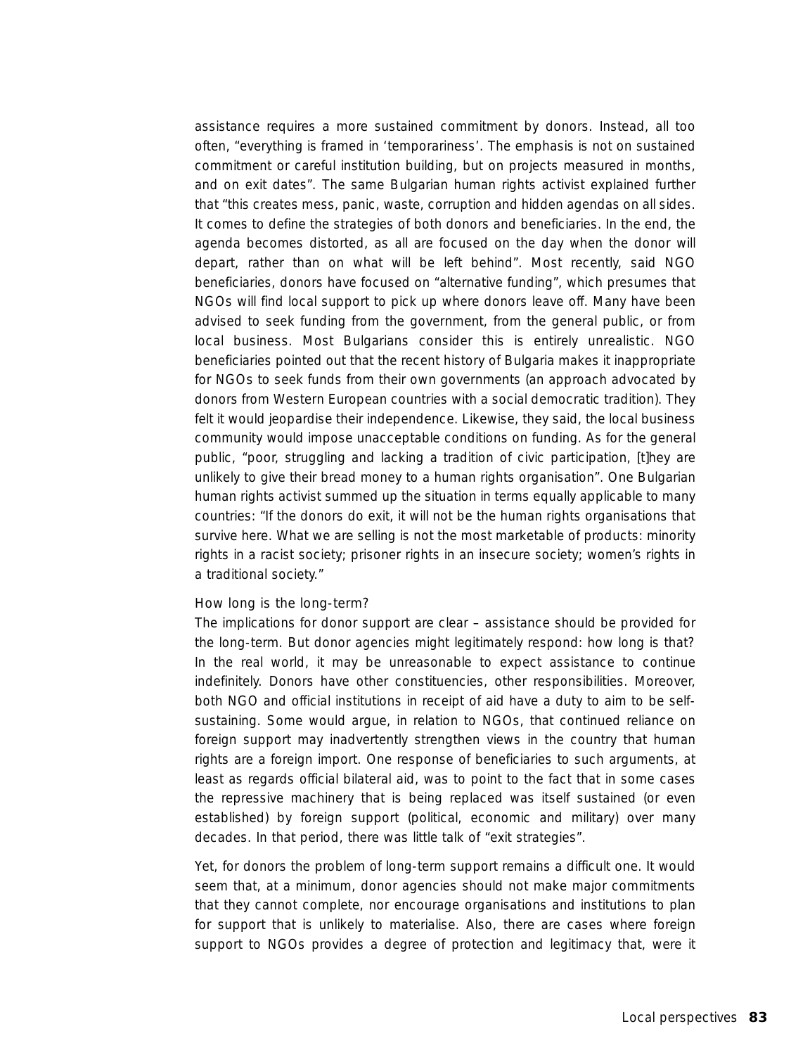assistance requires a more sustained commitment by donors. Instead, all too often, "everything is framed in 'temporariness'. The emphasis is not on sustained commitment or careful institution building, but on projects measured in months, and on exit dates". The same Bulgarian human rights activist explained further that "this creates mess, panic, waste, corruption and hidden agendas on all sides. It comes to define the strategies of both donors and beneficiaries. In the end, the agenda becomes distorted, as all are focused on the day when the donor will depart, rather than on what will be left behind". Most recently, said NGO beneficiaries, donors have focused on "alternative funding", which presumes that NGOs will find local support to pick up where donors leave off. Many have been advised to seek funding from the government, from the general public, or from local business. Most Bulgarians consider this is entirely unrealistic. NGO beneficiaries pointed out that the recent history of Bulgaria makes it inappropriate for NGOs to seek funds from their own governments (an approach advocated by donors from Western European countries with a social democratic tradition). They felt it would jeopardise their independence. Likewise, they said, the local business community would impose unacceptable conditions on funding. As for the general public, "poor, struggling and lacking a tradition of civic participation, [t]hey are unlikely to give their bread money to a human rights organisation". One Bulgarian human rights activist summed up the situation in terms equally applicable to many countries: "If the donors do exit, it will not be the human rights organisations that survive here. What we are selling is not the most marketable of products: minority rights in a racist society; prisoner rights in an insecure society; women's rights in a traditional society."

### How long is the long-term?

The implications for donor support are clear – assistance should be provided for the long-term. But donor agencies might legitimately respond: how long is that? In the real world, it may be unreasonable to expect assistance to continue indefinitely. Donors have other constituencies, other responsibilities. Moreover, both NGO and official institutions in receipt of aid have a duty to aim to be self-sustaining. Some would argue, in relation to NGOs, that continued reliance on foreign support may inadvertently strengthen views in the country that human rights are a foreign import. One response of beneficiaries to such arguments, at least as regards official bilateral aid, was to point to the fact that in some cases the repressive machinery that is being replaced was itself sustained (or even established) by foreign support (political, economic and military) over many decades. In that period, there was little talk of "exit strategies".

Yet, for donors the problem of long-term support remains a difficult one. It would seem that, at a minimum, donor agencies should not make major commitments that they cannot complete, nor encourage organisations and institutions to plan for support that is unlikely to materialise. Also, there are cases where foreign support to NGOs provides a degree of protection and legitimacy that, were it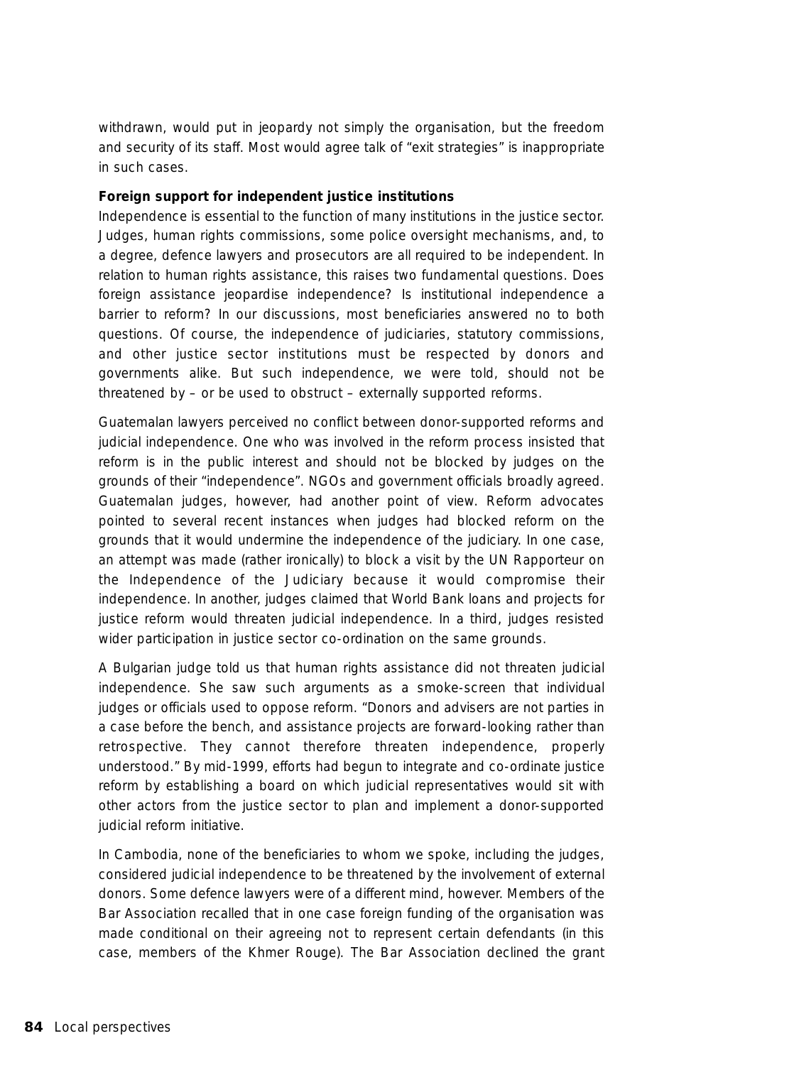withdrawn, would put in jeopardy not simply the organisation, but the freedom and security of its staff. Most would agree talk of "exit strategies" is inappropriate in such cases.

**Foreign support for independent justice institutions**

Independence is essential to the function of many institutions in the justice sector. Judges, human rights commissions, some police oversight mechanisms, and, to a degree, defence lawyers and prosecutors are all required to be independent. In relation to human rights assistance, this raises two fundamental questions. Does foreign assistance jeopardise independence? Is institutional independence a barrier to reform? In our discussions, most beneficiaries answered no to both questions. Of course, the independence of judiciaries, statutory commissions, and other justice sector institutions must be respected by donors and governments alike. But such independence, we were told, should not be threatened by – or be used to obstruct – externally supported reforms.

Guatemalan lawyers perceived no conflict between donor-supported reforms and judicial independence. One who was involved in the reform process insisted that reform is in the public interest and should not be blocked by judges on the grounds of their "independence". NGOs and government officials broadly agreed. Guatemalan judges, however, had another point of view. Reform advocates pointed to several recent instances when judges had blocked reform on the grounds that it would undermine the independence of the judiciary. In one case, an attempt was made (rather ironically) to block a visit by the UN Rapporteur on the Independence of the Judiciary because it would compromise their independence. In another, judges claimed that World Bank loans and projects for justice reform would threaten judicial independence. In a third, judges resisted wider participation in justice sector co-ordination on the same grounds.

A Bulgarian judge told us that human rights assistance did not threaten judicial independence. She saw such arguments as a smoke-screen that individual judges or officials used to oppose reform. "Donors and advisers are not parties in a case before the bench, and assistance projects are forward-looking rather than retrospective. They cannot therefore threaten independence, properly understood." By mid-1999, efforts had begun to integrate and co-ordinate justice reform by establishing a board on which judicial representatives would sit with other actors from the justice sector to plan and implement a donor-supported judicial reform initiative.

In Cambodia, none of the beneficiaries to whom we spoke, including the judges, considered judicial independence to be threatened by the involvement of external donors. Some defence lawyers were of a different mind, however. Members of the Bar Association recalled that in one case foreign funding of the organisation was made conditional on their agreeing not to represent certain defendants (in this case, members of the Khmer Rouge). The Bar Association declined the grant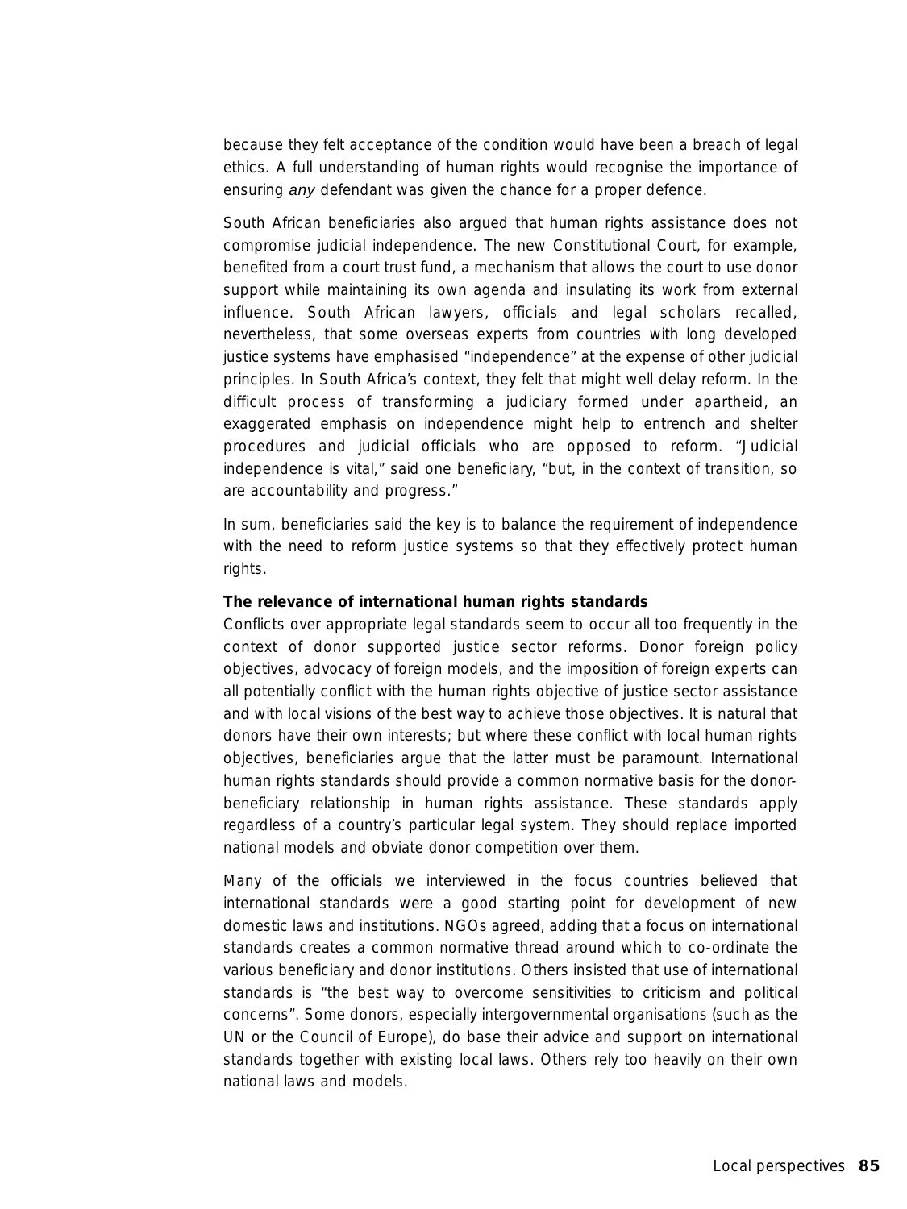because they felt acceptance of the condition would have been a breach of legal ethics. A full understanding of human rights would recognise the importance of ensuring *any* defendant was given the chance for a proper defence.

South African beneficiaries also argued that human rights assistance does not compromise judicial independence. The new Constitutional Court, for example, benefited from a court trust fund, a mechanism that allows the court to use donor support while maintaining its own agenda and insulating its work from external influence. South African lawyers, officials and legal scholars recalled, nevertheless, that some overseas experts from countries with long developed justice systems have emphasised "independence" at the expense of other judicial principles. In South Africa's context, they felt that might well delay reform. In the difficult process of transforming a judiciary formed under apartheid, an exaggerated emphasis on independence might help to entrench and shelter procedures and judicial officials who are opposed to reform. "Judicial independence is vital," said one beneficiary, "but, in the context of transition, so are accountability and progress."

In sum, beneficiaries said the key is to balance the requirement of independence with the need to reform justice systems so that they effectively protect human rights.

**The relevance of international human rights standards**

Conflicts over appropriate legal standards seem to occur all too frequently in the context of donor supported justice sector reforms. Donor foreign policy objectives, advocacy of foreign models, and the imposition of foreign experts can all potentially conflict with the human rights objective of justice sector assistance and with local visions of the best way to achieve those objectives. It is natural that donors have their own interests; but where these conflict with local human rights objectives, beneficiaries argue that the latter must be paramount. International human rights standards should provide a common normative basis for the donor-beneficiary relationship in human rights assistance. These standards apply regardless of a country's particular legal system. They should replace imported national models and obviate donor competition over them.

Many of the officials we interviewed in the focus countries believed that international standards were a good starting point for development of new domestic laws and institutions. NGOs agreed, adding that a focus on international standards creates a common normative thread around which to co-ordinate the various beneficiary and donor institutions. Others insisted that use of international standards is "the best way to overcome sensitivities to criticism and political concerns". Some donors, especially intergovernmental organisations (such as the UN or the Council of Europe), do base their advice and support on international standards together with existing local laws. Others rely too heavily on their own national laws and models.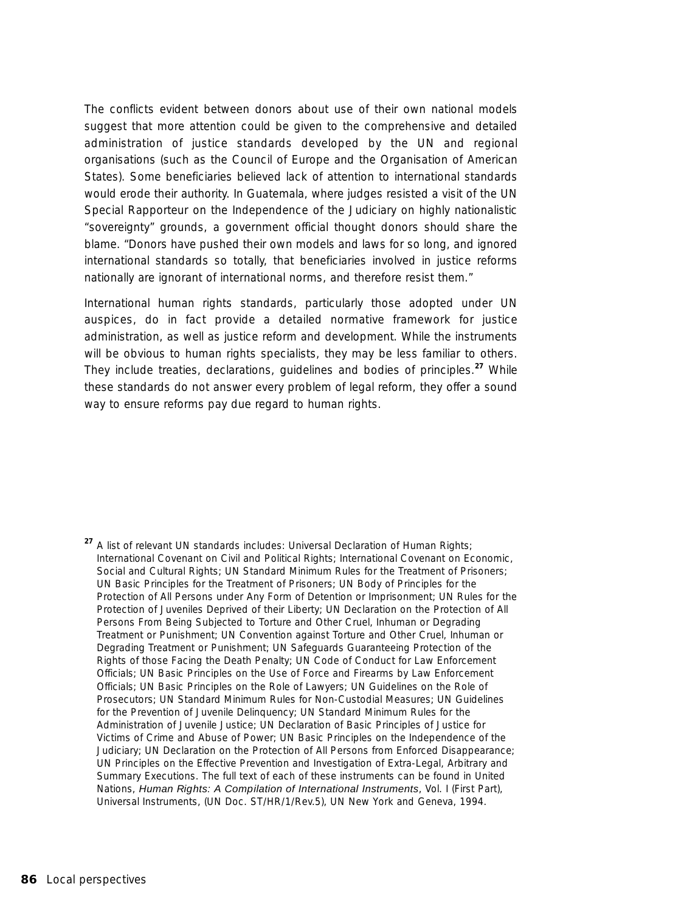The conflicts evident between donors about use of their own national models suggest that more attention could be given to the comprehensive and detailed administration of justice standards developed by the UN and regional organisations (such as the Council of Europe and the Organisation of American States). Some beneficiaries believed lack of attention to international standards would erode their authority. In Guatemala, where judges resisted a visit of the UN Special Rapporteur on the Independence of the Judiciary on highly nationalistic "sovereignty" grounds, a government official thought donors should share the blame. "Donors have pushed their own models and laws for so long, and ignored international standards so totally, that beneficiaries involved in justice reforms nationally are ignorant of international norms, and therefore resist them."

International human rights standards, particularly those adopted under UN auspices, do in fact provide a detailed normative framework for justice administration, as well as justice reform and development. While the instruments will be obvious to human rights specialists, they may be less familiar to others. They include treaties, declarations, guidelines and bodies of principles.[27] While these standards do not answer every problem of legal reform, they offer a sound way to ensure reforms pay due regard to human rights.

[27] A list of relevant UN standards includes: Universal Declaration of Human Rights; International Covenant on Civil and Political Rights; International Covenant on Economic, Social and Cultural Rights; UN Standard Minimum Rules for the Treatment of Prisoners; UN Basic Principles for the Treatment of Prisoners; UN Body of Principles for the Protection of All Persons under Any Form of Detention or Imprisonment; UN Rules for the Protection of Juveniles Deprived of their Liberty; UN Declaration on the Protection of All Persons From Being Subjected to Torture and Other Cruel, Inhuman or Degrading Treatment or Punishment; UN Convention against Torture and Other Cruel, Inhuman or Degrading Treatment or Punishment; UN Safeguards Guaranteeing Protection of the Rights of those Facing the Death Penalty; UN Code of Conduct for Law Enforcement Officials; UN Basic Principles on the Use of Force and Firearms by Law Enforcement Officials; UN Basic Principles on the Role of Lawyers; UN Guidelines on the Role of Prosecutors; UN Standard Minimum Rules for Non-Custodial Measures; UN Guidelines for the Prevention of Juvenile Delinquency; UN Standard Minimum Rules for the Administration of Juvenile Justice; UN Declaration of Basic Principles of Justice for Victims of Crime and Abuse of Power; UN Basic Principles on the Independence of the Judiciary; UN Declaration on the Protection of All Persons from Enforced Disappearance; UN Principles on the Effective Prevention and Investigation of Extra-Legal, Arbitrary and Summary Executions. The full text of each of these instruments can be found in United Nations, *Human Rights: A Compilation of International Instruments*, Vol. I (First Part), Universal Instruments, (UN Doc. ST/HR/1/Rev.5), UN New York and Geneva, 1994.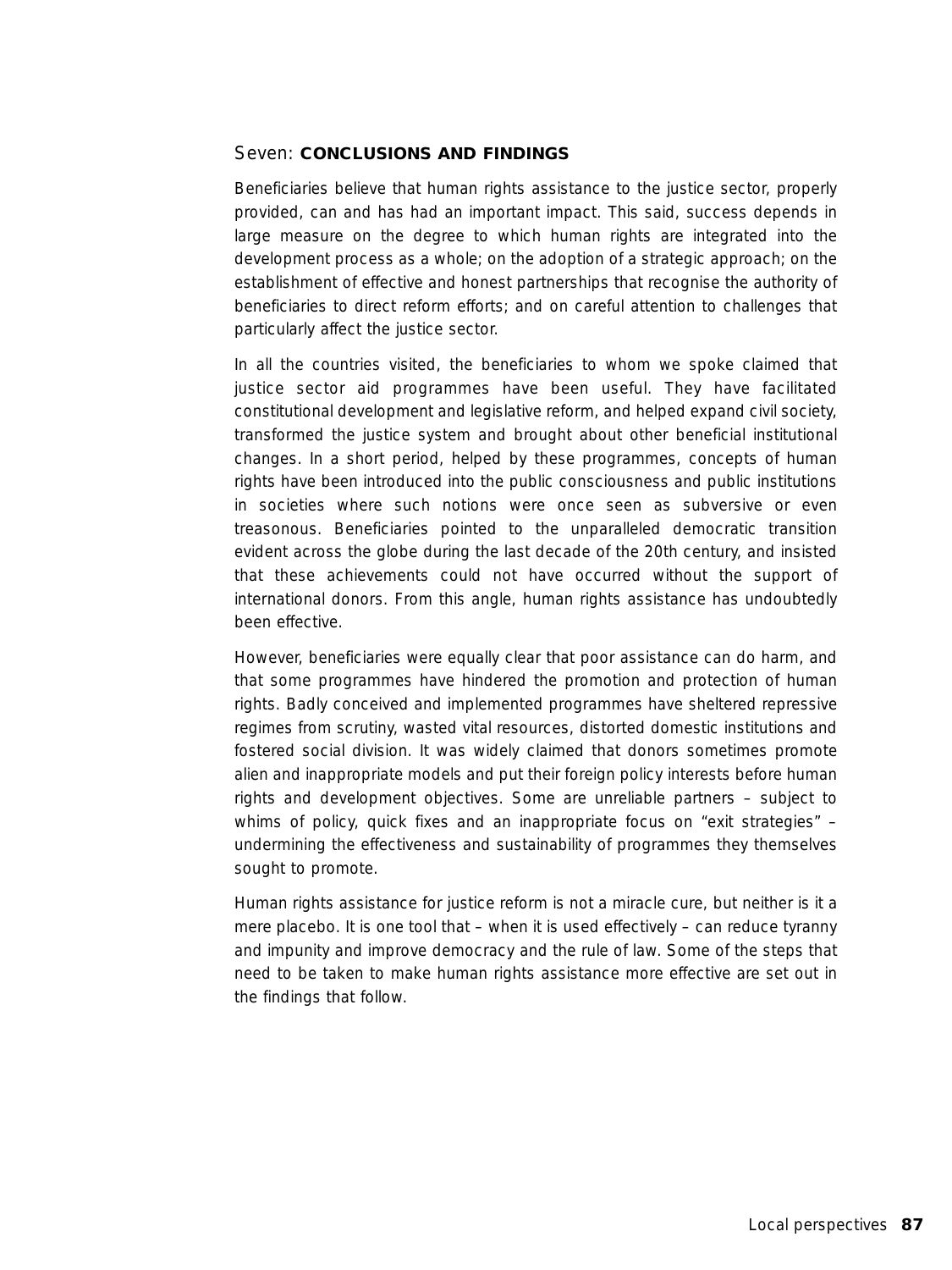## Seven: **CONCLUSIONS AND FINDINGS**

Beneficiaries believe that human rights assistance to the justice sector, properly provided, can and has had an important impact. This said, success depends in large measure on the degree to which human rights are integrated into the development process as a whole; on the adoption of a strategic approach; on the establishment of effective and honest partnerships that recognise the authority of beneficiaries to direct reform efforts; and on careful attention to challenges that particularly affect the justice sector.

In all the countries visited, the beneficiaries to whom we spoke claimed that justice sector aid programmes have been useful. They have facilitated constitutional development and legislative reform, and helped expand civil society, transformed the justice system and brought about other beneficial institutional changes. In a short period, helped by these programmes, concepts of human rights have been introduced into the public consciousness and public institutions in societies where such notions were once seen as subversive or even treasonous. Beneficiaries pointed to the unparalleled democratic transition evident across the globe during the last decade of the 20th century, and insisted that these achievements could not have occurred without the support of international donors. From this angle, human rights assistance has undoubtedly been effective.

However, beneficiaries were equally clear that poor assistance can do harm, and that some programmes have hindered the promotion and protection of human rights. Badly conceived and implemented programmes have sheltered repressive regimes from scrutiny, wasted vital resources, distorted domestic institutions and fostered social division. It was widely claimed that donors sometimes promote alien and inappropriate models and put their foreign policy interests before human rights and development objectives. Some are unreliable partners – subject to whims of policy, quick fixes and an inappropriate focus on "exit strategies" – undermining the effectiveness and sustainability of programmes they themselves sought to promote.

Human rights assistance for justice reform is not a miracle cure, but neither is it a mere placebo. It is one tool that – when it is used effectively – can reduce tyranny and impunity and improve democracy and the rule of law. Some of the steps that need to be taken to make human rights assistance more effective are set out in the findings that follow.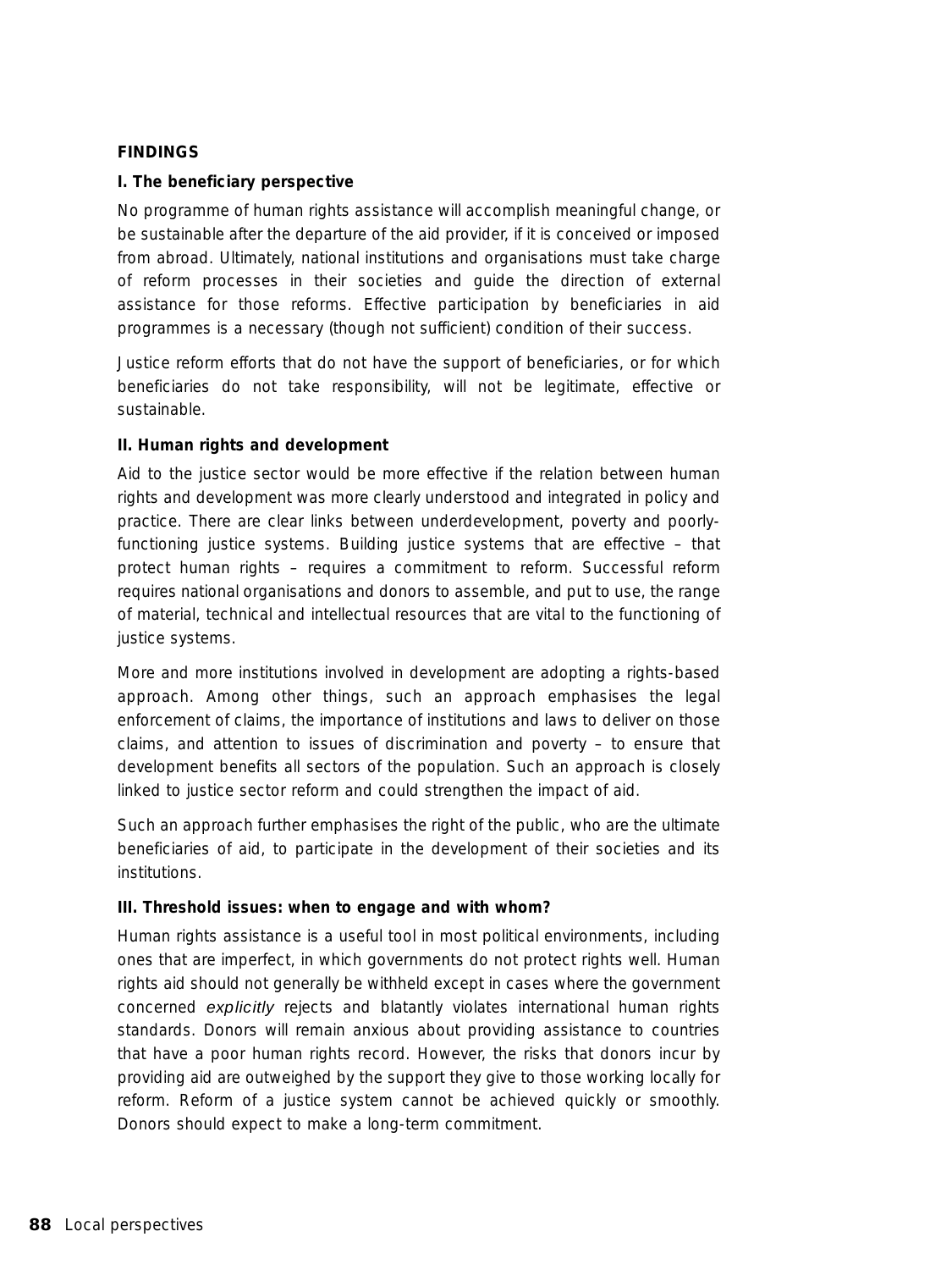## FINDINGS

### I. The beneficiary perspective

No programme of human rights assistance will accomplish meaningful change, or be sustainable after the departure of the aid provider, if it is conceived or imposed from abroad. Ultimately, national institutions and organisations must take charge of reform processes in their societies and guide the direction of external assistance for those reforms. Effective participation by beneficiaries in aid programmes is a necessary (though not sufficient) condition of their success.

Justice reform efforts that do not have the support of beneficiaries, or for which beneficiaries do not take responsibility, will not be legitimate, effective or sustainable.

### II. Human rights and development

Aid to the justice sector would be more effective if the relation between human rights and development was more clearly understood and integrated in policy and practice. There are clear links between underdevelopment, poverty and poorly-functioning justice systems. Building justice systems that are effective – that protect human rights – requires a commitment to reform. Successful reform requires national organisations and donors to assemble, and put to use, the range of material, technical and intellectual resources that are vital to the functioning of justice systems.

More and more institutions involved in development are adopting a rights-based approach. Among other things, such an approach emphasises the legal enforcement of claims, the importance of institutions and laws to deliver on those claims, and attention to issues of discrimination and poverty – to ensure that development benefits all sectors of the population. Such an approach is closely linked to justice sector reform and could strengthen the impact of aid.

Such an approach further emphasises the right of the public, who are the ultimate beneficiaries of aid, to participate in the development of their societies and its institutions.

### III. Threshold issues: when to engage and with whom?

Human rights assistance is a useful tool in most political environments, including ones that are imperfect, in which governments do not protect rights well. Human rights aid should not generally be withheld except in cases where the government concerned *explicitly* rejects and blatantly violates international human rights standards. Donors will remain anxious about providing assistance to countries that have a poor human rights record. However, the risks that donors incur by providing aid are outweighed by the support they give to those working locally for reform. Reform of a justice system cannot be achieved quickly or smoothly. Donors should expect to make a long-term commitment.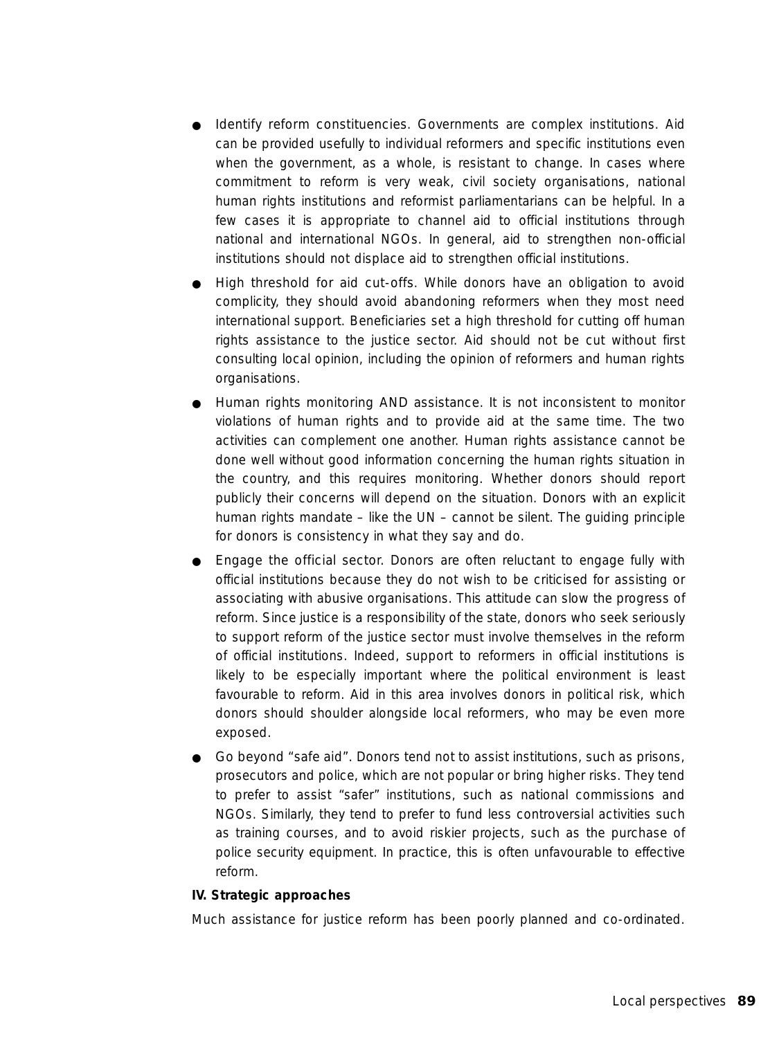- Identify reform constituencies. Governments are complex institutions. Aid can be provided usefully to individual reformers and specific institutions even when the government, as a whole, is resistant to change. In cases where commitment to reform is very weak, civil society organisations, national human rights institutions and reformist parliamentarians can be helpful. In a few cases it is appropriate to channel aid to official institutions through national and international NGOs. In general, aid to strengthen non-official institutions should not displace aid to strengthen official institutions.
- High threshold for aid cut-offs. While donors have an obligation to avoid complicity, they should avoid abandoning reformers when they most need international support. Beneficiaries set a high threshold for cutting off human rights assistance to the justice sector. Aid should not be cut without first consulting local opinion, including the opinion of reformers and human rights organisations.
- Human rights monitoring AND assistance. It is not inconsistent to monitor violations of human rights and to provide aid at the same time. The two activities can complement one another. Human rights assistance cannot be done well without good information concerning the human rights situation in the country, and this requires monitoring. Whether donors should report publicly their concerns will depend on the situation. Donors with an explicit human rights mandate – like the UN – cannot be silent. The guiding principle for donors is consistency in what they say and do.
- Engage the official sector. Donors are often reluctant to engage fully with official institutions because they do not wish to be criticised for assisting or associating with abusive organisations. This attitude can slow the progress of reform. Since justice is a responsibility of the state, donors who seek seriously to support reform of the justice sector must involve themselves in the reform of official institutions. Indeed, support to reformers in official institutions is likely to be especially important where the political environment is least favourable to reform. Aid in this area involves donors in political risk, which donors should shoulder alongside local reformers, who may be even more exposed.
- Go beyond "safe aid". Donors tend not to assist institutions, such as prisons, prosecutors and police, which are not popular or bring higher risks. They tend to prefer to assist "safer" institutions, such as national commissions and NGOs. Similarly, they tend to prefer to fund less controversial activities such as training courses, and to avoid riskier projects, such as the purchase of police security equipment. In practice, this is often unfavourable to effective reform.

**IV. Strategic approaches**

Much assistance for justice reform has been poorly planned and co-ordinated.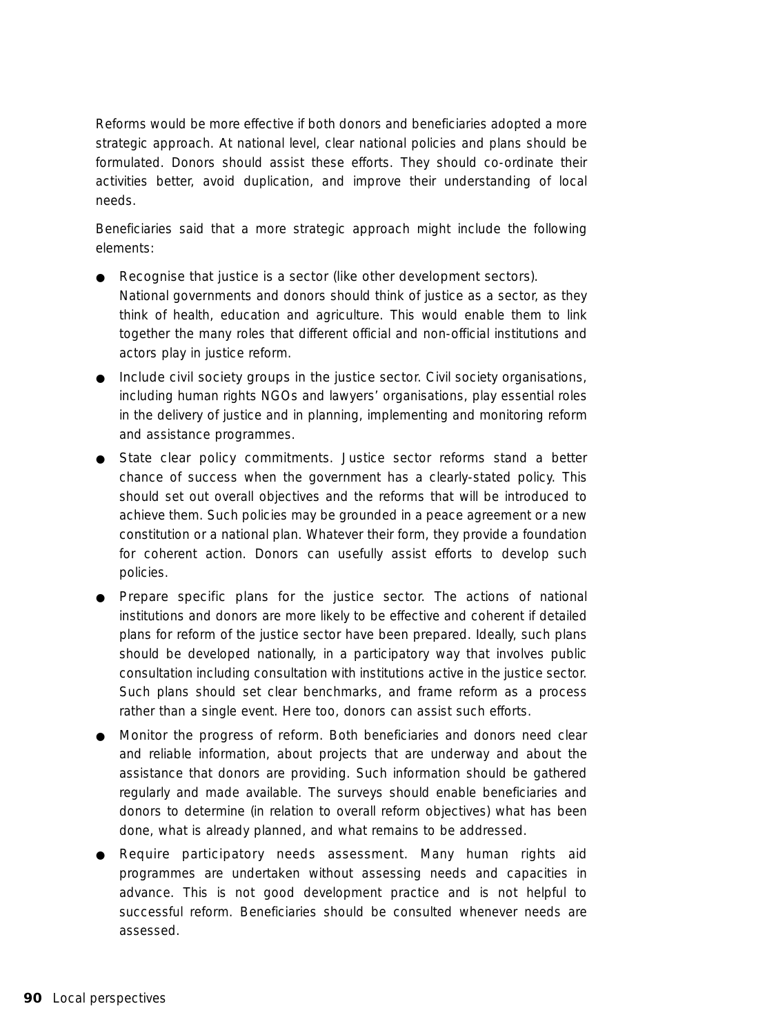Reforms would be more effective if both donors and beneficiaries adopted a more strategic approach. At national level, clear national policies and plans should be formulated. Donors should assist these efforts. They should co-ordinate their activities better, avoid duplication, and improve their understanding of local needs.

Beneficiaries said that a more strategic approach might include the following elements:

- Recognise that justice is a sector (like other development sectors). National governments and donors should think of justice as a sector, as they think of health, education and agriculture. This would enable them to link together the many roles that different official and non-official institutions and actors play in justice reform.
- Include civil society groups in the justice sector. Civil society organisations, including human rights NGOs and lawyers' organisations, play essential roles in the delivery of justice and in planning, implementing and monitoring reform and assistance programmes.
- State clear policy commitments. Justice sector reforms stand a better chance of success when the government has a clearly-stated policy. This should set out overall objectives and the reforms that will be introduced to achieve them. Such policies may be grounded in a peace agreement or a new constitution or a national plan. Whatever their form, they provide a foundation for coherent action. Donors can usefully assist efforts to develop such policies.
- Prepare specific plans for the justice sector. The actions of national institutions and donors are more likely to be effective and coherent if detailed plans for reform of the justice sector have been prepared. Ideally, such plans should be developed nationally, in a participatory way that involves public consultation including consultation with institutions active in the justice sector. Such plans should set clear benchmarks, and frame reform as a process rather than a single event. Here too, donors can assist such efforts.
- Monitor the progress of reform. Both beneficiaries and donors need clear and reliable information, about projects that are underway and about the assistance that donors are providing. Such information should be gathered regularly and made available. The surveys should enable beneficiaries and donors to determine (in relation to overall reform objectives) what has been done, what is already planned, and what remains to be addressed.
- Require participatory needs assessment. Many human rights aid programmes are undertaken without assessing needs and capacities in advance. This is not good development practice and is not helpful to successful reform. Beneficiaries should be consulted whenever needs are assessed.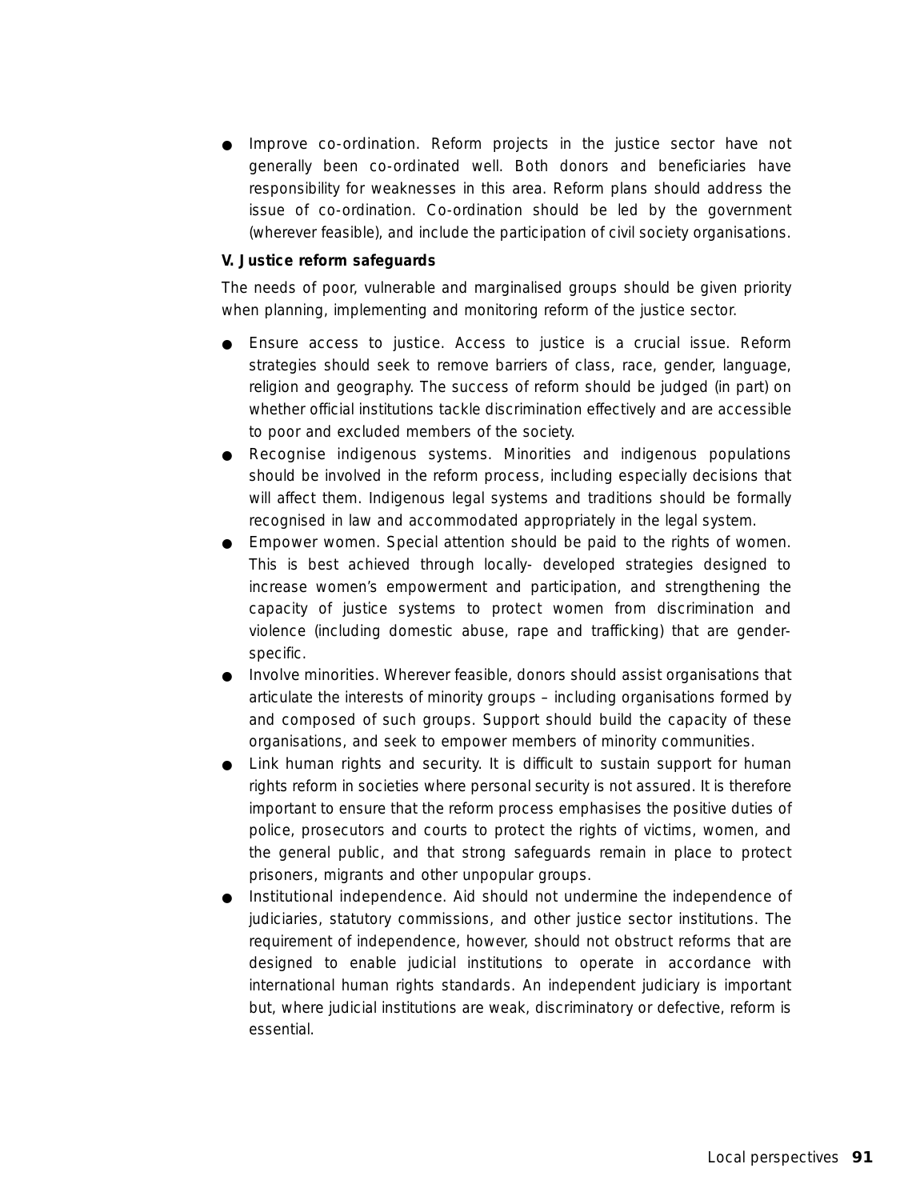- Improve co-ordination. Reform projects in the justice sector have not generally been co-ordinated well. Both donors and beneficiaries have responsibility for weaknesses in this area. Reform plans should address the issue of co-ordination. Co-ordination should be led by the government (wherever feasible), and include the participation of civil society organisations.

**V. Justice reform safeguards**

The needs of poor, vulnerable and marginalised groups should be given priority when planning, implementing and monitoring reform of the justice sector.

- Ensure access to justice. Access to justice is a crucial issue. Reform strategies should seek to remove barriers of class, race, gender, language, religion and geography. The success of reform should be judged (in part) on whether official institutions tackle discrimination effectively and are accessible to poor and excluded members of the society.
- Recognise indigenous systems. Minorities and indigenous populations should be involved in the reform process, including especially decisions that will affect them. Indigenous legal systems and traditions should be formally recognised in law and accommodated appropriately in the legal system.
- Empower women. Special attention should be paid to the rights of women. This is best achieved through locally- developed strategies designed to increase women's empowerment and participation, and strengthening the capacity of justice systems to protect women from discrimination and violence (including domestic abuse, rape and trafficking) that are gender-specific.
- Involve minorities. Wherever feasible, donors should assist organisations that articulate the interests of minority groups – including organisations formed by and composed of such groups. Support should build the capacity of these organisations, and seek to empower members of minority communities.
- Link human rights and security. It is difficult to sustain support for human rights reform in societies where personal security is not assured. It is therefore important to ensure that the reform process emphasises the positive duties of police, prosecutors and courts to protect the rights of victims, women, and the general public, and that strong safeguards remain in place to protect prisoners, migrants and other unpopular groups.
- Institutional independence. Aid should not undermine the independence of judiciaries, statutory commissions, and other justice sector institutions. The requirement of independence, however, should not obstruct reforms that are designed to enable judicial institutions to operate in accordance with international human rights standards. An independent judiciary is important but, where judicial institutions are weak, discriminatory or defective, reform is essential.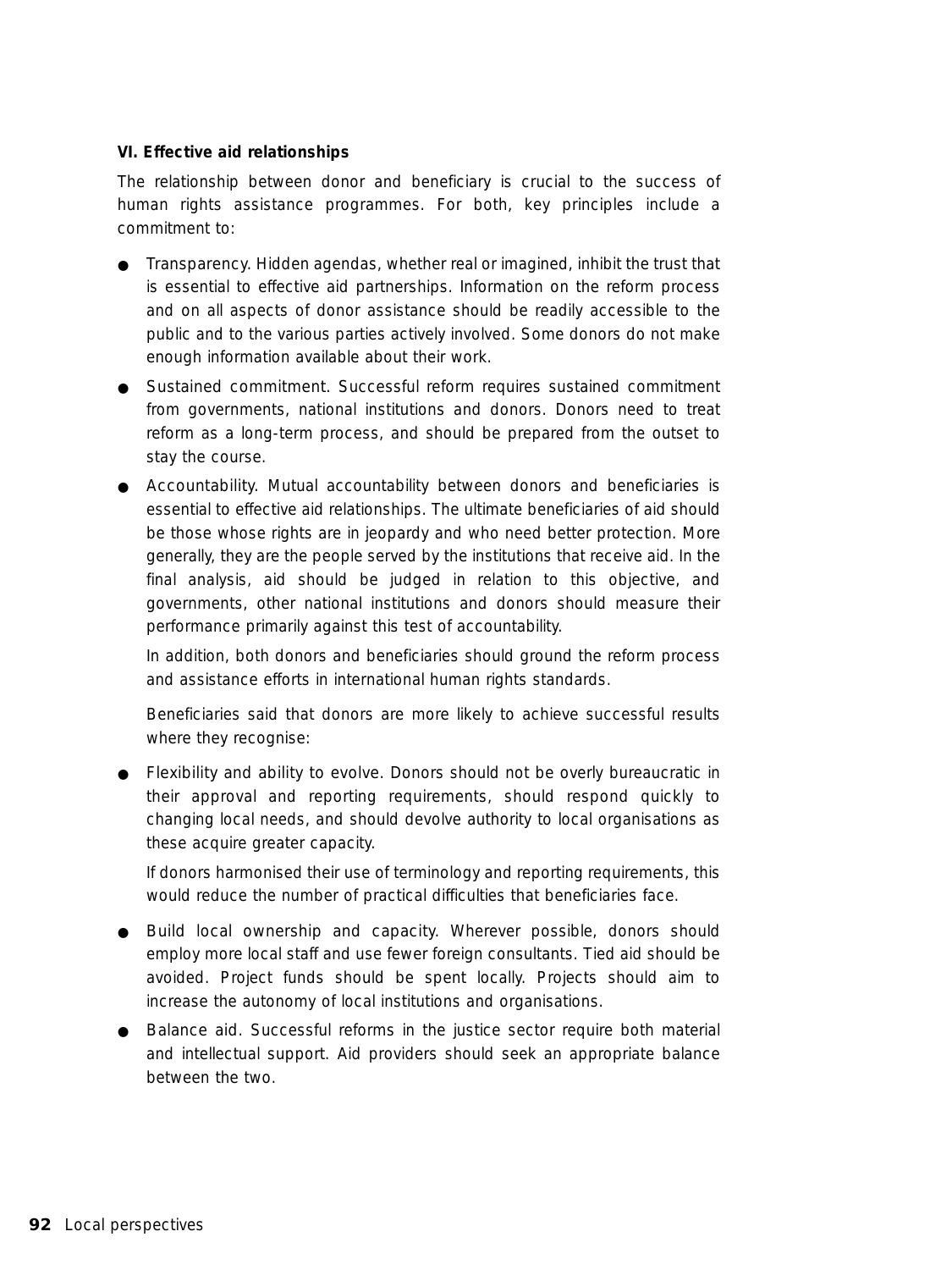**VI. Effective aid relationships**

The relationship between donor and beneficiary is crucial to the success of human rights assistance programmes. For both, key principles include a commitment to:

- Transparency. Hidden agendas, whether real or imagined, inhibit the trust that is essential to effective aid partnerships. Information on the reform process and on all aspects of donor assistance should be readily accessible to the public and to the various parties actively involved. Some donors do not make enough information available about their work.
- Sustained commitment. Successful reform requires sustained commitment from governments, national institutions and donors. Donors need to treat reform as a long-term process, and should be prepared from the outset to stay the course.
- Accountability. Mutual accountability between donors and beneficiaries is essential to effective aid relationships. The ultimate beneficiaries of aid should be those whose rights are in jeopardy and who need better protection. More generally, they are the people served by the institutions that receive aid. In the final analysis, aid should be judged in relation to this objective, and governments, other national institutions and donors should measure their performance primarily against this test of accountability.

  In addition, both donors and beneficiaries should ground the reform process and assistance efforts in international human rights standards.

  Beneficiaries said that donors are more likely to achieve successful results where they recognise:

- Flexibility and ability to evolve. Donors should not be overly bureaucratic in their approval and reporting requirements, should respond quickly to changing local needs, and should devolve authority to local organisations as these acquire greater capacity.

  If donors harmonised their use of terminology and reporting requirements, this would reduce the number of practical difficulties that beneficiaries face.

- Build local ownership and capacity. Wherever possible, donors should employ more local staff and use fewer foreign consultants. Tied aid should be avoided. Project funds should be spent locally. Projects should aim to increase the autonomy of local institutions and organisations.
- Balance aid. Successful reforms in the justice sector require both material and intellectual support. Aid providers should seek an appropriate balance between the two.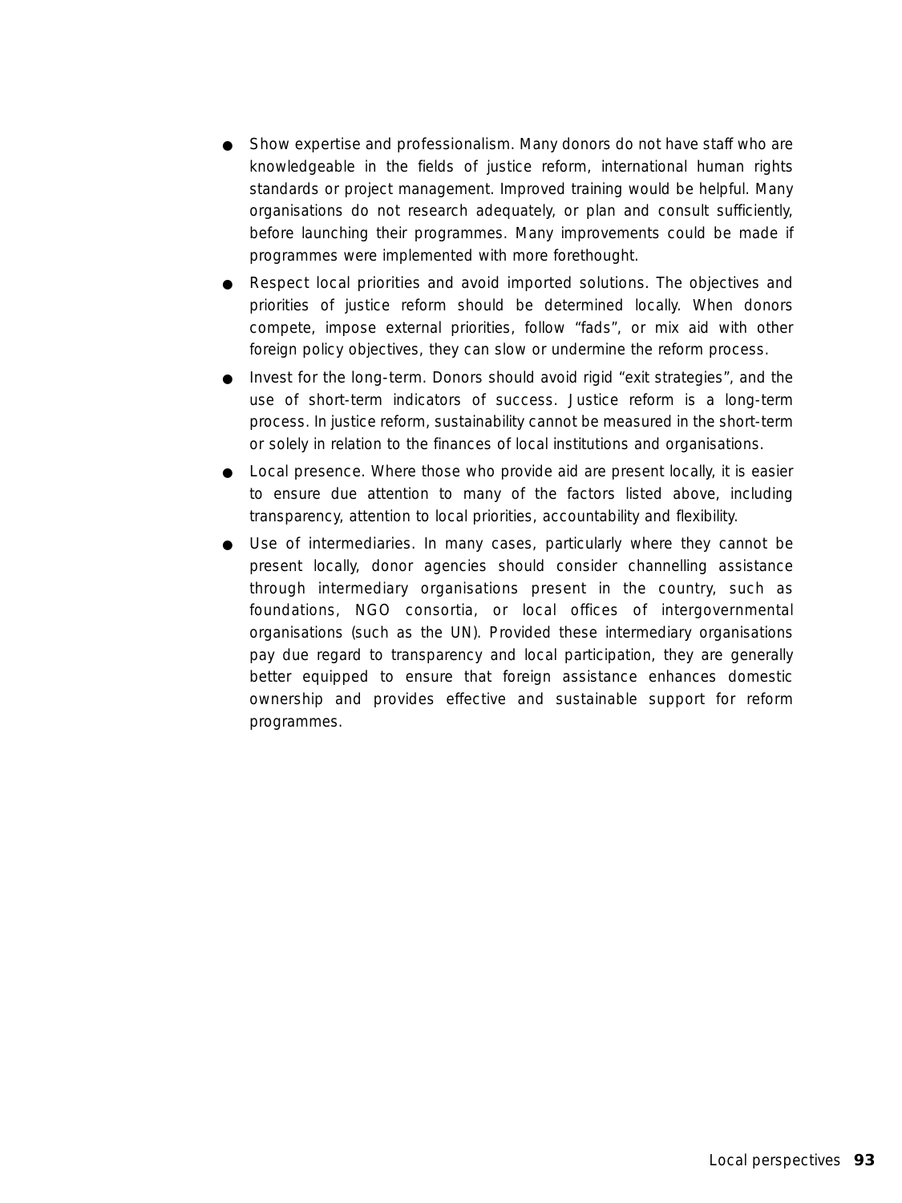- Show expertise and professionalism. Many donors do not have staff who are knowledgeable in the fields of justice reform, international human rights standards or project management. Improved training would be helpful. Many organisations do not research adequately, or plan and consult sufficiently, before launching their programmes. Many improvements could be made if programmes were implemented with more forethought.
- Respect local priorities and avoid imported solutions. The objectives and priorities of justice reform should be determined locally. When donors compete, impose external priorities, follow "fads", or mix aid with other foreign policy objectives, they can slow or undermine the reform process.
- Invest for the long-term. Donors should avoid rigid "exit strategies", and the use of short-term indicators of success. Justice reform is a long-term process. In justice reform, sustainability cannot be measured in the short-term or solely in relation to the finances of local institutions and organisations.
- Local presence. Where those who provide aid are present locally, it is easier to ensure due attention to many of the factors listed above, including transparency, attention to local priorities, accountability and flexibility.
- Use of intermediaries. In many cases, particularly where they cannot be present locally, donor agencies should consider channelling assistance through intermediary organisations present in the country, such as foundations, NGO consortia, or local offices of intergovernmental organisations (such as the UN). Provided these intermediary organisations pay due regard to transparency and local participation, they are generally better equipped to ensure that foreign assistance enhances domestic ownership and provides effective and sustainable support for reform programmes.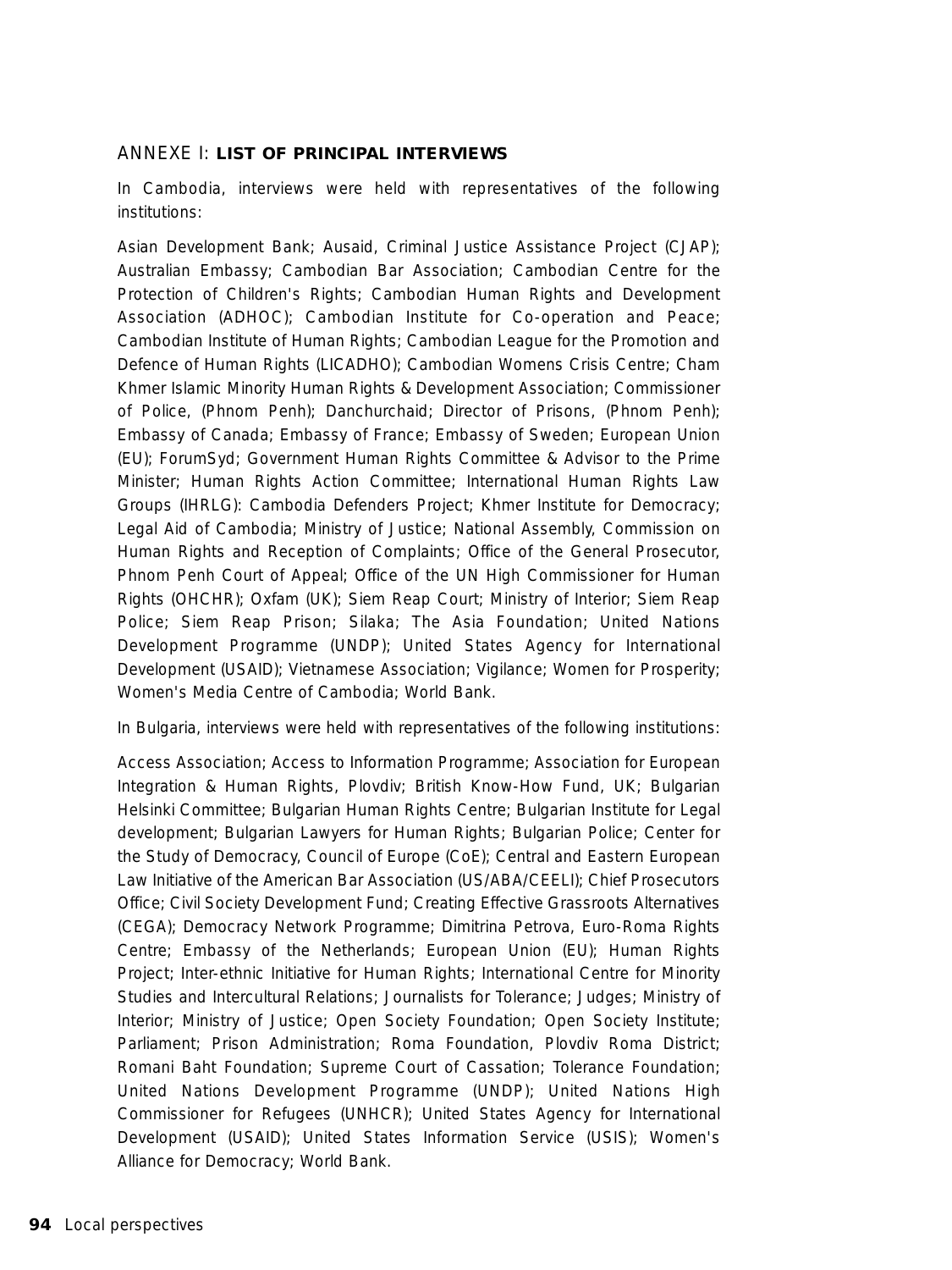## ANNEXE I: **LIST OF PRINCIPAL INTERVIEWS**

In Cambodia, interviews were held with representatives of the following institutions:

Asian Development Bank; Ausaid, Criminal Justice Assistance Project (CJAP); Australian Embassy; Cambodian Bar Association; Cambodian Centre for the Protection of Children's Rights; Cambodian Human Rights and Development Association (ADHOC); Cambodian Institute for Co-operation and Peace; Cambodian Institute of Human Rights; Cambodian League for the Promotion and Defence of Human Rights (LICADHO); Cambodian Womens Crisis Centre; Cham Khmer Islamic Minority Human Rights & Development Association; Commissioner of Police, (Phnom Penh); Danchurchaid; Director of Prisons, (Phnom Penh); Embassy of Canada; Embassy of France; Embassy of Sweden; European Union (EU); ForumSyd; Government Human Rights Committee & Advisor to the Prime Minister; Human Rights Action Committee; International Human Rights Law Groups (IHRLG): Cambodia Defenders Project; Khmer Institute for Democracy; Legal Aid of Cambodia; Ministry of Justice; National Assembly, Commission on Human Rights and Reception of Complaints; Office of the General Prosecutor, Phnom Penh Court of Appeal; Office of the UN High Commissioner for Human Rights (OHCHR); Oxfam (UK); Siem Reap Court; Ministry of Interior; Siem Reap Police; Siem Reap Prison; Silaka; The Asia Foundation; United Nations Development Programme (UNDP); United States Agency for International Development (USAID); Vietnamese Association; Vigilance; Women for Prosperity; Women's Media Centre of Cambodia; World Bank.

In Bulgaria, interviews were held with representatives of the following institutions:

Access Association; Access to Information Programme; Association for European Integration & Human Rights, Plovdiv; British Know-How Fund, UK; Bulgarian Helsinki Committee; Bulgarian Human Rights Centre; Bulgarian Institute for Legal development; Bulgarian Lawyers for Human Rights; Bulgarian Police; Center for the Study of Democracy, Council of Europe (CoE); Central and Eastern European Law Initiative of the American Bar Association (US/ABA/CEELI); Chief Prosecutors Office; Civil Society Development Fund; Creating Effective Grassroots Alternatives (CEGA); Democracy Network Programme; Dimitrina Petrova, Euro-Roma Rights Centre; Embassy of the Netherlands; European Union (EU); Human Rights Project; Inter-ethnic Initiative for Human Rights; International Centre for Minority Studies and Intercultural Relations; Journalists for Tolerance; Judges; Ministry of Interior; Ministry of Justice; Open Society Foundation; Open Society Institute; Parliament; Prison Administration; Roma Foundation, Plovdiv Roma District; Romani Baht Foundation; Supreme Court of Cassation; Tolerance Foundation; United Nations Development Programme (UNDP); United Nations High Commissioner for Refugees (UNHCR); United States Agency for International Development (USAID); United States Information Service (USIS); Women's Alliance for Democracy; World Bank.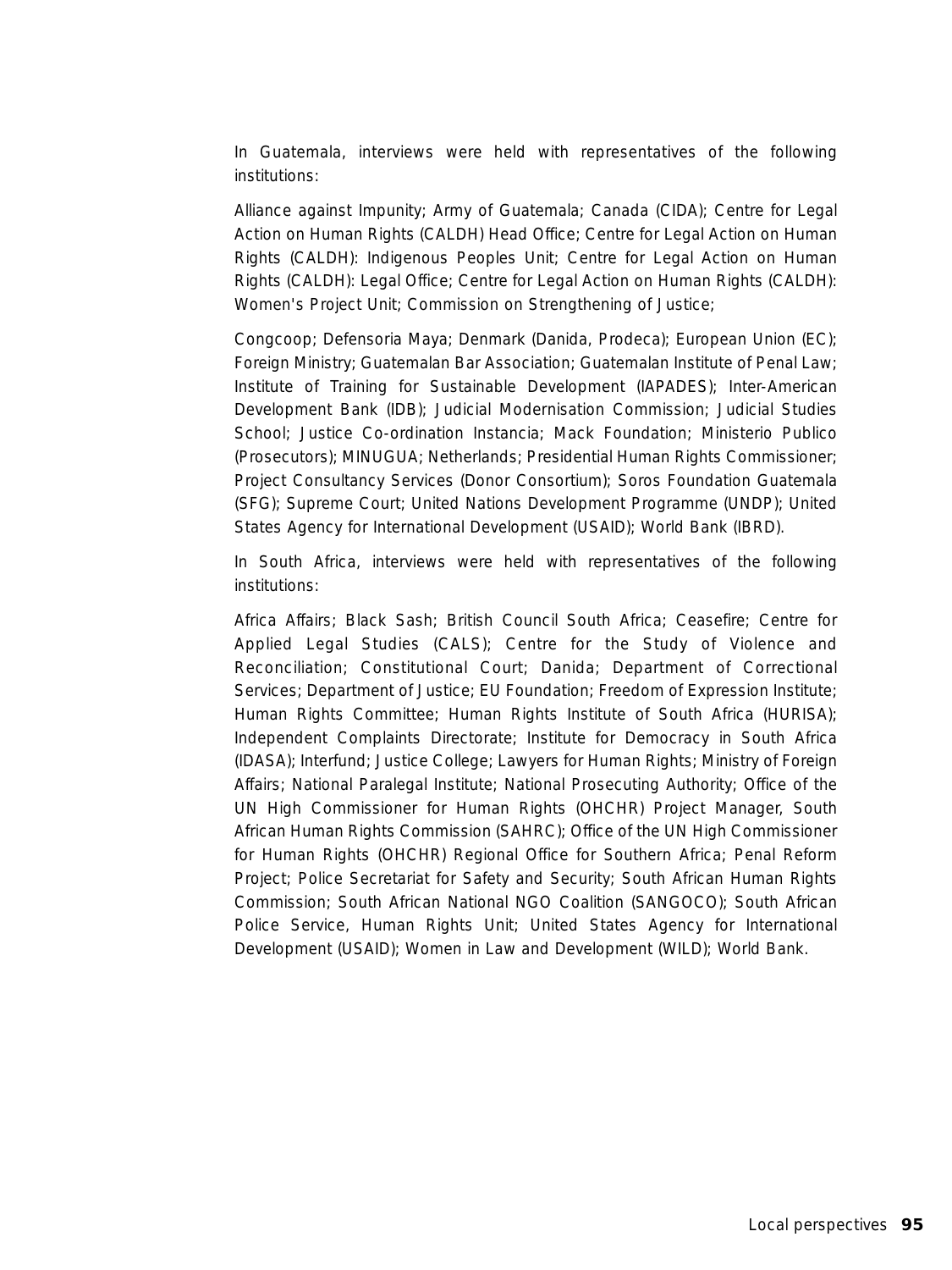In Guatemala, interviews were held with representatives of the following institutions:

Alliance against Impunity; Army of Guatemala; Canada (CIDA); Centre for Legal Action on Human Rights (CALDH) Head Office; Centre for Legal Action on Human Rights (CALDH): Indigenous Peoples Unit; Centre for Legal Action on Human Rights (CALDH): Legal Office; Centre for Legal Action on Human Rights (CALDH): Women's Project Unit; Commission on Strengthening of Justice;

Congcoop; Defensoria Maya; Denmark (Danida, Prodeca); European Union (EC); Foreign Ministry; Guatemalan Bar Association; Guatemalan Institute of Penal Law; Institute of Training for Sustainable Development (IAPADES); Inter-American Development Bank (IDB); Judicial Modernisation Commission; Judicial Studies School; Justice Co-ordination Instancia; Mack Foundation; Ministerio Publico (Prosecutors); MINUGUA; Netherlands; Presidential Human Rights Commissioner; Project Consultancy Services (Donor Consortium); Soros Foundation Guatemala (SFG); Supreme Court; United Nations Development Programme (UNDP); United States Agency for International Development (USAID); World Bank (IBRD).

In South Africa, interviews were held with representatives of the following institutions:

Africa Affairs; Black Sash; British Council South Africa; Ceasefire; Centre for Applied Legal Studies (CALS); Centre for the Study of Violence and Reconciliation; Constitutional Court; Danida; Department of Correctional Services; Department of Justice; EU Foundation; Freedom of Expression Institute; Human Rights Committee; Human Rights Institute of South Africa (HURISA); Independent Complaints Directorate; Institute for Democracy in South Africa (IDASA); Interfund; Justice College; Lawyers for Human Rights; Ministry of Foreign Affairs; National Paralegal Institute; National Prosecuting Authority; Office of the UN High Commissioner for Human Rights (OHCHR) Project Manager, South African Human Rights Commission (SAHRC); Office of the UN High Commissioner for Human Rights (OHCHR) Regional Office for Southern Africa; Penal Reform Project; Police Secretariat for Safety and Security; South African Human Rights Commission; South African National NGO Coalition (SANGOCO); South African Police Service, Human Rights Unit; United States Agency for International Development (USAID); Women in Law and Development (WILD); World Bank.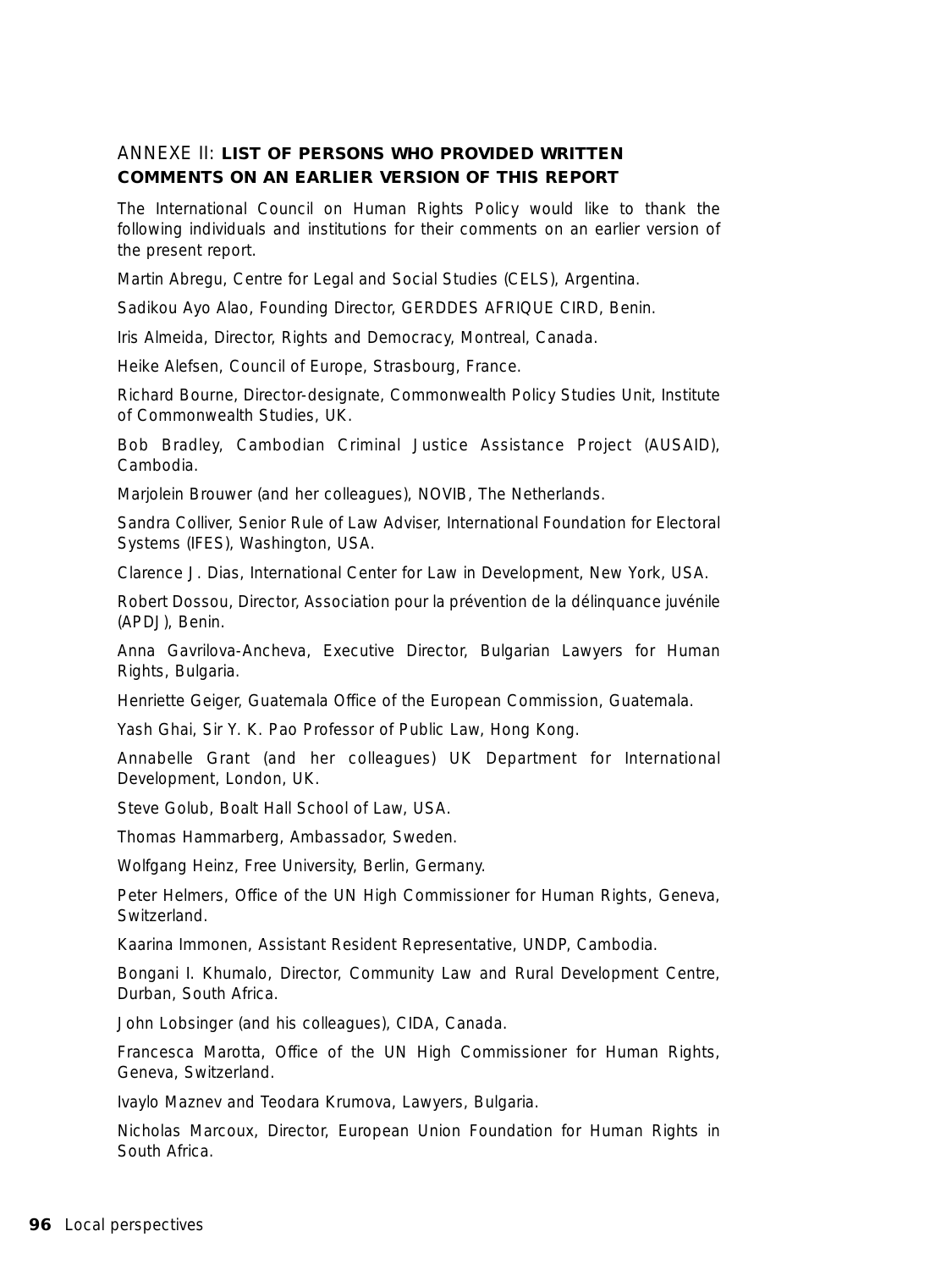## ANNEXE II: **LIST OF PERSONS WHO PROVIDED WRITTEN COMMENTS ON AN EARLIER VERSION OF THIS REPORT**

The International Council on Human Rights Policy would like to thank the following individuals and institutions for their comments on an earlier version of the present report.

Martin Abregu, Centre for Legal and Social Studies (CELS), Argentina.

Sadikou Ayo Alao, Founding Director, GERDDES AFRIQUE CIRD, Benin.

Iris Almeida, Director, Rights and Democracy, Montreal, Canada.

Heike Alefsen, Council of Europe, Strasbourg, France.

Richard Bourne, Director-designate, Commonwealth Policy Studies Unit, Institute of Commonwealth Studies, UK.

Bob Bradley, Cambodian Criminal Justice Assistance Project (AUSAID), Cambodia.

Marjolein Brouwer (and her colleagues), NOVIB, The Netherlands.

Sandra Colliver, Senior Rule of Law Adviser, International Foundation for Electoral Systems (IFES), Washington, USA.

Clarence J. Dias, International Center for Law in Development, New York, USA.

Robert Dossou, Director, Association pour la prévention de la délinquance juvénile (APDJ), Benin.

Anna Gavrilova-Ancheva, Executive Director, Bulgarian Lawyers for Human Rights, Bulgaria.

Henriette Geiger, Guatemala Office of the European Commission, Guatemala.

Yash Ghai, Sir Y. K. Pao Professor of Public Law, Hong Kong.

Annabelle Grant (and her colleagues) UK Department for International Development, London, UK.

Steve Golub, Boalt Hall School of Law, USA.

Thomas Hammarberg, Ambassador, Sweden.

Wolfgang Heinz, Free University, Berlin, Germany.

Peter Helmers, Office of the UN High Commissioner for Human Rights, Geneva, Switzerland.

Kaarina Immonen, Assistant Resident Representative, UNDP, Cambodia.

Bongani I. Khumalo, Director, Community Law and Rural Development Centre, Durban, South Africa.

John Lobsinger (and his colleagues), CIDA, Canada.

Francesca Marotta, Office of the UN High Commissioner for Human Rights, Geneva, Switzerland.

Ivaylo Maznev and Teodara Krumova, Lawyers, Bulgaria.

Nicholas Marcoux, Director, European Union Foundation for Human Rights in South Africa.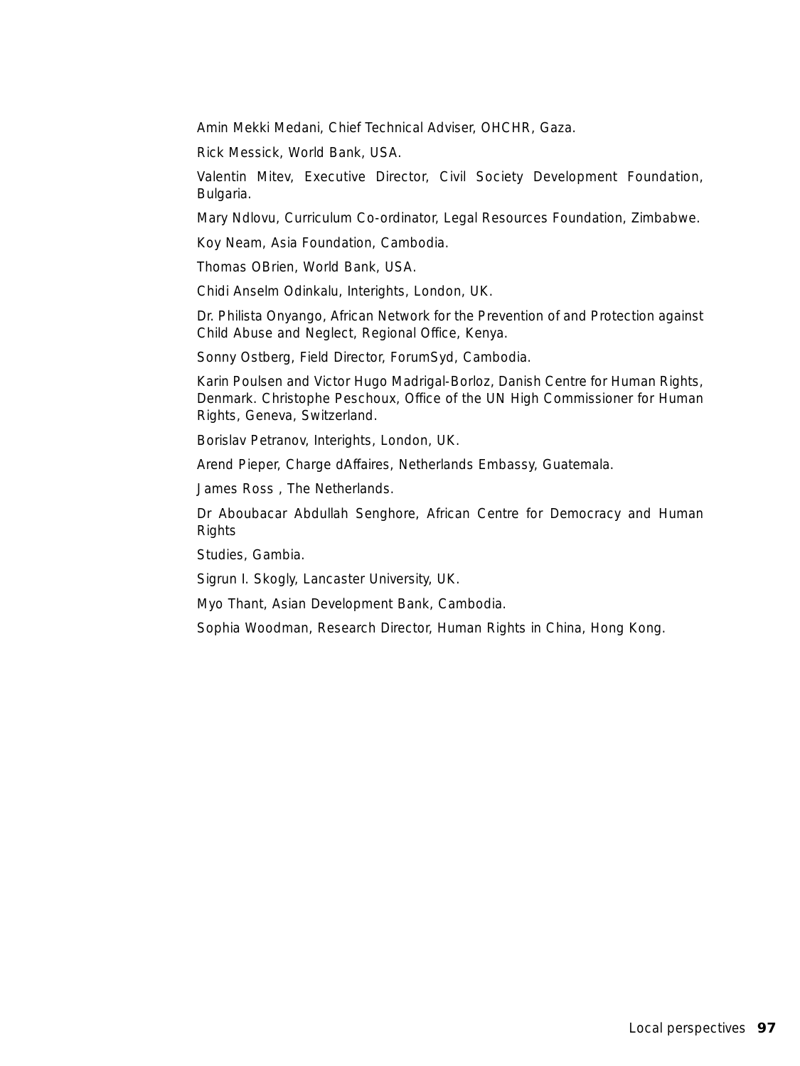Amin Mekki Medani, Chief Technical Adviser, OHCHR, Gaza.

Rick Messick, World Bank, USA.

Valentin Mitev, Executive Director, Civil Society Development Foundation, Bulgaria.

Mary Ndlovu, Curriculum Co-ordinator, Legal Resources Foundation, Zimbabwe.

Koy Neam, Asia Foundation, Cambodia.

Thomas OBrien, World Bank, USA.

Chidi Anselm Odinkalu, Interights, London, UK.

Dr. Philista Onyango, African Network for the Prevention of and Protection against Child Abuse and Neglect, Regional Office, Kenya.

Sonny Ostberg, Field Director, ForumSyd, Cambodia.

Karin Poulsen and Victor Hugo Madrigal-Borloz, Danish Centre for Human Rights, Denmark. Christophe Peschoux, Office of the UN High Commissioner for Human Rights, Geneva, Switzerland.

Borislav Petranov, Interights, London, UK.

Arend Pieper, Charge dAffaires, Netherlands Embassy, Guatemala.

James Ross , The Netherlands.

Dr Aboubacar Abdullah Senghore, African Centre for Democracy and Human Rights

Studies, Gambia.

Sigrun I. Skogly, Lancaster University, UK.

Myo Thant, Asian Development Bank, Cambodia.

Sophia Woodman, Research Director, Human Rights in China, Hong Kong.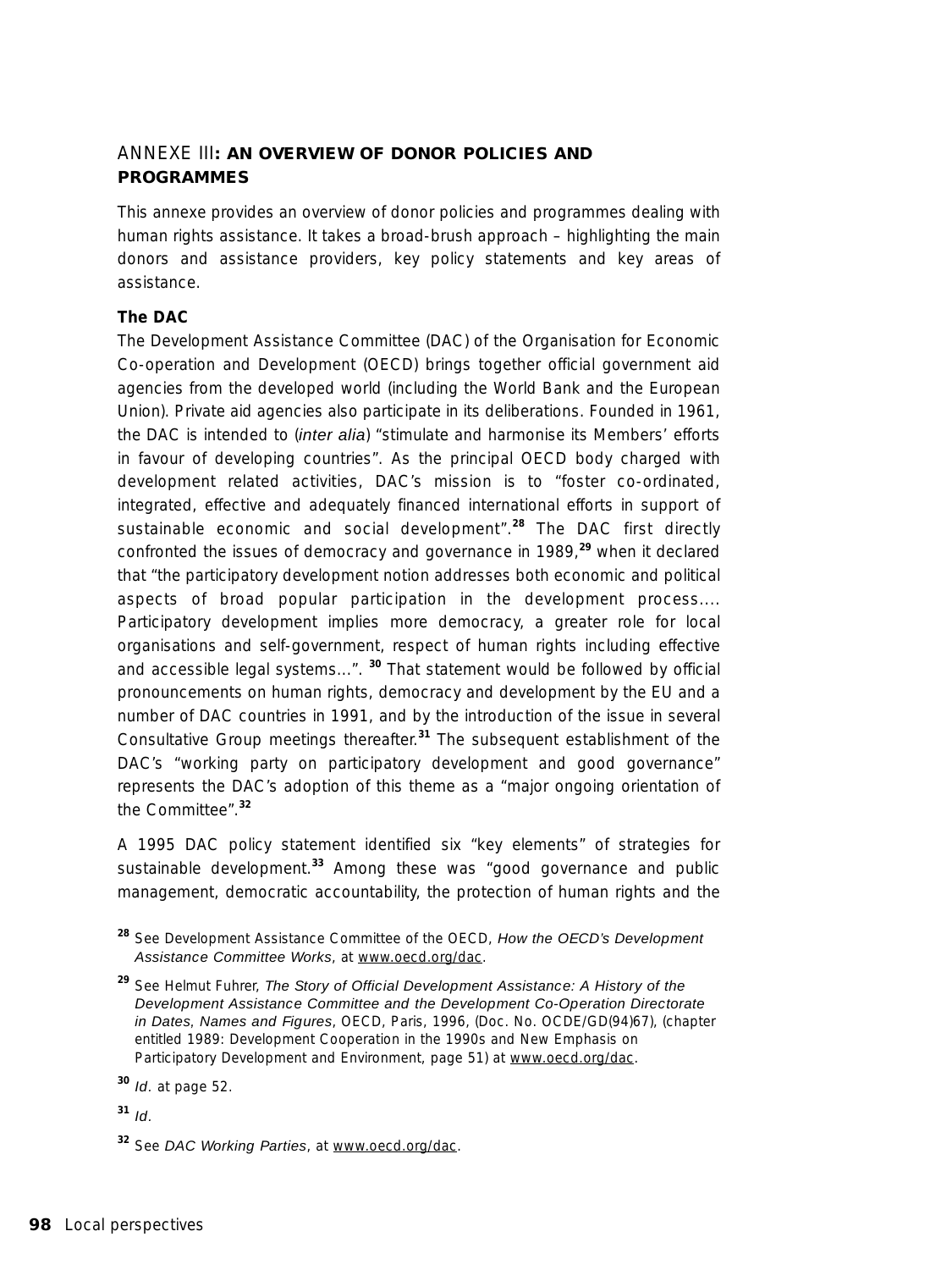## ANNEXE III: AN OVERVIEW OF DONOR POLICIES AND PROGRAMMES

This annexe provides an overview of donor policies and programmes dealing with human rights assistance. It takes a broad-brush approach – highlighting the main donors and assistance providers, key policy statements and key areas of assistance.

### The DAC

The Development Assistance Committee (DAC) of the Organisation for Economic Co-operation and Development (OECD) brings together official government aid agencies from the developed world (including the World Bank and the European Union). Private aid agencies also participate in its deliberations. Founded in 1961, the DAC is intended to (*inter alia*) "stimulate and harmonise its Members' efforts in favour of developing countries". As the principal OECD body charged with development related activities, DAC's mission is to "foster co-ordinated, integrated, effective and adequately financed international efforts in support of sustainable economic and social development".[28] The DAC first directly confronted the issues of democracy and governance in 1989,[29] when it declared that "the participatory development notion addresses both economic and political aspects of broad popular participation in the development process.... Participatory development implies more democracy, a greater role for local organisations and self-government, respect of human rights including effective and accessible legal systems...".[30] That statement would be followed by official pronouncements on human rights, democracy and development by the EU and a number of DAC countries in 1991, and by the introduction of the issue in several Consultative Group meetings thereafter.[31] The subsequent establishment of the DAC's "working party on participatory development and good governance" represents the DAC's adoption of this theme as a "major ongoing orientation of the Committee".[32]

A 1995 DAC policy statement identified six "key elements" of strategies for sustainable development.[33] Among these was "good governance and public management, democratic accountability, the protection of human rights and the

[28] See Development Assistance Committee of the OECD, *How the OECD's Development Assistance Committee Works*, at www.oecd.org/dac.

[29] See Helmut Fuhrer, *The Story of Official Development Assistance: A History of the Development Assistance Committee and the Development Co-Operation Directorate in Dates, Names and Figures*, OECD, Paris, 1996, (Doc. No. OCDE/GD(94)67), (chapter entitled 1989: Development Cooperation in the 1990s and New Emphasis on Participatory Development and Environment, page 51) at www.oecd.org/dac.

[30] *Id.* at page 52.

[31] *Id.*

[32] See *DAC Working Parties*, at www.oecd.org/dac.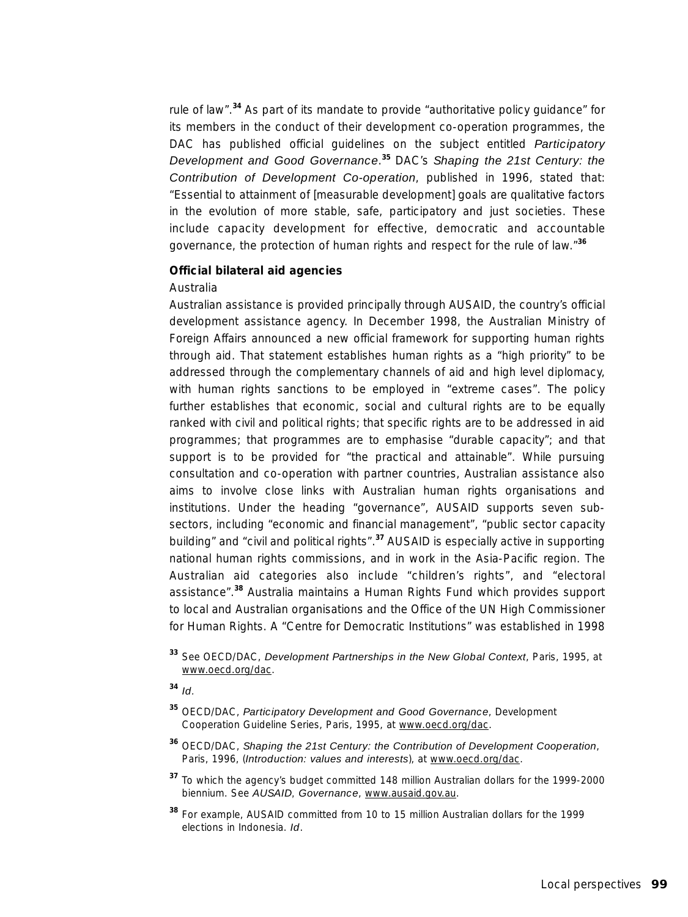rule of law".[34] As part of its mandate to provide "authoritative policy guidance" for its members in the conduct of their development co-operation programmes, the DAC has published official guidelines on the subject entitled *Participatory Development and Good Governance*.[35] DAC's *Shaping the 21st Century: the Contribution of Development Co-operation*, published in 1996, stated that: "Essential to attainment of [measurable development] goals are qualitative factors in the evolution of more stable, safe, participatory and just societies. These include capacity development for effective, democratic and accountable governance, the protection of human rights and respect for the rule of law."[36]

**Official bilateral aid agencies**

Australia

Australian assistance is provided principally through AUSAID, the country's official development assistance agency. In December 1998, the Australian Ministry of Foreign Affairs announced a new official framework for supporting human rights through aid. That statement establishes human rights as a "high priority" to be addressed through the complementary channels of aid and high level diplomacy, with human rights sanctions to be employed in "extreme cases". The policy further establishes that economic, social and cultural rights are to be equally ranked with civil and political rights; that specific rights are to be addressed in aid programmes; that programmes are to emphasise "durable capacity"; and that support is to be provided for "the practical and attainable". While pursuing consultation and co-operation with partner countries, Australian assistance also aims to involve close links with Australian human rights organisations and institutions. Under the heading "governance", AUSAID supports seven sub-sectors, including "economic and financial management", "public sector capacity building" and "civil and political rights".[37] AUSAID is especially active in supporting national human rights commissions, and in work in the Asia-Pacific region. The Australian aid categories also include "children's rights", and "electoral assistance".[38] Australia maintains a Human Rights Fund which provides support to local and Australian organisations and the Office of the UN High Commissioner for Human Rights. A "Centre for Democratic Institutions" was established in 1998

[33] See OECD/DAC, *Development Partnerships in the New Global Context*, Paris, 1995, at www.oecd.org/dac.

[34] *Id*.

[35] OECD/DAC, *Participatory Development and Good Governance*, Development Cooperation Guideline Series, Paris, 1995, at www.oecd.org/dac.

[36] OECD/DAC, *Shaping the 21st Century: the Contribution of Development Cooperation*, Paris, 1996, (*Introduction: values and interests*), at www.oecd.org/dac.

[37] To which the agency's budget committed 148 million Australian dollars for the 1999-2000 biennium. See *AUSAID*, *Governance*, www.ausaid.gov.au.

[38] For example, AUSAID committed from 10 to 15 million Australian dollars for the 1999 elections in Indonesia. *Id*.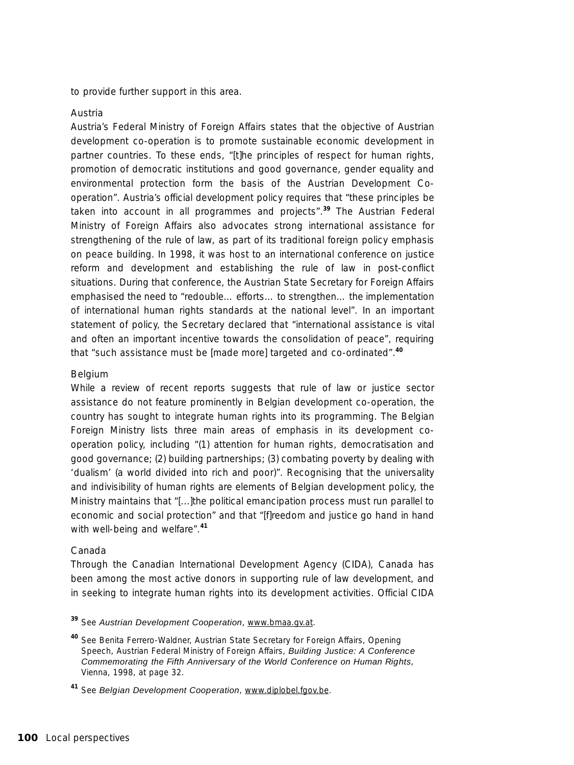to provide further support in this area.

### Austria

Austria's Federal Ministry of Foreign Affairs states that the objective of Austrian development co-operation is to promote sustainable economic development in partner countries. To these ends, "[t]he principles of respect for human rights, promotion of democratic institutions and good governance, gender equality and environmental protection form the basis of the Austrian Development Co-operation". Austria's official development policy requires that "these principles be taken into account in all programmes and projects".[39] The Austrian Federal Ministry of Foreign Affairs also advocates strong international assistance for strengthening of the rule of law, as part of its traditional foreign policy emphasis on peace building. In 1998, it was host to an international conference on justice reform and development and establishing the rule of law in post-conflict situations. During that conference, the Austrian State Secretary for Foreign Affairs emphasised the need to "redouble… efforts… to strengthen… the implementation of international human rights standards at the national level". In an important statement of policy, the Secretary declared that "international assistance is vital and often an important incentive towards the consolidation of peace", requiring that "such assistance must be [made more] targeted and co-ordinated".[40]

### Belgium

While a review of recent reports suggests that rule of law or justice sector assistance do not feature prominently in Belgian development co-operation, the country has sought to integrate human rights into its programming. The Belgian Foreign Ministry lists three main areas of emphasis in its development co-operation policy, including "(1) attention for human rights, democratisation and good governance; (2) building partnerships; (3) combating poverty by dealing with 'dualism' (a world divided into rich and poor)". Recognising that the universality and indivisibility of human rights are elements of Belgian development policy, the Ministry maintains that "[…]the political emancipation process must run parallel to economic and social protection" and that "[f]reedom and justice go hand in hand with well-being and welfare".[41]

### Canada

Through the Canadian International Development Agency (CIDA), Canada has been among the most active donors in supporting rule of law development, and in seeking to integrate human rights into its development activities. Official CIDA

[39] See *Austrian Development Cooperation*, www.bmaa.gv.at.

[40] See Benita Ferrero-Waldner, Austrian State Secretary for Foreign Affairs, Opening Speech, Austrian Federal Ministry of Foreign Affairs, *Building Justice: A Conference Commemorating the Fifth Anniversary of the World Conference on Human Rights*, Vienna, 1998, at page 32.

[41] See *Belgian Development Cooperation*, www.diplobel.fgov.be.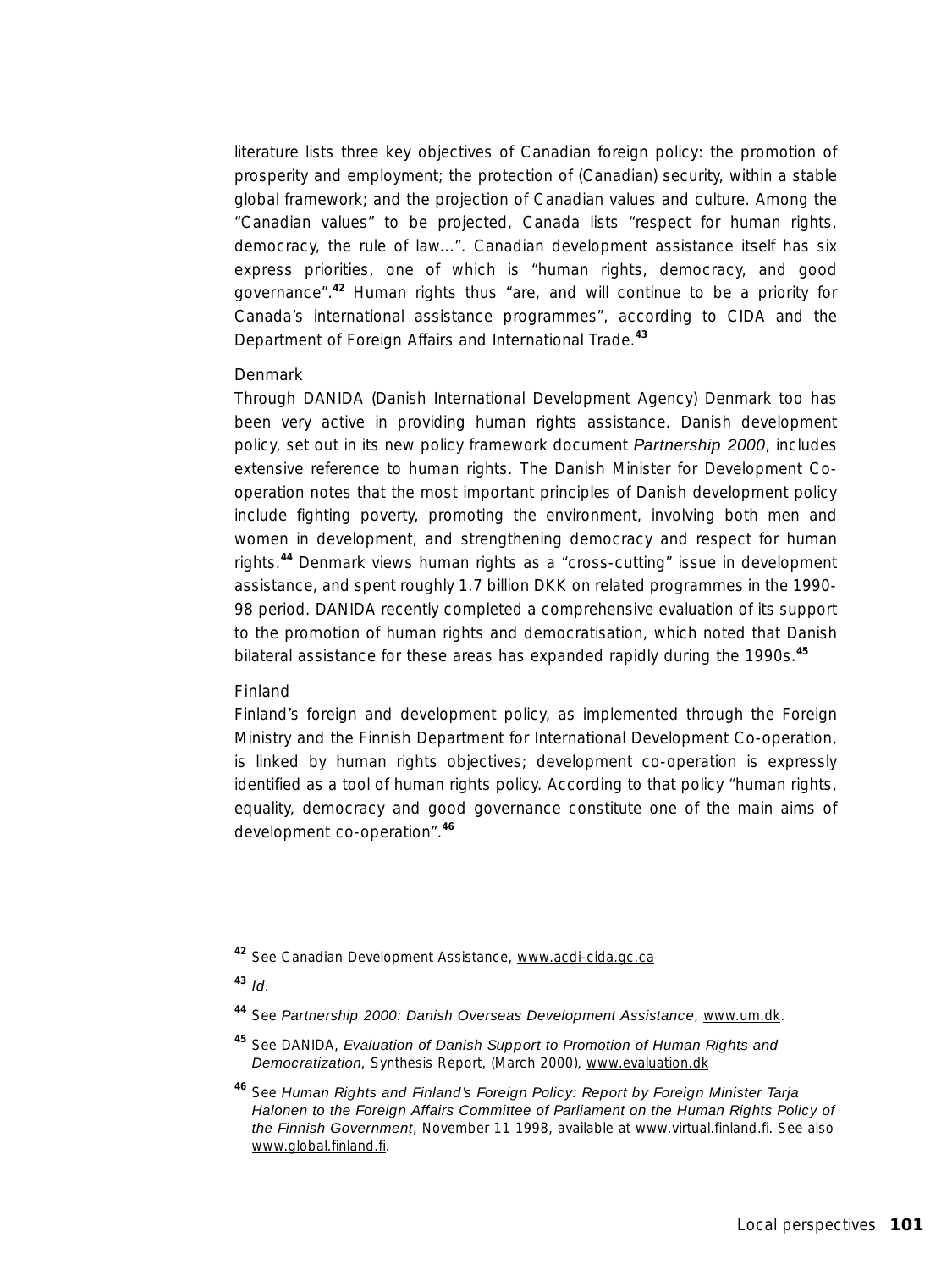literature lists three key objectives of Canadian foreign policy: the promotion of prosperity and employment; the protection of (Canadian) security, within a stable global framework; and the projection of Canadian values and culture. Among the "Canadian values" to be projected, Canada lists "respect for human rights, democracy, the rule of law...". Canadian development assistance itself has six express priorities, one of which is "human rights, democracy, and good governance".[42] Human rights thus "are, and will continue to be a priority for Canada's international assistance programmes", according to CIDA and the Department of Foreign Affairs and International Trade.[43]

### Denmark

Through DANIDA (Danish International Development Agency) Denmark too has been very active in providing human rights assistance. Danish development policy, set out in its new policy framework document *Partnership 2000*, includes extensive reference to human rights. The Danish Minister for Development Co-operation notes that the most important principles of Danish development policy include fighting poverty, promoting the environment, involving both men and women in development, and strengthening democracy and respect for human rights.[44] Denmark views human rights as a "cross-cutting" issue in development assistance, and spent roughly 1.7 billion DKK on related programmes in the 1990-98 period. DANIDA recently completed a comprehensive evaluation of its support to the promotion of human rights and democratisation, which noted that Danish bilateral assistance for these areas has expanded rapidly during the 1990s.[45]

### Finland

Finland's foreign and development policy, as implemented through the Foreign Ministry and the Finnish Department for International Development Co-operation, is linked by human rights objectives; development co-operation is expressly identified as a tool of human rights policy. According to that policy "human rights, equality, democracy and good governance constitute one of the main aims of development co-operation".[46]

---

[42] See Canadian Development Assistance, www.acdi-cida.gc.ca

[43] *Id.*

[44] See *Partnership 2000: Danish Overseas Development Assistance*, www.um.dk.

[45] See DANIDA, *Evaluation of Danish Support to Promotion of Human Rights and Democratization*, Synthesis Report, (March 2000), www.evaluation.dk

[46] See *Human Rights and Finland's Foreign Policy: Report by Foreign Minister Tarja Halonen to the Foreign Affairs Committee of Parliament on the Human Rights Policy of the Finnish Government*, November 11 1998, available at www.virtual.finland.fi. See also www.global.finland.fi.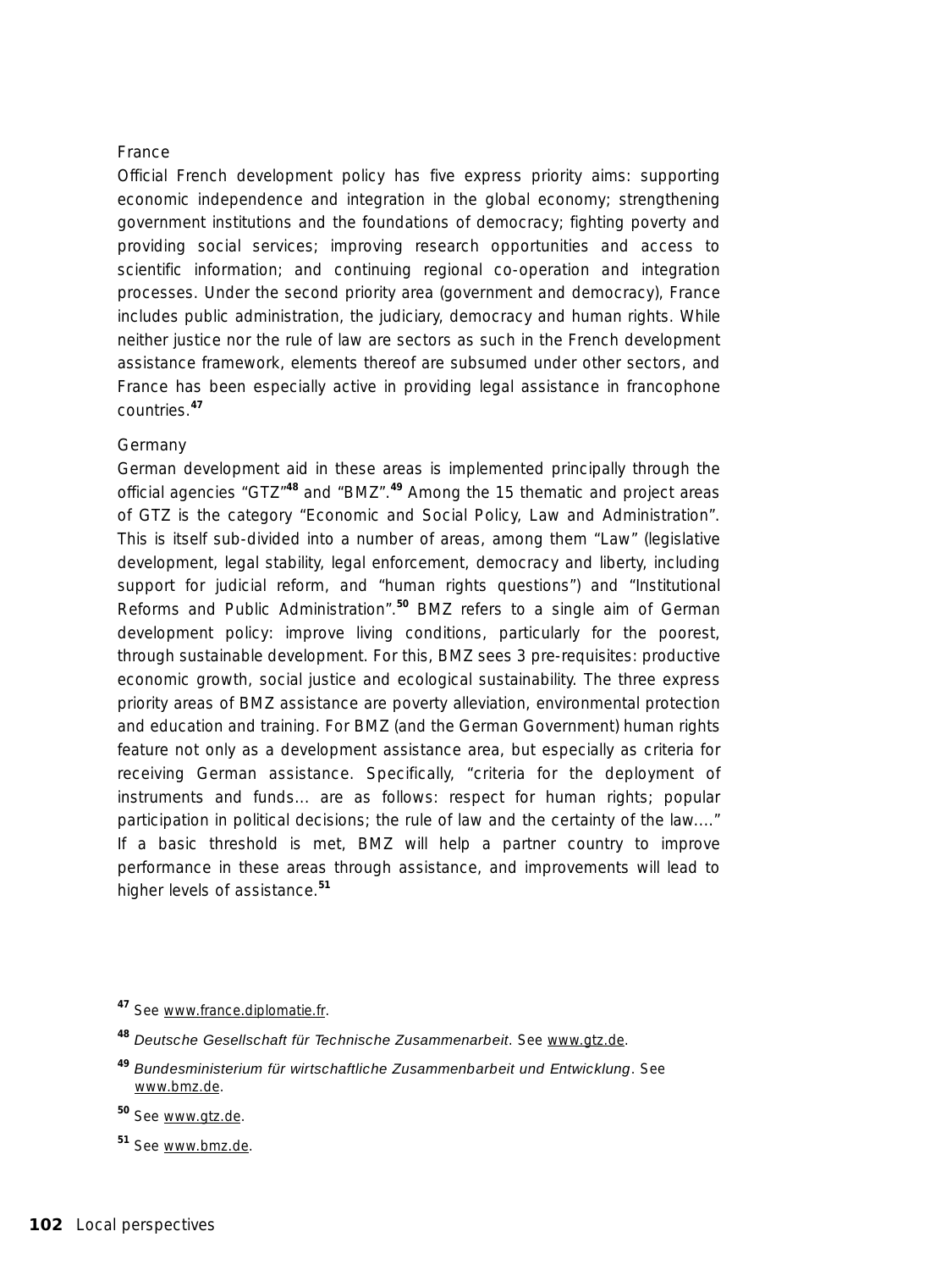### France

Official French development policy has five express priority aims: supporting economic independence and integration in the global economy; strengthening government institutions and the foundations of democracy; fighting poverty and providing social services; improving research opportunities and access to scientific information; and continuing regional co-operation and integration processes. Under the second priority area (government and democracy), France includes public administration, the judiciary, democracy and human rights. While neither justice nor the rule of law are sectors as such in the French development assistance framework, elements thereof are subsumed under other sectors, and France has been especially active in providing legal assistance in francophone countries.[47]

### Germany

German development aid in these areas is implemented principally through the official agencies "GTZ"[48] and "BMZ".[49] Among the 15 thematic and project areas of GTZ is the category "Economic and Social Policy, Law and Administration". This is itself sub-divided into a number of areas, among them "Law" (legislative development, legal stability, legal enforcement, democracy and liberty, including support for judicial reform, and "human rights questions") and "Institutional Reforms and Public Administration".[50] BMZ refers to a single aim of German development policy: improve living conditions, particularly for the poorest, through sustainable development. For this, BMZ sees 3 pre-requisites: productive economic growth, social justice and ecological sustainability. The three express priority areas of BMZ assistance are poverty alleviation, environmental protection and education and training. For BMZ (and the German Government) human rights feature not only as a development assistance area, but especially as criteria for receiving German assistance. Specifically, "criteria for the deployment of instruments and funds... are as follows: respect for human rights; popular participation in political decisions; the rule of law and the certainty of the law...." If a basic threshold is met, BMZ will help a partner country to improve performance in these areas through assistance, and improvements will lead to higher levels of assistance.[51]

---

[47] See www.france.diplomatie.fr.

[48] *Deutsche Gesellschaft für Technische Zusammenarbeit*. See www.gtz.de.

[49] *Bundesministerium für wirtschaftliche Zusammenbarbeit und Entwicklung*. See www.bmz.de.

[50] See www.gtz.de.

[51] See www.bmz.de.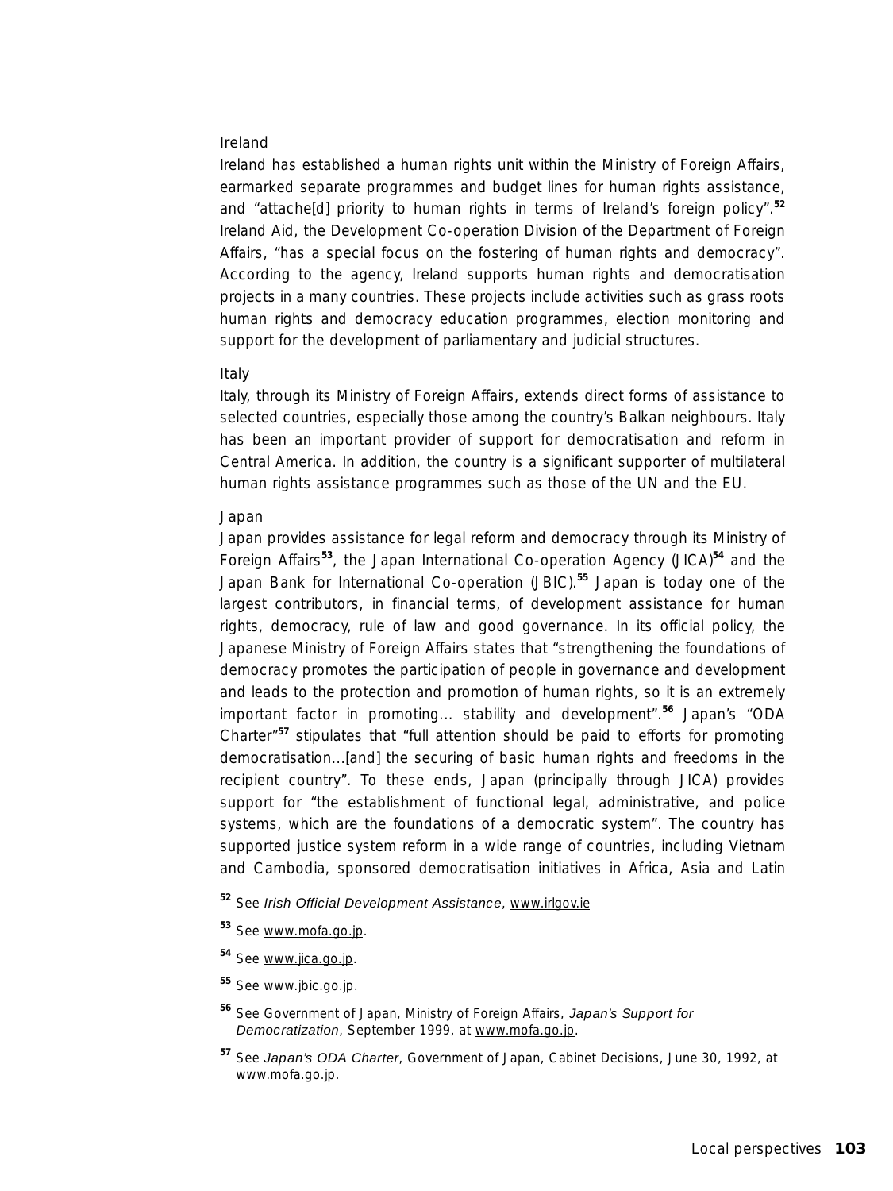### Ireland

Ireland has established a human rights unit within the Ministry of Foreign Affairs, earmarked separate programmes and budget lines for human rights assistance, and "attache[d] priority to human rights in terms of Ireland's foreign policy".[52] Ireland Aid, the Development Co-operation Division of the Department of Foreign Affairs, "has a special focus on the fostering of human rights and democracy". According to the agency, Ireland supports human rights and democratisation projects in a many countries. These projects include activities such as grass roots human rights and democracy education programmes, election monitoring and support for the development of parliamentary and judicial structures.

### Italy

Italy, through its Ministry of Foreign Affairs, extends direct forms of assistance to selected countries, especially those among the country's Balkan neighbours. Italy has been an important provider of support for democratisation and reform in Central America. In addition, the country is a significant supporter of multilateral human rights assistance programmes such as those of the UN and the EU.

### Japan

Japan provides assistance for legal reform and democracy through its Ministry of Foreign Affairs[53], the Japan International Co-operation Agency (JICA)[54] and the Japan Bank for International Co-operation (JBIC).[55] Japan is today one of the largest contributors, in financial terms, of development assistance for human rights, democracy, rule of law and good governance. In its official policy, the Japanese Ministry of Foreign Affairs states that "strengthening the foundations of democracy promotes the participation of people in governance and development and leads to the protection and promotion of human rights, so it is an extremely important factor in promoting... stability and development".[56] Japan's "ODA Charter"[57] stipulates that "full attention should be paid to efforts for promoting democratisation...[and] the securing of basic human rights and freedoms in the recipient country". To these ends, Japan (principally through JICA) provides support for "the establishment of functional legal, administrative, and police systems, which are the foundations of a democratic system". The country has supported justice system reform in a wide range of countries, including Vietnam and Cambodia, sponsored democratisation initiatives in Africa, Asia and Latin

---

[52] See *Irish Official Development Assistance*, www.irlgov.ie

[53] See www.mofa.go.jp.

[54] See www.jica.go.jp.

[55] See www.jbic.go.jp.

[56] See Government of Japan, Ministry of Foreign Affairs, *Japan's Support for Democratization*, September 1999, at www.mofa.go.jp.

[57] See *Japan's ODA Charter*, Government of Japan, Cabinet Decisions, June 30, 1992, at www.mofa.go.jp.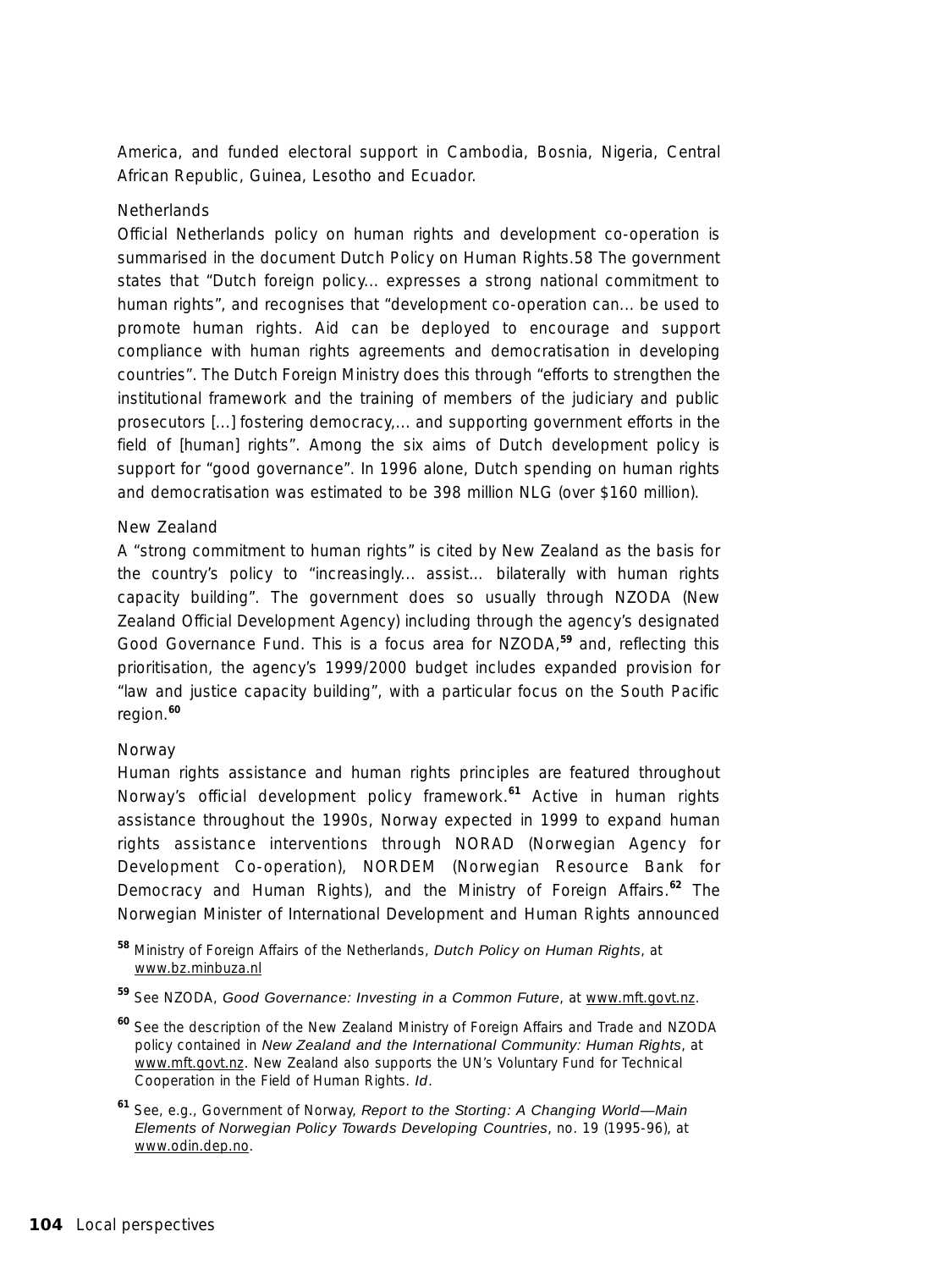America, and funded electoral support in Cambodia, Bosnia, Nigeria, Central African Republic, Guinea, Lesotho and Ecuador.

### Netherlands

Official Netherlands policy on human rights and development co-operation is summarised in the document Dutch Policy on Human Rights.58 The government states that "Dutch foreign policy… expresses a strong national commitment to human rights", and recognises that "development co-operation can… be used to promote human rights. Aid can be deployed to encourage and support compliance with human rights agreements and democratisation in developing countries". The Dutch Foreign Ministry does this through "efforts to strengthen the institutional framework and the training of members of the judiciary and public prosecutors […] fostering democracy,… and supporting government efforts in the field of [human] rights". Among the six aims of Dutch development policy is support for "good governance". In 1996 alone, Dutch spending on human rights and democratisation was estimated to be 398 million NLG (over $160 million).

### New Zealand

A "strong commitment to human rights" is cited by New Zealand as the basis for the country's policy to "increasingly… assist… bilaterally with human rights capacity building". The government does so usually through NZODA (New Zealand Official Development Agency) including through the agency's designated Good Governance Fund. This is a focus area for NZODA,[59] and, reflecting this prioritisation, the agency's 1999/2000 budget includes expanded provision for "law and justice capacity building", with a particular focus on the South Pacific region.[60]

### Norway

Human rights assistance and human rights principles are featured throughout Norway's official development policy framework.[61] Active in human rights assistance throughout the 1990s, Norway expected in 1999 to expand human rights assistance interventions through NORAD (Norwegian Agency for Development Co-operation), NORDEM (Norwegian Resource Bank for Democracy and Human Rights), and the Ministry of Foreign Affairs.[62] The Norwegian Minister of International Development and Human Rights announced

---

[58] Ministry of Foreign Affairs of the Netherlands, *Dutch Policy on Human Rights*, at www.bz.minbuza.nl

[59] See NZODA, *Good Governance: Investing in a Common Future*, at www.mft.govt.nz.

[60] See the description of the New Zealand Ministry of Foreign Affairs and Trade and NZODA policy contained in *New Zealand and the International Community: Human Rights*, at www.mft.govt.nz. New Zealand also supports the UN's Voluntary Fund for Technical Cooperation in the Field of Human Rights. *Id*.

[61] See, e.g., Government of Norway, *Report to the Storting: A Changing World—Main Elements of Norwegian Policy Towards Developing Countries*, no. 19 (1995-96), at www.odin.dep.no.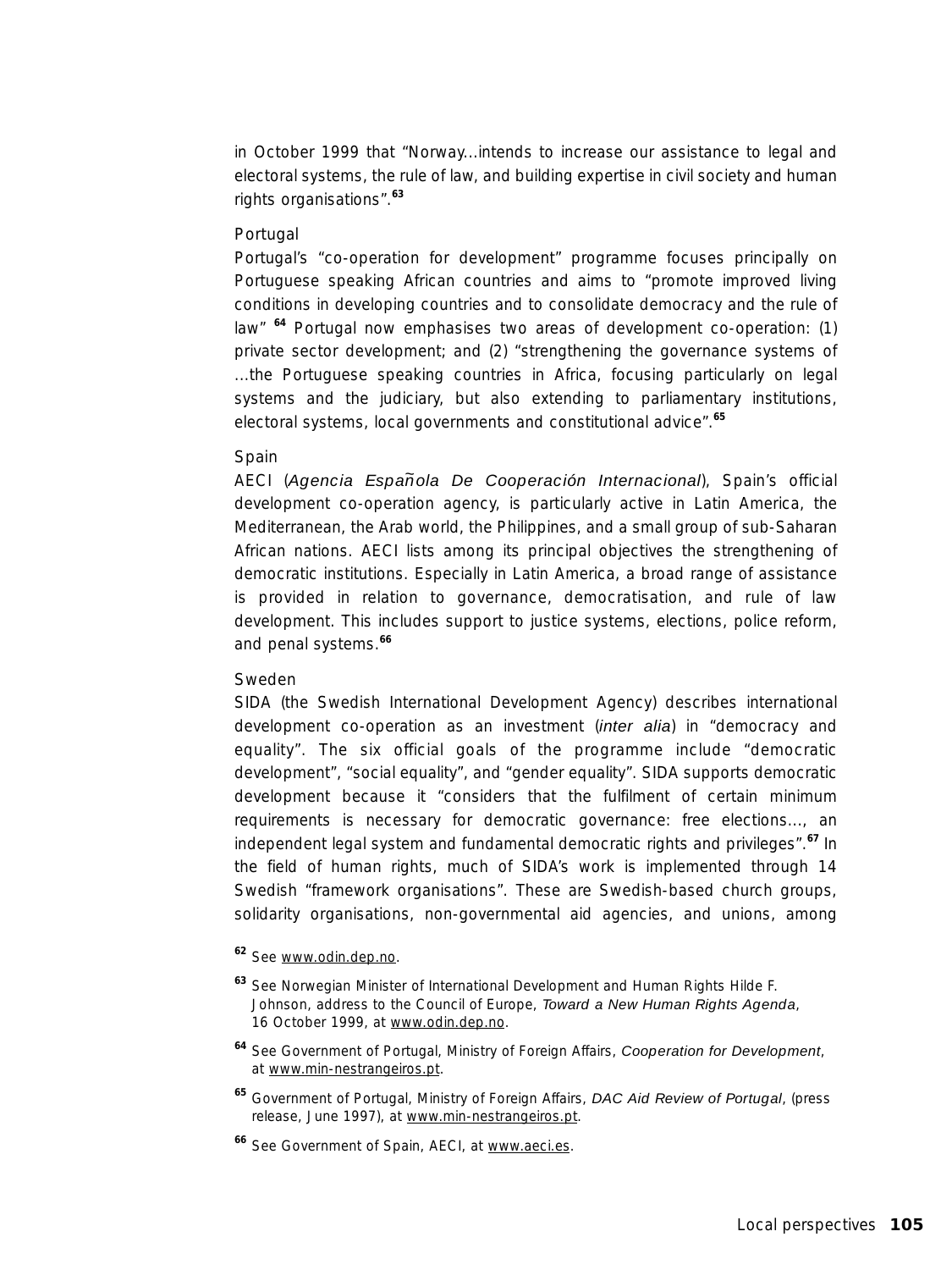in October 1999 that "Norway...intends to increase our assistance to legal and electoral systems, the rule of law, and building expertise in civil society and human rights organisations".[63]

### Portugal

Portugal's "co-operation for development" programme focuses principally on Portuguese speaking African countries and aims to "promote improved living conditions in developing countries and to consolidate democracy and the rule of law" [64] Portugal now emphasises two areas of development co-operation: (1) private sector development; and (2) "strengthening the governance systems of ...the Portuguese speaking countries in Africa, focusing particularly on legal systems and the judiciary, but also extending to parliamentary institutions, electoral systems, local governments and constitutional advice".[65]

### Spain

AECI (*Agencia Española De Cooperación Internacional*), Spain's official development co-operation agency, is particularly active in Latin America, the Mediterranean, the Arab world, the Philippines, and a small group of sub-Saharan African nations. AECI lists among its principal objectives the strengthening of democratic institutions. Especially in Latin America, a broad range of assistance is provided in relation to governance, democratisation, and rule of law development. This includes support to justice systems, elections, police reform, and penal systems.[66]

### Sweden

SIDA (the Swedish International Development Agency) describes international development co-operation as an investment (*inter alia*) in "democracy and equality". The six official goals of the programme include "democratic development", "social equality", and "gender equality". SIDA supports democratic development because it "considers that the fulfilment of certain minimum requirements is necessary for democratic governance: free elections..., an independent legal system and fundamental democratic rights and privileges".[67] In the field of human rights, much of SIDA's work is implemented through 14 Swedish "framework organisations". These are Swedish-based church groups, solidarity organisations, non-governmental aid agencies, and unions, among

---

[62] See www.odin.dep.no.

[63] See Norwegian Minister of International Development and Human Rights Hilde F. Johnson, address to the Council of Europe, *Toward a New Human Rights Agenda*, 16 October 1999, at www.odin.dep.no.

[64] See Government of Portugal, Ministry of Foreign Affairs, *Cooperation for Development*, at www.min-nestrangeiros.pt.

[65] Government of Portugal, Ministry of Foreign Affairs, *DAC Aid Review of Portugal*, (press release, June 1997), at www.min-nestrangeiros.pt.

[66] See Government of Spain, AECI, at www.aeci.es.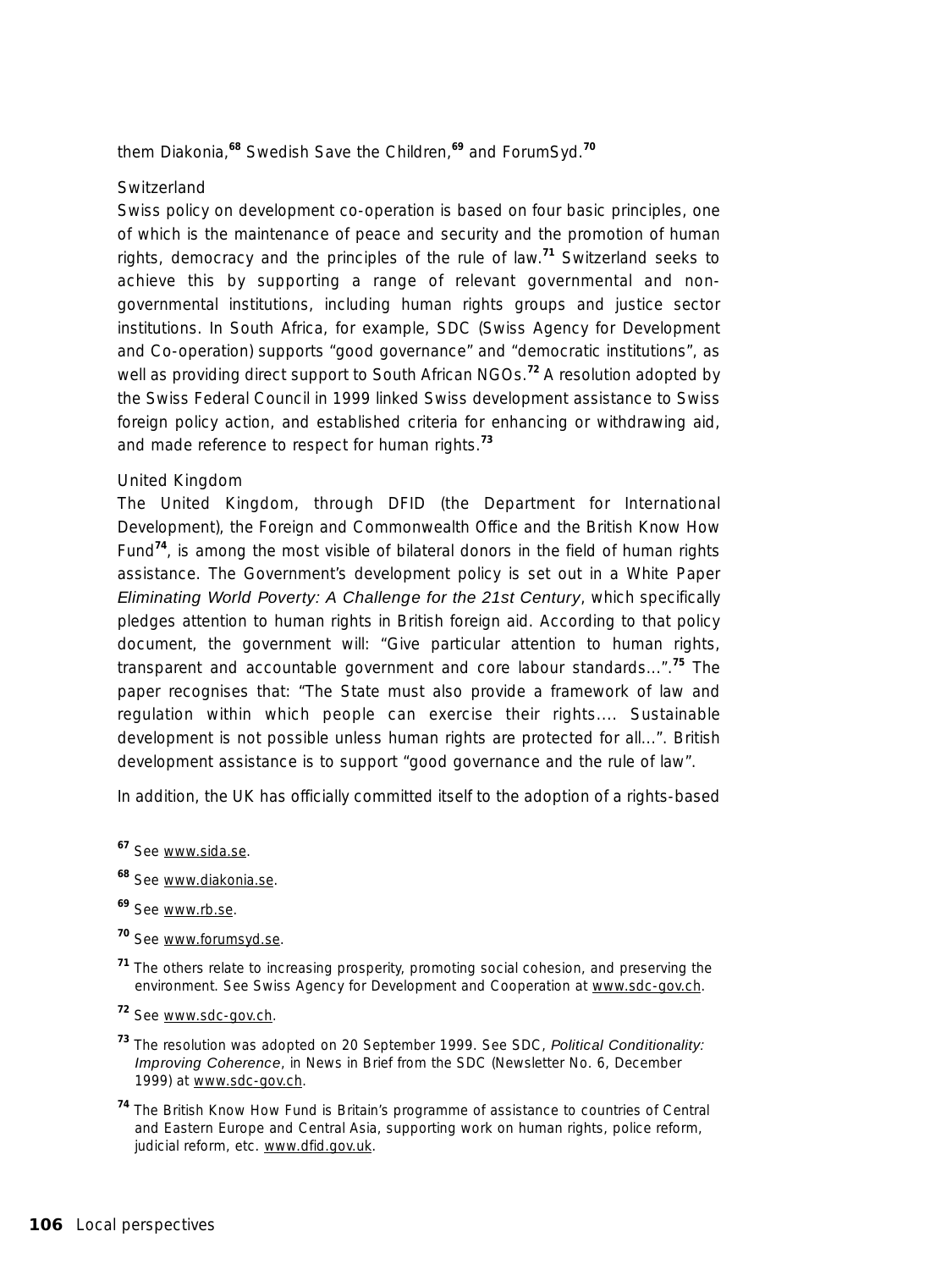them Diakonia,[68] Swedish Save the Children,[69] and ForumSyd.[70]

### Switzerland

Swiss policy on development co-operation is based on four basic principles, one of which is the maintenance of peace and security and the promotion of human rights, democracy and the principles of the rule of law.[71] Switzerland seeks to achieve this by supporting a range of relevant governmental and non-governmental institutions, including human rights groups and justice sector institutions. In South Africa, for example, SDC (Swiss Agency for Development and Co-operation) supports "good governance" and "democratic institutions", as well as providing direct support to South African NGOs.[72] A resolution adopted by the Swiss Federal Council in 1999 linked Swiss development assistance to Swiss foreign policy action, and established criteria for enhancing or withdrawing aid, and made reference to respect for human rights.[73]

### United Kingdom

The United Kingdom, through DFID (the Department for International Development), the Foreign and Commonwealth Office and the British Know How Fund[74], is among the most visible of bilateral donors in the field of human rights assistance. The Government's development policy is set out in a White Paper *Eliminating World Poverty: A Challenge for the 21st Century*, which specifically pledges attention to human rights in British foreign aid. According to that policy document, the government will: "Give particular attention to human rights, transparent and accountable government and core labour standards...".[75] The paper recognises that: "The State must also provide a framework of law and regulation within which people can exercise their rights.... Sustainable development is not possible unless human rights are protected for all...". British development assistance is to support "good governance and the rule of law".

In addition, the UK has officially committed itself to the adoption of a rights-based

---

[67] See www.sida.se.

[68] See www.diakonia.se.

[69] See www.rb.se.

[70] See www.forumsyd.se.

[71] The others relate to increasing prosperity, promoting social cohesion, and preserving the environment. See Swiss Agency for Development and Cooperation at www.sdc-gov.ch.

[72] See www.sdc-gov.ch.

[73] The resolution was adopted on 20 September 1999. See SDC, *Political Conditionality: Improving Coherence*, in News in Brief from the SDC (Newsletter No. 6, December 1999) at www.sdc-gov.ch.

[74] The British Know How Fund is Britain's programme of assistance to countries of Central and Eastern Europe and Central Asia, supporting work on human rights, police reform, judicial reform, etc. www.dfid.gov.uk.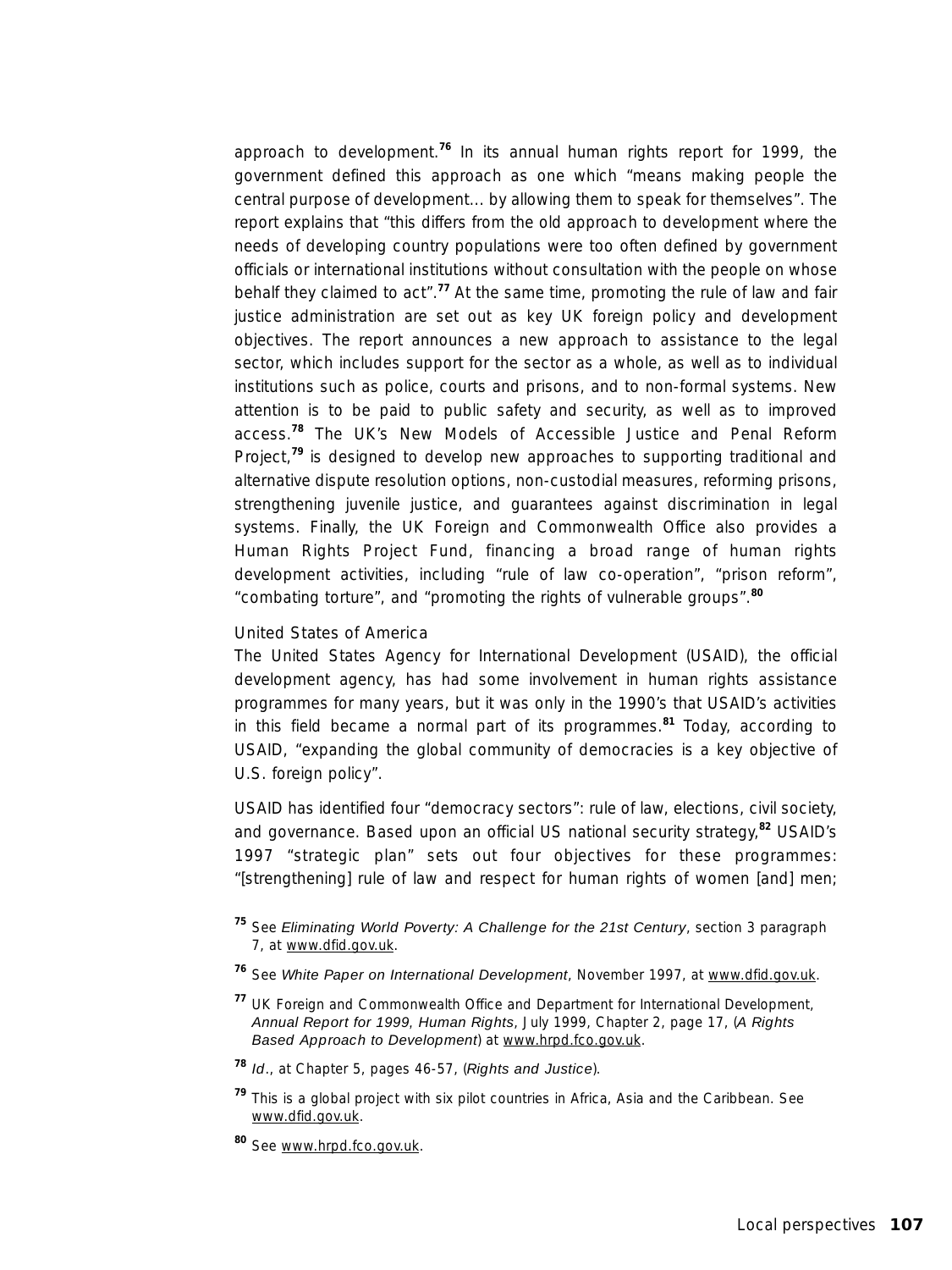approach to development.[76] In its annual human rights report for 1999, the government defined this approach as one which "means making people the central purpose of development... by allowing them to speak for themselves". The report explains that "this differs from the old approach to development where the needs of developing country populations were too often defined by government officials or international institutions without consultation with the people on whose behalf they claimed to act".[77] At the same time, promoting the rule of law and fair justice administration are set out as key UK foreign policy and development objectives. The report announces a new approach to assistance to the legal sector, which includes support for the sector as a whole, as well as to individual institutions such as police, courts and prisons, and to non-formal systems. New attention is to be paid to public safety and security, as well as to improved access.[78] The UK's New Models of Accessible Justice and Penal Reform Project,[79] is designed to develop new approaches to supporting traditional and alternative dispute resolution options, non-custodial measures, reforming prisons, strengthening juvenile justice, and guarantees against discrimination in legal systems. Finally, the UK Foreign and Commonwealth Office also provides a Human Rights Project Fund, financing a broad range of human rights development activities, including "rule of law co-operation", "prison reform", "combating torture", and "promoting the rights of vulnerable groups".[80]

### United States of America

The United States Agency for International Development (USAID), the official development agency, has had some involvement in human rights assistance programmes for many years, but it was only in the 1990's that USAID's activities in this field became a normal part of its programmes.[81] Today, according to USAID, "expanding the global community of democracies is a key objective of U.S. foreign policy".

USAID has identified four "democracy sectors": rule of law, elections, civil society, and governance. Based upon an official US national security strategy,[82] USAID's 1997 "strategic plan" sets out four objectives for these programmes: "[strengthening] rule of law and respect for human rights of women [and] men;

---

[75] See *Eliminating World Poverty: A Challenge for the 21st Century*, section 3 paragraph 7, at www.dfid.gov.uk.

[76] See *White Paper on International Development*, November 1997, at www.dfid.gov.uk.

[77] UK Foreign and Commonwealth Office and Department for International Development, *Annual Report for 1999, Human Rights*, July 1999, Chapter 2, page 17, (*A Rights Based Approach to Development*) at www.hrpd.fco.gov.uk.

[78] *Id*., at Chapter 5, pages 46-57, (*Rights and Justice*).

[79] This is a global project with six pilot countries in Africa, Asia and the Caribbean. See www.dfid.gov.uk.

[80] See www.hrpd.fco.gov.uk.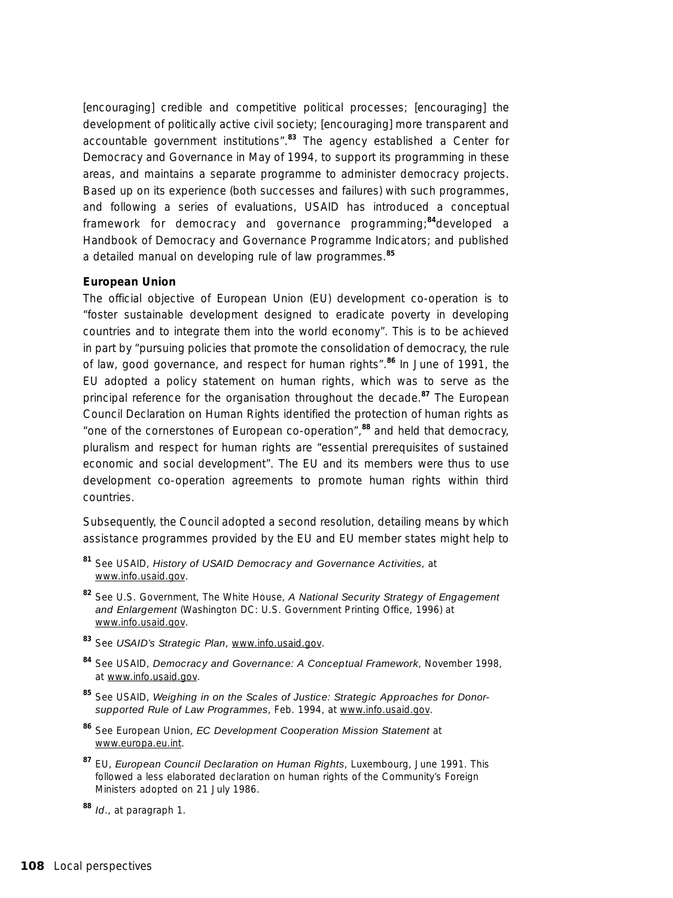[encouraging] credible and competitive political processes; [encouraging] the development of politically active civil society; [encouraging] more transparent and accountable government institutions".[83] The agency established a Center for Democracy and Governance in May of 1994, to support its programming in these areas, and maintains a separate programme to administer democracy projects. Based up on its experience (both successes and failures) with such programmes, and following a series of evaluations, USAID has introduced a conceptual framework for democracy and governance programming;[84]developed a Handbook of Democracy and Governance Programme Indicators; and published a detailed manual on developing rule of law programmes.[85]

**European Union**

The official objective of European Union (EU) development co-operation is to "foster sustainable development designed to eradicate poverty in developing countries and to integrate them into the world economy". This is to be achieved in part by "pursuing policies that promote the consolidation of democracy, the rule of law, good governance, and respect for human rights".[86] In June of 1991, the EU adopted a policy statement on human rights, which was to serve as the principal reference for the organisation throughout the decade.[87] The European Council Declaration on Human Rights identified the protection of human rights as "one of the cornerstones of European co-operation",[88] and held that democracy, pluralism and respect for human rights are "essential prerequisites of sustained economic and social development". The EU and its members were thus to use development co-operation agreements to promote human rights within third countries.

Subsequently, the Council adopted a second resolution, detailing means by which assistance programmes provided by the EU and EU member states might help to

[81] See USAID, *History of USAID Democracy and Governance Activities*, at www.info.usaid.gov.

[82] See U.S. Government, The White House, *A National Security Strategy of Engagement and Enlargement* (Washington DC: U.S. Government Printing Office, 1996) at www.info.usaid.gov.

[83] See *USAID's Strategic Plan*, www.info.usaid.gov.

[84] See USAID, *Democracy and Governance: A Conceptual Framework*, November 1998, at www.info.usaid.gov.

[85] See USAID, *Weighing in on the Scales of Justice: Strategic Approaches for Donor-supported Rule of Law Programmes*, Feb. 1994, at www.info.usaid.gov.

[86] See European Union, *EC Development Cooperation Mission Statement* at www.europa.eu.int.

[87] EU, *European Council Declaration on Human Rights*, Luxembourg, June 1991. This followed a less elaborated declaration on human rights of the Community's Foreign Ministers adopted on 21 July 1986.

[88] *Id.*, at paragraph 1.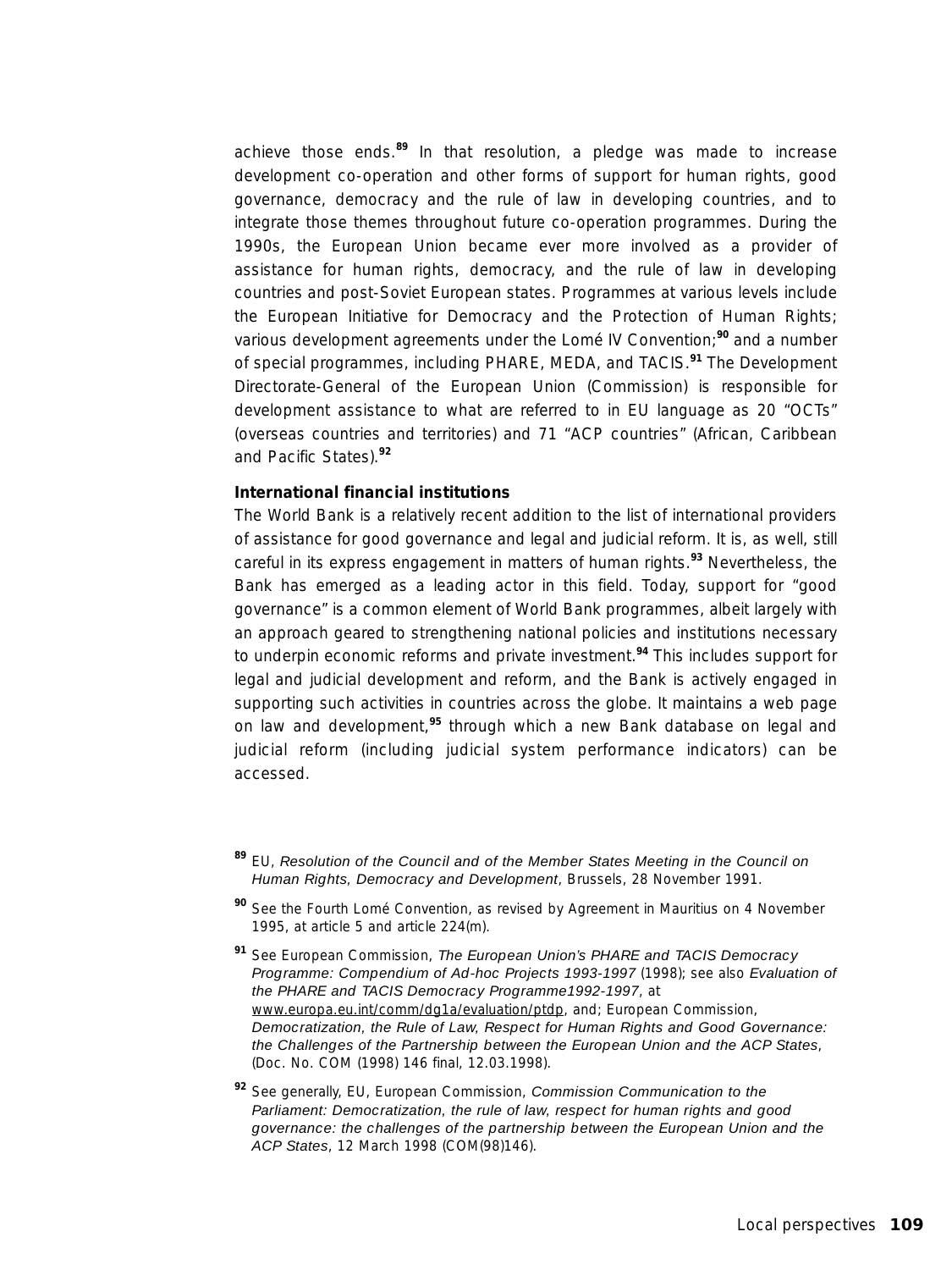achieve those ends.[89] In that resolution, a pledge was made to increase development co-operation and other forms of support for human rights, good governance, democracy and the rule of law in developing countries, and to integrate those themes throughout future co-operation programmes. During the 1990s, the European Union became ever more involved as a provider of assistance for human rights, democracy, and the rule of law in developing countries and post-Soviet European states. Programmes at various levels include the European Initiative for Democracy and the Protection of Human Rights; various development agreements under the Lomé IV Convention;[90] and a number of special programmes, including PHARE, MEDA, and TACIS.[91] The Development Directorate-General of the European Union (Commission) is responsible for development assistance to what are referred to in EU language as 20 "OCTs" (overseas countries and territories) and 71 "ACP countries" (African, Caribbean and Pacific States).[92]

**International financial institutions**

The World Bank is a relatively recent addition to the list of international providers of assistance for good governance and legal and judicial reform. It is, as well, still careful in its express engagement in matters of human rights.[93] Nevertheless, the Bank has emerged as a leading actor in this field. Today, support for "good governance" is a common element of World Bank programmes, albeit largely with an approach geared to strengthening national policies and institutions necessary to underpin economic reforms and private investment.[94] This includes support for legal and judicial development and reform, and the Bank is actively engaged in supporting such activities in countries across the globe. It maintains a web page on law and development,[95] through which a new Bank database on legal and judicial reform (including judicial system performance indicators) can be accessed.

[89] EU, *Resolution of the Council and of the Member States Meeting in the Council on Human Rights, Democracy and Development*, Brussels, 28 November 1991.

[90] See the Fourth Lomé Convention, as revised by Agreement in Mauritius on 4 November 1995, at article 5 and article 224(m).

[91] See European Commission, *The European Union's PHARE and TACIS Democracy Programme: Compendium of Ad-hoc Projects 1993-1997* (1998); see also *Evaluation of the PHARE and TACIS Democracy Programme1992-1997*, at www.europa.eu.int/comm/dg1a/evaluation/ptdp, and; European Commission, *Democratization, the Rule of Law, Respect for Human Rights and Good Governance: the Challenges of the Partnership between the European Union and the ACP States*, (Doc. No. COM (1998) 146 final, 12.03.1998).

[92] See generally, EU, European Commission, *Commission Communication to the Parliament: Democratization, the rule of law, respect for human rights and good governance: the challenges of the partnership between the European Union and the ACP States*, 12 March 1998 (COM(98)146).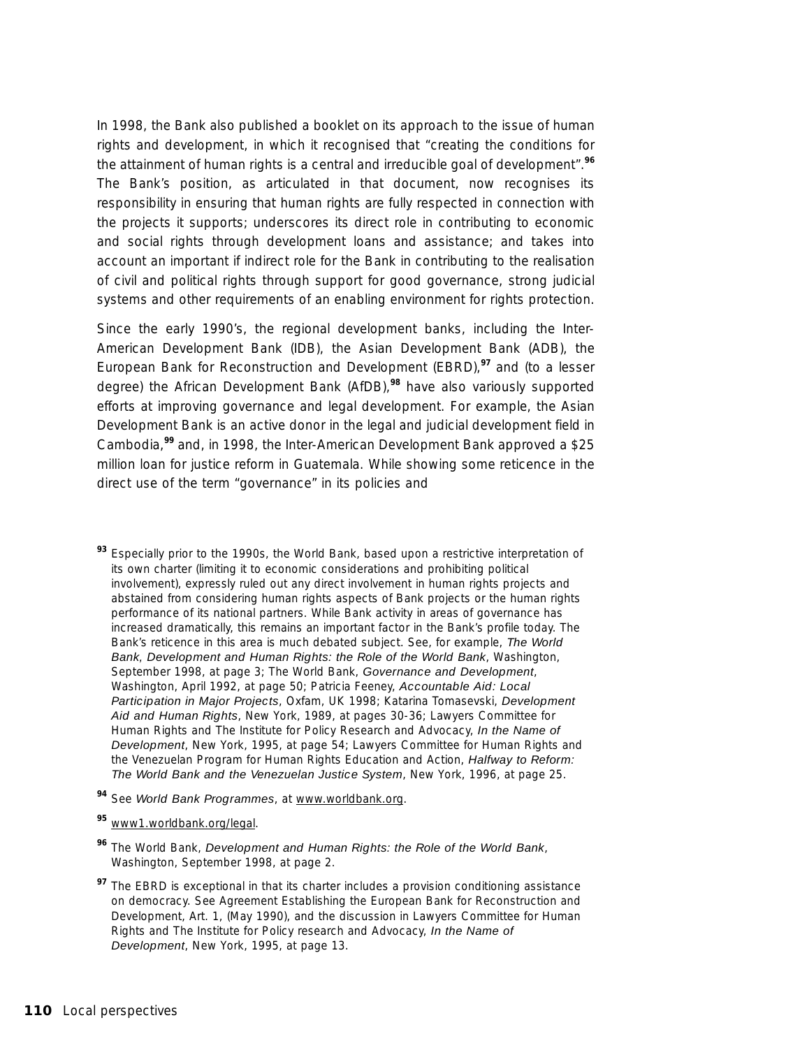In 1998, the Bank also published a booklet on its approach to the issue of human rights and development, in which it recognised that "creating the conditions for the attainment of human rights is a central and irreducible goal of development".[96] The Bank's position, as articulated in that document, now recognises its responsibility in ensuring that human rights are fully respected in connection with the projects it supports; underscores its direct role in contributing to economic and social rights through development loans and assistance; and takes into account an important if indirect role for the Bank in contributing to the realisation of civil and political rights through support for good governance, strong judicial systems and other requirements of an enabling environment for rights protection.

Since the early 1990's, the regional development banks, including the Inter-American Development Bank (IDB), the Asian Development Bank (ADB), the European Bank for Reconstruction and Development (EBRD),[97] and (to a lesser degree) the African Development Bank (AfDB),[98] have also variously supported efforts at improving governance and legal development. For example, the Asian Development Bank is an active donor in the legal and judicial development field in Cambodia,[99] and, in 1998, the Inter-American Development Bank approved a $25 million loan for justice reform in Guatemala. While showing some reticence in the direct use of the term "governance" in its policies and

[93] Especially prior to the 1990s, the World Bank, based upon a restrictive interpretation of its own charter (limiting it to economic considerations and prohibiting political involvement), expressly ruled out any direct involvement in human rights projects and abstained from considering human rights aspects of Bank projects or the human rights performance of its national partners. While Bank activity in areas of governance has increased dramatically, this remains an important factor in the Bank's profile today. The Bank's reticence in this area is much debated subject. See, for example, *The World Bank*, *Development and Human Rights: the Role of the World Bank*, Washington, September 1998, at page 3; The World Bank, *Governance and Development*, Washington, April 1992, at page 50; Patricia Feeney, *Accountable Aid: Local Participation in Major Projects*, Oxfam, UK 1998; Katarina Tomasevski, *Development Aid and Human Rights*, New York, 1989, at pages 30-36; Lawyers Committee for Human Rights and The Institute for Policy Research and Advocacy, *In the Name of Development*, New York, 1995, at page 54; Lawyers Committee for Human Rights and the Venezuelan Program for Human Rights Education and Action, *Halfway to Reform: The World Bank and the Venezuelan Justice System*, New York, 1996, at page 25.

[94] See *World Bank Programmes*, at www.worldbank.org.

[95] www1.worldbank.org/legal.

[96] The World Bank, *Development and Human Rights: the Role of the World Bank*, Washington, September 1998, at page 2.

[97] The EBRD is exceptional in that its charter includes a provision conditioning assistance on democracy. See Agreement Establishing the European Bank for Reconstruction and Development, Art. 1, (May 1990), and the discussion in Lawyers Committee for Human Rights and The Institute for Policy research and Advocacy, *In the Name of Development*, New York, 1995, at page 13.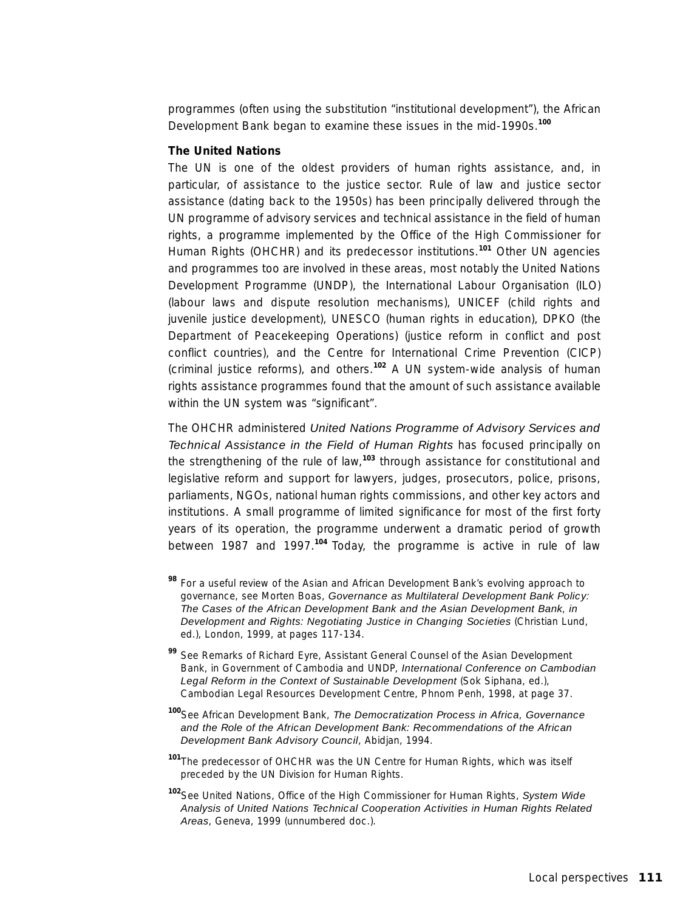programmes (often using the substitution "institutional development"), the African Development Bank began to examine these issues in the mid-1990s.[100]

**The United Nations**

The UN is one of the oldest providers of human rights assistance, and, in particular, of assistance to the justice sector. Rule of law and justice sector assistance (dating back to the 1950s) has been principally delivered through the UN programme of advisory services and technical assistance in the field of human rights, a programme implemented by the Office of the High Commissioner for Human Rights (OHCHR) and its predecessor institutions.[101] Other UN agencies and programmes too are involved in these areas, most notably the United Nations Development Programme (UNDP), the International Labour Organisation (ILO) (labour laws and dispute resolution mechanisms), UNICEF (child rights and juvenile justice development), UNESCO (human rights in education), DPKO (the Department of Peacekeeping Operations) (justice reform in conflict and post conflict countries), and the Centre for International Crime Prevention (CICP) (criminal justice reforms), and others.[102] A UN system-wide analysis of human rights assistance programmes found that the amount of such assistance available within the UN system was "significant".

The OHCHR administered *United Nations Programme of Advisory Services and Technical Assistance in the Field of Human Rights* has focused principally on the strengthening of the rule of law,[103] through assistance for constitutional and legislative reform and support for lawyers, judges, prosecutors, police, prisons, parliaments, NGOs, national human rights commissions, and other key actors and institutions. A small programme of limited significance for most of the first forty years of its operation, the programme underwent a dramatic period of growth between 1987 and 1997.[104] Today, the programme is active in rule of law

[98] For a useful review of the Asian and African Development Bank's evolving approach to governance, see Morten Boas, *Governance as Multilateral Development Bank Policy: The Cases of the African Development Bank and the Asian Development Bank, in Development and Rights: Negotiating Justice in Changing Societies* (Christian Lund, ed.), London, 1999, at pages 117-134.

[99] See Remarks of Richard Eyre, Assistant General Counsel of the Asian Development Bank, in Government of Cambodia and UNDP, *International Conference on Cambodian Legal Reform in the Context of Sustainable Development* (Sok Siphana, ed.), Cambodian Legal Resources Development Centre, Phnom Penh, 1998, at page 37.

[100] See African Development Bank, *The Democratization Process in Africa, Governance and the Role of the African Development Bank: Recommendations of the African Development Bank Advisory Council*, Abidjan, 1994.

[101] The predecessor of OHCHR was the UN Centre for Human Rights, which was itself preceded by the UN Division for Human Rights.

[102] See United Nations, Office of the High Commissioner for Human Rights, *System Wide Analysis of United Nations Technical Cooperation Activities in Human Rights Related Areas*, Geneva, 1999 (unnumbered doc.).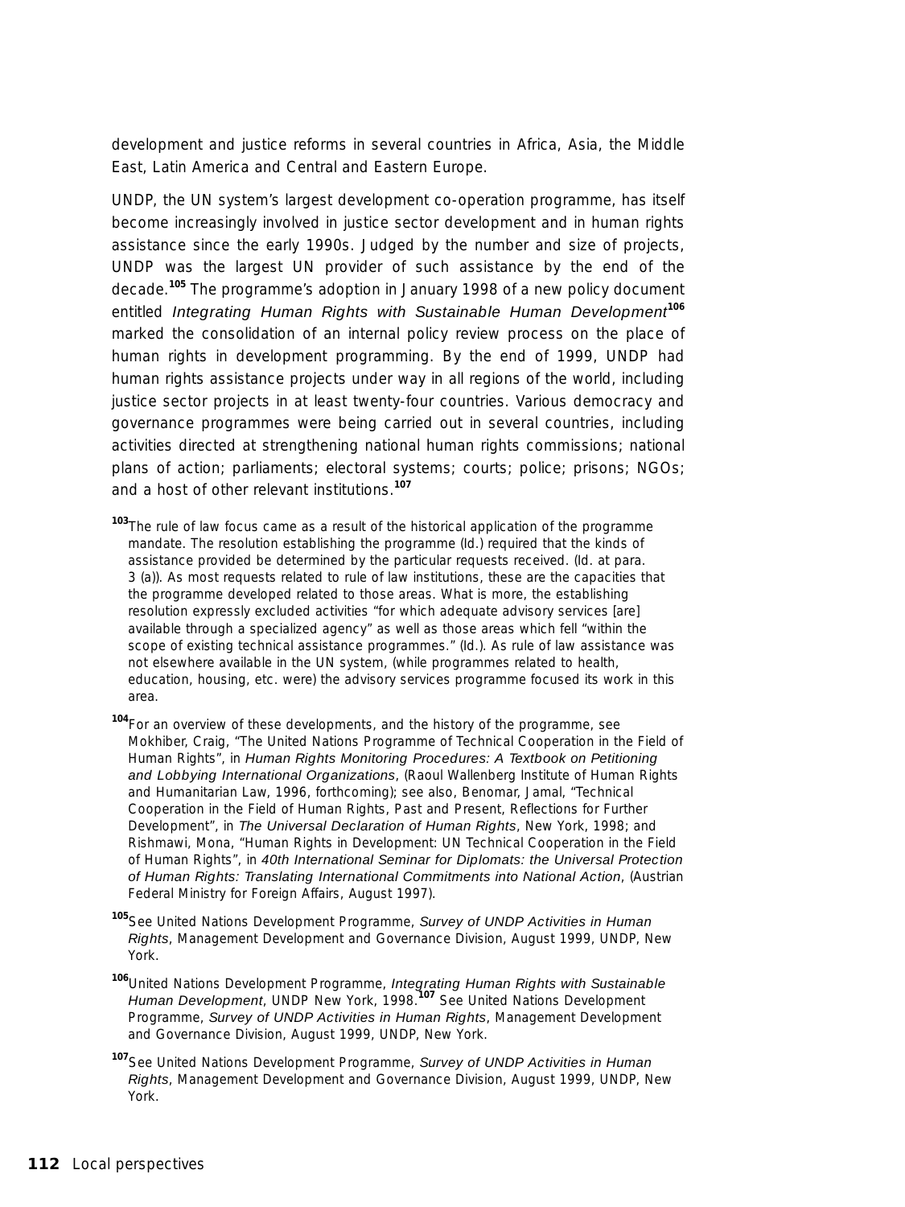development and justice reforms in several countries in Africa, Asia, the Middle East, Latin America and Central and Eastern Europe.

UNDP, the UN system's largest development co-operation programme, has itself become increasingly involved in justice sector development and in human rights assistance since the early 1990s. Judged by the number and size of projects, UNDP was the largest UN provider of such assistance by the end of the decade.[105] The programme's adoption in January 1998 of a new policy document entitled *Integrating Human Rights with Sustainable Human Development*[106] marked the consolidation of an internal policy review process on the place of human rights in development programming. By the end of 1999, UNDP had human rights assistance projects under way in all regions of the world, including justice sector projects in at least twenty-four countries. Various democracy and governance programmes were being carried out in several countries, including activities directed at strengthening national human rights commissions; national plans of action; parliaments; electoral systems; courts; police; prisons; NGOs; and a host of other relevant institutions.[107]

[103] The rule of law focus came as a result of the historical application of the programme mandate. The resolution establishing the programme (Id.) required that the kinds of assistance provided be determined by the particular requests received. (Id. at para. 3 (a)). As most requests related to rule of law institutions, these are the capacities that the programme developed related to those areas. What is more, the establishing resolution expressly excluded activities "for which adequate advisory services [are] available through a specialized agency" as well as those areas which fell "within the scope of existing technical assistance programmes." (Id.). As rule of law assistance was not elsewhere available in the UN system, (while programmes related to health, education, housing, etc. were) the advisory services programme focused its work in this area.

[104] For an overview of these developments, and the history of the programme, see Mokhiber, Craig, "The United Nations Programme of Technical Cooperation in the Field of Human Rights", in *Human Rights Monitoring Procedures: A Textbook on Petitioning and Lobbying International Organizations*, (Raoul Wallenberg Institute of Human Rights and Humanitarian Law, 1996, forthcoming); see also, Benomar, Jamal, "Technical Cooperation in the Field of Human Rights, Past and Present, Reflections for Further Development", in *The Universal Declaration of Human Rights*, New York, 1998; and Rishmawi, Mona, "Human Rights in Development: UN Technical Cooperation in the Field of Human Rights", in *40th International Seminar for Diplomats: the Universal Protection of Human Rights: Translating International Commitments into National Action*, (Austrian Federal Ministry for Foreign Affairs, August 1997).

[105] See United Nations Development Programme, *Survey of UNDP Activities in Human Rights*, Management Development and Governance Division, August 1999, UNDP, New York.

[106] United Nations Development Programme, *Integrating Human Rights with Sustainable Human Development*, UNDP New York, 1998.[107] See United Nations Development Programme, *Survey of UNDP Activities in Human Rights*, Management Development and Governance Division, August 1999, UNDP, New York.

[107] See United Nations Development Programme, *Survey of UNDP Activities in Human Rights*, Management Development and Governance Division, August 1999, UNDP, New York.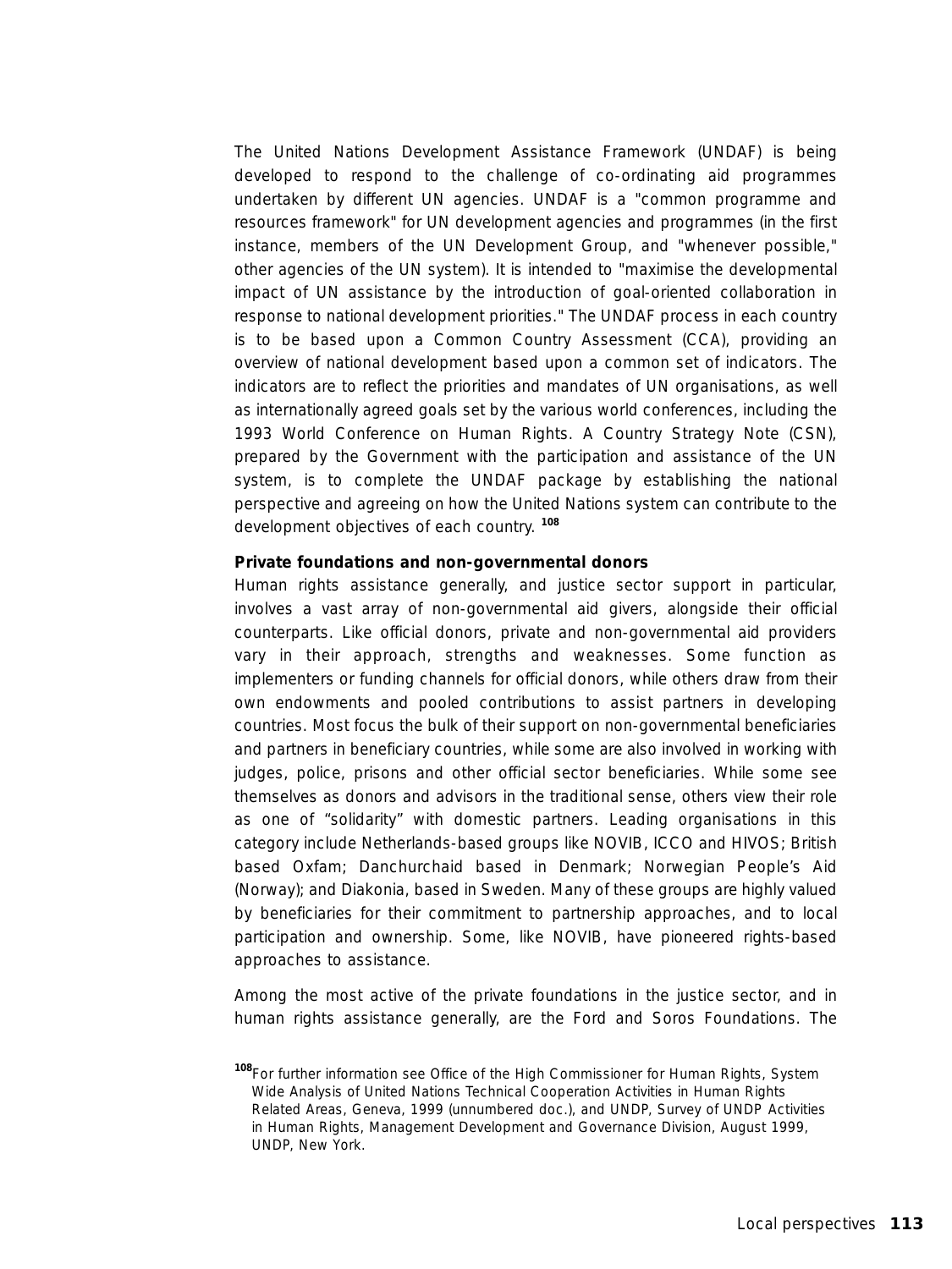The United Nations Development Assistance Framework (UNDAF) is being developed to respond to the challenge of co-ordinating aid programmes undertaken by different UN agencies. UNDAF is a "common programme and resources framework" for UN development agencies and programmes (in the first instance, members of the UN Development Group, and "whenever possible," other agencies of the UN system). It is intended to "maximise the developmental impact of UN assistance by the introduction of goal-oriented collaboration in response to national development priorities." The UNDAF process in each country is to be based upon a Common Country Assessment (CCA), providing an overview of national development based upon a common set of indicators. The indicators are to reflect the priorities and mandates of UN organisations, as well as internationally agreed goals set by the various world conferences, including the 1993 World Conference on Human Rights. A Country Strategy Note (CSN), prepared by the Government with the participation and assistance of the UN system, is to complete the UNDAF package by establishing the national perspective and agreeing on how the United Nations system can contribute to the development objectives of each country. [108]

**Private foundations and non-governmental donors**

Human rights assistance generally, and justice sector support in particular, involves a vast array of non-governmental aid givers, alongside their official counterparts. Like official donors, private and non-governmental aid providers vary in their approach, strengths and weaknesses. Some function as implementers or funding channels for official donors, while others draw from their own endowments and pooled contributions to assist partners in developing countries. Most focus the bulk of their support on non-governmental beneficiaries and partners in beneficiary countries, while some are also involved in working with judges, police, prisons and other official sector beneficiaries. While some see themselves as donors and advisors in the traditional sense, others view their role as one of "solidarity" with domestic partners. Leading organisations in this category include Netherlands-based groups like NOVIB, ICCO and HIVOS; British based Oxfam; Danchurchaid based in Denmark; Norwegian People's Aid (Norway); and Diakonia, based in Sweden. Many of these groups are highly valued by beneficiaries for their commitment to partnership approaches, and to local participation and ownership. Some, like NOVIB, have pioneered rights-based approaches to assistance.

Among the most active of the private foundations in the justice sector, and in human rights assistance generally, are the Ford and Soros Foundations. The

[108] For further information see Office of the High Commissioner for Human Rights, System Wide Analysis of United Nations Technical Cooperation Activities in Human Rights Related Areas, Geneva, 1999 (unnumbered doc.), and UNDP, Survey of UNDP Activities in Human Rights, Management Development and Governance Division, August 1999, UNDP, New York.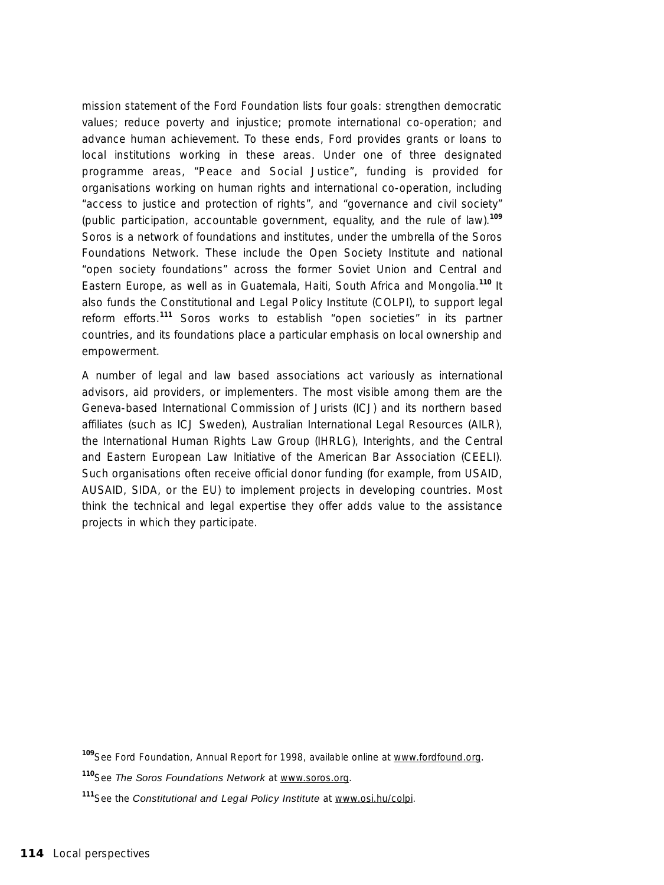mission statement of the Ford Foundation lists four goals: strengthen democratic values; reduce poverty and injustice; promote international co-operation; and advance human achievement. To these ends, Ford provides grants or loans to local institutions working in these areas. Under one of three designated programme areas, "Peace and Social Justice", funding is provided for organisations working on human rights and international co-operation, including "access to justice and protection of rights", and "governance and civil society" (public participation, accountable government, equality, and the rule of law).[109] Soros is a network of foundations and institutes, under the umbrella of the Soros Foundations Network. These include the Open Society Institute and national "open society foundations" across the former Soviet Union and Central and Eastern Europe, as well as in Guatemala, Haiti, South Africa and Mongolia.[110] It also funds the Constitutional and Legal Policy Institute (COLPI), to support legal reform efforts.[111] Soros works to establish "open societies" in its partner countries, and its foundations place a particular emphasis on local ownership and empowerment.

A number of legal and law based associations act variously as international advisors, aid providers, or implementers. The most visible among them are the Geneva-based International Commission of Jurists (ICJ) and its northern based affiliates (such as ICJ Sweden), Australian International Legal Resources (AILR), the International Human Rights Law Group (IHRLG), Interights, and the Central and Eastern European Law Initiative of the American Bar Association (CEELI). Such organisations often receive official donor funding (for example, from USAID, AUSAID, SIDA, or the EU) to implement projects in developing countries. Most think the technical and legal expertise they offer adds value to the assistance projects in which they participate.

[109] See Ford Foundation, Annual Report for 1998, available online at www.fordfound.org.

[110] See *The Soros Foundations Network* at www.soros.org.

[111] See the *Constitutional and Legal Policy Institute* at www.osi.hu/colpi.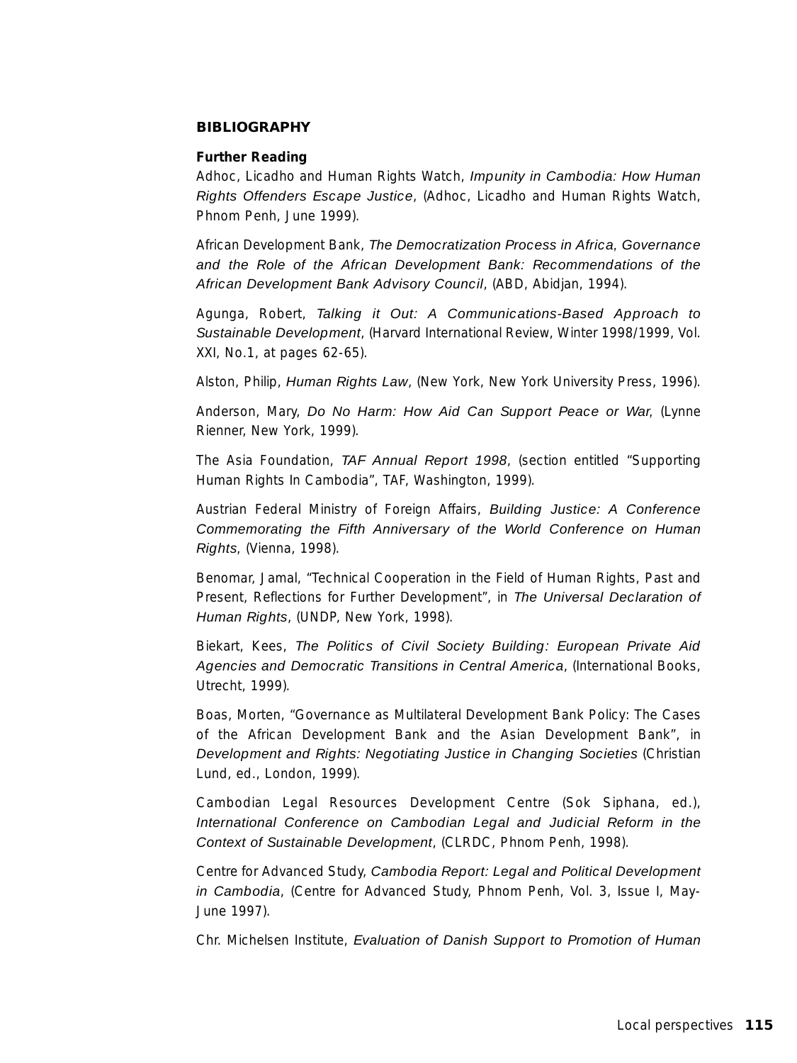## BIBLIOGRAPHY

### Further Reading

Adhoc, Licadho and Human Rights Watch, *Impunity in Cambodia: How Human Rights Offenders Escape Justice*, (Adhoc, Licadho and Human Rights Watch, Phnom Penh, June 1999).

African Development Bank, *The Democratization Process in Africa, Governance and the Role of the African Development Bank: Recommendations of the African Development Bank Advisory Council*, (ABD, Abidjan, 1994).

Agunga, Robert, *Talking it Out: A Communications-Based Approach to Sustainable Development*, (Harvard International Review, Winter 1998/1999, Vol. XXI, No.1, at pages 62-65).

Alston, Philip, *Human Rights Law*, (New York, New York University Press, 1996).

Anderson, Mary, *Do No Harm: How Aid Can Support Peace or War*, (Lynne Rienner, New York, 1999).

The Asia Foundation, *TAF Annual Report 1998*, (section entitled "Supporting Human Rights In Cambodia", TAF, Washington, 1999).

Austrian Federal Ministry of Foreign Affairs, *Building Justice: A Conference Commemorating the Fifth Anniversary of the World Conference on Human Rights*, (Vienna, 1998).

Benomar, Jamal, "Technical Cooperation in the Field of Human Rights, Past and Present, Reflections for Further Development", in *The Universal Declaration of Human Rights*, (UNDP, New York, 1998).

Biekart, Kees, *The Politics of Civil Society Building: European Private Aid Agencies and Democratic Transitions in Central America*, (International Books, Utrecht, 1999).

Boas, Morten, "Governance as Multilateral Development Bank Policy: The Cases of the African Development Bank and the Asian Development Bank", in *Development and Rights: Negotiating Justice in Changing Societies* (Christian Lund, ed., London, 1999).

Cambodian Legal Resources Development Centre (Sok Siphana, ed.), *International Conference on Cambodian Legal and Judicial Reform in the Context of Sustainable Development*, (CLRDC, Phnom Penh, 1998).

Centre for Advanced Study, *Cambodia Report: Legal and Political Development in Cambodia*, (Centre for Advanced Study, Phnom Penh, Vol. 3, Issue I, May-June 1997).

Chr. Michelsen Institute, *Evaluation of Danish Support to Promotion of Human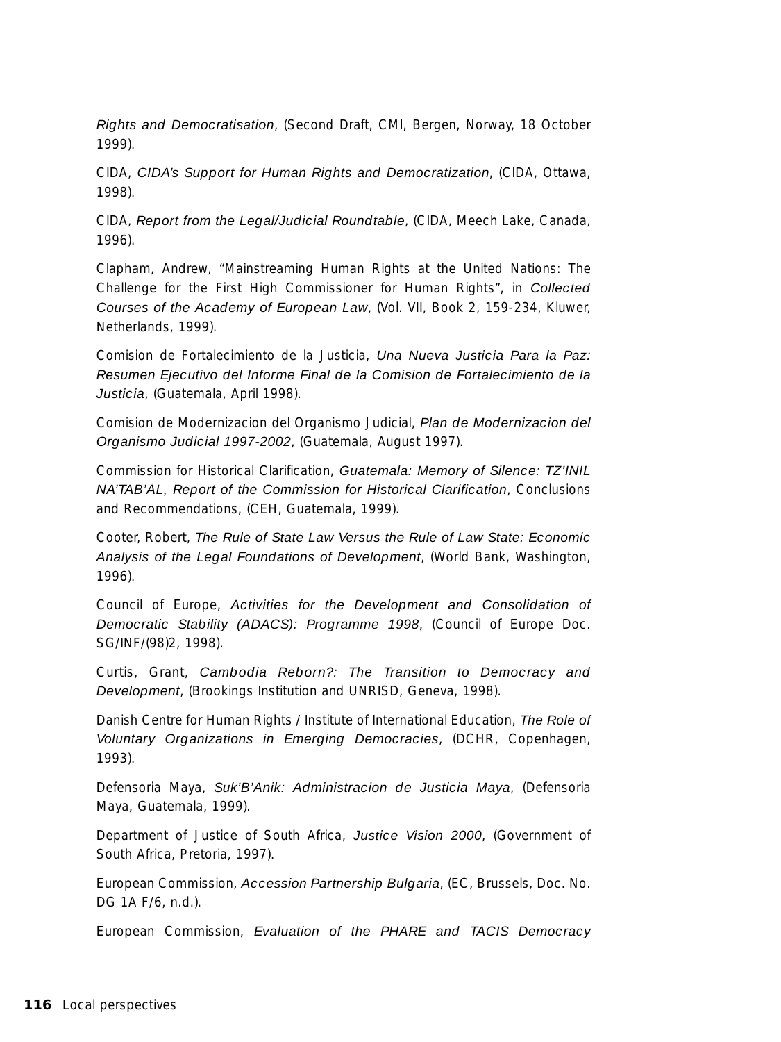*Rights and Democratisation*, (Second Draft, CMI, Bergen, Norway, 18 October 1999).

CIDA, *CIDA's Support for Human Rights and Democratization*, (CIDA, Ottawa, 1998).

CIDA, *Report from the Legal/Judicial Roundtable*, (CIDA, Meech Lake, Canada, 1996).

Clapham, Andrew, "Mainstreaming Human Rights at the United Nations: The Challenge for the First High Commissioner for Human Rights", in *Collected Courses of the Academy of European Law*, (Vol. VII, Book 2, 159-234, Kluwer, Netherlands, 1999).

Comision de Fortalecimiento de la Justicia, *Una Nueva Justicia Para la Paz: Resumen Ejecutivo del Informe Final de la Comision de Fortalecimiento de la Justicia*, (Guatemala, April 1998).

Comision de Modernizacion del Organismo Judicial, *Plan de Modernizacion del Organismo Judicial 1997-2002*, (Guatemala, August 1997).

Commission for Historical Clarification, *Guatemala: Memory of Silence: TZ'INIL NA'TAB'AL, Report of the Commission for Historical Clarification*, Conclusions and Recommendations, (CEH, Guatemala, 1999).

Cooter, Robert, *The Rule of State Law Versus the Rule of Law State: Economic Analysis of the Legal Foundations of Development*, (World Bank, Washington, 1996).

Council of Europe, *Activities for the Development and Consolidation of Democratic Stability (ADACS): Programme 1998*, (Council of Europe Doc. SG/INF/(98)2, 1998).

Curtis, Grant, *Cambodia Reborn?: The Transition to Democracy and Development*, (Brookings Institution and UNRISD, Geneva, 1998).

Danish Centre for Human Rights / Institute of International Education, *The Role of Voluntary Organizations in Emerging Democracies*, (DCHR, Copenhagen, 1993).

Defensoria Maya, *Suk'B'Anik: Administracion de Justicia Maya*, (Defensoria Maya, Guatemala, 1999).

Department of Justice of South Africa, *Justice Vision 2000*, (Government of South Africa, Pretoria, 1997).

European Commission, *Accession Partnership Bulgaria*, (EC, Brussels, Doc. No. DG 1A F/6, n.d.).

European Commission, *Evaluation of the PHARE and TACIS Democracy*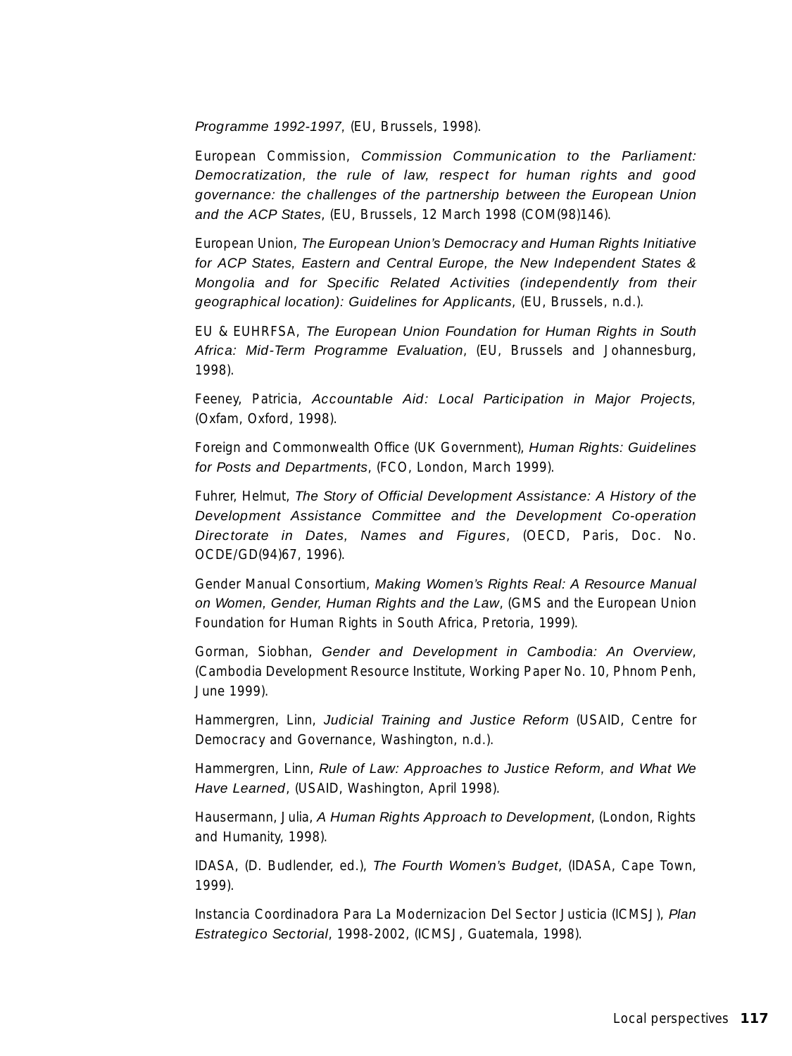*Programme 1992-1997*, (EU, Brussels, 1998).

European Commission, *Commission Communication to the Parliament: Democratization, the rule of law, respect for human rights and good governance: the challenges of the partnership between the European Union and the ACP States*, (EU, Brussels, 12 March 1998 (COM(98)146).

European Union, *The European Union's Democracy and Human Rights Initiative for ACP States, Eastern and Central Europe, the New Independent States & Mongolia and for Specific Related Activities (independently from their geographical location): Guidelines for Applicants*, (EU, Brussels, n.d.).

EU & EUHRFSA, *The European Union Foundation for Human Rights in South Africa: Mid-Term Programme Evaluation*, (EU, Brussels and Johannesburg, 1998).

Feeney, Patricia, *Accountable Aid: Local Participation in Major Projects,* (Oxfam, Oxford, 1998).

Foreign and Commonwealth Office (UK Government), *Human Rights: Guidelines for Posts and Departments*, (FCO, London, March 1999).

Fuhrer, Helmut, *The Story of Official Development Assistance: A History of the Development Assistance Committee and the Development Co-operation Directorate in Dates, Names and Figures*, (OECD, Paris, Doc. No. OCDE/GD(94)67, 1996).

Gender Manual Consortium, *Making Women's Rights Real: A Resource Manual on Women, Gender, Human Rights and the Law*, (GMS and the European Union Foundation for Human Rights in South Africa, Pretoria, 1999).

Gorman, Siobhan, *Gender and Development in Cambodia: An Overview*, (Cambodia Development Resource Institute, Working Paper No. 10, Phnom Penh, June 1999).

Hammergren, Linn, *Judicial Training and Justice Reform* (USAID, Centre for Democracy and Governance, Washington, n.d.).

Hammergren, Linn, *Rule of Law: Approaches to Justice Reform, and What We Have Learned*, (USAID, Washington, April 1998).

Hausermann, Julia, *A Human Rights Approach to Development*, (London, Rights and Humanity, 1998).

IDASA, (D. Budlender, ed.), *The Fourth Women's Budget*, (IDASA, Cape Town, 1999).

Instancia Coordinadora Para La Modernizacion Del Sector Justicia (ICMSJ), *Plan Estrategico Sectorial*, 1998-2002, (ICMSJ, Guatemala, 1998).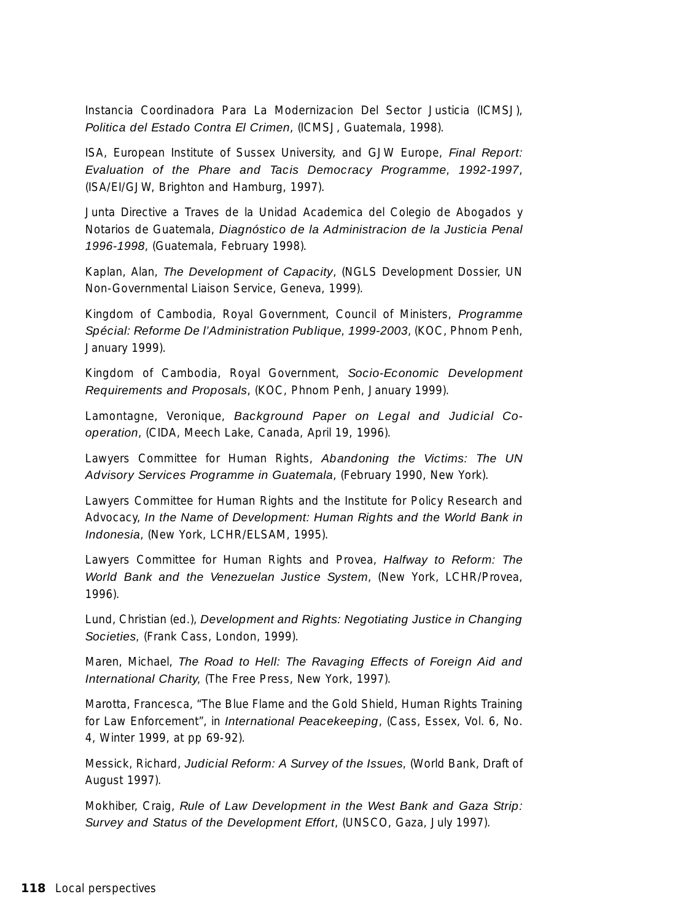Instancia Coordinadora Para La Modernizacion Del Sector Justicia (ICMSJ), *Politica del Estado Contra El Crimen*, (ICMSJ, Guatemala, 1998).

ISA, European Institute of Sussex University, and GJW Europe, *Final Report: Evaluation of the Phare and Tacis Democracy Programme, 1992-1997*, (ISA/EI/GJW, Brighton and Hamburg, 1997).

Junta Directive a Traves de la Unidad Academica del Colegio de Abogados y Notarios de Guatemala, *Diagnóstico de la Administracion de la Justicia Penal 1996-1998*, (Guatemala, February 1998).

Kaplan, Alan, *The Development of Capacity*, (NGLS Development Dossier, UN Non-Governmental Liaison Service, Geneva, 1999).

Kingdom of Cambodia, Royal Government, Council of Ministers, *Programme Spécial: Reforme De l'Administration Publique, 1999-2003*, (KOC, Phnom Penh, January 1999).

Kingdom of Cambodia, Royal Government, *Socio-Economic Development Requirements and Proposals*, (KOC, Phnom Penh, January 1999).

Lamontagne, Veronique, *Background Paper on Legal and Judicial Co-operation*, (CIDA, Meech Lake, Canada, April 19, 1996).

Lawyers Committee for Human Rights, *Abandoning the Victims: The UN Advisory Services Programme in Guatemala*, (February 1990, New York).

Lawyers Committee for Human Rights and the Institute for Policy Research and Advocacy, *In the Name of Development: Human Rights and the World Bank in Indonesia*, (New York, LCHR/ELSAM, 1995).

Lawyers Committee for Human Rights and Provea, *Halfway to Reform: The World Bank and the Venezuelan Justice System*, (New York, LCHR/Provea, 1996).

Lund, Christian (ed.), *Development and Rights: Negotiating Justice in Changing Societies*, (Frank Cass, London, 1999).

Maren, Michael, *The Road to Hell: The Ravaging Effects of Foreign Aid and International Charity*, (The Free Press, New York, 1997).

Marotta, Francesca, "The Blue Flame and the Gold Shield, Human Rights Training for Law Enforcement", in *International Peacekeeping*, (Cass, Essex, Vol. 6, No. 4, Winter 1999, at pp 69-92).

Messick, Richard, *Judicial Reform: A Survey of the Issues*, (World Bank, Draft of August 1997).

Mokhiber, Craig, *Rule of Law Development in the West Bank and Gaza Strip: Survey and Status of the Development Effort*, (UNSCO, Gaza, July 1997).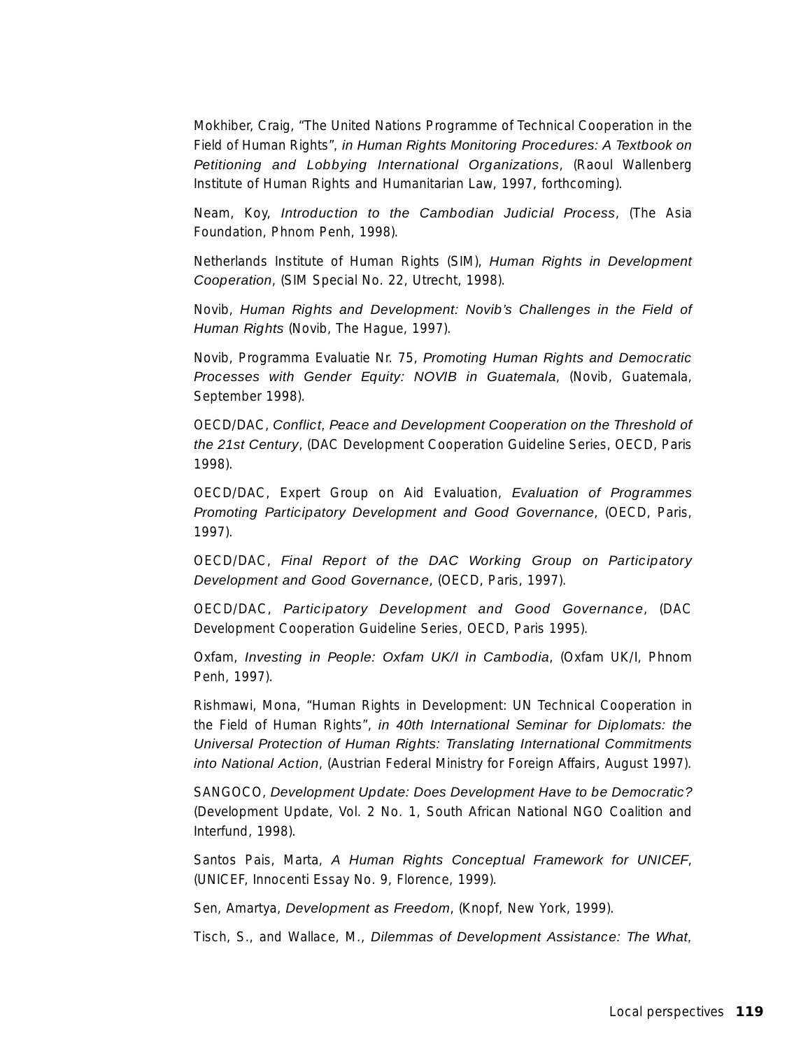Mokhiber, Craig, "The United Nations Programme of Technical Cooperation in the Field of Human Rights", *in Human Rights Monitoring Procedures: A Textbook on Petitioning and Lobbying International Organizations*, (Raoul Wallenberg Institute of Human Rights and Humanitarian Law, 1997, forthcoming).

Neam, Koy, *Introduction to the Cambodian Judicial Process*, (The Asia Foundation, Phnom Penh, 1998).

Netherlands Institute of Human Rights (SIM), *Human Rights in Development Cooperation*, (SIM Special No. 22, Utrecht, 1998).

Novib, *Human Rights and Development: Novib's Challenges in the Field of Human Rights* (Novib, The Hague, 1997).

Novib, Programma Evaluatie Nr. 75, *Promoting Human Rights and Democratic Processes with Gender Equity: NOVIB in Guatemala*, (Novib, Guatemala, September 1998).

OECD/DAC, *Conflict, Peace and Development Cooperation on the Threshold of the 21st Century*, (DAC Development Cooperation Guideline Series, OECD, Paris 1998).

OECD/DAC, Expert Group on Aid Evaluation, *Evaluation of Programmes Promoting Participatory Development and Good Governance*, (OECD, Paris, 1997).

OECD/DAC, *Final Report of the DAC Working Group on Participatory Development and Good Governance*, (OECD, Paris, 1997).

OECD/DAC, *Participatory Development and Good Governance*, (DAC Development Cooperation Guideline Series, OECD, Paris 1995).

Oxfam, *Investing in People: Oxfam UK/I in Cambodia*, (Oxfam UK/I, Phnom Penh, 1997).

Rishmawi, Mona, "Human Rights in Development: UN Technical Cooperation in the Field of Human Rights", *in 40th International Seminar for Diplomats: the Universal Protection of Human Rights: Translating International Commitments into National Action*, (Austrian Federal Ministry for Foreign Affairs, August 1997).

SANGOCO, *Development Update: Does Development Have to be Democratic?* (Development Update, Vol. 2 No. 1, South African National NGO Coalition and Interfund, 1998).

Santos Pais, Marta, *A Human Rights Conceptual Framework for UNICEF*, (UNICEF, Innocenti Essay No. 9, Florence, 1999).

Sen, Amartya, *Development as Freedom*, (Knopf, New York, 1999).

Tisch, S., and Wallace, M., *Dilemmas of Development Assistance: The What,*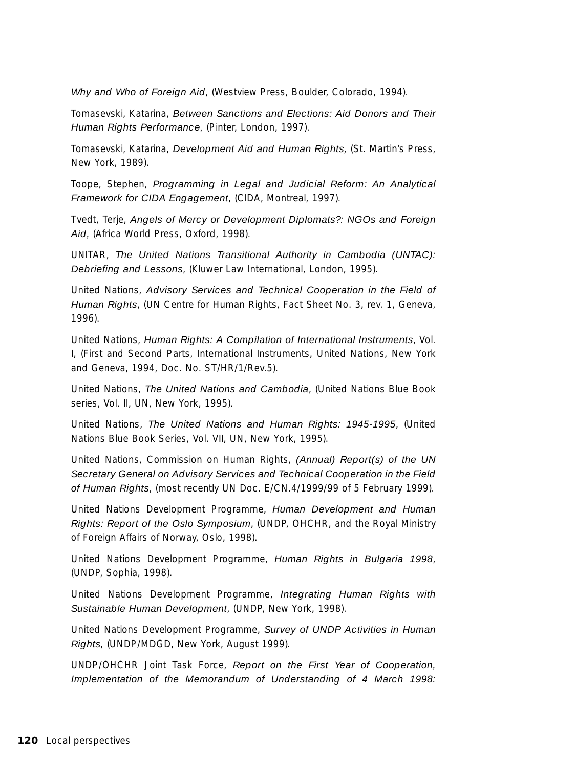*Why and Who of Foreign Aid*, (Westview Press, Boulder, Colorado, 1994).

Tomasevski, Katarina, *Between Sanctions and Elections: Aid Donors and Their Human Rights Performance*, (Pinter, London, 1997).

Tomasevski, Katarina, *Development Aid and Human Rights*, (St. Martin's Press, New York, 1989).

Toope, Stephen, *Programming in Legal and Judicial Reform: An Analytical Framework for CIDA Engagement*, (CIDA, Montreal, 1997).

Tvedt, Terje, *Angels of Mercy or Development Diplomats?: NGOs and Foreign Aid*, (Africa World Press, Oxford, 1998).

UNITAR, *The United Nations Transitional Authority in Cambodia (UNTAC): Debriefing and Lessons*, (Kluwer Law International, London, 1995).

United Nations, *Advisory Services and Technical Cooperation in the Field of Human Rights*, (UN Centre for Human Rights, Fact Sheet No. 3, rev. 1, Geneva, 1996).

United Nations, *Human Rights: A Compilation of International Instruments*, Vol. I, (First and Second Parts, International Instruments, United Nations, New York and Geneva, 1994, Doc. No. ST/HR/1/Rev.5).

United Nations, *The United Nations and Cambodia*, (United Nations Blue Book series, Vol. II, UN, New York, 1995).

United Nations, *The United Nations and Human Rights: 1945-1995*, (United Nations Blue Book Series, Vol. VII, UN, New York, 1995).

United Nations, Commission on Human Rights, *(Annual) Report(s) of the UN Secretary General on Advisory Services and Technical Cooperation in the Field of Human Rights*, (most recently UN Doc. E/CN.4/1999/99 of 5 February 1999).

United Nations Development Programme, *Human Development and Human Rights: Report of the Oslo Symposium*, (UNDP, OHCHR, and the Royal Ministry of Foreign Affairs of Norway, Oslo, 1998).

United Nations Development Programme, *Human Rights in Bulgaria 1998*, (UNDP, Sophia, 1998).

United Nations Development Programme, *Integrating Human Rights with Sustainable Human Development*, (UNDP, New York, 1998).

United Nations Development Programme, *Survey of UNDP Activities in Human Rights*, (UNDP/MDGD, New York, August 1999).

UNDP/OHCHR Joint Task Force, *Report on the First Year of Cooperation, Implementation of the Memorandum of Understanding of 4 March 1998:*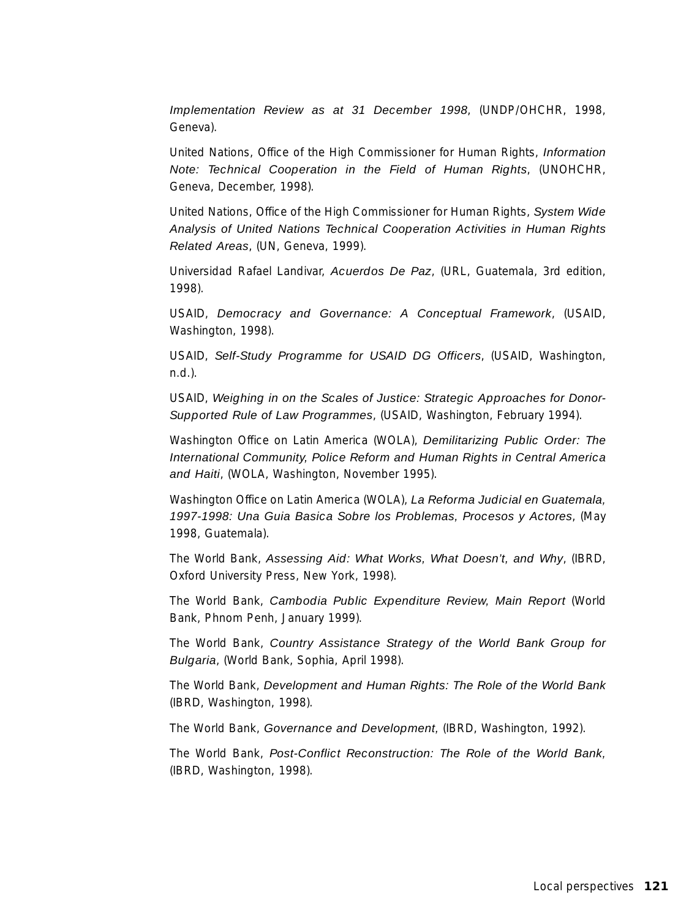*Implementation Review as at 31 December 1998*, (UNDP/OHCHR, 1998, Geneva).

United Nations, Office of the High Commissioner for Human Rights, *Information Note: Technical Cooperation in the Field of Human Rights*, (UNOHCHR, Geneva, December, 1998).

United Nations, Office of the High Commissioner for Human Rights, *System Wide Analysis of United Nations Technical Cooperation Activities in Human Rights Related Areas*, (UN, Geneva, 1999).

Universidad Rafael Landivar, *Acuerdos De Paz*, (URL, Guatemala, 3rd edition, 1998).

USAID, *Democracy and Governance: A Conceptual Framework*, (USAID, Washington, 1998).

USAID, *Self-Study Programme for USAID DG Officers*, (USAID, Washington, n.d.).

USAID, *Weighing in on the Scales of Justice: Strategic Approaches for Donor-Supported Rule of Law Programmes*, (USAID, Washington, February 1994).

Washington Office on Latin America (WOLA), *Demilitarizing Public Order: The International Community, Police Reform and Human Rights in Central America and Haiti*, (WOLA, Washington, November 1995).

Washington Office on Latin America (WOLA), *La Reforma Judicial en Guatemala, 1997-1998: Una Guia Basica Sobre los Problemas, Procesos y Actores*, (May 1998, Guatemala).

The World Bank, *Assessing Aid: What Works, What Doesn't, and Why*, (IBRD, Oxford University Press, New York, 1998).

The World Bank, *Cambodia Public Expenditure Review, Main Report* (World Bank, Phnom Penh, January 1999).

The World Bank, *Country Assistance Strategy of the World Bank Group for Bulgaria*, (World Bank, Sophia, April 1998).

The World Bank, *Development and Human Rights: The Role of the World Bank* (IBRD, Washington, 1998).

The World Bank, *Governance and Development*, (IBRD, Washington, 1992).

The World Bank, *Post-Conflict Reconstruction: The Role of the World Bank*, (IBRD, Washington, 1998).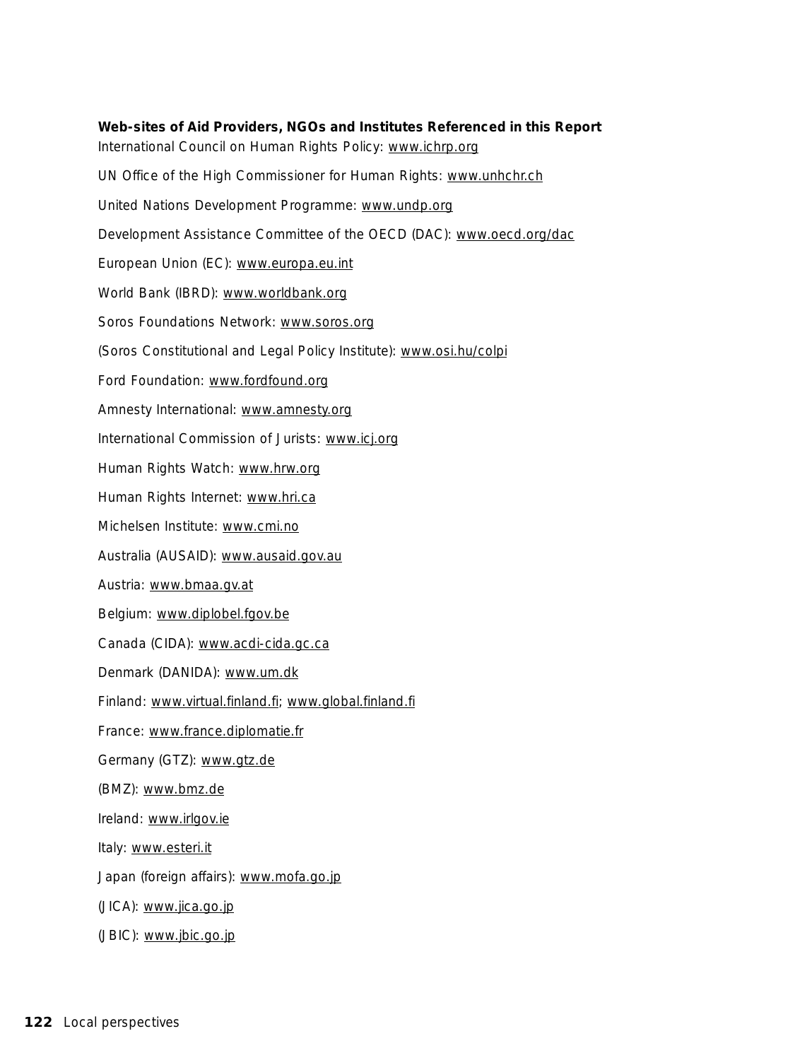**Web-sites of Aid Providers, NGOs and Institutes Referenced in this Report**

International Council on Human Rights Policy: www.ichrp.org

UN Office of the High Commissioner for Human Rights: www.unhchr.ch

United Nations Development Programme: www.undp.org

Development Assistance Committee of the OECD (DAC): www.oecd.org/dac

European Union (EC): www.europa.eu.int

World Bank (IBRD): www.worldbank.org

Soros Foundations Network: www.soros.org

(Soros Constitutional and Legal Policy Institute): www.osi.hu/colpi

Ford Foundation: www.fordfound.org

Amnesty International: www.amnesty.org

International Commission of Jurists: www.icj.org

Human Rights Watch: www.hrw.org

Human Rights Internet: www.hri.ca

Michelsen Institute: www.cmi.no

Australia (AUSAID): www.ausaid.gov.au

Austria: www.bmaa.gv.at

Belgium: www.diplobel.fgov.be

Canada (CIDA): www.acdi-cida.gc.ca

Denmark (DANIDA): www.um.dk

Finland: www.virtual.finland.fi; www.global.finland.fi

France: www.france.diplomatie.fr

Germany (GTZ): www.gtz.de

(BMZ): www.bmz.de

Ireland: www.irlgov.ie

Italy: www.esteri.it

Japan (foreign affairs): www.mofa.go.jp

(JICA): www.jica.go.jp

(JBIC): www.jbic.go.jp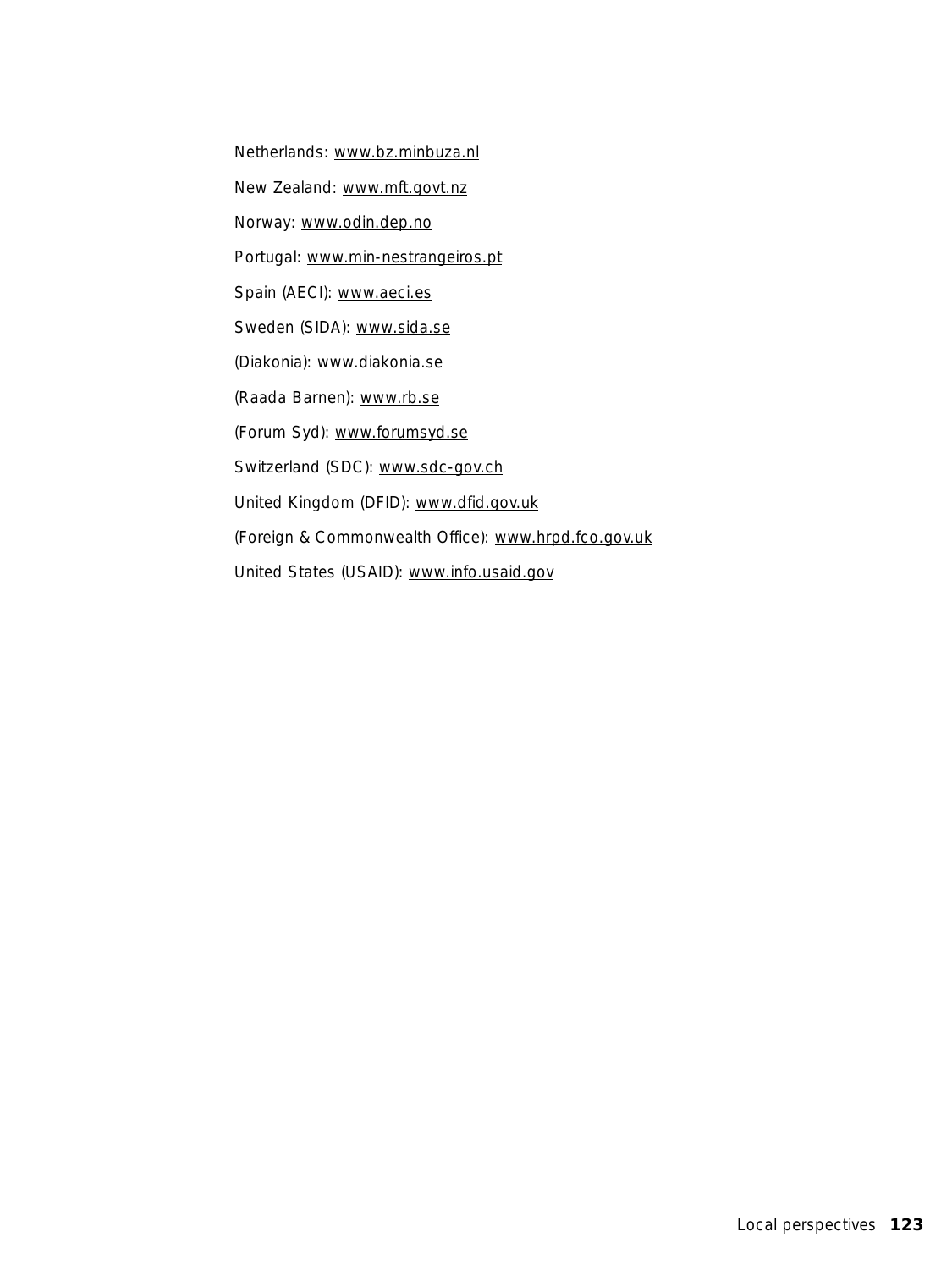Netherlands: www.bz.minbuza.nl

New Zealand: www.mft.govt.nz

Norway: www.odin.dep.no

Portugal: www.min-nestrangeiros.pt

Spain (AECI): www.aeci.es

Sweden (SIDA): www.sida.se

(Diakonia): www.diakonia.se

(Raada Barnen): www.rb.se

(Forum Syd): www.forumsyd.se

Switzerland (SDC): www.sdc-gov.ch

United Kingdom (DFID): www.dfid.gov.uk

(Foreign & Commonwealth Office): www.hrpd.fco.gov.uk

United States (USAID): www.info.usaid.gov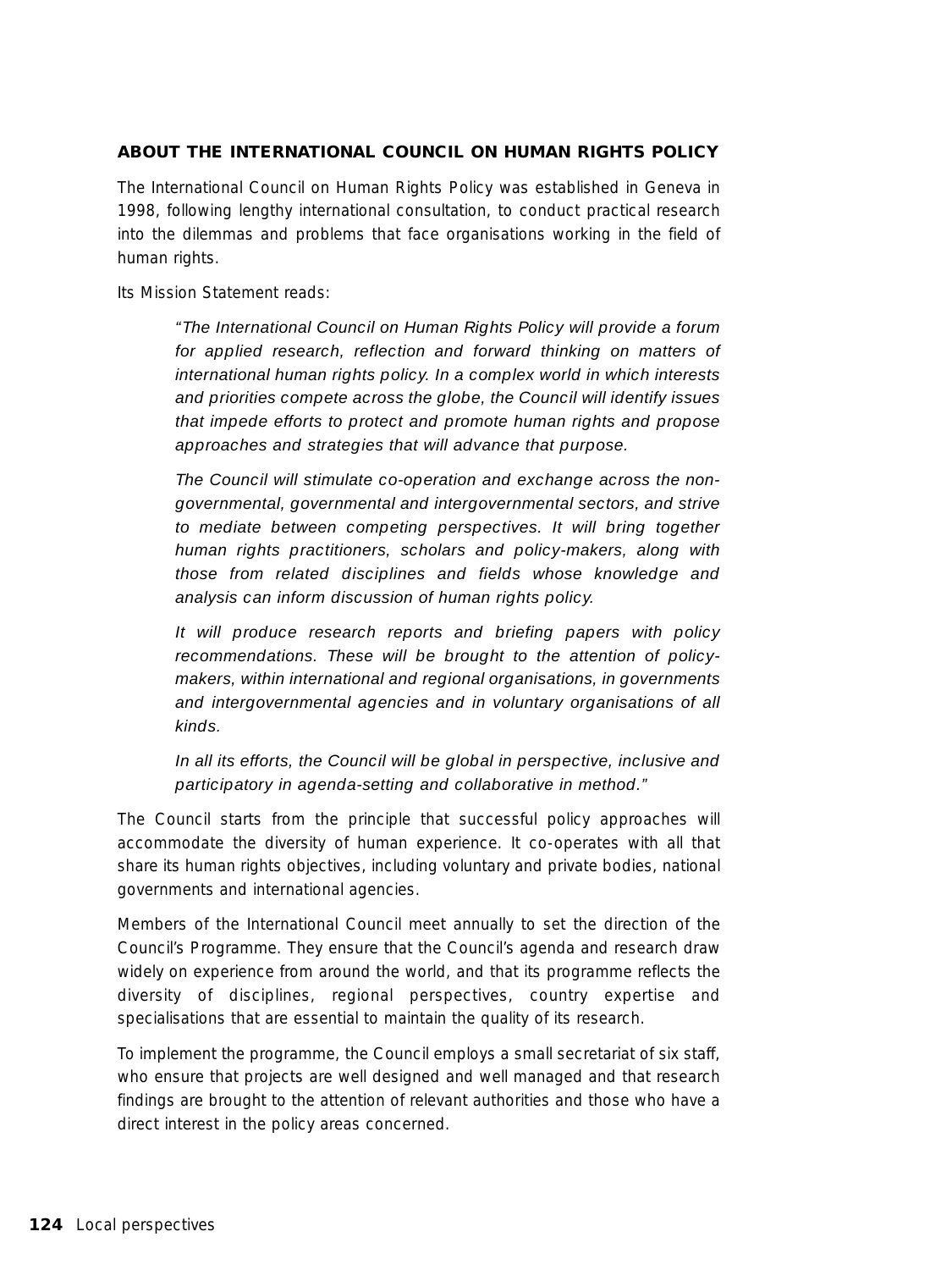## ABOUT THE INTERNATIONAL COUNCIL ON HUMAN RIGHTS POLICY

The International Council on Human Rights Policy was established in Geneva in 1998, following lengthy international consultation, to conduct practical research into the dilemmas and problems that face organisations working in the field of human rights.

Its Mission Statement reads:

> *"The International Council on Human Rights Policy will provide a forum for applied research, reflection and forward thinking on matters of international human rights policy. In a complex world in which interests and priorities compete across the globe, the Council will identify issues that impede efforts to protect and promote human rights and propose approaches and strategies that will advance that purpose.*
>
> *The Council will stimulate co-operation and exchange across the non-governmental, governmental and intergovernmental sectors, and strive to mediate between competing perspectives. It will bring together human rights practitioners, scholars and policy-makers, along with those from related disciplines and fields whose knowledge and analysis can inform discussion of human rights policy.*
>
> *It will produce research reports and briefing papers with policy recommendations. These will be brought to the attention of policy-makers, within international and regional organisations, in governments and intergovernmental agencies and in voluntary organisations of all kinds.*
>
> *In all its efforts, the Council will be global in perspective, inclusive and participatory in agenda-setting and collaborative in method."*

The Council starts from the principle that successful policy approaches will accommodate the diversity of human experience. It co-operates with all that share its human rights objectives, including voluntary and private bodies, national governments and international agencies.

Members of the International Council meet annually to set the direction of the Council's Programme. They ensure that the Council's agenda and research draw widely on experience from around the world, and that its programme reflects the diversity of disciplines, regional perspectives, country expertise and specialisations that are essential to maintain the quality of its research.

To implement the programme, the Council employs a small secretariat of six staff, who ensure that projects are well designed and well managed and that research findings are brought to the attention of relevant authorities and those who have a direct interest in the policy areas concerned.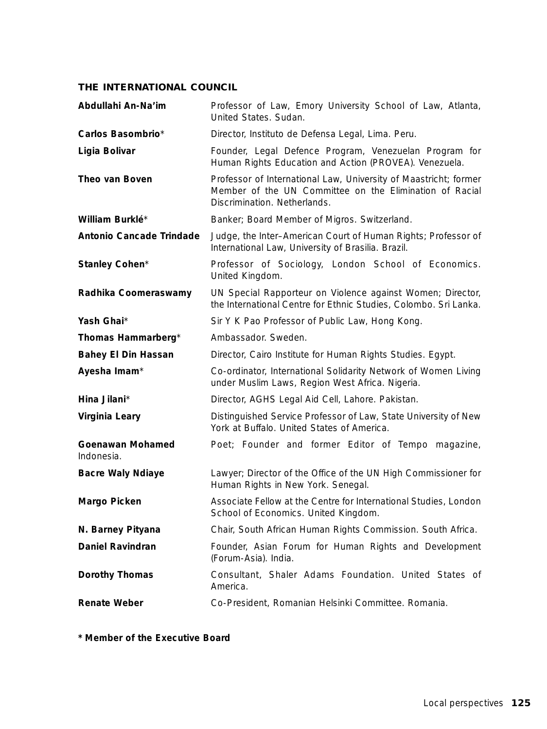## THE INTERNATIONAL COUNCIL

| | |
|---|---|
| **Abdullahi An-Na'im** | Professor of Law, Emory University School of Law, Atlanta, United States. Sudan. |
| **Carlos Basombrio*** | Director, Instituto de Defensa Legal, Lima. Peru. |
| **Ligia Bolivar** | Founder, Legal Defence Program, Venezuelan Program for Human Rights Education and Action (PROVEA). Venezuela. |
| **Theo van Boven** | Professor of International Law, University of Maastricht; former Member of the UN Committee on the Elimination of Racial Discrimination. Netherlands. |
| **William Burklé*** | Banker; Board Member of Migros. Switzerland. |
| **Antonio Cancade Trindade** | Judge, the Inter–American Court of Human Rights; Professor of International Law, University of Brasilia. Brazil. |
| **Stanley Cohen*** | Professor of Sociology, London School of Economics. United Kingdom. |
| **Radhika Coomeraswamy** | UN Special Rapporteur on Violence against Women; Director, the International Centre for Ethnic Studies, Colombo. Sri Lanka. |
| **Yash Ghai*** | Sir Y K Pao Professor of Public Law, Hong Kong. |
| **Thomas Hammarberg*** | Ambassador. Sweden. |
| **Bahey El Din Hassan** | Director, Cairo Institute for Human Rights Studies. Egypt. |
| **Ayesha Imam*** | Co-ordinator, International Solidarity Network of Women Living under Muslim Laws, Region West Africa. Nigeria. |
| **Hina Jilani*** | Director, AGHS Legal Aid Cell, Lahore. Pakistan. |
| **Virginia Leary** | Distinguished Service Professor of Law, State University of New York at Buffalo. United States of America. |
| **Goenawan Mohamed** Indonesia. | Poet; Founder and former Editor of Tempo magazine, |
| **Bacre Waly Ndiaye** | Lawyer; Director of the Office of the UN High Commissioner for Human Rights in New York. Senegal. |
| **Margo Picken** | Associate Fellow at the Centre for International Studies, London School of Economics. United Kingdom. |
| **N. Barney Pityana** | Chair, South African Human Rights Commission. South Africa. |
| **Daniel Ravindran** | Founder, Asian Forum for Human Rights and Development (Forum-Asia). India. |
| **Dorothy Thomas** | Consultant, Shaler Adams Foundation. United States of America. |
| **Renate Weber** | Co-President, Romanian Helsinki Committee. Romania. |

**\* Member of the Executive Board**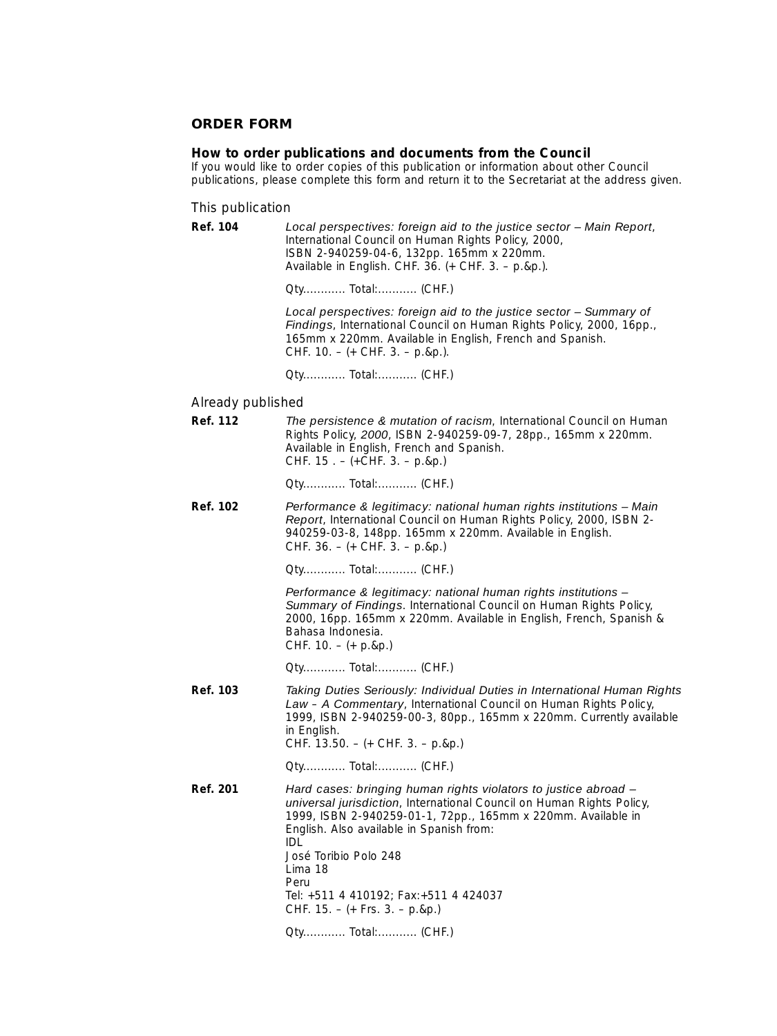## ORDER FORM

### How to order publications and documents from the Council

If you would like to order copies of this publication or information about other Council publications, please complete this form and return it to the Secretariat at the address given.

This publication

**Ref. 104** *Local perspectives: foreign aid to the justice sector – Main Report*, International Council on Human Rights Policy, 2000, ISBN 2-940259-04-6, 132pp. 165mm x 220mm. Available in English. CHF. 36. (+ CHF. 3. – p.&p.).

Qty............ Total:........... (CHF.)

*Local perspectives: foreign aid to the justice sector – Summary of Findings*, International Council on Human Rights Policy, 2000, 16pp., 165mm x 220mm. Available in English, French and Spanish. CHF. 10. – (+ CHF. 3. – p.&p.).

Qty............ Total:........... (CHF.)

Already published

**Ref. 112** *The persistence & mutation of racism*, International Council on Human Rights Policy, *2000*, ISBN 2-940259-09-7, 28pp., 165mm x 220mm. Available in English, French and Spanish. CHF. 15 . – (+CHF. 3. – p.&p.)

Qty............ Total:........... (CHF.)

**Ref. 102** *Performance & legitimacy: national human rights institutions – Main Report*, International Council on Human Rights Policy, 2000, ISBN 2-940259-03-8, 148pp. 165mm x 220mm. Available in English. CHF. 36. – (+ CHF. 3. – p.&p.)

Qty............ Total:........... (CHF.)

*Performance & legitimacy: national human rights institutions – Summary of Findings*. International Council on Human Rights Policy, 2000, 16pp. 165mm x 220mm. Available in English, French, Spanish & Bahasa Indonesia. CHF. 10. – (+ p.&p.)

Qty............ Total:........... (CHF.)

**Ref. 103** *Taking Duties Seriously: Individual Duties in International Human Rights Law – A Commentary*, International Council on Human Rights Policy, 1999, ISBN 2-940259-00-3, 80pp., 165mm x 220mm. Currently available in English. CHF. 13.50. – (+ CHF. 3. – p.&p.)

Qty............ Total:........... (CHF.)

**Ref. 201** *Hard cases: bringing human rights violators to justice abroad – universal jurisdiction*, International Council on Human Rights Policy, 1999, ISBN 2-940259-01-1, 72pp., 165mm x 220mm. Available in English. Also available in Spanish from:
IDL
José Toribio Polo 248
Lima 18
Peru
Tel: +511 4 410192; Fax:+511 4 424037
CHF. 15. – (+ Frs. 3. – p.&p.)

Qty............ Total:........... (CHF.)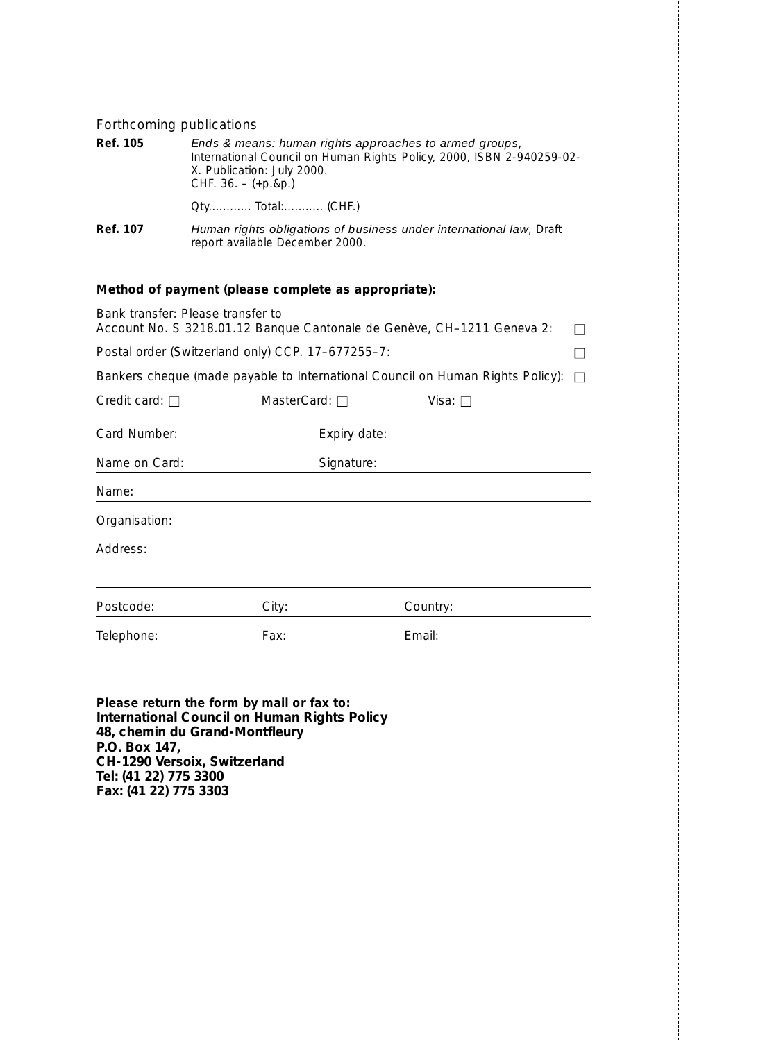Forthcoming publications

**Ref. 105** *Ends & means: human rights approaches to armed groups*, International Council on Human Rights Policy, 2000, ISBN 2-940259-02-X. Publication: July 2000.
CHF. 36. – (+p.&p.)

Qty............ Total:........... (CHF.)

**Ref. 107** *Human rights obligations of business under international law*, Draft report available December 2000.

**Method of payment (please complete as appropriate):**

Bank transfer: Please transfer to
Account No. S 3218.01.12 Banque Cantonale de Genève, CH–1211 Geneva 2: ☐

Postal order (Switzerland only) CCP. 17–677255–7: ☐

Bankers cheque (made payable to International Council on Human Rights Policy): ☐

Credit card: ☐ MasterCard: ☐ Visa: ☐

Card Number: Expiry date:

Name on Card: Signature:

Name:

Organisation:

Address:

Postcode: City: Country:

Telephone: Fax: Email:

**Please return the form by mail or fax to:**
**International Council on Human Rights Policy**
**48, chemin du Grand-Montfleury**
**P.O. Box 147,**
**CH-1290 Versoix, Switzerland**
**Tel: (41 22) 775 3300**
**Fax: (41 22) 775 3303**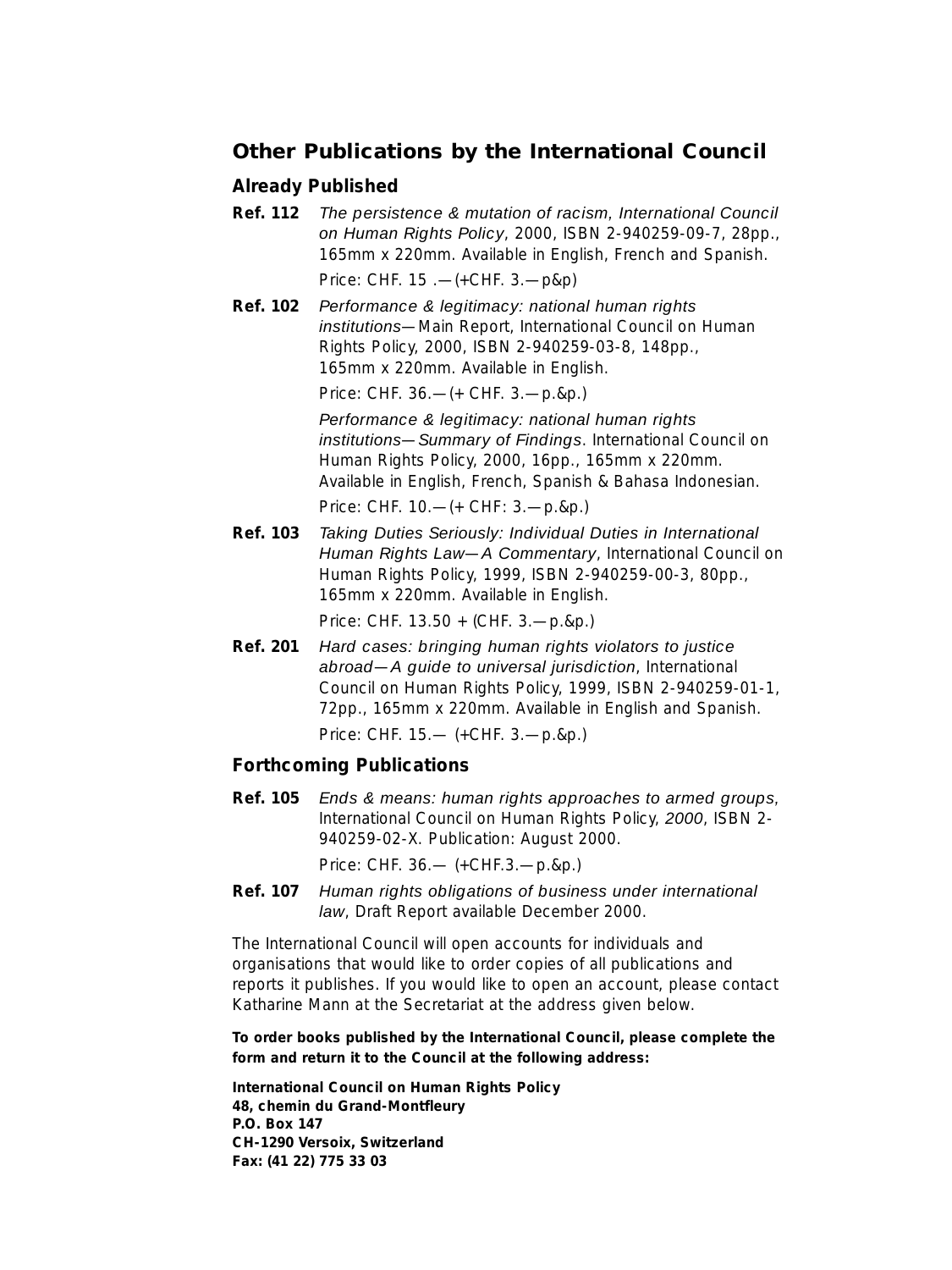## Other Publications by the International Council

### Already Published

**Ref. 112** *The persistence & mutation of racism, International Council on Human Rights Policy*, 2000, ISBN 2-940259-09-7, 28pp., 165mm x 220mm. Available in English, French and Spanish.

Price: CHF. 15 .—(+CHF. 3.—p&p)

**Ref. 102** *Performance & legitimacy: national human rights institutions*—Main Report, International Council on Human Rights Policy, 2000, ISBN 2-940259-03-8, 148pp., 165mm x 220mm. Available in English.

Price: CHF. 36.—(+ CHF. 3.—p.&p.)

*Performance & legitimacy: national human rights institutions—Summary of Findings*. International Council on Human Rights Policy, 2000, 16pp., 165mm x 220mm. Available in English, French, Spanish & Bahasa Indonesian.

Price: CHF. 10.—(+ CHF: 3.—p.&p.)

**Ref. 103** *Taking Duties Seriously: Individual Duties in International Human Rights Law—A Commentary*, International Council on Human Rights Policy, 1999, ISBN 2-940259-00-3, 80pp., 165mm x 220mm. Available in English.

Price: CHF. 13.50 + (CHF. 3.—p.&p.)

**Ref. 201** *Hard cases: bringing human rights violators to justice abroad—A guide to universal jurisdiction*, International Council on Human Rights Policy, 1999, ISBN 2-940259-01-1, 72pp., 165mm x 220mm. Available in English and Spanish.

Price: CHF. 15.— (+CHF. 3.—p.&p.)

### Forthcoming Publications

**Ref. 105** *Ends & means: human rights approaches to armed groups*, International Council on Human Rights Policy, *2000*, ISBN 2-940259-02-X. Publication: August 2000.

Price: CHF. 36.— (+CHF.3.—p.&p.)

**Ref. 107** *Human rights obligations of business under international law*, Draft Report available December 2000.

The International Council will open accounts for individuals and organisations that would like to order copies of all publications and reports it publishes. If you would like to open an account, please contact Katharine Mann at the Secretariat at the address given below.

**To order books published by the International Council, please complete the form and return it to the Council at the following address:**

**International Council on Human Rights Policy**
**48, chemin du Grand-Montfleury**
**P.O. Box 147**
**CH-1290 Versoix, Switzerland**
**Fax: (41 22) 775 33 03**